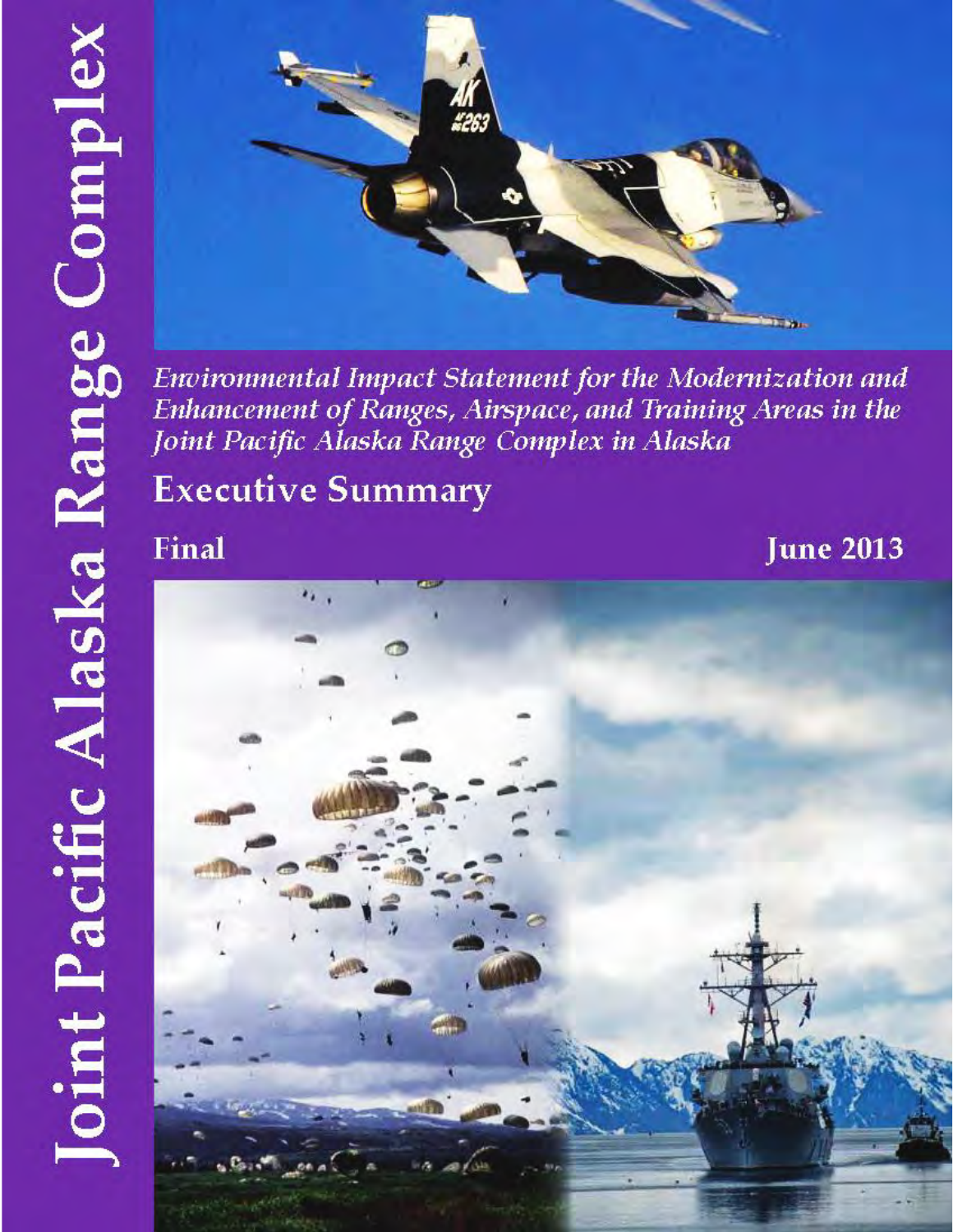# Joint Pacific Alaska Range Complex

*Environmental Impact Statement for the Modernization and Enhancement of Ranges, Airspace, and Training Areas in the Joint Pacific Alaska Range Complex in Alaska*

## Executive Summary

**Final**

**June 2013**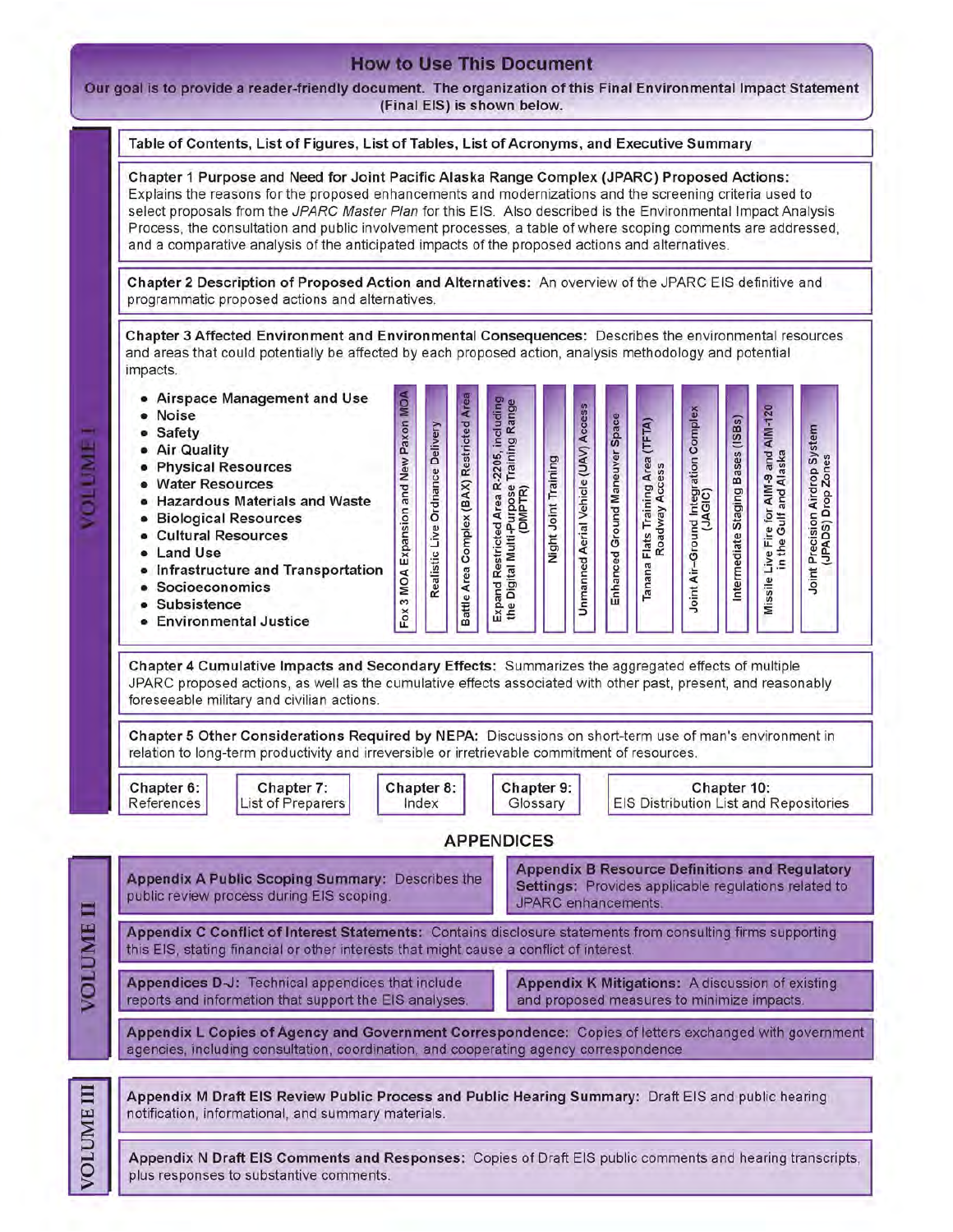# How to Use This Document

**Our goal is to provide a reader-friendly document. The organization of this Final Environmental Impact Statement (Final EIS) is shown below.**

## VOLUME I

**Table of Contents, List of Figures, List of Tables, List of Acronyms, and Executive Summary**

**Chapter 1 Purpose and Need for Joint Pacific Alaska Range Complex (JPARC) Proposed Actions:** Explains the reasons for the proposed enhancements and modernizations and the screening criteria used to select proposals from the *JPARC Master Plan* for this EIS. Also described is the Environmental Impact Analysis Process, the consultation and public involvement processes, a table of where scoping comments are addressed, and a comparative analysis of the anticipated impacts of the proposed actions and alternatives.

**Chapter 2 Description of Proposed Action and Alternatives:** An overview of the JPARC EIS definitive and programmatic proposed actions and alternatives.

**Chapter 3 Affected Environment and Environmental Consequences:** Describes the environmental resources and areas that could potentially be affected by each proposed action, analysis methodology and potential impacts.

- Airspace Management and Use
- Noise
- Safety
- Air Quality
- Physical Resources
- Water Resources
- Hazardous Materials and Waste
- Biological Resources
- Cultural Resources
- Land Use
- Infrastructure and Transportation
- Socioeconomics
- Subsistence
- Environmental Justice

Proposed actions:

- Fox 3 MOA Expansion and New Paxon MOA
- Realistic Live Ordnance Delivery
- Battle Area Complex (BAX) Restricted Area
- Expand Restricted Area R-2205, including the Digital Multi-Purpose Training Range (DMPTR)
- Night Joint Training
- Unmanned Aerial Vehicle (UAV) Access
- Enhanced Ground Maneuver Space
- Tanana Flats Training Area (TFTA) Roadway Access
- Joint Air–Ground Integration Complex (JAGIC)
- Intermediate Staging Bases (ISBs)
- Missile Live Fire for AIM-9 and AIM-120 in the Gulf and Alaska
- Joint Precision Airdrop System (JPADS) Drop Zones

**Chapter 4 Cumulative Impacts and Secondary Effects:** Summarizes the aggregated effects of multiple JPARC proposed actions, as well as the cumulative effects associated with other past, present, and reasonably foreseeable military and civilian actions.

**Chapter 5 Other Considerations Required by NEPA:** Discussions on short-term use of man's environment in relation to long-term productivity and irreversible or irretrievable commitment of resources.

**Chapter 6:** References

**Chapter 7:** List of Preparers

**Chapter 8:** Index

**Chapter 9:** Glossary

**Chapter 10:** EIS Distribution List and Repositories

## APPENDICES

### VOLUME II

**Appendix A Public Scoping Summary:** Describes the public review process during EIS scoping.

**Appendix B Resource Definitions and Regulatory Settings:** Provides applicable regulations related to JPARC enhancements.

**Appendix C Conflict of Interest Statements:** Contains disclosure statements from consulting firms supporting this EIS, stating financial or other interests that might cause a conflict of interest.

**Appendices D-J:** Technical appendices that include reports and information that support the EIS analyses.

**Appendix K Mitigations:** A discussion of existing and proposed measures to minimize impacts.

**Appendix L Copies of Agency and Government Correspondence:** Copies of letters exchanged with government agencies, including consultation, coordination, and cooperating agency correspondence

### VOLUME III

**Appendix M Draft EIS Review Public Process and Public Hearing Summary:** Draft EIS and public hearing notification, informational, and summary materials.

**Appendix N Draft EIS Comments and Responses:** Copies of Draft EIS public comments and hearing transcripts, plus responses to substantive comments.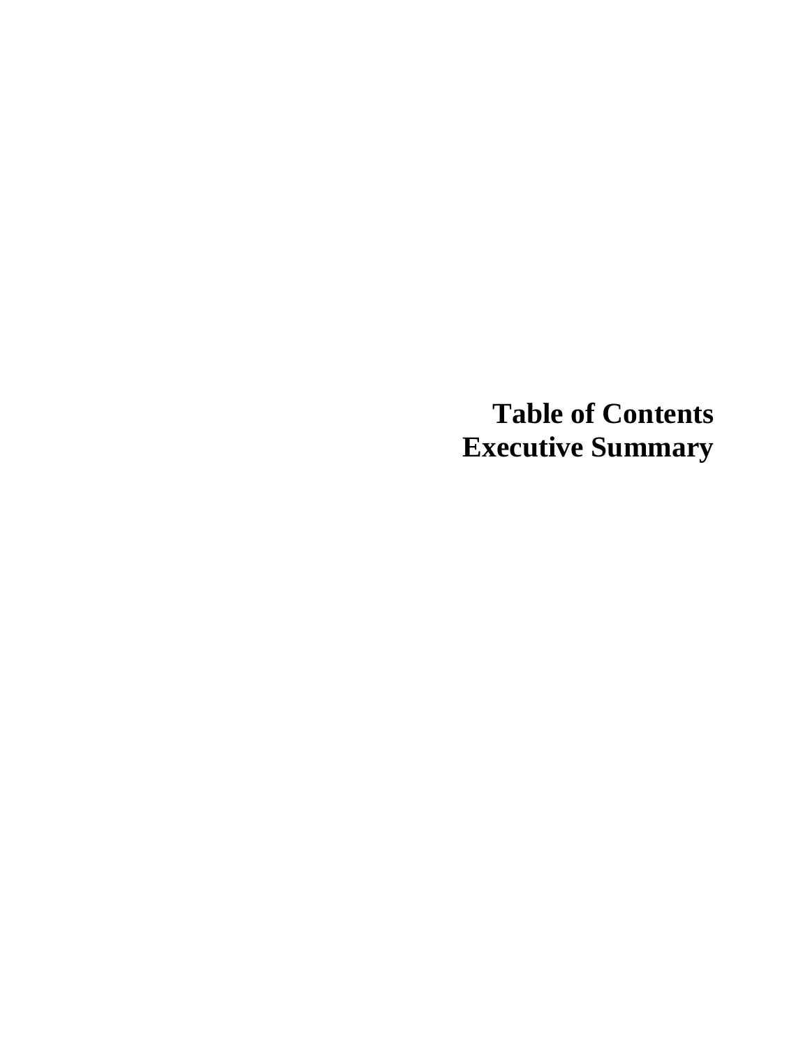# Table of Contents
# Executive Summary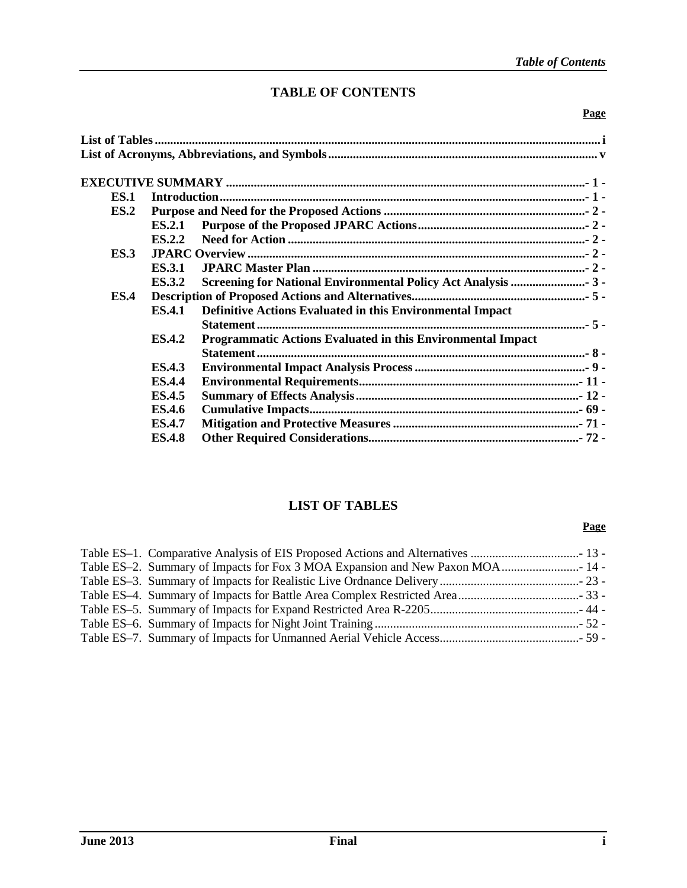# TABLE OF CONTENTS

| | Page |
|---|---|
| **List of Tables** | **i** |
| **List of Acronyms, Abbreviations, and Symbols** | **v** |
| **EXECUTIVE SUMMARY** | **- 1 -** |
| **ES.1 Introduction** | **- 1 -** |
| **ES.2 Purpose and Need for the Proposed Actions** | **- 2 -** |
| **ES.2.1 Purpose of the Proposed JPARC Actions** | **- 2 -** |
| **ES.2.2 Need for Action** | **- 2 -** |
| **ES.3 JPARC Overview** | **- 2 -** |
| **ES.3.1 JPARC Master Plan** | **- 2 -** |
| **ES.3.2 Screening for National Environmental Policy Act Analysis** | **- 3 -** |
| **ES.4 Description of Proposed Actions and Alternatives** | **- 5 -** |
| **ES.4.1 Definitive Actions Evaluated in this Environmental Impact Statement** | **- 5 -** |
| **ES.4.2 Programmatic Actions Evaluated in this Environmental Impact Statement** | **- 8 -** |
| **ES.4.3 Environmental Impact Analysis Process** | **- 9 -** |
| **ES.4.4 Environmental Requirements** | **- 11 -** |
| **ES.4.5 Summary of Effects Analysis** | **- 12 -** |
| **ES.4.6 Cumulative Impacts** | **- 69 -** |
| **ES.4.7 Mitigation and Protective Measures** | **- 71 -** |
| **ES.4.8 Other Required Considerations** | **- 72 -** |

# LIST OF TABLES

| | Page |
|---|---|
| Table ES–1. Comparative Analysis of EIS Proposed Actions and Alternatives | - 13 - |
| Table ES–2. Summary of Impacts for Fox 3 MOA Expansion and New Paxon MOA | - 14 - |
| Table ES–3. Summary of Impacts for Realistic Live Ordnance Delivery | - 23 - |
| Table ES–4. Summary of Impacts for Battle Area Complex Restricted Area | - 33 - |
| Table ES–5. Summary of Impacts for Expand Restricted Area R-2205 | - 44 - |
| Table ES–6. Summary of Impacts for Night Joint Training | - 52 - |
| Table ES–7. Summary of Impacts for Unmanned Aerial Vehicle Access | - 59 - |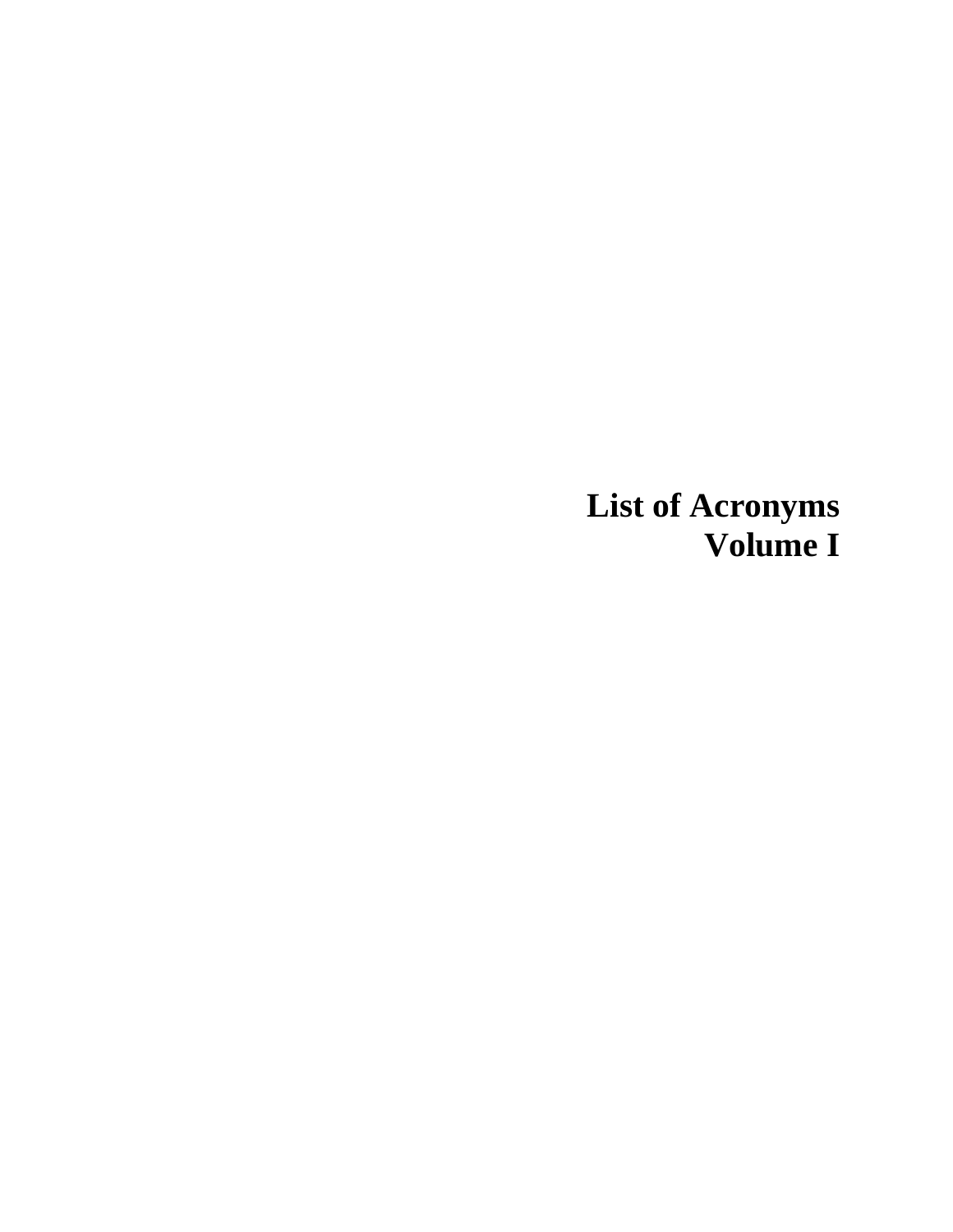# List of Acronyms
# Volume I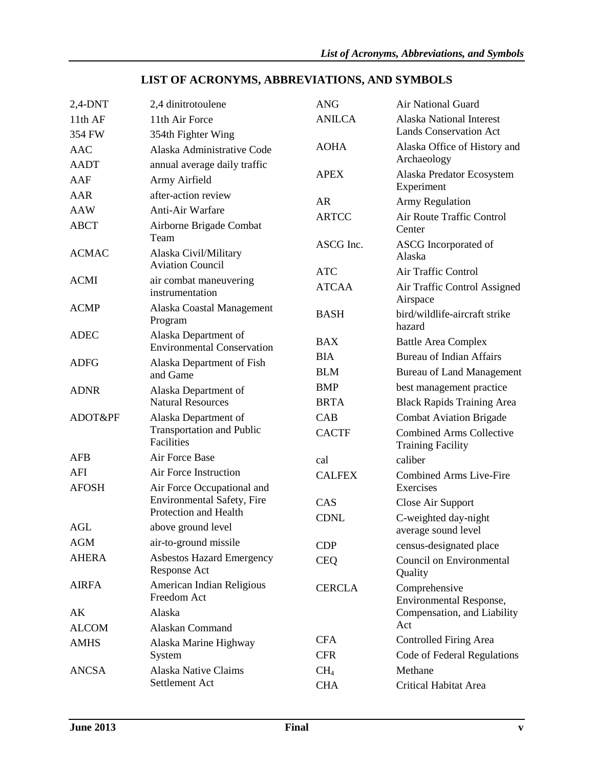# LIST OF ACRONYMS, ABBREVIATIONS, AND SYMBOLS

| | |
|---|---|
| 2,4-DNT | 2,4 dinitrotoulene |
| 11th AF | 11th Air Force |
| 354 FW | 354th Fighter Wing |
| AAC | Alaska Administrative Code |
| AADT | annual average daily traffic |
| AAF | Army Airfield |
| AAR | after-action review |
| AAW | Anti-Air Warfare |
| ABCT | Airborne Brigade Combat Team |
| ACMAC | Alaska Civil/Military Aviation Council |
| ACMI | air combat maneuvering instrumentation |
| ACMP | Alaska Coastal Management Program |
| ADEC | Alaska Department of Environmental Conservation |
| ADFG | Alaska Department of Fish and Game |
| ADNR | Alaska Department of Natural Resources |
| ADOT&PF | Alaska Department of Transportation and Public Facilities |
| AFB | Air Force Base |
| AFI | Air Force Instruction |
| AFOSH | Air Force Occupational and Environmental Safety, Fire Protection and Health |
| AGL | above ground level |
| AGM | air-to-ground missile |
| AHERA | Asbestos Hazard Emergency Response Act |
| AIRFA | American Indian Religious Freedom Act |
| AK | Alaska |
| ALCOM | Alaskan Command |
| AMHS | Alaska Marine Highway System |
| ANCSA | Alaska Native Claims Settlement Act |
| ANG | Air National Guard |
| ANILCA | Alaska National Interest Lands Conservation Act |
| AOHA | Alaska Office of History and Archaeology |
| APEX | Alaska Predator Ecosystem Experiment |
| AR | Army Regulation |
| ARTCC | Air Route Traffic Control Center |
| ASCG Inc. | ASCG Incorporated of Alaska |
| ATC | Air Traffic Control |
| ATCAA | Air Traffic Control Assigned Airspace |
| BASH | bird/wildlife-aircraft strike hazard |
| BAX | Battle Area Complex |
| BIA | Bureau of Indian Affairs |
| BLM | Bureau of Land Management |
| BMP | best management practice |
| BRTA | Black Rapids Training Area |
| CAB | Combat Aviation Brigade |
| CACTF | Combined Arms Collective Training Facility |
| cal | caliber |
| CALFEX | Combined Arms Live-Fire Exercises |
| CAS | Close Air Support |
| CDNL | C-weighted day-night average sound level |
| CDP | census-designated place |
| CEQ | Council on Environmental Quality |
| CERCLA | Comprehensive Environmental Response, Compensation, and Liability Act |
| CFA | Controlled Firing Area |
| CFR | Code of Federal Regulations |
| $CH_4$ | Methane |
| CHA | Critical Habitat Area |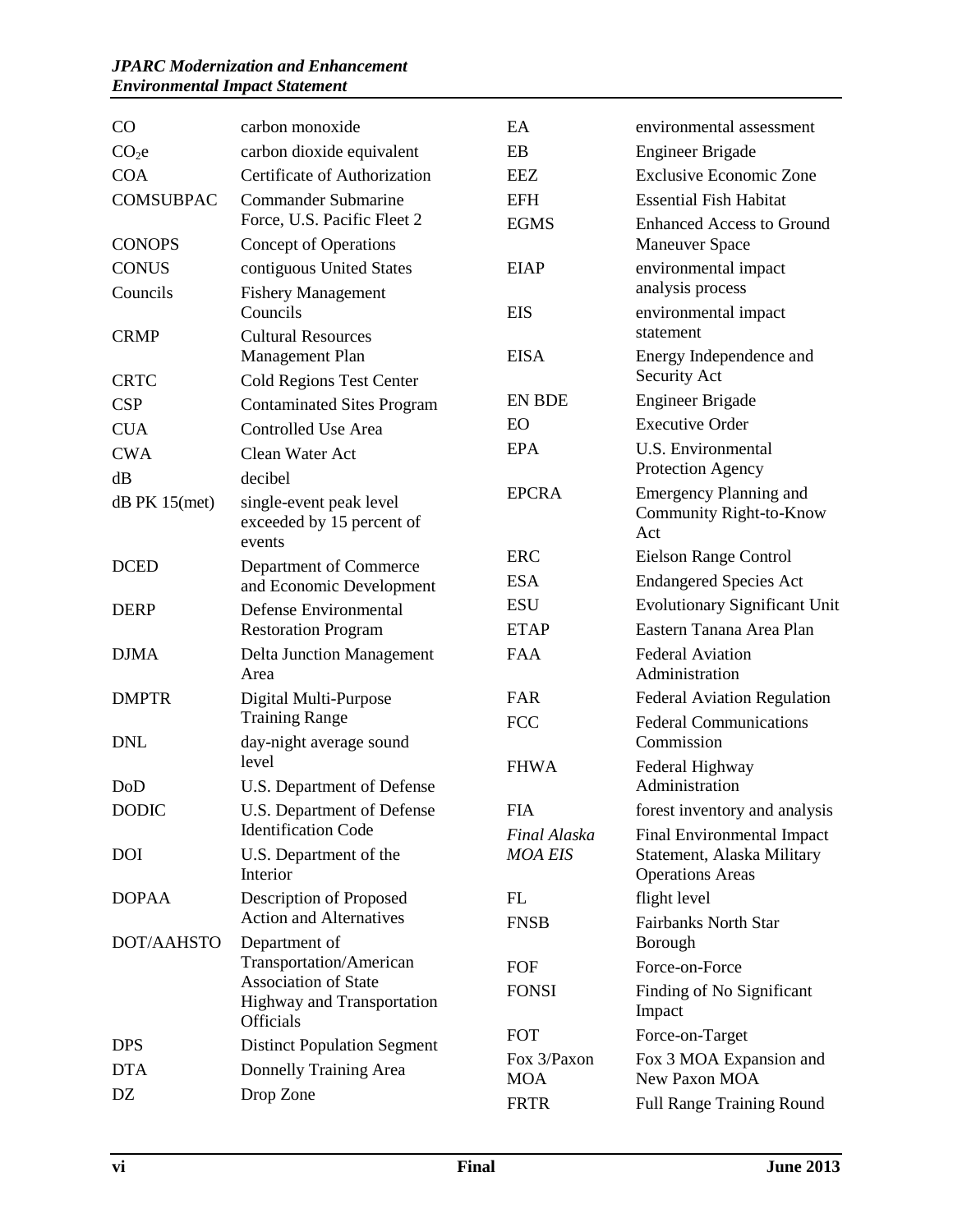| | |
|---|---|
| CO | carbon monoxide |
| $CO_2e$ | carbon dioxide equivalent |
| COA | Certificate of Authorization |
| COMSUBPAC | Commander Submarine Force, U.S. Pacific Fleet 2 |
| CONOPS | Concept of Operations |
| CONUS | contiguous United States |
| Councils | Fishery Management Councils |
| CRMP | Cultural Resources Management Plan |
| CRTC | Cold Regions Test Center |
| CSP | Contaminated Sites Program |
| CUA | Controlled Use Area |
| CWA | Clean Water Act |
| dB | decibel |
| dB PK 15(met) | single-event peak level exceeded by 15 percent of events |
| DCED | Department of Commerce and Economic Development |
| DERP | Defense Environmental Restoration Program |
| DJMA | Delta Junction Management Area |
| DMPTR | Digital Multi-Purpose Training Range |
| DNL | day-night average sound level |
| DoD | U.S. Department of Defense |
| DODIC | U.S. Department of Defense Identification Code |
| DOI | U.S. Department of the Interior |
| DOPAA | Description of Proposed Action and Alternatives |
| DOT/AAHSTO | Department of Transportation/American Association of State Highway and Transportation Officials |
| DPS | Distinct Population Segment |
| DTA | Donnelly Training Area |
| DZ | Drop Zone |
| EA | environmental assessment |
| EB | Engineer Brigade |
| EEZ | Exclusive Economic Zone |
| EFH | Essential Fish Habitat |
| EGMS | Enhanced Access to Ground Maneuver Space |
| EIAP | environmental impact analysis process |
| EIS | environmental impact statement |
| EISA | Energy Independence and Security Act |
| EN BDE | Engineer Brigade |
| EO | Executive Order |
| EPA | U.S. Environmental Protection Agency |
| EPCRA | Emergency Planning and Community Right-to-Know Act |
| ERC | Eielson Range Control |
| ESA | Endangered Species Act |
| ESU | Evolutionary Significant Unit |
| ETAP | Eastern Tanana Area Plan |
| FAA | Federal Aviation Administration |
| FAR | Federal Aviation Regulation |
| FCC | Federal Communications Commission |
| FHWA | Federal Highway Administration |
| FIA | forest inventory and analysis |
| *Final Alaska MOA EIS* | Final Environmental Impact Statement, Alaska Military Operations Areas |
| FL | flight level |
| FNSB | Fairbanks North Star Borough |
| FOF | Force-on-Force |
| FONSI | Finding of No Significant Impact |
| FOT | Force-on-Target |
| Fox 3/Paxon MOA | Fox 3 MOA Expansion and New Paxon MOA |
| FRTR | Full Range Training Round |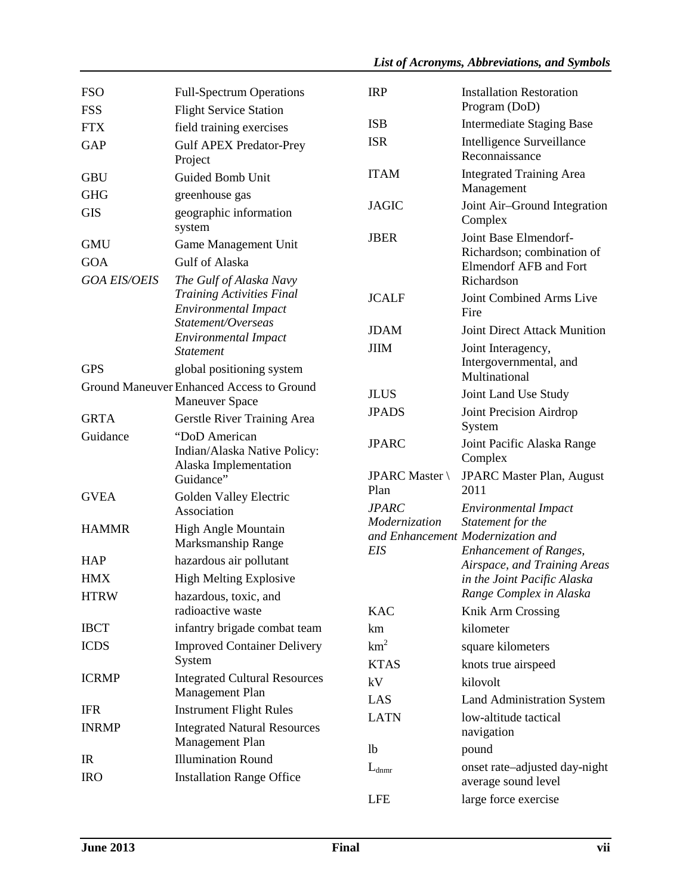| | |
|---|---|
| FSO | Full-Spectrum Operations |
| FSS | Flight Service Station |
| FTX | field training exercises |
| GAP | Gulf APEX Predator-Prey Project |
| GBU | Guided Bomb Unit |
| GHG | greenhouse gas |
| GIS | geographic information system |
| GMU | Game Management Unit |
| GOA | Gulf of Alaska |
| *GOA EIS/OEIS* | *The Gulf of Alaska Navy Training Activities Final Environmental Impact Statement/Overseas Environmental Impact Statement* |
| GPS | global positioning system |
| Ground Maneuver | Enhanced Access to Ground Maneuver Space |
| GRTA | Gerstle River Training Area |
| Guidance | "DoD American Indian/Alaska Native Policy: Alaska Implementation Guidance" |
| GVEA | Golden Valley Electric Association |
| HAMMR | High Angle Mountain Marksmanship Range |
| HAP | hazardous air pollutant |
| HMX | High Melting Explosive |
| HTRW | hazardous, toxic, and radioactive waste |
| IBCT | infantry brigade combat team |
| ICDS | Improved Container Delivery System |
| ICRMP | Integrated Cultural Resources Management Plan |
| IFR | Instrument Flight Rules |
| INRMP | Integrated Natural Resources Management Plan |
| IR | Illumination Round |
| IRO | Installation Range Office |
| IRP | Installation Restoration Program (DoD) |
| ISB | Intermediate Staging Base |
| ISR | Intelligence Surveillance Reconnaissance |
| ITAM | Integrated Training Area Management |
| JAGIC | Joint Air–Ground Integration Complex |
| JBER | Joint Base Elmendorf-Richardson; combination of Elmendorf AFB and Fort Richardson |
| JCALF | Joint Combined Arms Live Fire |
| JDAM | Joint Direct Attack Munition |
| JIIM | Joint Interagency, Intergovernmental, and Multinational |
| JLUS | Joint Land Use Study |
| JPADS | Joint Precision Airdrop System |
| JPARC | Joint Pacific Alaska Range Complex |
| JPARC Master \ Plan | JPARC Master Plan, August 2011 |
| *JPARC Modernization and Enhancement EIS* | *Environmental Impact Statement for the Modernization and Enhancement of Ranges, Airspace, and Training Areas in the Joint Pacific Alaska Range Complex in Alaska* |
| KAC | Knik Arm Crossing |
| km | kilometer |
| $km^2$ | square kilometers |
| KTAS | knots true airspeed |
| kV | kilovolt |
| LAS | Land Administration System |
| LATN | low-altitude tactical navigation |
| lb | pound |
| $L_{dnmr}$ | onset rate–adjusted day-night average sound level |
| LFE | large force exercise |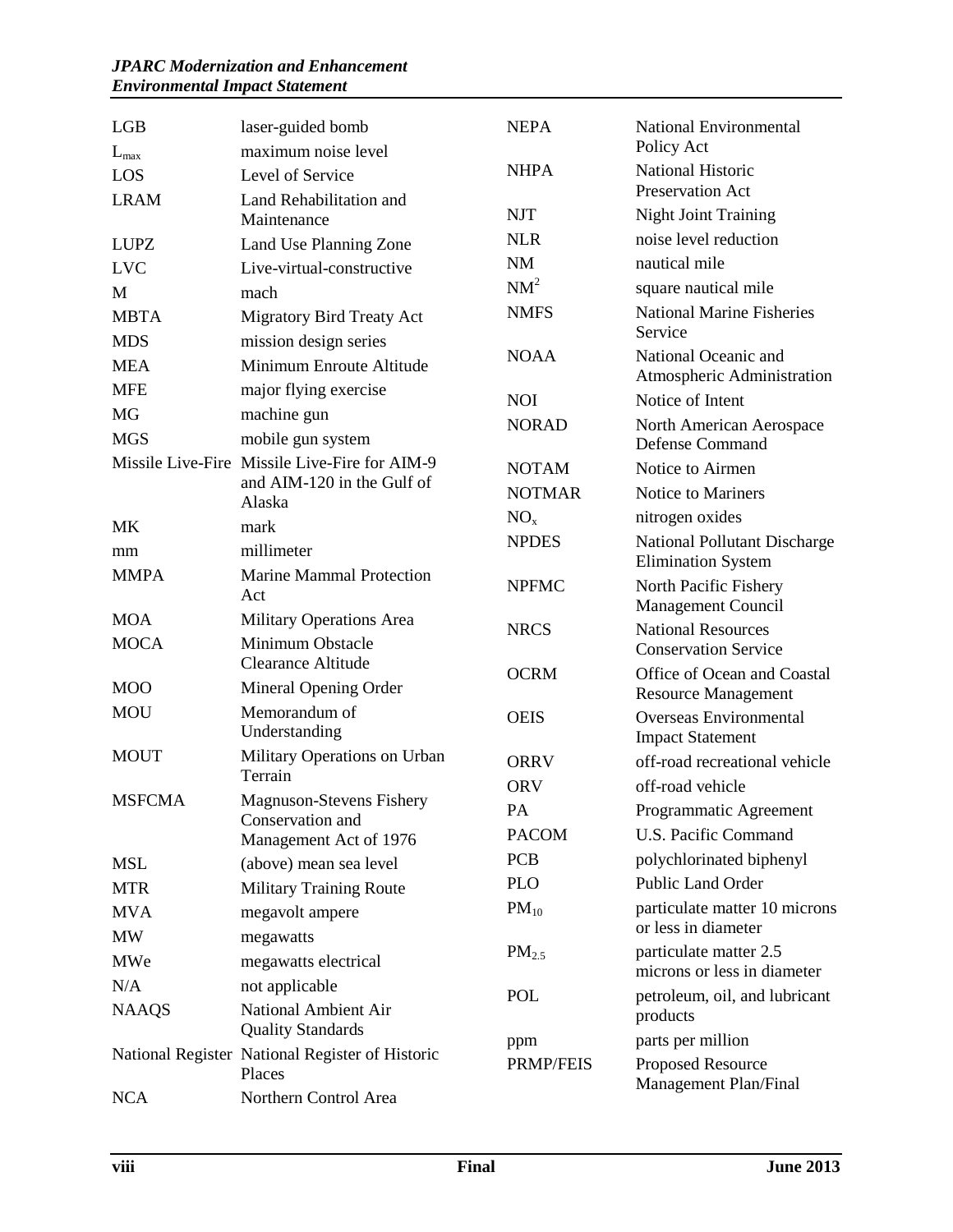| | |
|---|---|
| LGB | laser-guided bomb |
| $L_{max}$ | maximum noise level |
| LOS | Level of Service |
| LRAM | Land Rehabilitation and Maintenance |
| LUPZ | Land Use Planning Zone |
| LVC | Live-virtual-constructive |
| M | mach |
| MBTA | Migratory Bird Treaty Act |
| MDS | mission design series |
| MEA | Minimum Enroute Altitude |
| MFE | major flying exercise |
| MG | machine gun |
| MGS | mobile gun system |
| Missile Live-Fire | Missile Live-Fire for AIM-9 and AIM-120 in the Gulf of Alaska |
| MK | mark |
| mm | millimeter |
| MMPA | Marine Mammal Protection Act |
| MOA | Military Operations Area |
| MOCA | Minimum Obstacle Clearance Altitude |
| MOO | Mineral Opening Order |
| MOU | Memorandum of Understanding |
| MOUT | Military Operations on Urban Terrain |
| MSFCMA | Magnuson-Stevens Fishery Conservation and Management Act of 1976 |
| MSL | (above) mean sea level |
| MTR | Military Training Route |
| MVA | megavolt ampere |
| MW | megawatts |
| MWe | megawatts electrical |
| N/A | not applicable |
| NAAQS | National Ambient Air Quality Standards |
| National Register | National Register of Historic Places |
| NCA | Northern Control Area |
| NEPA | National Environmental Policy Act |
| NHPA | National Historic Preservation Act |
| NJT | Night Joint Training |
| NLR | noise level reduction |
| NM | nautical mile |
| $NM^2$ | square nautical mile |
| NMFS | National Marine Fisheries Service |
| NOAA | National Oceanic and Atmospheric Administration |
| NOI | Notice of Intent |
| NORAD | North American Aerospace Defense Command |
| NOTAM | Notice to Airmen |
| NOTMAR | Notice to Mariners |
| $NO_x$ | nitrogen oxides |
| NPDES | National Pollutant Discharge Elimination System |
| NPFMC | North Pacific Fishery Management Council |
| NRCS | National Resources Conservation Service |
| OCRM | Office of Ocean and Coastal Resource Management |
| OEIS | Overseas Environmental Impact Statement |
| ORRV | off-road recreational vehicle |
| ORV | off-road vehicle |
| PA | Programmatic Agreement |
| PACOM | U.S. Pacific Command |
| PCB | polychlorinated biphenyl |
| PLO | Public Land Order |
| $PM_{10}$ | particulate matter 10 microns or less in diameter |
| $PM_{2.5}$ | particulate matter 2.5 microns or less in diameter |
| POL | petroleum, oil, and lubricant products |
| ppm | parts per million |
| PRMP/FEIS | Proposed Resource Management Plan/Final |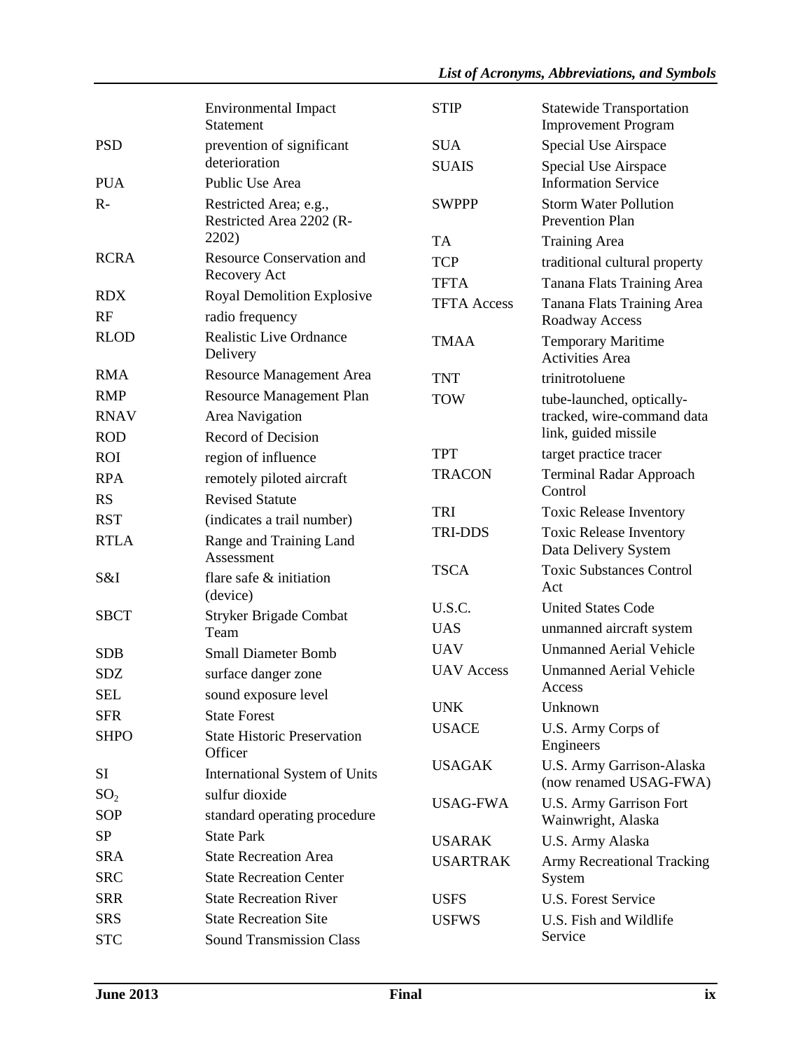| | |
|---|---|
| | Environmental Impact Statement |
| PSD | prevention of significant deterioration |
| PUA | Public Use Area |
| R- | Restricted Area; e.g., Restricted Area 2202 (R-2202) |
| RCRA | Resource Conservation and Recovery Act |
| RDX | Royal Demolition Explosive |
| RF | radio frequency |
| RLOD | Realistic Live Ordnance Delivery |
| RMA | Resource Management Area |
| RMP | Resource Management Plan |
| RNAV | Area Navigation |
| ROD | Record of Decision |
| ROI | region of influence |
| RPA | remotely piloted aircraft |
| RS | Revised Statute |
| RST | (indicates a trail number) |
| RTLA | Range and Training Land Assessment |
| S&I | flare safe & initiation (device) |
| SBCT | Stryker Brigade Combat Team |
| SDB | Small Diameter Bomb |
| SDZ | surface danger zone |
| SEL | sound exposure level |
| SFR | State Forest |
| SHPO | State Historic Preservation Officer |
| SI | International System of Units |
| $SO_2$ | sulfur dioxide |
| SOP | standard operating procedure |
| SP | State Park |
| SRA | State Recreation Area |
| SRC | State Recreation Center |
| SRR | State Recreation River |
| SRS | State Recreation Site |
| STC | Sound Transmission Class |
| STIP | Statewide Transportation Improvement Program |
| SUA | Special Use Airspace |
| SUAIS | Special Use Airspace Information Service |
| SWPPP | Storm Water Pollution Prevention Plan |
| TA | Training Area |
| TCP | traditional cultural property |
| TFTA | Tanana Flats Training Area |
| TFTA Access | Tanana Flats Training Area Roadway Access |
| TMAA | Temporary Maritime Activities Area |
| TNT | trinitrotoluene |
| TOW | tube-launched, optically-tracked, wire-command data link, guided missile |
| TPT | target practice tracer |
| TRACON | Terminal Radar Approach Control |
| TRI | Toxic Release Inventory |
| TRI-DDS | Toxic Release Inventory Data Delivery System |
| TSCA | Toxic Substances Control Act |
| U.S.C. | United States Code |
| UAS | unmanned aircraft system |
| UAV | Unmanned Aerial Vehicle |
| UAV Access | Unmanned Aerial Vehicle Access |
| UNK | Unknown |
| USACE | U.S. Army Corps of Engineers |
| USAGAK | U.S. Army Garrison-Alaska (now renamed USAG-FWA) |
| USAG-FWA | U.S. Army Garrison Fort Wainwright, Alaska |
| USARAK | U.S. Army Alaska |
| USARTRAK | Army Recreational Tracking System |
| USFS | U.S. Forest Service |
| USFWS | U.S. Fish and Wildlife Service |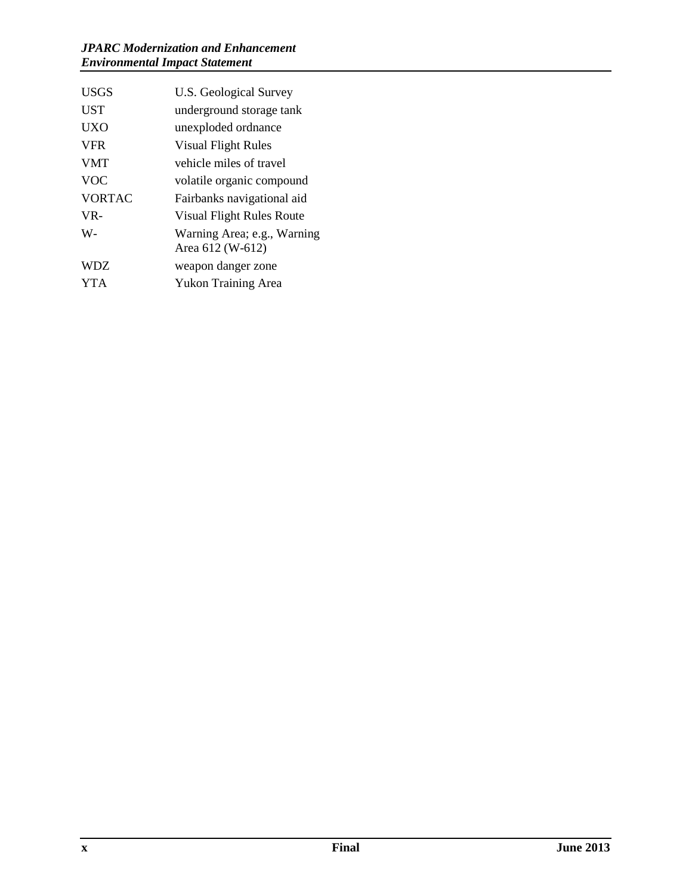| | |
|---|---|
| USGS | U.S. Geological Survey |
| UST | underground storage tank |
| UXO | unexploded ordnance |
| VFR | Visual Flight Rules |
| VMT | vehicle miles of travel |
| VOC | volatile organic compound |
| VORTAC | Fairbanks navigational aid |
| VR- | Visual Flight Rules Route |
| W- | Warning Area; e.g., Warning Area 612 (W-612) |
| WDZ | weapon danger zone |
| YTA | Yukon Training Area |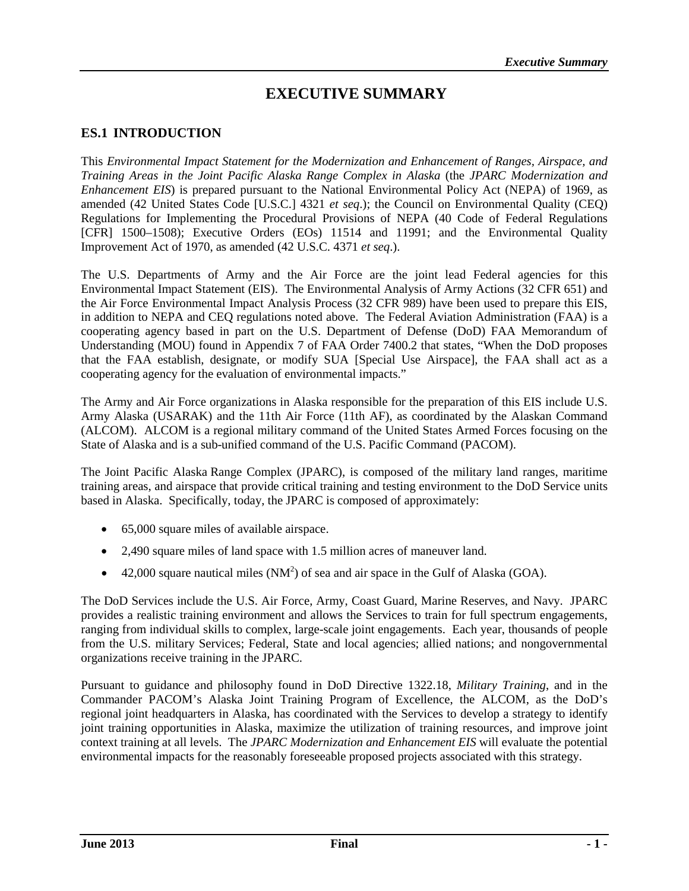# EXECUTIVE SUMMARY

## ES.1 INTRODUCTION

This *Environmental Impact Statement for the Modernization and Enhancement of Ranges, Airspace, and Training Areas in the Joint Pacific Alaska Range Complex in Alaska* (the *JPARC Modernization and Enhancement EIS*) is prepared pursuant to the National Environmental Policy Act (NEPA) of 1969, as amended (42 United States Code [U.S.C.] 4321 *et seq*.); the Council on Environmental Quality (CEQ) Regulations for Implementing the Procedural Provisions of NEPA (40 Code of Federal Regulations [CFR] 1500–1508); Executive Orders (EOs) 11514 and 11991; and the Environmental Quality Improvement Act of 1970, as amended (42 U.S.C. 4371 *et seq*.).

The U.S. Departments of Army and the Air Force are the joint lead Federal agencies for this Environmental Impact Statement (EIS). The Environmental Analysis of Army Actions (32 CFR 651) and the Air Force Environmental Impact Analysis Process (32 CFR 989) have been used to prepare this EIS, in addition to NEPA and CEQ regulations noted above. The Federal Aviation Administration (FAA) is a cooperating agency based in part on the U.S. Department of Defense (DoD) FAA Memorandum of Understanding (MOU) found in Appendix 7 of FAA Order 7400.2 that states, "When the DoD proposes that the FAA establish, designate, or modify SUA [Special Use Airspace], the FAA shall act as a cooperating agency for the evaluation of environmental impacts."

The Army and Air Force organizations in Alaska responsible for the preparation of this EIS include U.S. Army Alaska (USARAK) and the 11th Air Force (11th AF), as coordinated by the Alaskan Command (ALCOM). ALCOM is a regional military command of the United States Armed Forces focusing on the State of Alaska and is a sub-unified command of the U.S. Pacific Command (PACOM).

The Joint Pacific Alaska Range Complex (JPARC), is composed of the military land ranges, maritime training areas, and airspace that provide critical training and testing environment to the DoD Service units based in Alaska. Specifically, today, the JPARC is composed of approximately:

- 65,000 square miles of available airspace.
- 2,490 square miles of land space with 1.5 million acres of maneuver land.
- 42,000 square nautical miles ($NM^2$) of sea and air space in the Gulf of Alaska (GOA).

The DoD Services include the U.S. Air Force, Army, Coast Guard, Marine Reserves, and Navy. JPARC provides a realistic training environment and allows the Services to train for full spectrum engagements, ranging from individual skills to complex, large-scale joint engagements. Each year, thousands of people from the U.S. military Services; Federal, State and local agencies; allied nations; and nongovernmental organizations receive training in the JPARC.

Pursuant to guidance and philosophy found in DoD Directive 1322.18, *Military Training*, and in the Commander PACOM's Alaska Joint Training Program of Excellence, the ALCOM, as the DoD's regional joint headquarters in Alaska, has coordinated with the Services to develop a strategy to identify joint training opportunities in Alaska, maximize the utilization of training resources, and improve joint context training at all levels. The *JPARC Modernization and Enhancement EIS* will evaluate the potential environmental impacts for the reasonably foreseeable proposed projects associated with this strategy.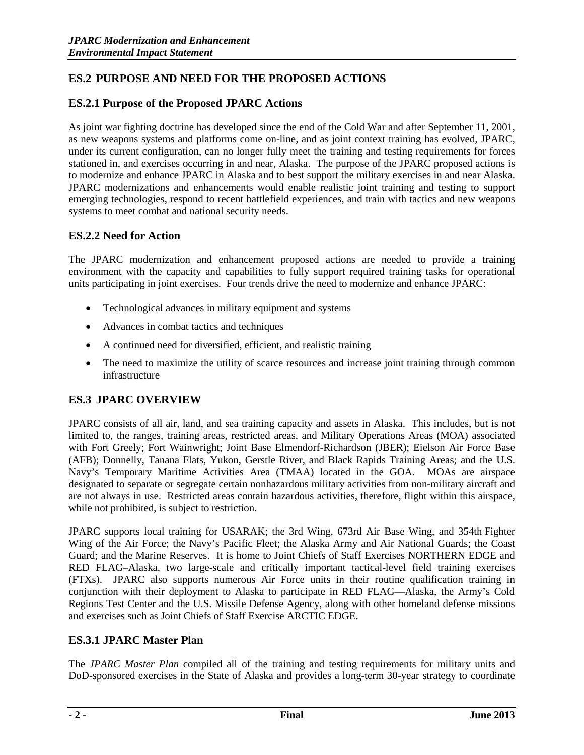## ES.2 PURPOSE AND NEED FOR THE PROPOSED ACTIONS

### ES.2.1 Purpose of the Proposed JPARC Actions

As joint war fighting doctrine has developed since the end of the Cold War and after September 11, 2001, as new weapons systems and platforms come on-line, and as joint context training has evolved, JPARC, under its current configuration, can no longer fully meet the training and testing requirements for forces stationed in, and exercises occurring in and near, Alaska. The purpose of the JPARC proposed actions is to modernize and enhance JPARC in Alaska and to best support the military exercises in and near Alaska. JPARC modernizations and enhancements would enable realistic joint training and testing to support emerging technologies, respond to recent battlefield experiences, and train with tactics and new weapons systems to meet combat and national security needs.

### ES.2.2 Need for Action

The JPARC modernization and enhancement proposed actions are needed to provide a training environment with the capacity and capabilities to fully support required training tasks for operational units participating in joint exercises. Four trends drive the need to modernize and enhance JPARC:

- Technological advances in military equipment and systems
- Advances in combat tactics and techniques
- A continued need for diversified, efficient, and realistic training
- The need to maximize the utility of scarce resources and increase joint training through common infrastructure

## ES.3 JPARC OVERVIEW

JPARC consists of all air, land, and sea training capacity and assets in Alaska. This includes, but is not limited to, the ranges, training areas, restricted areas, and Military Operations Areas (MOA) associated with Fort Greely; Fort Wainwright; Joint Base Elmendorf-Richardson (JBER); Eielson Air Force Base (AFB); Donnelly, Tanana Flats, Yukon, Gerstle River, and Black Rapids Training Areas; and the U.S. Navy's Temporary Maritime Activities Area (TMAA) located in the GOA. MOAs are airspace designated to separate or segregate certain nonhazardous military activities from non-military aircraft and are not always in use. Restricted areas contain hazardous activities, therefore, flight within this airspace, while not prohibited, is subject to restriction.

JPARC supports local training for USARAK; the 3rd Wing, 673rd Air Base Wing, and 354th Fighter Wing of the Air Force; the Navy's Pacific Fleet; the Alaska Army and Air National Guards; the Coast Guard; and the Marine Reserves. It is home to Joint Chiefs of Staff Exercises NORTHERN EDGE and RED FLAG–Alaska, two large-scale and critically important tactical-level field training exercises (FTXs). JPARC also supports numerous Air Force units in their routine qualification training in conjunction with their deployment to Alaska to participate in RED FLAG—Alaska, the Army's Cold Regions Test Center and the U.S. Missile Defense Agency, along with other homeland defense missions and exercises such as Joint Chiefs of Staff Exercise ARCTIC EDGE.

### ES.3.1 JPARC Master Plan

The *JPARC Master Plan* compiled all of the training and testing requirements for military units and DoD-sponsored exercises in the State of Alaska and provides a long-term 30-year strategy to coordinate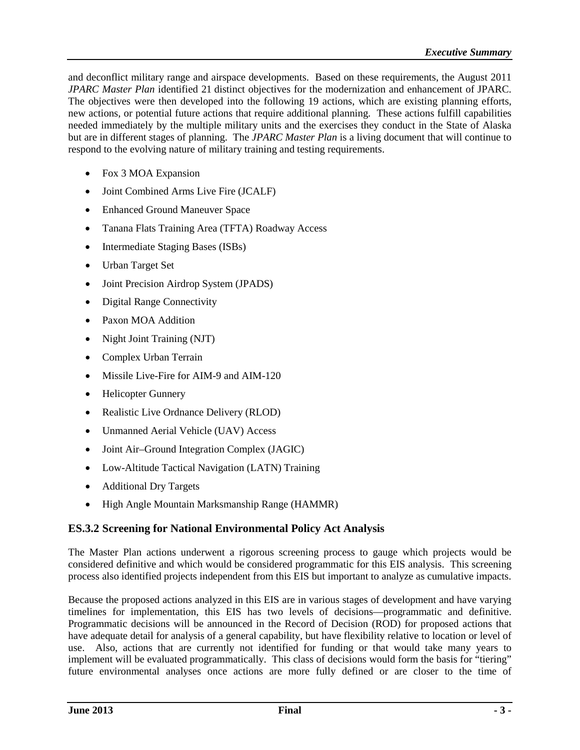and deconflict military range and airspace developments. Based on these requirements, the August 2011 *JPARC Master Plan* identified 21 distinct objectives for the modernization and enhancement of JPARC. The objectives were then developed into the following 19 actions, which are existing planning efforts, new actions, or potential future actions that require additional planning. These actions fulfill capabilities needed immediately by the multiple military units and the exercises they conduct in the State of Alaska but are in different stages of planning. The *JPARC Master Plan* is a living document that will continue to respond to the evolving nature of military training and testing requirements.

- Fox 3 MOA Expansion
- Joint Combined Arms Live Fire (JCALF)
- Enhanced Ground Maneuver Space
- Tanana Flats Training Area (TFTA) Roadway Access
- Intermediate Staging Bases (ISBs)
- Urban Target Set
- Joint Precision Airdrop System (JPADS)
- Digital Range Connectivity
- Paxon MOA Addition
- Night Joint Training (NJT)
- Complex Urban Terrain
- Missile Live-Fire for AIM-9 and AIM-120
- Helicopter Gunnery
- Realistic Live Ordnance Delivery (RLOD)
- Unmanned Aerial Vehicle (UAV) Access
- Joint Air–Ground Integration Complex (JAGIC)
- Low-Altitude Tactical Navigation (LATN) Training
- Additional Dry Targets
- High Angle Mountain Marksmanship Range (HAMMR)

### ES.3.2 Screening for National Environmental Policy Act Analysis

The Master Plan actions underwent a rigorous screening process to gauge which projects would be considered definitive and which would be considered programmatic for this EIS analysis. This screening process also identified projects independent from this EIS but important to analyze as cumulative impacts.

Because the proposed actions analyzed in this EIS are in various stages of development and have varying timelines for implementation, this EIS has two levels of decisions—programmatic and definitive. Programmatic decisions will be announced in the Record of Decision (ROD) for proposed actions that have adequate detail for analysis of a general capability, but have flexibility relative to location or level of use. Also, actions that are currently not identified for funding or that would take many years to implement will be evaluated programmatically. This class of decisions would form the basis for "tiering" future environmental analyses once actions are more fully defined or are closer to the time of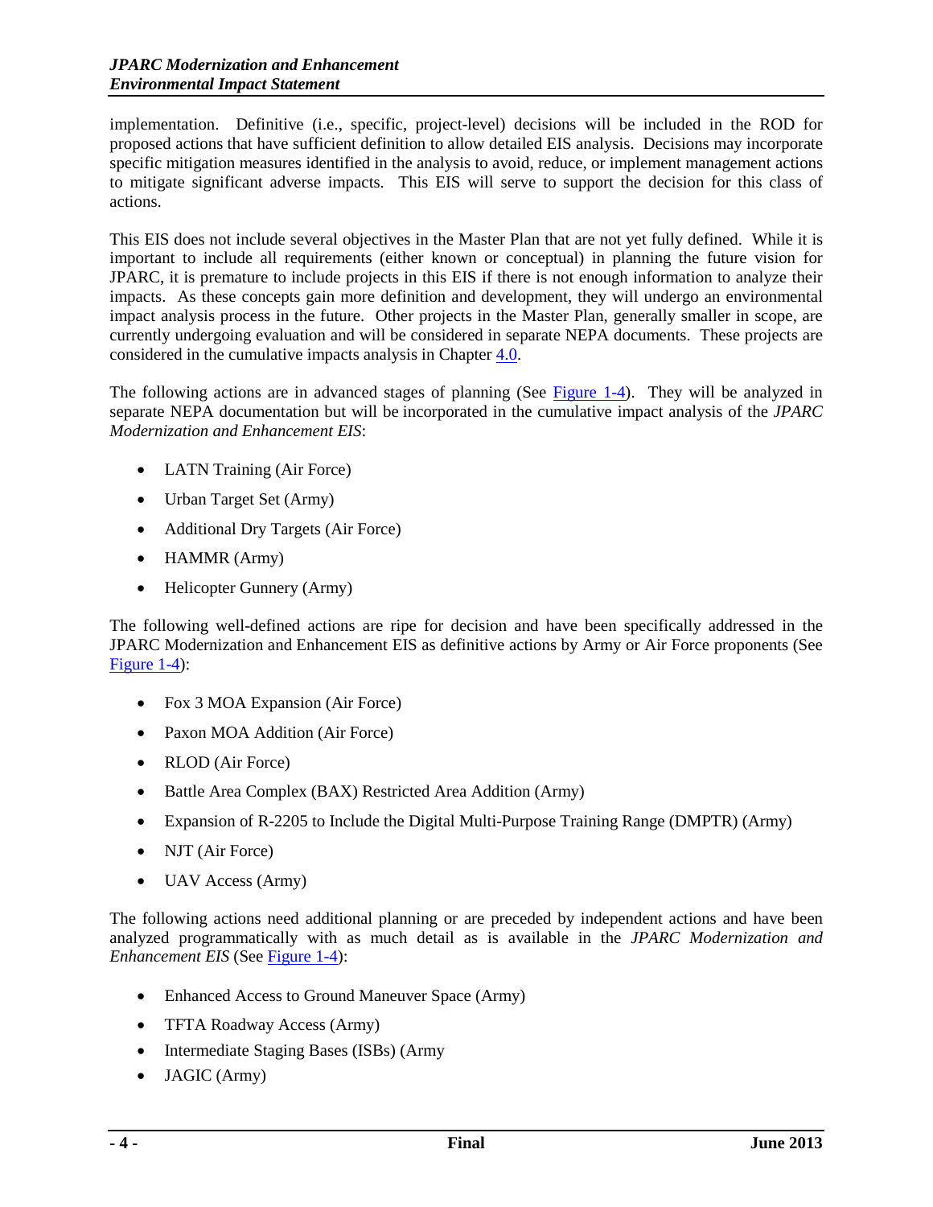implementation. Definitive (i.e., specific, project-level) decisions will be included in the ROD for proposed actions that have sufficient definition to allow detailed EIS analysis. Decisions may incorporate specific mitigation measures identified in the analysis to avoid, reduce, or implement management actions to mitigate significant adverse impacts. This EIS will serve to support the decision for this class of actions.

This EIS does not include several objectives in the Master Plan that are not yet fully defined. While it is important to include all requirements (either known or conceptual) in planning the future vision for JPARC, it is premature to include projects in this EIS if there is not enough information to analyze their impacts. As these concepts gain more definition and development, they will undergo an environmental impact analysis process in the future. Other projects in the Master Plan, generally smaller in scope, are currently undergoing evaluation and will be considered in separate NEPA documents. These projects are considered in the cumulative impacts analysis in Chapter 4.0.

The following actions are in advanced stages of planning (See Figure 1-4). They will be analyzed in separate NEPA documentation but will be incorporated in the cumulative impact analysis of the *JPARC Modernization and Enhancement EIS*:

- LATN Training (Air Force)
- Urban Target Set (Army)
- Additional Dry Targets (Air Force)
- HAMMR (Army)
- Helicopter Gunnery (Army)

The following well-defined actions are ripe for decision and have been specifically addressed in the JPARC Modernization and Enhancement EIS as definitive actions by Army or Air Force proponents (See Figure 1-4):

- Fox 3 MOA Expansion (Air Force)
- Paxon MOA Addition (Air Force)
- RLOD (Air Force)
- Battle Area Complex (BAX) Restricted Area Addition (Army)
- Expansion of R-2205 to Include the Digital Multi-Purpose Training Range (DMPTR) (Army)
- NJT (Air Force)
- UAV Access (Army)

The following actions need additional planning or are preceded by independent actions and have been analyzed programmatically with as much detail as is available in the *JPARC Modernization and Enhancement EIS* (See Figure 1-4):

- Enhanced Access to Ground Maneuver Space (Army)
- TFTA Roadway Access (Army)
- Intermediate Staging Bases (ISBs) (Army
- JAGIC (Army)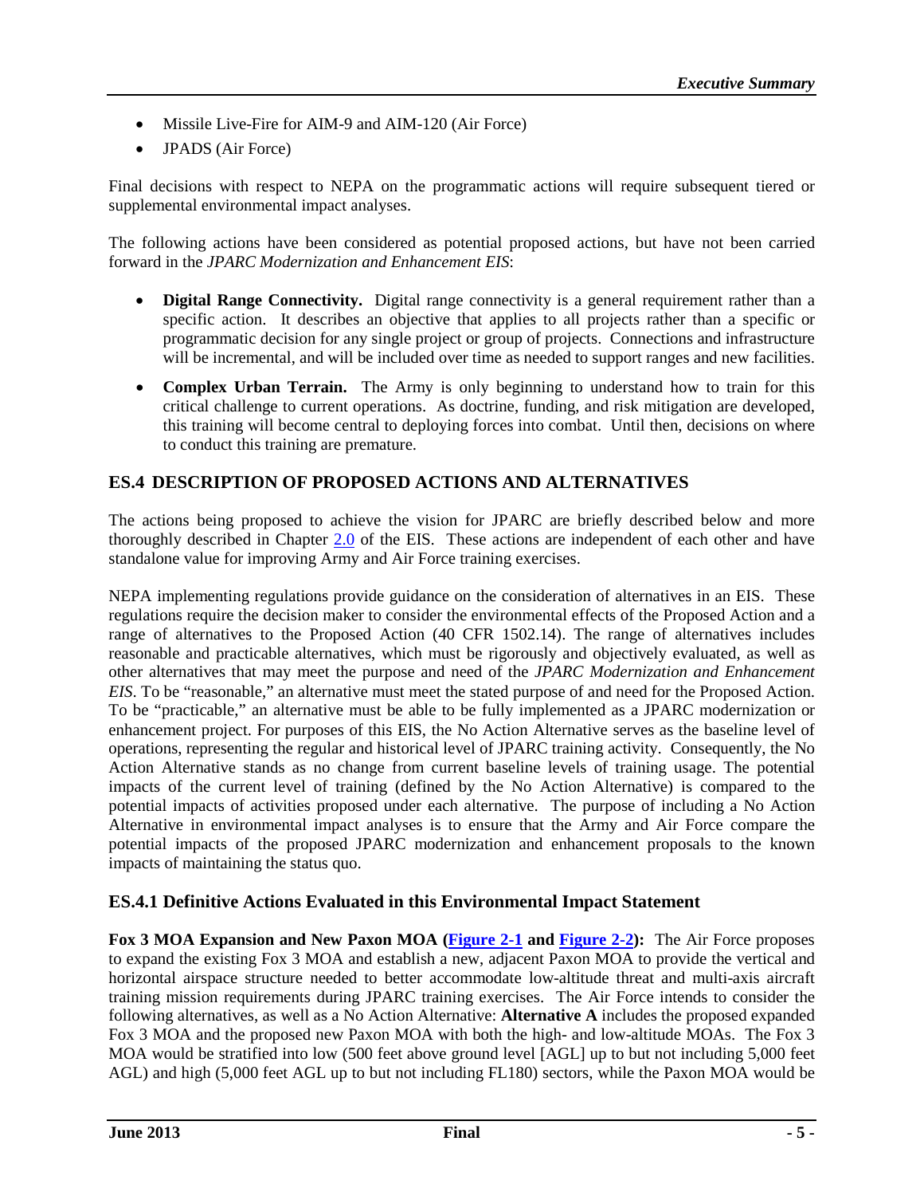- Missile Live-Fire for AIM-9 and AIM-120 (Air Force)
- JPADS (Air Force)

Final decisions with respect to NEPA on the programmatic actions will require subsequent tiered or supplemental environmental impact analyses.

The following actions have been considered as potential proposed actions, but have not been carried forward in the *JPARC Modernization and Enhancement EIS*:

- **Digital Range Connectivity.** Digital range connectivity is a general requirement rather than a specific action. It describes an objective that applies to all projects rather than a specific or programmatic decision for any single project or group of projects. Connections and infrastructure will be incremental, and will be included over time as needed to support ranges and new facilities.
- **Complex Urban Terrain.** The Army is only beginning to understand how to train for this critical challenge to current operations. As doctrine, funding, and risk mitigation are developed, this training will become central to deploying forces into combat. Until then, decisions on where to conduct this training are premature.

## ES.4 DESCRIPTION OF PROPOSED ACTIONS AND ALTERNATIVES

The actions being proposed to achieve the vision for JPARC are briefly described below and more thoroughly described in Chapter 2.0 of the EIS. These actions are independent of each other and have standalone value for improving Army and Air Force training exercises.

NEPA implementing regulations provide guidance on the consideration of alternatives in an EIS. These regulations require the decision maker to consider the environmental effects of the Proposed Action and a range of alternatives to the Proposed Action (40 CFR 1502.14). The range of alternatives includes reasonable and practicable alternatives, which must be rigorously and objectively evaluated, as well as other alternatives that may meet the purpose and need of the *JPARC Modernization and Enhancement EIS*. To be "reasonable," an alternative must meet the stated purpose of and need for the Proposed Action. To be "practicable," an alternative must be able to be fully implemented as a JPARC modernization or enhancement project. For purposes of this EIS, the No Action Alternative serves as the baseline level of operations, representing the regular and historical level of JPARC training activity. Consequently, the No Action Alternative stands as no change from current baseline levels of training usage. The potential impacts of the current level of training (defined by the No Action Alternative) is compared to the potential impacts of activities proposed under each alternative. The purpose of including a No Action Alternative in environmental impact analyses is to ensure that the Army and Air Force compare the potential impacts of the proposed JPARC modernization and enhancement proposals to the known impacts of maintaining the status quo.

### ES.4.1 Definitive Actions Evaluated in this Environmental Impact Statement

**Fox 3 MOA Expansion and New Paxon MOA (Figure 2-1 and Figure 2-2):** The Air Force proposes to expand the existing Fox 3 MOA and establish a new, adjacent Paxon MOA to provide the vertical and horizontal airspace structure needed to better accommodate low-altitude threat and multi-axis aircraft training mission requirements during JPARC training exercises. The Air Force intends to consider the following alternatives, as well as a No Action Alternative: **Alternative A** includes the proposed expanded Fox 3 MOA and the proposed new Paxon MOA with both the high- and low-altitude MOAs. The Fox 3 MOA would be stratified into low (500 feet above ground level [AGL] up to but not including 5,000 feet AGL) and high (5,000 feet AGL up to but not including FL180) sectors, while the Paxon MOA would be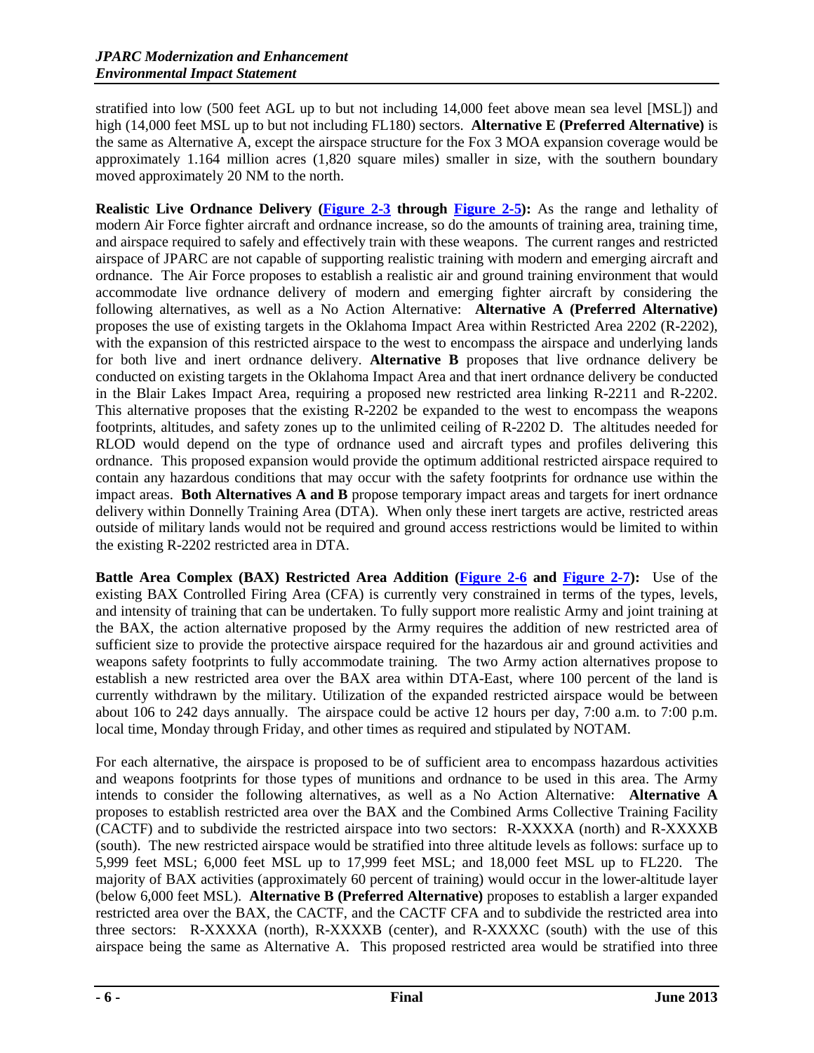stratified into low (500 feet AGL up to but not including 14,000 feet above mean sea level [MSL]) and high (14,000 feet MSL up to but not including FL180) sectors. **Alternative E (Preferred Alternative)** is the same as Alternative A, except the airspace structure for the Fox 3 MOA expansion coverage would be approximately 1.164 million acres (1,820 square miles) smaller in size, with the southern boundary moved approximately 20 NM to the north.

**Realistic Live Ordnance Delivery (Figure 2-3 through Figure 2-5):** As the range and lethality of modern Air Force fighter aircraft and ordnance increase, so do the amounts of training area, training time, and airspace required to safely and effectively train with these weapons. The current ranges and restricted airspace of JPARC are not capable of supporting realistic training with modern and emerging aircraft and ordnance. The Air Force proposes to establish a realistic air and ground training environment that would accommodate live ordnance delivery of modern and emerging fighter aircraft by considering the following alternatives, as well as a No Action Alternative: **Alternative A (Preferred Alternative)** proposes the use of existing targets in the Oklahoma Impact Area within Restricted Area 2202 (R-2202), with the expansion of this restricted airspace to the west to encompass the airspace and underlying lands for both live and inert ordnance delivery. **Alternative B** proposes that live ordnance delivery be conducted on existing targets in the Oklahoma Impact Area and that inert ordnance delivery be conducted in the Blair Lakes Impact Area, requiring a proposed new restricted area linking R-2211 and R-2202. This alternative proposes that the existing R-2202 be expanded to the west to encompass the weapons footprints, altitudes, and safety zones up to the unlimited ceiling of R-2202 D. The altitudes needed for RLOD would depend on the type of ordnance used and aircraft types and profiles delivering this ordnance. This proposed expansion would provide the optimum additional restricted airspace required to contain any hazardous conditions that may occur with the safety footprints for ordnance use within the impact areas. **Both Alternatives A and B** propose temporary impact areas and targets for inert ordnance delivery within Donnelly Training Area (DTA). When only these inert targets are active, restricted areas outside of military lands would not be required and ground access restrictions would be limited to within the existing R-2202 restricted area in DTA.

**Battle Area Complex (BAX) Restricted Area Addition (Figure 2-6 and Figure 2-7):** Use of the existing BAX Controlled Firing Area (CFA) is currently very constrained in terms of the types, levels, and intensity of training that can be undertaken. To fully support more realistic Army and joint training at the BAX, the action alternative proposed by the Army requires the addition of new restricted area of sufficient size to provide the protective airspace required for the hazardous air and ground activities and weapons safety footprints to fully accommodate training. The two Army action alternatives propose to establish a new restricted area over the BAX area within DTA-East, where 100 percent of the land is currently withdrawn by the military. Utilization of the expanded restricted airspace would be between about 106 to 242 days annually. The airspace could be active 12 hours per day, 7:00 a.m. to 7:00 p.m. local time, Monday through Friday, and other times as required and stipulated by NOTAM.

For each alternative, the airspace is proposed to be of sufficient area to encompass hazardous activities and weapons footprints for those types of munitions and ordnance to be used in this area. The Army intends to consider the following alternatives, as well as a No Action Alternative: **Alternative A** proposes to establish restricted area over the BAX and the Combined Arms Collective Training Facility (CACTF) and to subdivide the restricted airspace into two sectors: R-XXXXA (north) and R-XXXXB (south). The new restricted airspace would be stratified into three altitude levels as follows: surface up to 5,999 feet MSL; 6,000 feet MSL up to 17,999 feet MSL; and 18,000 feet MSL up to FL220. The majority of BAX activities (approximately 60 percent of training) would occur in the lower-altitude layer (below 6,000 feet MSL). **Alternative B (Preferred Alternative)** proposes to establish a larger expanded restricted area over the BAX, the CACTF, and the CACTF CFA and to subdivide the restricted area into three sectors: R-XXXXA (north), R-XXXXB (center), and R-XXXXC (south) with the use of this airspace being the same as Alternative A. This proposed restricted area would be stratified into three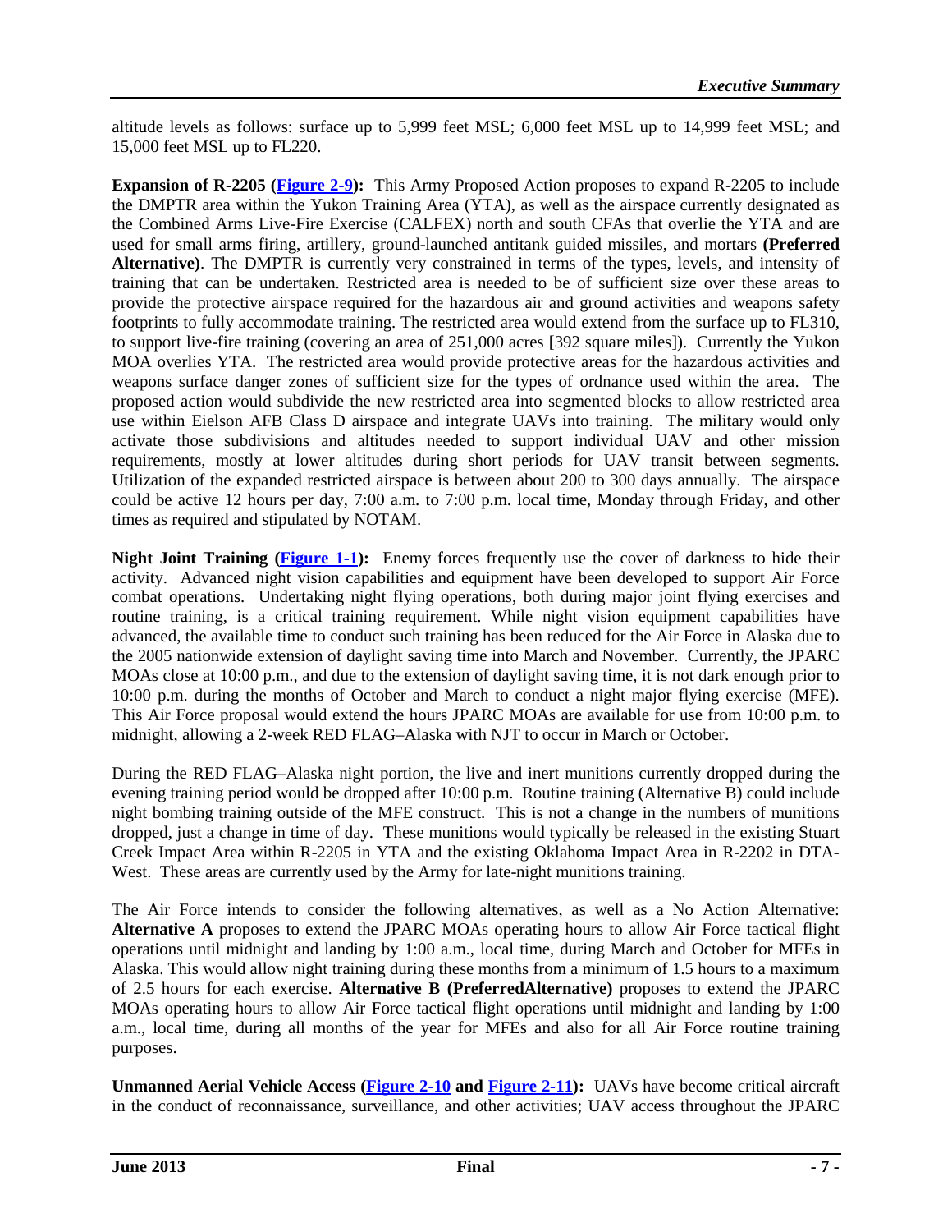altitude levels as follows: surface up to 5,999 feet MSL; 6,000 feet MSL up to 14,999 feet MSL; and 15,000 feet MSL up to FL220.

**Expansion of R-2205 (Figure 2-9):** This Army Proposed Action proposes to expand R-2205 to include the DMPTR area within the Yukon Training Area (YTA), as well as the airspace currently designated as the Combined Arms Live-Fire Exercise (CALFEX) north and south CFAs that overlie the YTA and are used for small arms firing, artillery, ground-launched antitank guided missiles, and mortars **(Preferred Alternative)**. The DMPTR is currently very constrained in terms of the types, levels, and intensity of training that can be undertaken. Restricted area is needed to be of sufficient size over these areas to provide the protective airspace required for the hazardous air and ground activities and weapons safety footprints to fully accommodate training. The restricted area would extend from the surface up to FL310, to support live-fire training (covering an area of 251,000 acres [392 square miles]). Currently the Yukon MOA overlies YTA. The restricted area would provide protective areas for the hazardous activities and weapons surface danger zones of sufficient size for the types of ordnance used within the area. The proposed action would subdivide the new restricted area into segmented blocks to allow restricted area use within Eielson AFB Class D airspace and integrate UAVs into training. The military would only activate those subdivisions and altitudes needed to support individual UAV and other mission requirements, mostly at lower altitudes during short periods for UAV transit between segments. Utilization of the expanded restricted airspace is between about 200 to 300 days annually. The airspace could be active 12 hours per day, 7:00 a.m. to 7:00 p.m. local time, Monday through Friday, and other times as required and stipulated by NOTAM.

**Night Joint Training (Figure 1-1):** Enemy forces frequently use the cover of darkness to hide their activity. Advanced night vision capabilities and equipment have been developed to support Air Force combat operations. Undertaking night flying operations, both during major joint flying exercises and routine training, is a critical training requirement. While night vision equipment capabilities have advanced, the available time to conduct such training has been reduced for the Air Force in Alaska due to the 2005 nationwide extension of daylight saving time into March and November. Currently, the JPARC MOAs close at 10:00 p.m., and due to the extension of daylight saving time, it is not dark enough prior to 10:00 p.m. during the months of October and March to conduct a night major flying exercise (MFE). This Air Force proposal would extend the hours JPARC MOAs are available for use from 10:00 p.m. to midnight, allowing a 2-week RED FLAG–Alaska with NJT to occur in March or October.

During the RED FLAG–Alaska night portion, the live and inert munitions currently dropped during the evening training period would be dropped after 10:00 p.m. Routine training (Alternative B) could include night bombing training outside of the MFE construct. This is not a change in the numbers of munitions dropped, just a change in time of day. These munitions would typically be released in the existing Stuart Creek Impact Area within R-2205 in YTA and the existing Oklahoma Impact Area in R-2202 in DTA-West. These areas are currently used by the Army for late-night munitions training.

The Air Force intends to consider the following alternatives, as well as a No Action Alternative: **Alternative A** proposes to extend the JPARC MOAs operating hours to allow Air Force tactical flight operations until midnight and landing by 1:00 a.m., local time, during March and October for MFEs in Alaska. This would allow night training during these months from a minimum of 1.5 hours to a maximum of 2.5 hours for each exercise. **Alternative B (PreferredAlternative)** proposes to extend the JPARC MOAs operating hours to allow Air Force tactical flight operations until midnight and landing by 1:00 a.m., local time, during all months of the year for MFEs and also for all Air Force routine training purposes.

**Unmanned Aerial Vehicle Access (Figure 2-10 and Figure 2-11):** UAVs have become critical aircraft in the conduct of reconnaissance, surveillance, and other activities; UAV access throughout the JPARC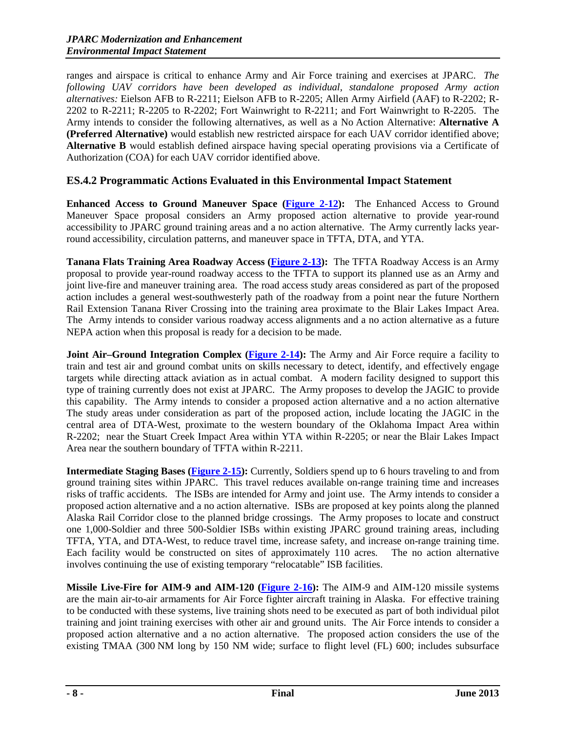ranges and airspace is critical to enhance Army and Air Force training and exercises at JPARC. *The following UAV corridors have been developed as individual, standalone proposed Army action alternatives:* Eielson AFB to R-2211; Eielson AFB to R-2205; Allen Army Airfield (AAF) to R-2202; R-2202 to R-2211; R-2205 to R-2202; Fort Wainwright to R-2211; and Fort Wainwright to R-2205. The Army intends to consider the following alternatives, as well as a No Action Alternative: **Alternative A (Preferred Alternative)** would establish new restricted airspace for each UAV corridor identified above; **Alternative B** would establish defined airspace having special operating provisions via a Certificate of Authorization (COA) for each UAV corridor identified above.

### ES.4.2 Programmatic Actions Evaluated in this Environmental Impact Statement

**Enhanced Access to Ground Maneuver Space (Figure 2-12):** The Enhanced Access to Ground Maneuver Space proposal considers an Army proposed action alternative to provide year-round accessibility to JPARC ground training areas and a no action alternative. The Army currently lacks year-round accessibility, circulation patterns, and maneuver space in TFTA, DTA, and YTA.

**Tanana Flats Training Area Roadway Access (Figure 2-13):** The TFTA Roadway Access is an Army proposal to provide year-round roadway access to the TFTA to support its planned use as an Army and joint live-fire and maneuver training area. The road access study areas considered as part of the proposed action includes a general west-southwesterly path of the roadway from a point near the future Northern Rail Extension Tanana River Crossing into the training area proximate to the Blair Lakes Impact Area. The Army intends to consider various roadway access alignments and a no action alternative as a future NEPA action when this proposal is ready for a decision to be made.

**Joint Air–Ground Integration Complex (Figure 2-14):** The Army and Air Force require a facility to train and test air and ground combat units on skills necessary to detect, identify, and effectively engage targets while directing attack aviation as in actual combat. A modern facility designed to support this type of training currently does not exist at JPARC. The Army proposes to develop the JAGIC to provide this capability. The Army intends to consider a proposed action alternative and a no action alternative The study areas under consideration as part of the proposed action, include locating the JAGIC in the central area of DTA-West, proximate to the western boundary of the Oklahoma Impact Area within R-2202; near the Stuart Creek Impact Area within YTA within R-2205; or near the Blair Lakes Impact Area near the southern boundary of TFTA within R-2211.

**Intermediate Staging Bases (Figure 2-15):** Currently, Soldiers spend up to 6 hours traveling to and from ground training sites within JPARC. This travel reduces available on-range training time and increases risks of traffic accidents. The ISBs are intended for Army and joint use. The Army intends to consider a proposed action alternative and a no action alternative. ISBs are proposed at key points along the planned Alaska Rail Corridor close to the planned bridge crossings. The Army proposes to locate and construct one 1,000-Soldier and three 500-Soldier ISBs within existing JPARC ground training areas, including TFTA, YTA, and DTA-West, to reduce travel time, increase safety, and increase on-range training time. Each facility would be constructed on sites of approximately 110 acres. The no action alternative involves continuing the use of existing temporary "relocatable" ISB facilities.

**Missile Live-Fire for AIM-9 and AIM-120 (Figure 2-16):** The AIM-9 and AIM-120 missile systems are the main air-to-air armaments for Air Force fighter aircraft training in Alaska. For effective training to be conducted with these systems, live training shots need to be executed as part of both individual pilot training and joint training exercises with other air and ground units. The Air Force intends to consider a proposed action alternative and a no action alternative. The proposed action considers the use of the existing TMAA (300 NM long by 150 NM wide; surface to flight level (FL) 600; includes subsurface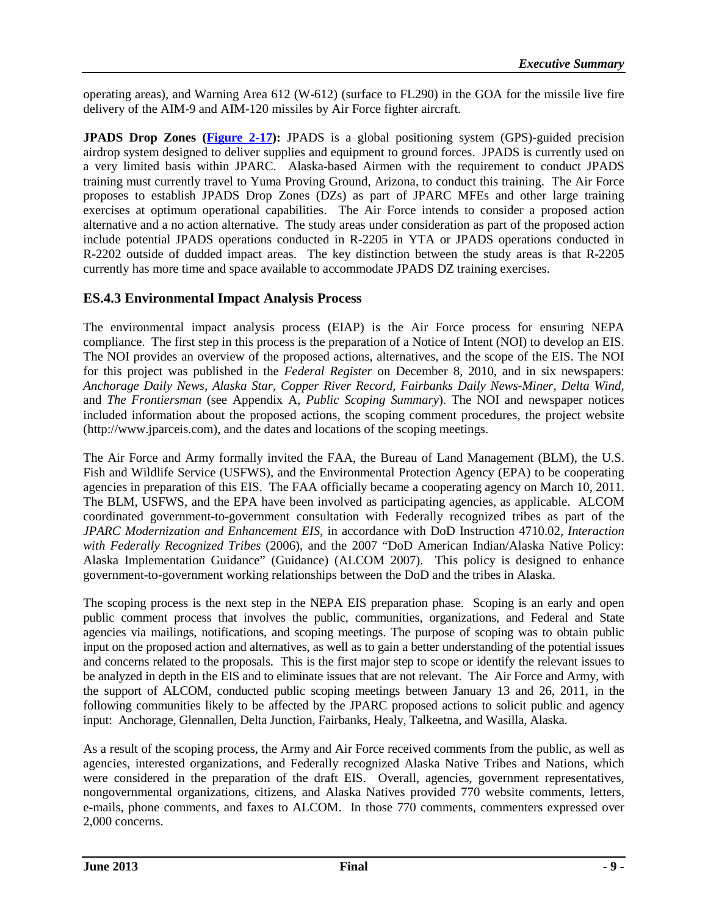operating areas), and Warning Area 612 (W-612) (surface to FL290) in the GOA for the missile live fire delivery of the AIM-9 and AIM-120 missiles by Air Force fighter aircraft.

**JPADS Drop Zones (Figure 2-17):** JPADS is a global positioning system (GPS)-guided precision airdrop system designed to deliver supplies and equipment to ground forces. JPADS is currently used on a very limited basis within JPARC. Alaska-based Airmen with the requirement to conduct JPADS training must currently travel to Yuma Proving Ground, Arizona, to conduct this training. The Air Force proposes to establish JPADS Drop Zones (DZs) as part of JPARC MFEs and other large training exercises at optimum operational capabilities. The Air Force intends to consider a proposed action alternative and a no action alternative. The study areas under consideration as part of the proposed action include potential JPADS operations conducted in R-2205 in YTA or JPADS operations conducted in R-2202 outside of dudded impact areas. The key distinction between the study areas is that R-2205 currently has more time and space available to accommodate JPADS DZ training exercises.

### ES.4.3 Environmental Impact Analysis Process

The environmental impact analysis process (EIAP) is the Air Force process for ensuring NEPA compliance. The first step in this process is the preparation of a Notice of Intent (NOI) to develop an EIS. The NOI provides an overview of the proposed actions, alternatives, and the scope of the EIS. The NOI for this project was published in the *Federal Register* on December 8, 2010, and in six newspapers: *Anchorage Daily News, Alaska Star, Copper River Record, Fairbanks Daily News-Miner, Delta Wind,* and *The Frontiersman* (see Appendix A, *Public Scoping Summary*). The NOI and newspaper notices included information about the proposed actions, the scoping comment procedures, the project website (http://www.jparceis.com), and the dates and locations of the scoping meetings.

The Air Force and Army formally invited the FAA, the Bureau of Land Management (BLM), the U.S. Fish and Wildlife Service (USFWS), and the Environmental Protection Agency (EPA) to be cooperating agencies in preparation of this EIS. The FAA officially became a cooperating agency on March 10, 2011. The BLM, USFWS, and the EPA have been involved as participating agencies, as applicable. ALCOM coordinated government-to-government consultation with Federally recognized tribes as part of the *JPARC Modernization and Enhancement EIS*, in accordance with DoD Instruction 4710.02, *Interaction with Federally Recognized Tribes* (2006), and the 2007 "DoD American Indian/Alaska Native Policy: Alaska Implementation Guidance" (Guidance) (ALCOM 2007). This policy is designed to enhance government-to-government working relationships between the DoD and the tribes in Alaska.

The scoping process is the next step in the NEPA EIS preparation phase. Scoping is an early and open public comment process that involves the public, communities, organizations, and Federal and State agencies via mailings, notifications, and scoping meetings. The purpose of scoping was to obtain public input on the proposed action and alternatives, as well as to gain a better understanding of the potential issues and concerns related to the proposals. This is the first major step to scope or identify the relevant issues to be analyzed in depth in the EIS and to eliminate issues that are not relevant. The Air Force and Army, with the support of ALCOM, conducted public scoping meetings between January 13 and 26, 2011, in the following communities likely to be affected by the JPARC proposed actions to solicit public and agency input: Anchorage, Glennallen, Delta Junction, Fairbanks, Healy, Talkeetna, and Wasilla, Alaska.

As a result of the scoping process, the Army and Air Force received comments from the public, as well as agencies, interested organizations, and Federally recognized Alaska Native Tribes and Nations, which were considered in the preparation of the draft EIS. Overall, agencies, government representatives, nongovernmental organizations, citizens, and Alaska Natives provided 770 website comments, letters, e-mails, phone comments, and faxes to ALCOM. In those 770 comments, commenters expressed over 2,000 concerns.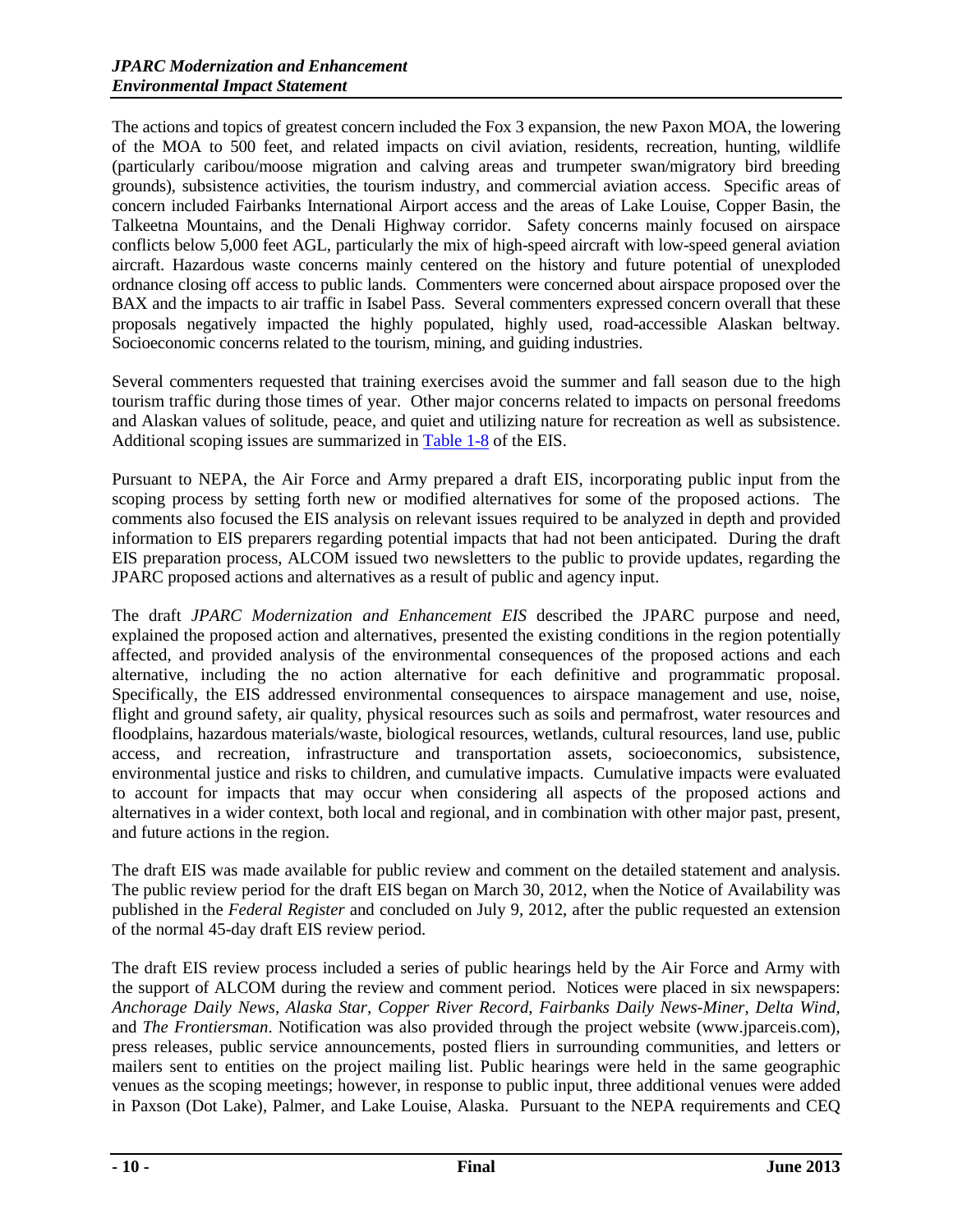The actions and topics of greatest concern included the Fox 3 expansion, the new Paxon MOA, the lowering of the MOA to 500 feet, and related impacts on civil aviation, residents, recreation, hunting, wildlife (particularly caribou/moose migration and calving areas and trumpeter swan/migratory bird breeding grounds), subsistence activities, the tourism industry, and commercial aviation access. Specific areas of concern included Fairbanks International Airport access and the areas of Lake Louise, Copper Basin, the Talkeetna Mountains, and the Denali Highway corridor. Safety concerns mainly focused on airspace conflicts below 5,000 feet AGL, particularly the mix of high-speed aircraft with low-speed general aviation aircraft. Hazardous waste concerns mainly centered on the history and future potential of unexploded ordnance closing off access to public lands. Commenters were concerned about airspace proposed over the BAX and the impacts to air traffic in Isabel Pass. Several commenters expressed concern overall that these proposals negatively impacted the highly populated, highly used, road-accessible Alaskan beltway. Socioeconomic concerns related to the tourism, mining, and guiding industries.

Several commenters requested that training exercises avoid the summer and fall season due to the high tourism traffic during those times of year. Other major concerns related to impacts on personal freedoms and Alaskan values of solitude, peace, and quiet and utilizing nature for recreation as well as subsistence. Additional scoping issues are summarized in Table 1-8 of the EIS.

Pursuant to NEPA, the Air Force and Army prepared a draft EIS, incorporating public input from the scoping process by setting forth new or modified alternatives for some of the proposed actions. The comments also focused the EIS analysis on relevant issues required to be analyzed in depth and provided information to EIS preparers regarding potential impacts that had not been anticipated. During the draft EIS preparation process, ALCOM issued two newsletters to the public to provide updates, regarding the JPARC proposed actions and alternatives as a result of public and agency input.

The draft *JPARC Modernization and Enhancement EIS* described the JPARC purpose and need, explained the proposed action and alternatives, presented the existing conditions in the region potentially affected, and provided analysis of the environmental consequences of the proposed actions and each alternative, including the no action alternative for each definitive and programmatic proposal. Specifically, the EIS addressed environmental consequences to airspace management and use, noise, flight and ground safety, air quality, physical resources such as soils and permafrost, water resources and floodplains, hazardous materials/waste, biological resources, wetlands, cultural resources, land use, public access, and recreation, infrastructure and transportation assets, socioeconomics, subsistence, environmental justice and risks to children, and cumulative impacts. Cumulative impacts were evaluated to account for impacts that may occur when considering all aspects of the proposed actions and alternatives in a wider context, both local and regional, and in combination with other major past, present, and future actions in the region.

The draft EIS was made available for public review and comment on the detailed statement and analysis. The public review period for the draft EIS began on March 30, 2012, when the Notice of Availability was published in the *Federal Register* and concluded on July 9, 2012, after the public requested an extension of the normal 45-day draft EIS review period.

The draft EIS review process included a series of public hearings held by the Air Force and Army with the support of ALCOM during the review and comment period. Notices were placed in six newspapers: *Anchorage Daily News*, *Alaska Star*, *Copper River Record*, *Fairbanks Daily News-Miner*, *Delta Wind*, and *The Frontiersman*. Notification was also provided through the project website (www.jparceis.com), press releases, public service announcements, posted fliers in surrounding communities, and letters or mailers sent to entities on the project mailing list. Public hearings were held in the same geographic venues as the scoping meetings; however, in response to public input, three additional venues were added in Paxson (Dot Lake), Palmer, and Lake Louise, Alaska. Pursuant to the NEPA requirements and CEQ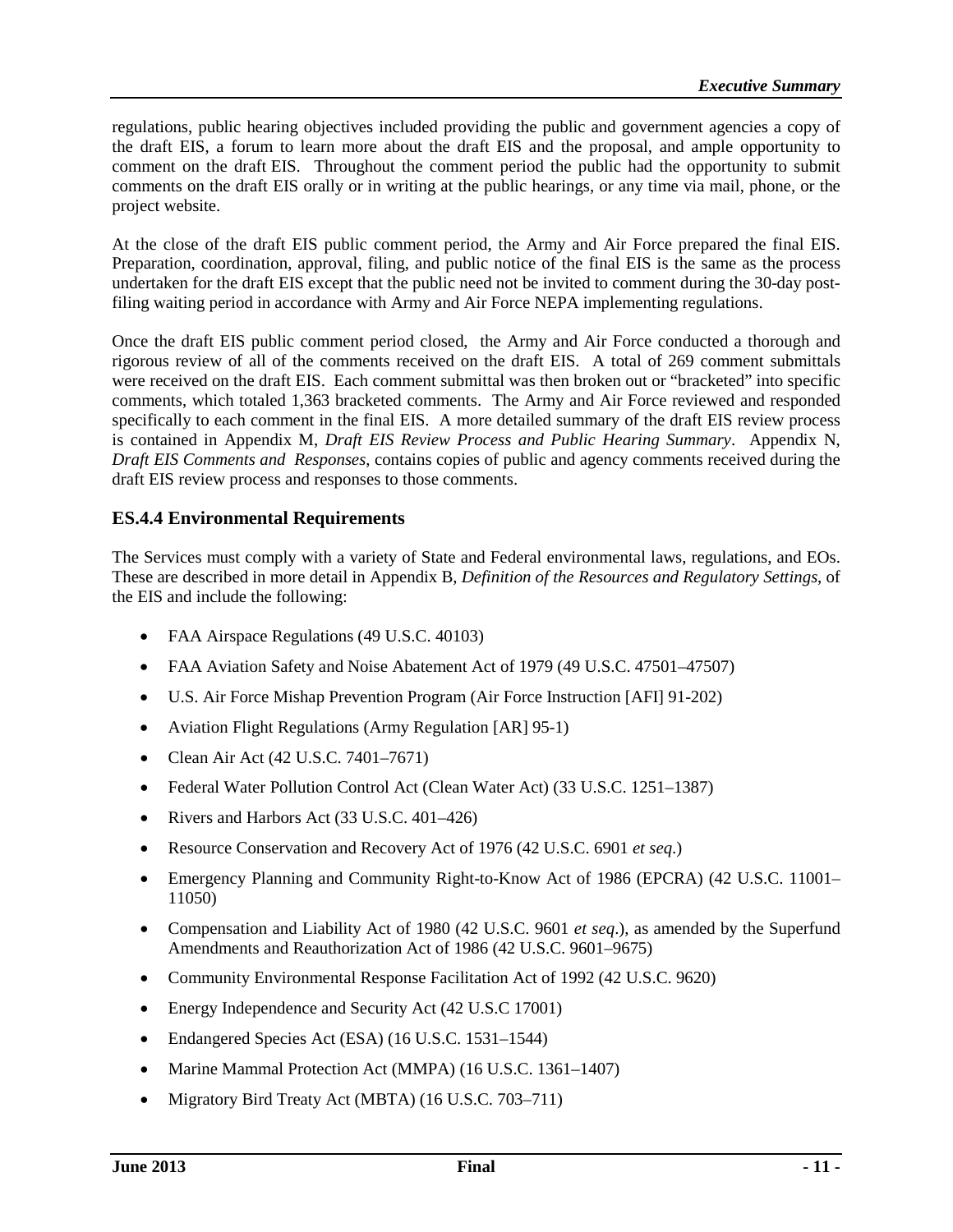regulations, public hearing objectives included providing the public and government agencies a copy of the draft EIS, a forum to learn more about the draft EIS and the proposal, and ample opportunity to comment on the draft EIS. Throughout the comment period the public had the opportunity to submit comments on the draft EIS orally or in writing at the public hearings, or any time via mail, phone, or the project website.

At the close of the draft EIS public comment period, the Army and Air Force prepared the final EIS. Preparation, coordination, approval, filing, and public notice of the final EIS is the same as the process undertaken for the draft EIS except that the public need not be invited to comment during the 30-day post-filing waiting period in accordance with Army and Air Force NEPA implementing regulations.

Once the draft EIS public comment period closed, the Army and Air Force conducted a thorough and rigorous review of all of the comments received on the draft EIS. A total of 269 comment submittals were received on the draft EIS. Each comment submittal was then broken out or "bracketed" into specific comments, which totaled 1,363 bracketed comments. The Army and Air Force reviewed and responded specifically to each comment in the final EIS. A more detailed summary of the draft EIS review process is contained in Appendix M, *Draft EIS Review Process and Public Hearing Summary*. Appendix N, *Draft EIS Comments and Responses*, contains copies of public and agency comments received during the draft EIS review process and responses to those comments.

### ES.4.4 Environmental Requirements

The Services must comply with a variety of State and Federal environmental laws, regulations, and EOs. These are described in more detail in Appendix B, *Definition of the Resources and Regulatory Settings*, of the EIS and include the following:

- FAA Airspace Regulations (49 U.S.C. 40103)
- FAA Aviation Safety and Noise Abatement Act of 1979 (49 U.S.C. 47501–47507)
- U.S. Air Force Mishap Prevention Program (Air Force Instruction [AFI] 91-202)
- Aviation Flight Regulations (Army Regulation [AR] 95-1)
- Clean Air Act (42 U.S.C. 7401–7671)
- Federal Water Pollution Control Act (Clean Water Act) (33 U.S.C. 1251–1387)
- Rivers and Harbors Act (33 U.S.C. 401–426)
- Resource Conservation and Recovery Act of 1976 (42 U.S.C. 6901 *et seq*.)
- Emergency Planning and Community Right-to-Know Act of 1986 (EPCRA) (42 U.S.C. 11001–11050)
- Compensation and Liability Act of 1980 (42 U.S.C. 9601 *et seq*.), as amended by the Superfund Amendments and Reauthorization Act of 1986 (42 U.S.C. 9601–9675)
- Community Environmental Response Facilitation Act of 1992 (42 U.S.C. 9620)
- Energy Independence and Security Act (42 U.S.C 17001)
- Endangered Species Act (ESA) (16 U.S.C. 1531–1544)
- Marine Mammal Protection Act (MMPA) (16 U.S.C. 1361–1407)
- Migratory Bird Treaty Act (MBTA) (16 U.S.C. 703–711)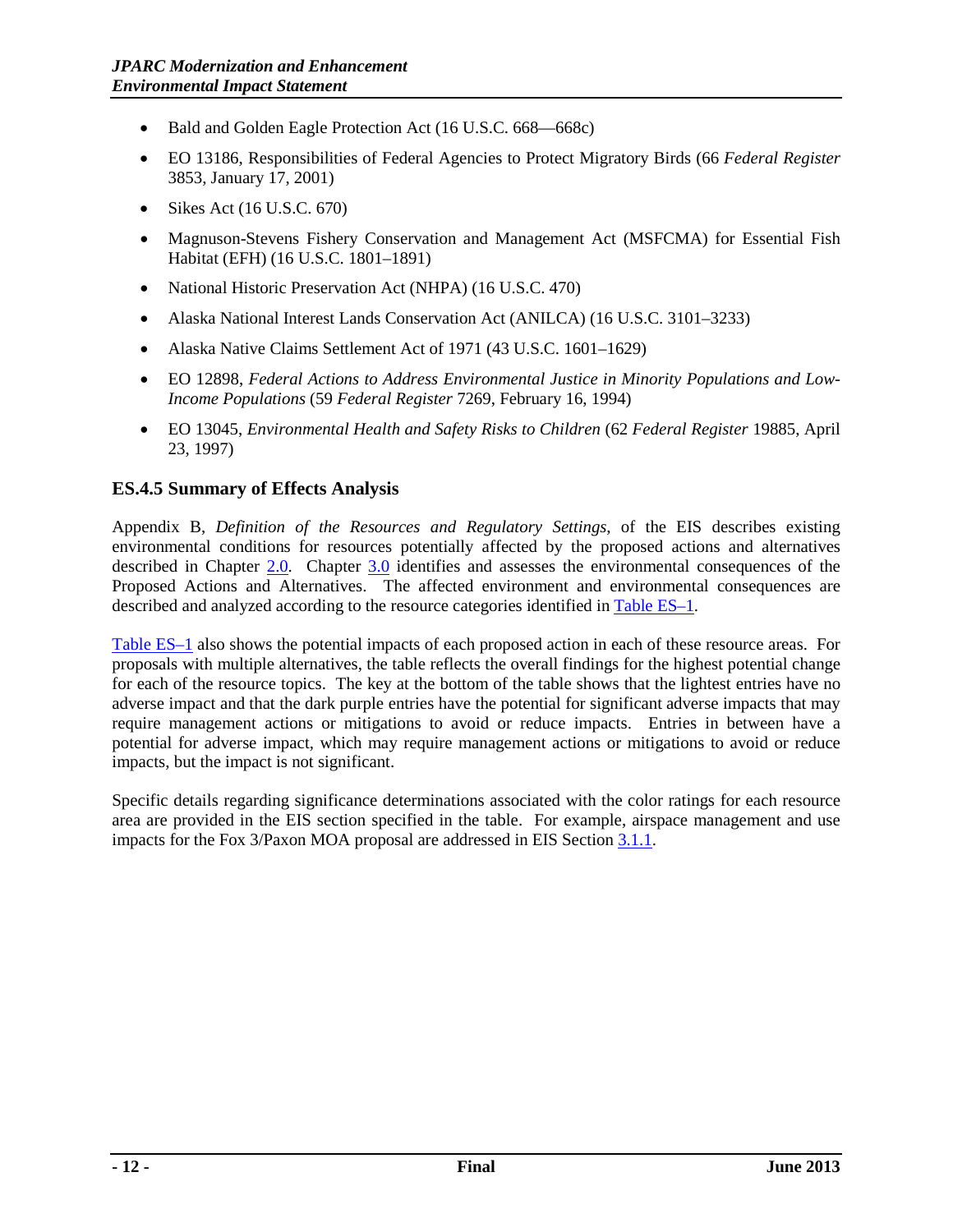- Bald and Golden Eagle Protection Act (16 U.S.C. 668—668c)
- EO 13186, Responsibilities of Federal Agencies to Protect Migratory Birds (66 *Federal Register* 3853, January 17, 2001)
- Sikes Act (16 U.S.C. 670)
- Magnuson-Stevens Fishery Conservation and Management Act (MSFCMA) for Essential Fish Habitat (EFH) (16 U.S.C. 1801–1891)
- National Historic Preservation Act (NHPA) (16 U.S.C. 470)
- Alaska National Interest Lands Conservation Act (ANILCA) (16 U.S.C. 3101–3233)
- Alaska Native Claims Settlement Act of 1971 (43 U.S.C. 1601–1629)
- EO 12898, *Federal Actions to Address Environmental Justice in Minority Populations and Low-Income Populations* (59 *Federal Register* 7269, February 16, 1994)
- EO 13045, *Environmental Health and Safety Risks to Children* (62 *Federal Register* 19885, April 23, 1997)

### ES.4.5 Summary of Effects Analysis

Appendix B, *Definition of the Resources and Regulatory Settings*, of the EIS describes existing environmental conditions for resources potentially affected by the proposed actions and alternatives described in Chapter 2.0. Chapter 3.0 identifies and assesses the environmental consequences of the Proposed Actions and Alternatives. The affected environment and environmental consequences are described and analyzed according to the resource categories identified in Table ES–1.

Table ES–1 also shows the potential impacts of each proposed action in each of these resource areas. For proposals with multiple alternatives, the table reflects the overall findings for the highest potential change for each of the resource topics. The key at the bottom of the table shows that the lightest entries have no adverse impact and that the dark purple entries have the potential for significant adverse impacts that may require management actions or mitigations to avoid or reduce impacts. Entries in between have a potential for adverse impact, which may require management actions or mitigations to avoid or reduce impacts, but the impact is not significant.

Specific details regarding significance determinations associated with the color ratings for each resource area are provided in the EIS section specified in the table. For example, airspace management and use impacts for the Fox 3/Paxon MOA proposal are addressed in EIS Section 3.1.1.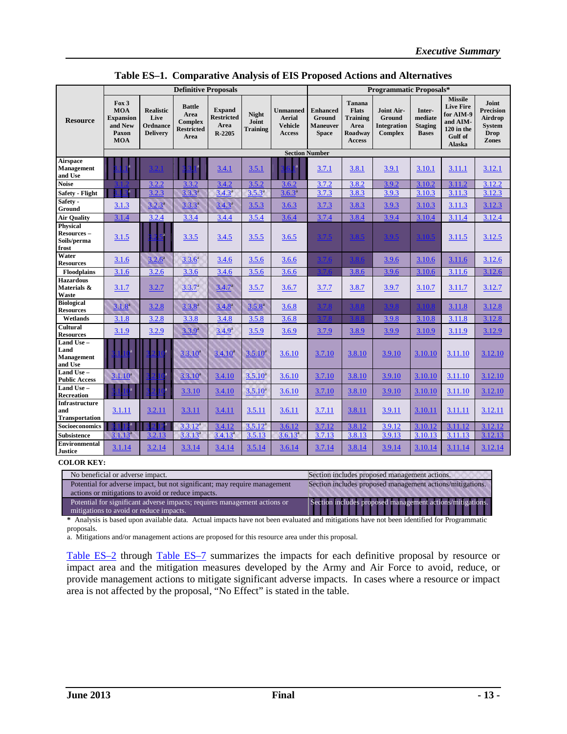**Table ES–1. Comparative Analysis of EIS Proposed Actions and Alternatives**

| Resource | Definitive Proposals | | | | | | Programmatic Proposals* | | | | | |
|---|---|---|---|---|---|---|---|---|---|---|---|---|
| | Fox 3 MOA Expansion and New Paxon MOA | Realistic Live Ordnance Delivery | Battle Area Complex Restricted Area | Expand Restricted Area R-2205 | Night Joint Training | Unmanned Aerial Vehicle Access | Enhanced Ground Maneuver Space | Tanana Flats Training Area Roadway Access | Joint Air-Ground Integration Complex | Inter-mediate Staging Bases | Missile Live Fire for AIM-9 and AIM-120 in the Gulf of Alaska | Joint Precision Airdrop System Drop Zones |
| | Section Number | | | | | | | | | | | |
| Airspace Management and Use | 3.1.1[a] | 3.2.1 | 3.3.1[a] | 3.4.1 | 3.5.1 | 3.6.1[a] | 3.7.1 | 3.8.1 | 3.9.1 | 3.10.1 | 3.11.1 | 3.12.1 |
| Noise | 3.1.2 | 3.2.2 | 3.3.2 | 3.4.2 | 3.5.2 | 3.6.2 | 3.7.2 | 3.8.2 | 3.9.2 | 3.10.2 | 3.11.2 | 3.12.2 |
| Safety - Flight | 3.1.3[a] | 3.2.3 | 3.3.3[a] | 3.4.3[a] | 3.5.3[a] | 3.6.3[a] | 3.7.3 | 3.8.3 | 3.9.3 | 3.10.3 | 3.11.3 | 3.12.3 |
| Safety - Ground | 3.1.3 | 3.2.3[a] | 3.3.3[a] | 3.4.3[a] | 3.5.3 | 3.6.3 | 3.7.3 | 3.8.3 | 3.9.3 | 3.10.3 | 3.11.3 | 3.12.3 |
| Air Quality | 3.1.4 | 3.2.4 | 3.3.4 | 3.4.4 | 3.5.4 | 3.6.4 | 3.7.4 | 3.8.4 | 3.9.4 | 3.10.4 | 3.11.4 | 3.12.4 |
| Physical Resources – Soils/permafrost | 3.1.5 | 3.2.5[a] | 3.3.5 | 3.4.5 | 3.5.5 | 3.6.5 | 3.7.5 | 3.8.5 | 3.9.5 | 3.10.5 | 3.11.5 | 3.12.5 |
| Water Resources | 3.1.6 | 3.2.6[a] | 3.3.6[a] | 3.4.6 | 3.5.6 | 3.6.6 | 3.7.6 | 3.8.6 | 3.9.6 | 3.10.6 | 3.11.6 | 3.12.6 |
| Floodplains | 3.1.6 | 3.2.6 | 3.3.6 | 3.4.6 | 3.5.6 | 3.6.6 | 3.7.6 | 3.8.6 | 3.9.6 | 3.10.6 | 3.11.6 | 3.12.6 |
| Hazardous Materials & Waste | 3.1.7 | 3.2.7 | 3.3.7[a] | 3.4.7[a] | 3.5.7 | 3.6.7 | 3.7.7 | 3.8.7 | 3.9.7 | 3.10.7 | 3.11.7 | 3.12.7 |
| Biological Resources | 3.1.8[a] | 3.2.8 | 3.3.8[a] | 3.4.8[a] | 3.5.8[a] | 3.6.8 | 3.7.8 | 3.8.8 | 3.9.8 | 3.10.8 | 3.11.8 | 3.12.8 |
| Wetlands | 3.1.8 | 3.2.8 | 3.3.8 | 3.4.8 | 3.5.8 | 3.6.8 | 3.7.8 | 3.8.8 | 3.9.8 | 3.10.8 | 3.11.8 | 3.12.8 |
| Cultural Resources | 3.1.9 | 3.2.9 | 3.3.9[a] | 3.4.9[a] | 3.5.9 | 3.6.9 | 3.7.9 | 3.8.9 | 3.9.9 | 3.10.9 | 3.11.9 | 3.12.9 |
| Land Use – Land Management and Use | 3.1.10[a] | 3.2.10[a] | 3.3.10[a] | 3.4.10[a] | 3.5.10[a] | 3.6.10 | 3.7.10 | 3.8.10 | 3.9.10 | 3.10.10 | 3.11.10 | 3.12.10 |
| Land Use – Public Access | 3.1.10[a] | 3.2.10[a] | 3.3.10[a] | 3.4.10 | 3.5.10[a] | 3.6.10 | 3.7.10 | 3.8.10 | 3.9.10 | 3.10.10 | 3.11.10 | 3.12.10 |
| Land Use – Recreation | 3.1.10[a] | 3.2.10[a] | 3.3.10 | 3.4.10 | 3.5.10[a] | 3.6.10 | 3.7.10 | 3.8.10 | 3.9.10 | 3.10.10 | 3.11.10 | 3.12.10 |
| Infrastructure and Transportation | 3.1.11 | 3.2.11 | 3.3.11 | 3.4.11 | 3.5.11 | 3.6.11 | 3.7.11 | 3.8.11 | 3.9.11 | 3.10.11 | 3.11.11 | 3.12.11 |
| Socioeconomics | 3.1.12[a] | 3.2.12[a] | 3.3.12[a] | 3.4.12 | 3.5.12[a] | 3.6.12 | 3.7.12 | 3.8.12 | 3.9.12 | 3.10.12 | 3.11.12 | 3.12.12 |
| Subsistence | 3.1.13[a] | 3.2.13 | 3.3.13[a] | 3.4.13[a] | 3.5.13 | 3.6.13[a] | 3.7.13 | 3.8.13 | 3.9.13 | 3.10.13 | 3.11.13 | 3.12.13 |
| Environmental Justice | 3.1.14 | 3.2.14 | 3.3.14 | 3.4.14 | 3.5.14 | 3.6.14 | 3.7.14 | 3.8.14 | 3.9.14 | 3.10.14 | 3.11.14 | 3.12.14 |

**COLOR KEY:**

| | |
|---|---|
| No beneficial or adverse impact. | Section includes proposed management actions. |
| Potential for adverse impact, but not significant; may require management actions or mitigations to avoid or reduce impacts. | Section includes proposed management actions/mitigations. |
| Potential for significant adverse impacts; requires management actions or mitigations to avoid or reduce impacts. | Section includes proposed management actions/mitigations. |

\* Analysis is based upon available data. Actual impacts have not been evaluated and mitigations have not been identified for Programmatic proposals.

a. Mitigations and/or management actions are proposed for this resource area under this proposal.

Table ES–2 through Table ES–7 summarizes the impacts for each definitive proposal by resource or impact area and the mitigation measures developed by the Army and Air Force to avoid, reduce, or provide management actions to mitigate significant adverse impacts. In cases where a resource or impact area is not affected by the proposal, "No Effect" is stated in the table.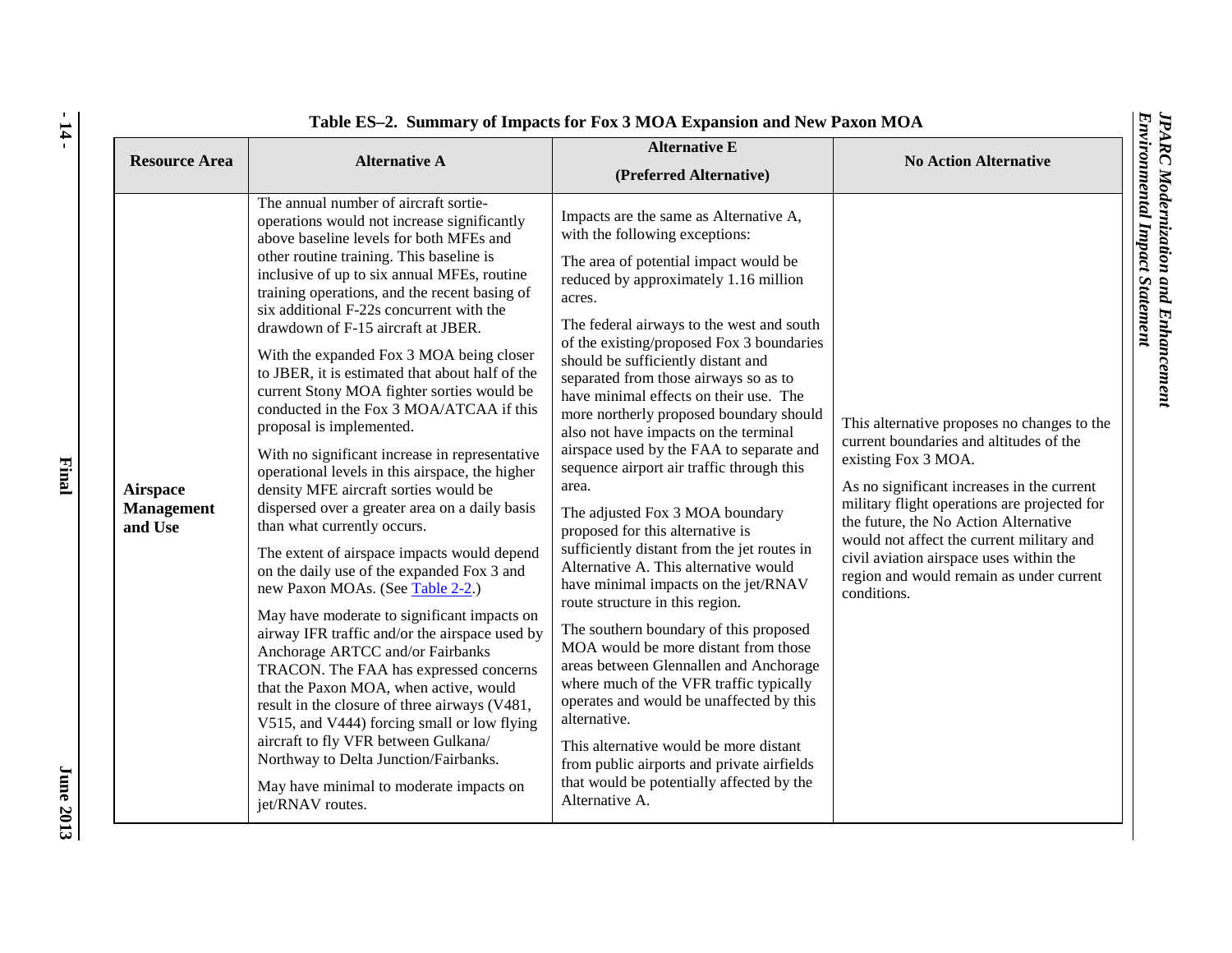**Table ES–2. Summary of Impacts for Fox 3 MOA Expansion and New Paxon MOA**

| Resource Area | Alternative A | Alternative E (Preferred Alternative) | No Action Alternative |
|---|---|---|---|
| **Airspace Management and Use** | The annual number of aircraft sortie-operations would not increase significantly above baseline levels for both MFEs and other routine training. This baseline is inclusive of up to six annual MFEs, routine training operations, and the recent basing of six additional F-22s concurrent with the drawdown of F-15 aircraft at JBER.<br><br>With the expanded Fox 3 MOA being closer to JBER, it is estimated that about half of the current Stony MOA fighter sorties would be conducted in the Fox 3 MOA/ATCAA if this proposal is implemented.<br><br>With no significant increase in representative operational levels in this airspace, the higher density MFE aircraft sorties would be dispersed over a greater area on a daily basis than what currently occurs.<br><br>The extent of airspace impacts would depend on the daily use of the expanded Fox 3 and new Paxon MOAs. (See Table 2-2.)<br><br>May have moderate to significant impacts on airway IFR traffic and/or the airspace used by Anchorage ARTCC and/or Fairbanks TRACON. The FAA has expressed concerns that the Paxon MOA, when active, would result in the closure of three airways (V481, V515, and V444) forcing small or low flying aircraft to fly VFR between Gulkana/ Northway to Delta Junction/Fairbanks.<br><br>May have minimal to moderate impacts on jet/RNAV routes. | Impacts are the same as Alternative A, with the following exceptions:<br><br>The area of potential impact would be reduced by approximately 1.16 million acres.<br><br>The federal airways to the west and south of the existing/proposed Fox 3 boundaries should be sufficiently distant and separated from those airways so as to have minimal effects on their use. The more northerly proposed boundary should also not have impacts on the terminal airspace used by the FAA to separate and sequence airport air traffic through this area.<br><br>The adjusted Fox 3 MOA boundary proposed for this alternative is sufficiently distant from the jet routes in Alternative A. This alternative would have minimal impacts on the jet/RNAV route structure in this region.<br><br>The southern boundary of this proposed MOA would be more distant from those areas between Glennallen and Anchorage where much of the VFR traffic typically operates and would be unaffected by this alternative.<br><br>This alternative would be more distant from public airports and private airfields that would be potentially affected by the Alternative A. | This alternative proposes no changes to the current boundaries and altitudes of the existing Fox 3 MOA.<br><br>As no significant increases in the current military flight operations are projected for the future, the No Action Alternative would not affect the current military and civil aviation airspace uses within the region and would remain as under current conditions. |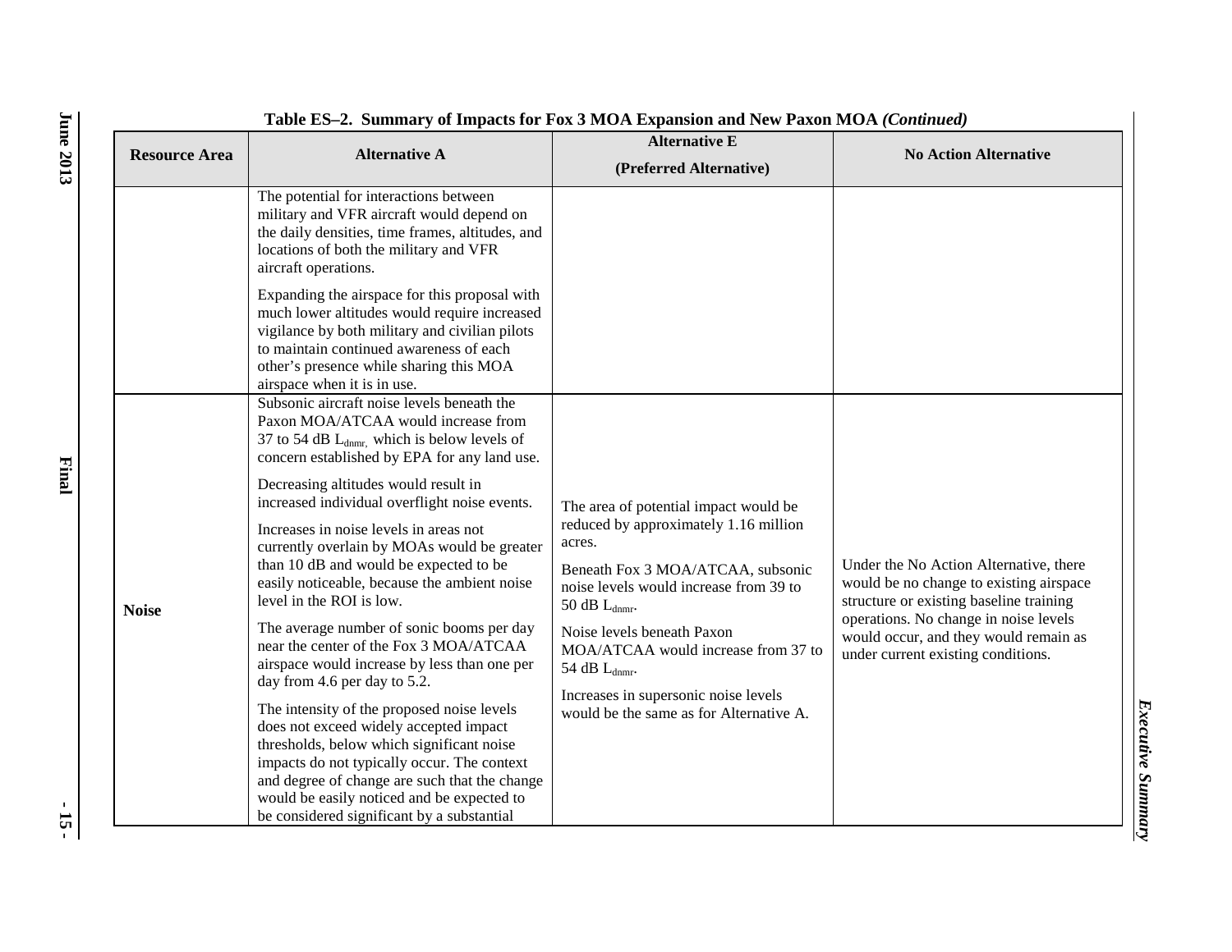**Table ES–2. Summary of Impacts for Fox 3 MOA Expansion and New Paxon MOA *(Continued)***

| Resource Area | Alternative A | Alternative E (Preferred Alternative) | No Action Alternative |
|---|---|---|---|
| | The potential for interactions between military and VFR aircraft would depend on the daily densities, time frames, altitudes, and locations of both the military and VFR aircraft operations.<br><br>Expanding the airspace for this proposal with much lower altitudes would require increased vigilance by both military and civilian pilots to maintain continued awareness of each other's presence while sharing this MOA airspace when it is in use. | | |
| **Noise** | Subsonic aircraft noise levels beneath the Paxon MOA/ATCAA would increase from 37 to 54 dB $L_{dnmr}$, which is below levels of concern established by EPA for any land use.<br><br>Decreasing altitudes would result in increased individual overflight noise events.<br><br>Increases in noise levels in areas not currently overlain by MOAs would be greater than 10 dB and would be expected to be easily noticeable, because the ambient noise level in the ROI is low.<br><br>The average number of sonic booms per day near the center of the Fox 3 MOA/ATCAA airspace would increase by less than one per day from 4.6 per day to 5.2.<br><br>The intensity of the proposed noise levels does not exceed widely accepted impact thresholds, below which significant noise impacts do not typically occur. The context and degree of change are such that the change would be easily noticed and be expected to be considered significant by a substantial | The area of potential impact would be reduced by approximately 1.16 million acres.<br><br>Beneath Fox 3 MOA/ATCAA, subsonic noise levels would increase from 39 to 50 dB $L_{dnmr}$.<br><br>Noise levels beneath Paxon MOA/ATCAA would increase from 37 to 54 dB $L_{dnmr}$.<br><br>Increases in supersonic noise levels would be the same as for Alternative A. | Under the No Action Alternative, there would be no change to existing airspace structure or existing baseline training operations. No change in noise levels would occur, and they would remain as under current existing conditions. |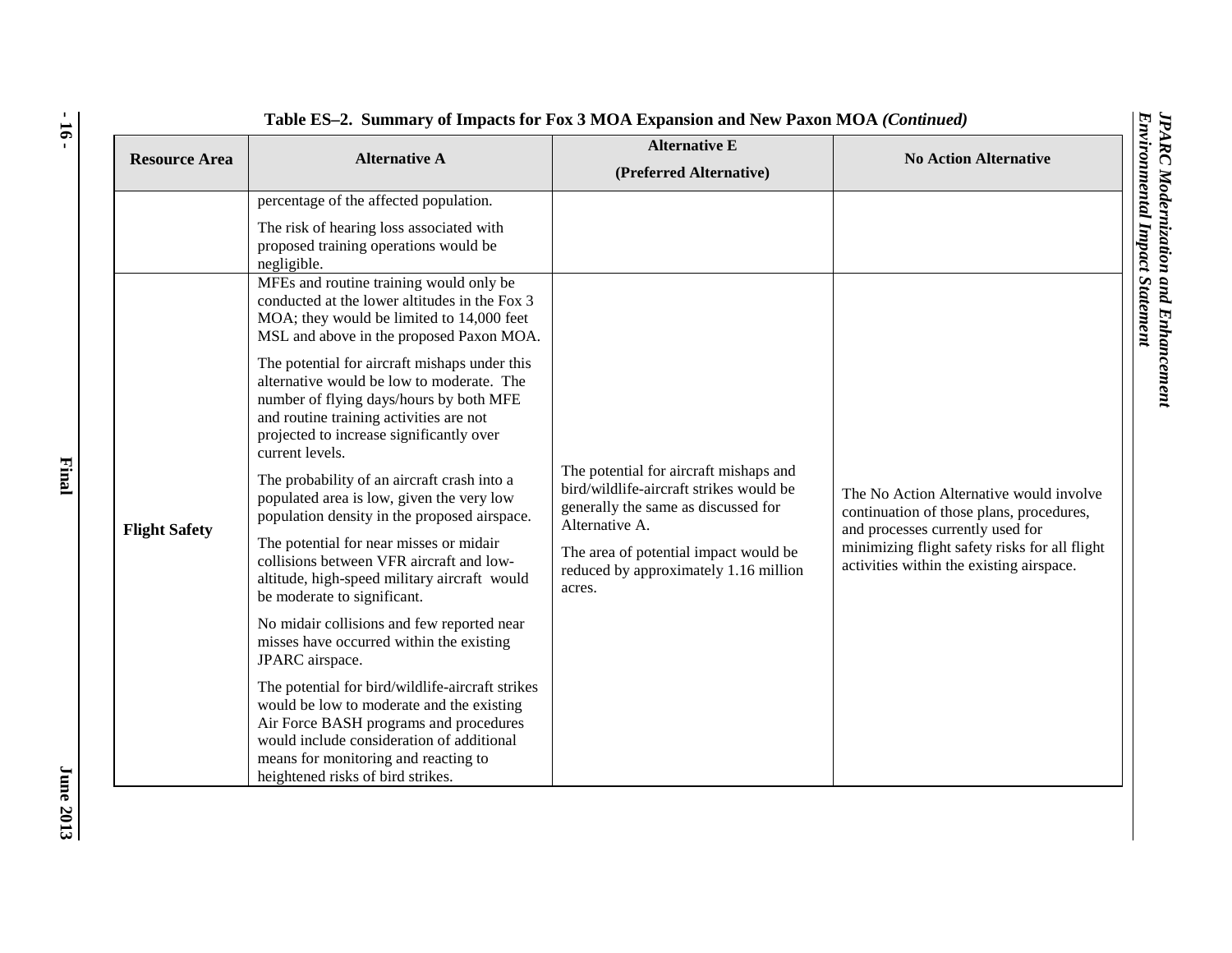**Table ES–2. Summary of Impacts for Fox 3 MOA Expansion and New Paxon MOA *(Continued)***

| Resource Area | Alternative A | Alternative E (Preferred Alternative) | No Action Alternative |
|---|---|---|---|
| | percentage of the affected population.<br><br>The risk of hearing loss associated with proposed training operations would be negligible. | | |
| **Flight Safety** | MFEs and routine training would only be conducted at the lower altitudes in the Fox 3 MOA; they would be limited to 14,000 feet MSL and above in the proposed Paxon MOA.<br><br>The potential for aircraft mishaps under this alternative would be low to moderate. The number of flying days/hours by both MFE and routine training activities are not projected to increase significantly over current levels.<br><br>The probability of an aircraft crash into a populated area is low, given the very low population density in the proposed airspace.<br><br>The potential for near misses or midair collisions between VFR aircraft and low-altitude, high-speed military aircraft would be moderate to significant.<br><br>No midair collisions and few reported near misses have occurred within the existing JPARC airspace.<br><br>The potential for bird/wildlife-aircraft strikes would be low to moderate and the existing Air Force BASH programs and procedures would include consideration of additional means for monitoring and reacting to heightened risks of bird strikes. | The potential for aircraft mishaps and bird/wildlife-aircraft strikes would be generally the same as discussed for Alternative A.<br><br>The area of potential impact would be reduced by approximately 1.16 million acres. | The No Action Alternative would involve continuation of those plans, procedures, and processes currently used for minimizing flight safety risks for all flight activities within the existing airspace. |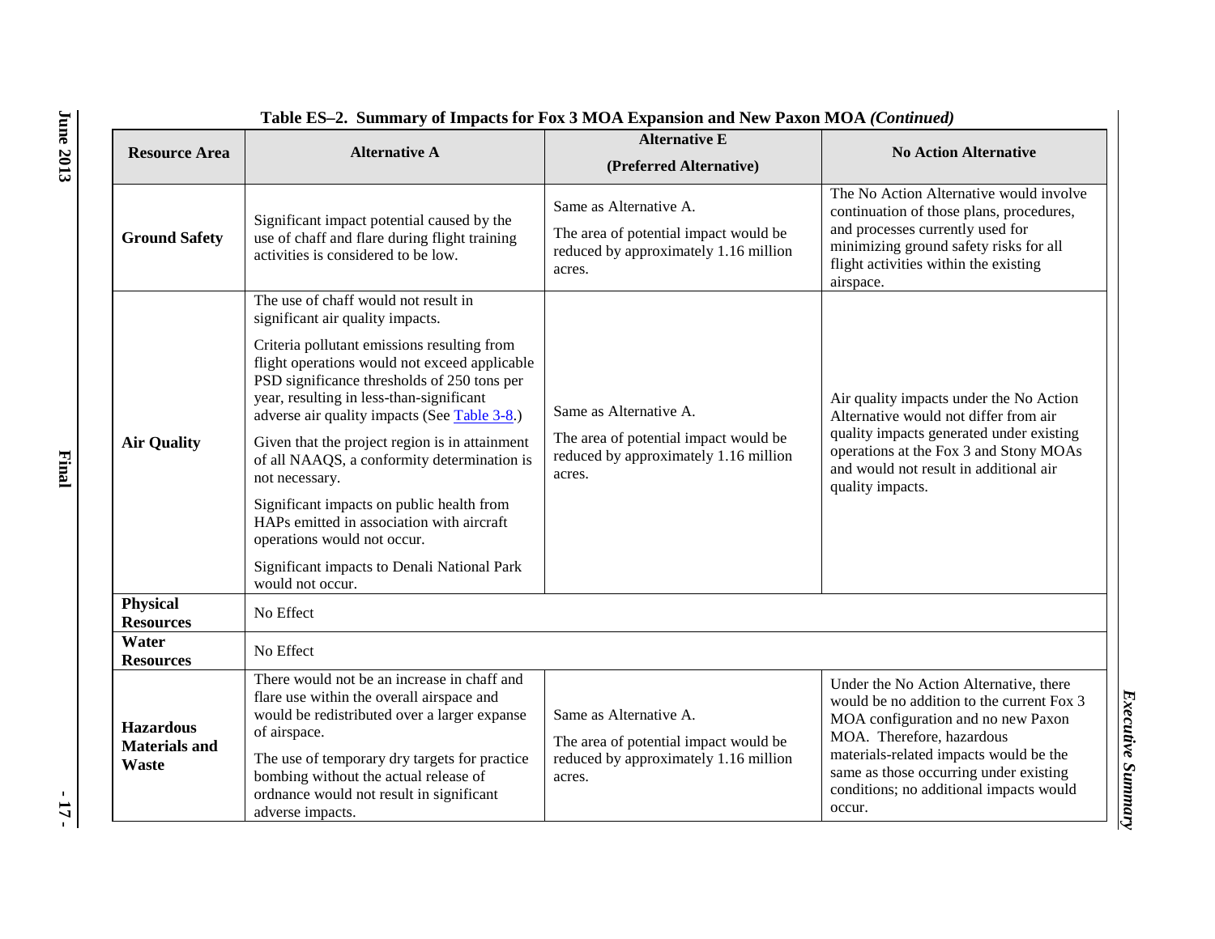**Table ES–2. Summary of Impacts for Fox 3 MOA Expansion and New Paxon MOA *(Continued)***

| Resource Area | Alternative A | Alternative E (Preferred Alternative) | No Action Alternative |
|---|---|---|---|
| **Ground Safety** | Significant impact potential caused by the use of chaff and flare during flight training activities is considered to be low. | Same as Alternative A.<br><br>The area of potential impact would be reduced by approximately 1.16 million acres. | The No Action Alternative would involve continuation of those plans, procedures, and processes currently used for minimizing ground safety risks for all flight activities within the existing airspace. |
| **Air Quality** | The use of chaff would not result in significant air quality impacts.<br><br>Criteria pollutant emissions resulting from flight operations would not exceed applicable PSD significance thresholds of 250 tons per year, resulting in less-than-significant adverse air quality impacts (See Table 3-8.)<br><br>Given that the project region is in attainment of all NAAQS, a conformity determination is not necessary.<br><br>Significant impacts on public health from HAPs emitted in association with aircraft operations would not occur.<br><br>Significant impacts to Denali National Park would not occur. | Same as Alternative A.<br><br>The area of potential impact would be reduced by approximately 1.16 million acres. | Air quality impacts under the No Action Alternative would not differ from air quality impacts generated under existing operations at the Fox 3 and Stony MOAs and would not result in additional air quality impacts. |
| **Physical Resources** | No Effect | | |
| **Water Resources** | No Effect | | |
| **Hazardous Materials and Waste** | There would not be an increase in chaff and flare use within the overall airspace and would be redistributed over a larger expanse of airspace.<br><br>The use of temporary dry targets for practice bombing without the actual release of ordnance would not result in significant adverse impacts. | Same as Alternative A.<br><br>The area of potential impact would be reduced by approximately 1.16 million acres. | Under the No Action Alternative, there would be no addition to the current Fox 3 MOA configuration and no new Paxon MOA. Therefore, hazardous materials-related impacts would be the same as those occurring under existing conditions; no additional impacts would occur. |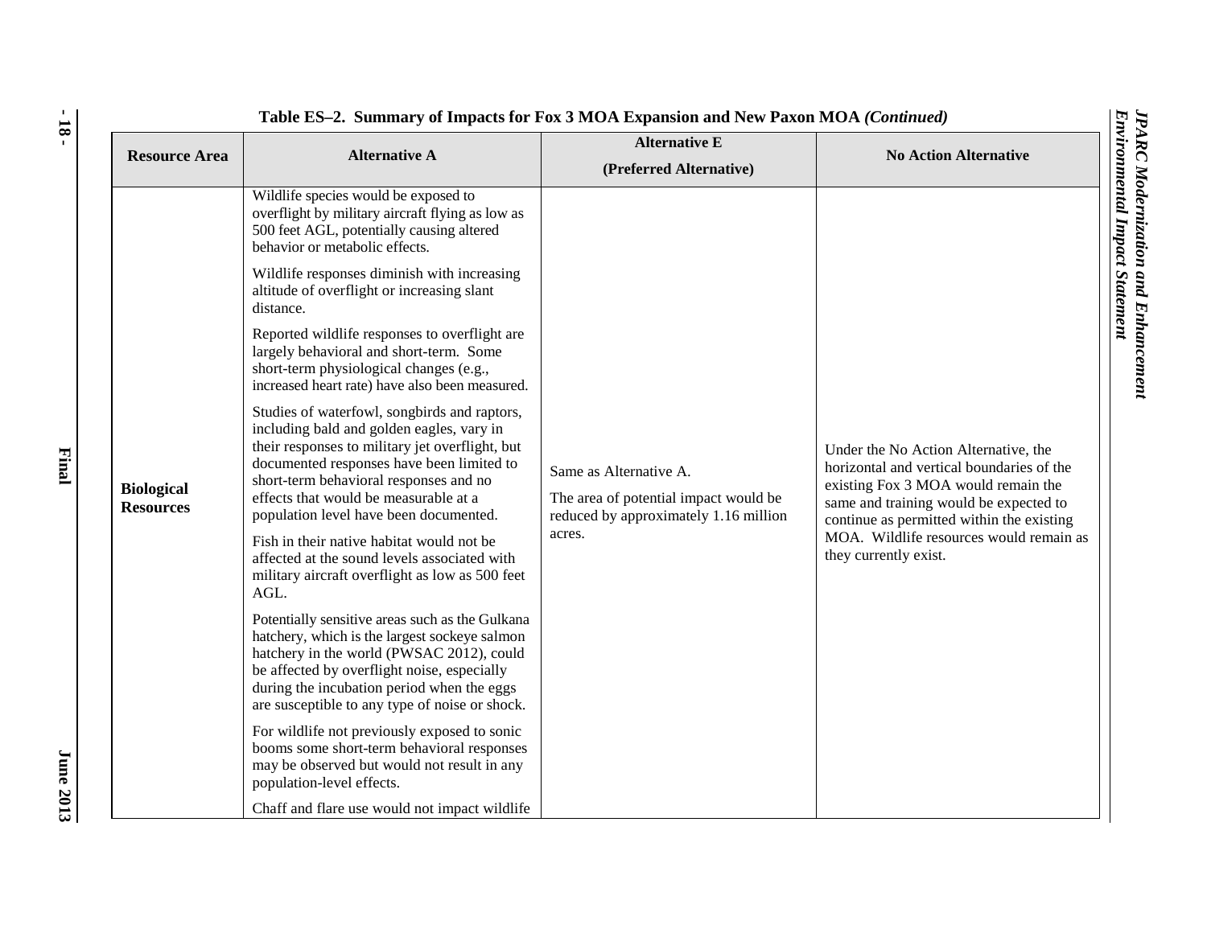**Table ES–2. Summary of Impacts for Fox 3 MOA Expansion and New Paxon MOA *(Continued)***

| Resource Area | Alternative A | Alternative E (Preferred Alternative) | No Action Alternative |
|---|---|---|---|
| **Biological Resources** | Wildlife species would be exposed to overflight by military aircraft flying as low as 500 feet AGL, potentially causing altered behavior or metabolic effects.<br><br>Wildlife responses diminish with increasing altitude of overflight or increasing slant distance.<br><br>Reported wildlife responses to overflight are largely behavioral and short-term. Some short-term physiological changes (e.g., increased heart rate) have also been measured.<br><br>Studies of waterfowl, songbirds and raptors, including bald and golden eagles, vary in their responses to military jet overflight, but documented responses have been limited to short-term behavioral responses and no effects that would be measurable at a population level have been documented.<br><br>Fish in their native habitat would not be affected at the sound levels associated with military aircraft overflight as low as 500 feet AGL.<br><br>Potentially sensitive areas such as the Gulkana hatchery, which is the largest sockeye salmon hatchery in the world (PWSAC 2012), could be affected by overflight noise, especially during the incubation period when the eggs are susceptible to any type of noise or shock.<br><br>For wildlife not previously exposed to sonic booms some short-term behavioral responses may be observed but would not result in any population-level effects.<br><br>Chaff and flare use would not impact wildlife | Same as Alternative A.<br><br>The area of potential impact would be reduced by approximately 1.16 million acres. | Under the No Action Alternative, the horizontal and vertical boundaries of the existing Fox 3 MOA would remain the same and training would be expected to continue as permitted within the existing MOA. Wildlife resources would remain as they currently exist. |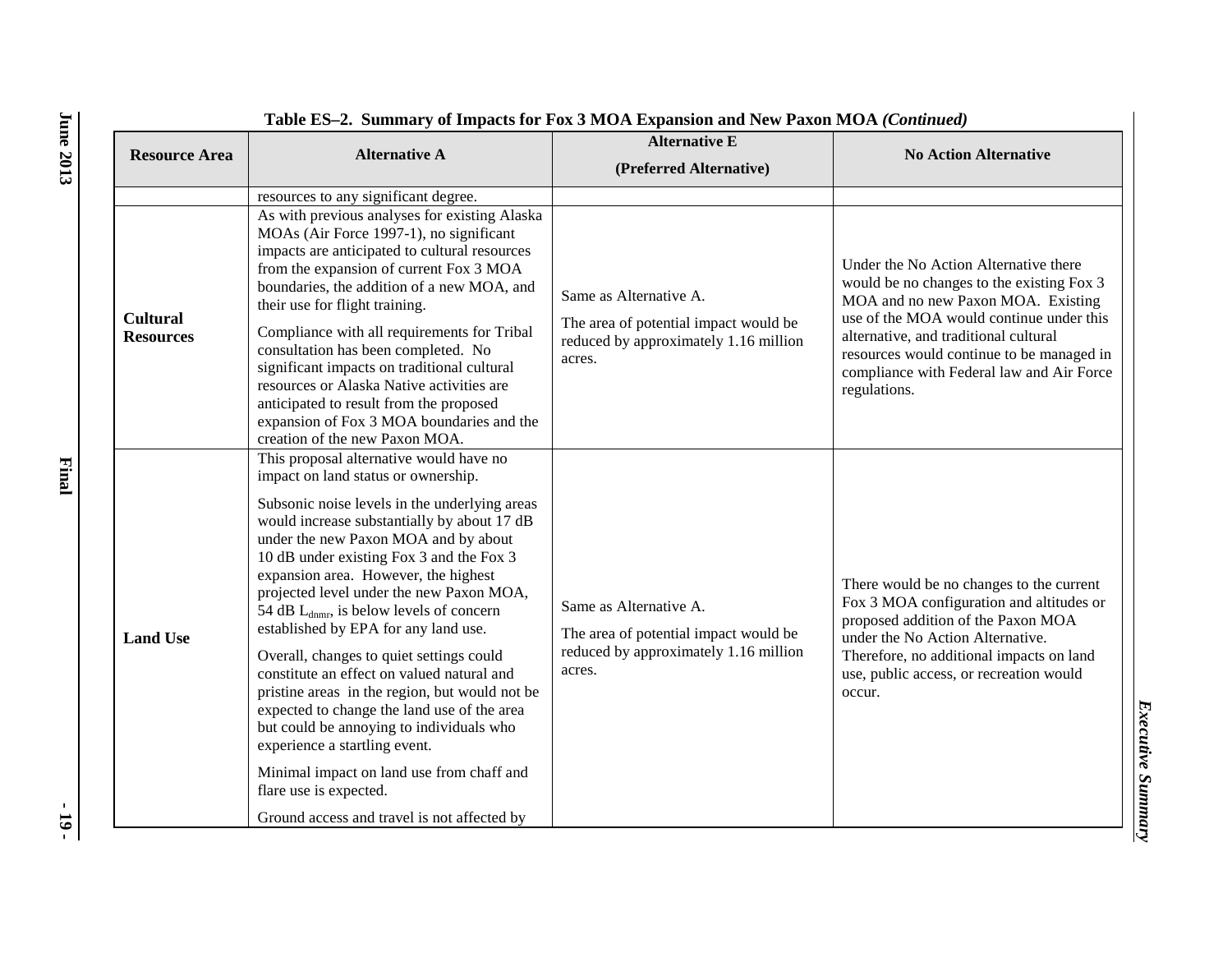**Table ES–2. Summary of Impacts for Fox 3 MOA Expansion and New Paxon MOA *(Continued)***

| Resource Area | Alternative A | Alternative E (Preferred Alternative) | No Action Alternative |
|---|---|---|---|
| | resources to any significant degree. | | |
| **Cultural Resources** | As with previous analyses for existing Alaska MOAs (Air Force 1997-1), no significant impacts are anticipated to cultural resources from the expansion of current Fox 3 MOA boundaries, the addition of a new MOA, and their use for flight training.<br><br>Compliance with all requirements for Tribal consultation has been completed. No significant impacts on traditional cultural resources or Alaska Native activities are anticipated to result from the proposed expansion of Fox 3 MOA boundaries and the creation of the new Paxon MOA. | Same as Alternative A.<br><br>The area of potential impact would be reduced by approximately 1.16 million acres. | Under the No Action Alternative there would be no changes to the existing Fox 3 MOA and no new Paxon MOA. Existing use of the MOA would continue under this alternative, and traditional cultural resources would continue to be managed in compliance with Federal law and Air Force regulations. |
| **Land Use** | This proposal alternative would have no impact on land status or ownership.<br><br>Subsonic noise levels in the underlying areas would increase substantially by about 17 dB under the new Paxon MOA and by about 10 dB under existing Fox 3 and the Fox 3 expansion area. However, the highest projected level under the new Paxon MOA, 54 dB $L_{dnmr}$, is below levels of concern established by EPA for any land use.<br><br>Overall, changes to quiet settings could constitute an effect on valued natural and pristine areas in the region, but would not be expected to change the land use of the area but could be annoying to individuals who experience a startling event.<br><br>Minimal impact on land use from chaff and flare use is expected.<br><br>Ground access and travel is not affected by | Same as Alternative A.<br><br>The area of potential impact would be reduced by approximately 1.16 million acres. | There would be no changes to the current Fox 3 MOA configuration and altitudes or proposed addition of the Paxon MOA under the No Action Alternative. Therefore, no additional impacts on land use, public access, or recreation would occur. |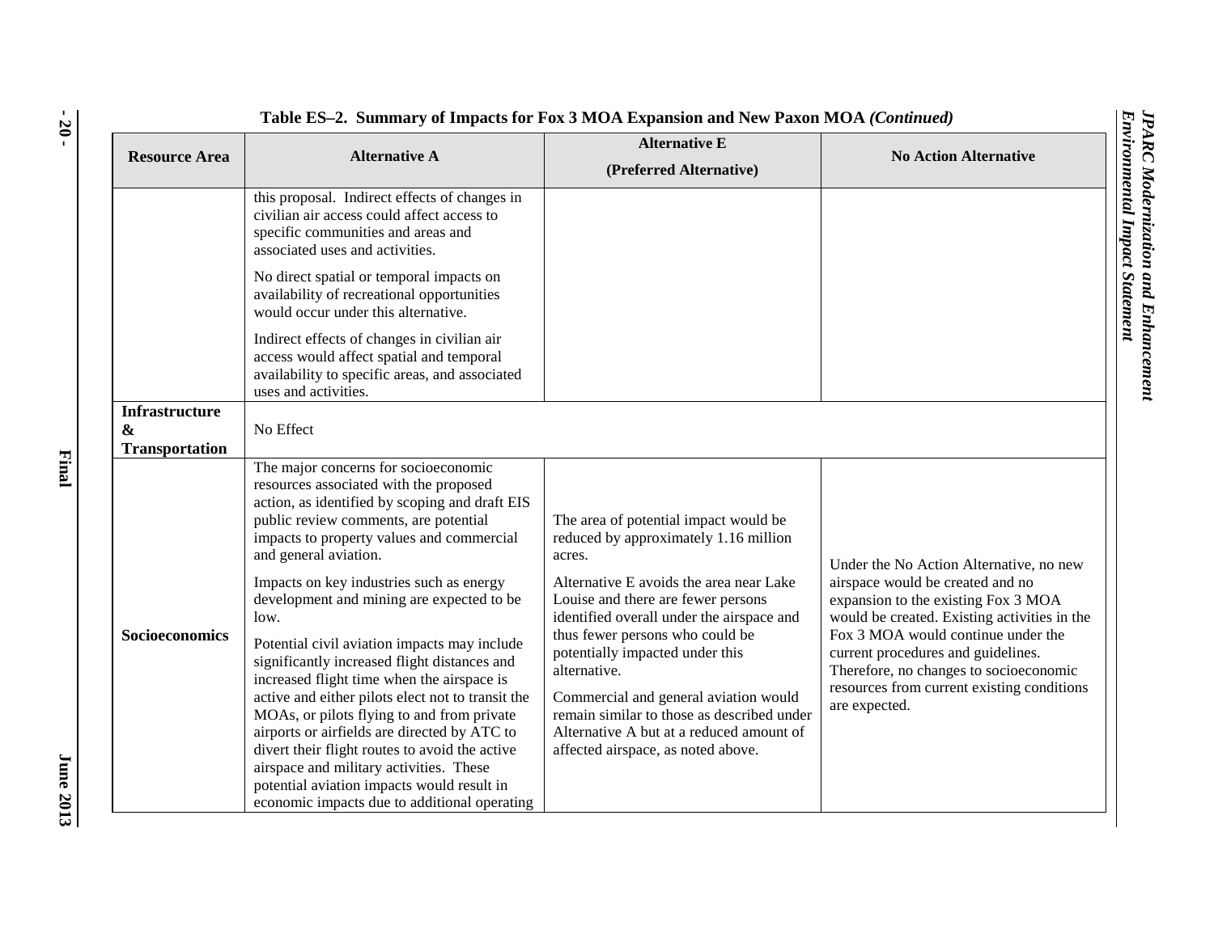**Table ES–2. Summary of Impacts for Fox 3 MOA Expansion and New Paxon MOA *(Continued)***

| Resource Area | Alternative A | Alternative E (Preferred Alternative) | No Action Alternative |
|---|---|---|---|
| | this proposal. Indirect effects of changes in civilian air access could affect access to specific communities and areas and associated uses and activities.<br><br>No direct spatial or temporal impacts on availability of recreational opportunities would occur under this alternative.<br><br>Indirect effects of changes in civilian air access would affect spatial and temporal availability to specific areas, and associated uses and activities. | | |
| **Infrastructure & Transportation** | No Effect | | |
| **Socioeconomics** | The major concerns for socioeconomic resources associated with the proposed action, as identified by scoping and draft EIS public review comments, are potential impacts to property values and commercial and general aviation.<br><br>Impacts on key industries such as energy development and mining are expected to be low.<br><br>Potential civil aviation impacts may include significantly increased flight distances and increased flight time when the airspace is active and either pilots elect not to transit the MOAs, or pilots flying to and from private airports or airfields are directed by ATC to divert their flight routes to avoid the active airspace and military activities. These potential aviation impacts would result in economic impacts due to additional operating | The area of potential impact would be reduced by approximately 1.16 million acres.<br><br>Alternative E avoids the area near Lake Louise and there are fewer persons identified overall under the airspace and thus fewer persons who could be potentially impacted under this alternative.<br><br>Commercial and general aviation would remain similar to those as described under Alternative A but at a reduced amount of affected airspace, as noted above. | Under the No Action Alternative, no new airspace would be created and no expansion to the existing Fox 3 MOA would be created. Existing activities in the Fox 3 MOA would continue under the current procedures and guidelines. Therefore, no changes to socioeconomic resources from current existing conditions are expected. |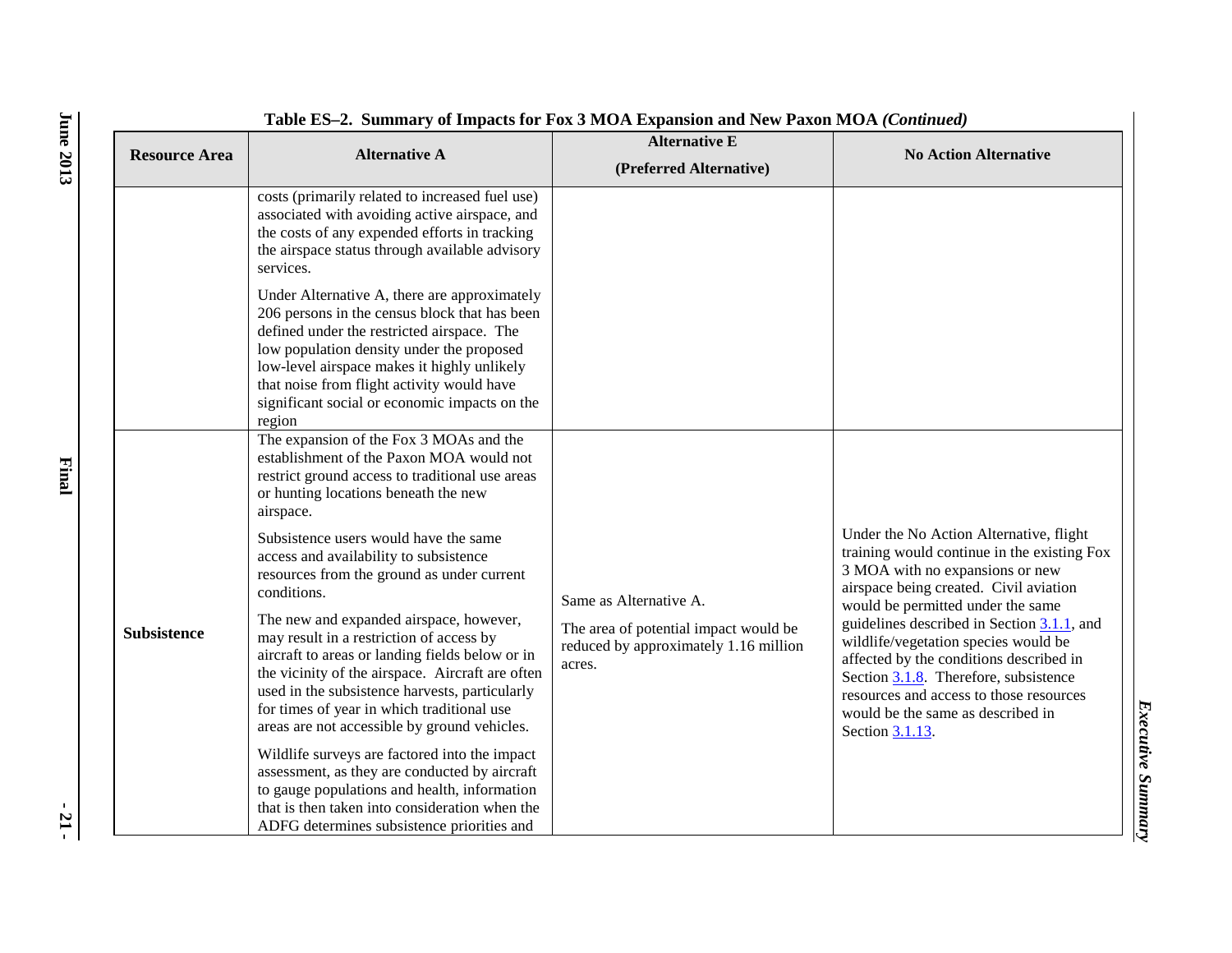**Table ES–2. Summary of Impacts for Fox 3 MOA Expansion and New Paxon MOA *(Continued)***

| Resource Area | Alternative A | Alternative E (Preferred Alternative) | No Action Alternative |
|---|---|---|---|
| | costs (primarily related to increased fuel use) associated with avoiding active airspace, and the costs of any expended efforts in tracking the airspace status through available advisory services.<br><br>Under Alternative A, there are approximately 206 persons in the census block that has been defined under the restricted airspace. The low population density under the proposed low-level airspace makes it highly unlikely that noise from flight activity would have significant social or economic impacts on the region | | |
| **Subsistence** | The expansion of the Fox 3 MOAs and the establishment of the Paxon MOA would not restrict ground access to traditional use areas or hunting locations beneath the new airspace.<br><br>Subsistence users would have the same access and availability to subsistence resources from the ground as under current conditions.<br><br>The new and expanded airspace, however, may result in a restriction of access by aircraft to areas or landing fields below or in the vicinity of the airspace. Aircraft are often used in the subsistence harvests, particularly for times of year in which traditional use areas are not accessible by ground vehicles.<br><br>Wildlife surveys are factored into the impact assessment, as they are conducted by aircraft to gauge populations and health, information that is then taken into consideration when the ADFG determines subsistence priorities and | Same as Alternative A.<br><br>The area of potential impact would be reduced by approximately 1.16 million acres. | Under the No Action Alternative, flight training would continue in the existing Fox 3 MOA with no expansions or new airspace being created. Civil aviation would be permitted under the same guidelines described in Section 3.1.1, and wildlife/vegetation species would be affected by the conditions described in Section 3.1.8. Therefore, subsistence resources and access to those resources would be the same as described in Section 3.1.13. |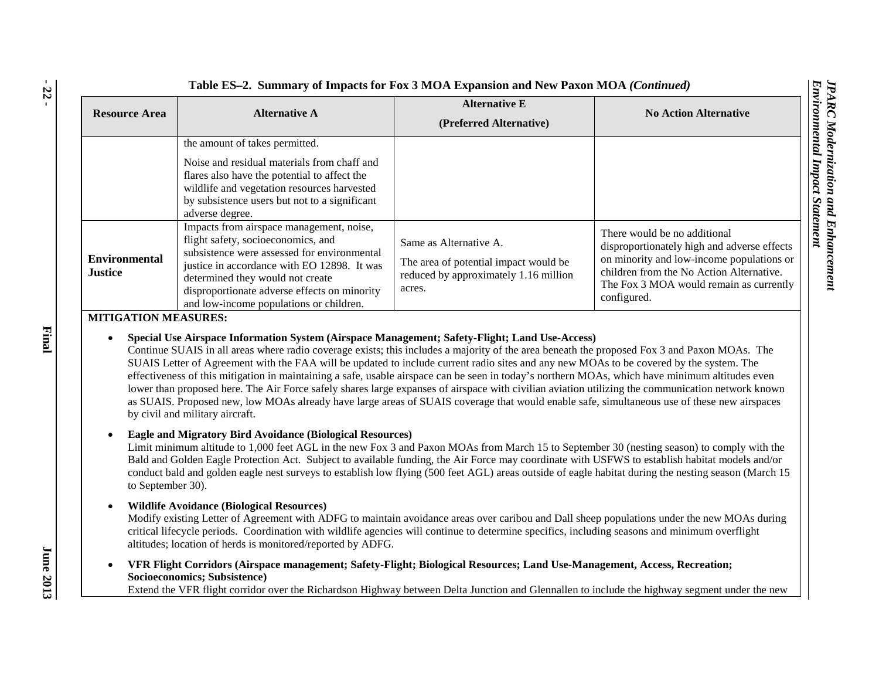**Table ES–2. Summary of Impacts for Fox 3 MOA Expansion and New Paxon MOA *(Continued)***

| Resource Area | Alternative A | Alternative E (Preferred Alternative) | No Action Alternative |
|---|---|---|---|
| | the amount of takes permitted. Noise and residual materials from chaff and flares also have the potential to affect the wildlife and vegetation resources harvested by subsistence users but not to a significant adverse degree. | | |
| **Environmental Justice** | Impacts from airspace management, noise, flight safety, socioeconomics, and subsistence were assessed for environmental justice in accordance with EO 12898. It was determined they would not create disproportionate adverse effects on minority and low-income populations or children. | Same as Alternative A. The area of potential impact would be reduced by approximately 1.16 million acres. | There would be no additional disproportionately high and adverse effects on minority and low-income populations or children from the No Action Alternative. The Fox 3 MOA would remain as currently configured. |

**MITIGATION MEASURES:**

- **Special Use Airspace Information System (Airspace Management; Safety-Flight; Land Use-Access)**
  Continue SUAIS in all areas where radio coverage exists; this includes a majority of the area beneath the proposed Fox 3 and Paxon MOAs. The SUAIS Letter of Agreement with the FAA will be updated to include current radio sites and any new MOAs to be covered by the system. The effectiveness of this mitigation in maintaining a safe, usable airspace can be seen in today's northern MOAs, which have minimum altitudes even lower than proposed here. The Air Force safely shares large expanses of airspace with civilian aviation utilizing the communication network known as SUAIS. Proposed new, low MOAs already have large areas of SUAIS coverage that would enable safe, simultaneous use of these new airspaces by civil and military aircraft.

- **Eagle and Migratory Bird Avoidance (Biological Resources)**
  Limit minimum altitude to 1,000 feet AGL in the new Fox 3 and Paxon MOAs from March 15 to September 30 (nesting season) to comply with the Bald and Golden Eagle Protection Act. Subject to available funding, the Air Force may coordinate with USFWS to establish habitat models and/or conduct bald and golden eagle nest surveys to establish low flying (500 feet AGL) areas outside of eagle habitat during the nesting season (March 15 to September 30).

- **Wildlife Avoidance (Biological Resources)**
  Modify existing Letter of Agreement with ADFG to maintain avoidance areas over caribou and Dall sheep populations under the new MOAs during critical lifecycle periods. Coordination with wildlife agencies will continue to determine specifics, including seasons and minimum overflight altitudes; location of herds is monitored/reported by ADFG.

- **VFR Flight Corridors (Airspace management; Safety-Flight; Biological Resources; Land Use-Management, Access, Recreation; Socioeconomics; Subsistence)**
  Extend the VFR flight corridor over the Richardson Highway between Delta Junction and Glennallen to include the highway segment under the new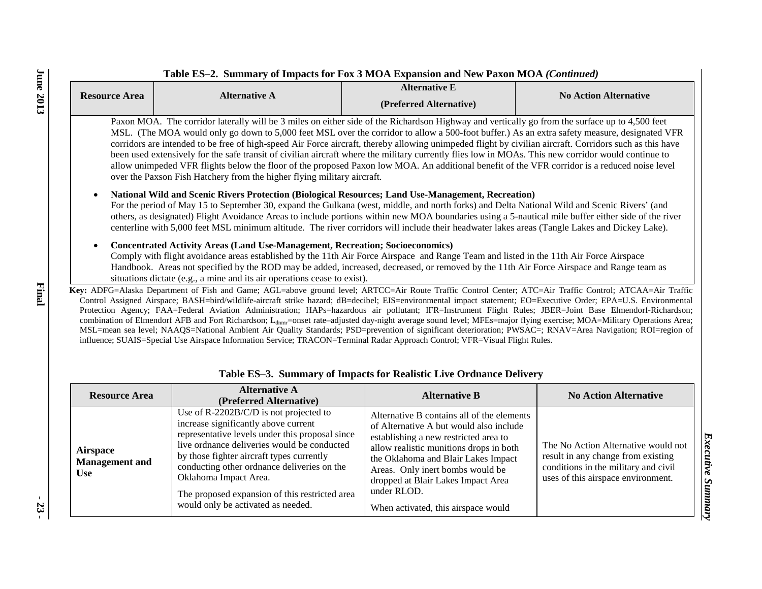**Table ES–2. Summary of Impacts for Fox 3 MOA Expansion and New Paxon MOA *(Continued)***

| Resource Area | Alternative A | Alternative E (Preferred Alternative) | No Action Alternative |
|---|---|---|---|

Paxon MOA. The corridor laterally will be 3 miles on either side of the Richardson Highway and vertically go from the surface up to 4,500 feet MSL. (The MOA would only go down to 5,000 feet MSL over the corridor to allow a 500-foot buffer.) As an extra safety measure, designated VFR corridors are intended to be free of high-speed Air Force aircraft, thereby allowing unimpeded flight by civilian aircraft. Corridors such as this have been used extensively for the safe transit of civilian aircraft where the military currently flies low in MOAs. This new corridor would continue to allow unimpeded VFR flights below the floor of the proposed Paxon low MOA. An additional benefit of the VFR corridor is a reduced noise level over the Paxson Fish Hatchery from the higher flying military aircraft.

- **National Wild and Scenic Rivers Protection (Biological Resources; Land Use-Management, Recreation)**
  For the period of May 15 to September 30, expand the Gulkana (west, middle, and north forks) and Delta National Wild and Scenic Rivers' (and others, as designated) Flight Avoidance Areas to include portions within new MOA boundaries using a 5-nautical mile buffer either side of the river centerline with 5,000 feet MSL minimum altitude. The river corridors will include their headwater lakes areas (Tangle Lakes and Dickey Lake).

- **Concentrated Activity Areas (Land Use-Management, Recreation; Socioeconomics)**
  Comply with flight avoidance areas established by the 11th Air Force Airspace and Range Team and listed in the 11th Air Force Airspace Handbook. Areas not specified by the ROD may be added, increased, decreased, or removed by the 11th Air Force Airspace and Range team as situations dictate (e.g., a mine and its air operations cease to exist).

**Key:** ADFG=Alaska Department of Fish and Game; AGL=above ground level; ARTCC=Air Route Traffic Control Center; ATC=Air Traffic Control; ATCAA=Air Traffic Control Assigned Airspace; BASH=bird/wildlife-aircraft strike hazard; dB=decibel; EIS=environmental impact statement; EO=Executive Order; EPA=U.S. Environmental Protection Agency; FAA=Federal Aviation Administration; HAPs=hazardous air pollutant; IFR=Instrument Flight Rules; JBER=Joint Base Elmendorf-Richardson; combination of Elmendorf AFB and Fort Richardson; $L_{dnmr}$=onset rate–adjusted day-night average sound level; MFEs=major flying exercise; MOA=Military Operations Area; MSL=mean sea level; NAAQS=National Ambient Air Quality Standards; PSD=prevention of significant deterioration; PWSAC=; RNAV=Area Navigation; ROI=region of influence; SUAIS=Special Use Airspace Information Service; TRACON=Terminal Radar Approach Control; VFR=Visual Flight Rules.

**Table ES–3. Summary of Impacts for Realistic Live Ordnance Delivery**

| Resource Area | Alternative A (Preferred Alternative) | Alternative B | No Action Alternative |
|---|---|---|---|
| **Airspace Management and Use** | Use of R-2202B/C/D is not projected to increase significantly above current representative levels under this proposal since live ordnance deliveries would be conducted by those fighter aircraft types currently conducting other ordnance deliveries on the Oklahoma Impact Area.<br><br>The proposed expansion of this restricted area would only be activated as needed. | Alternative B contains all of the elements of Alternative A but would also include establishing a new restricted area to allow realistic munitions drops in both the Oklahoma and Blair Lakes Impact Areas. Only inert bombs would be dropped at Blair Lakes Impact Area under RLOD.<br><br>When activated, this airspace would | The No Action Alternative would not result in any change from existing conditions in the military and civil uses of this airspace environment. |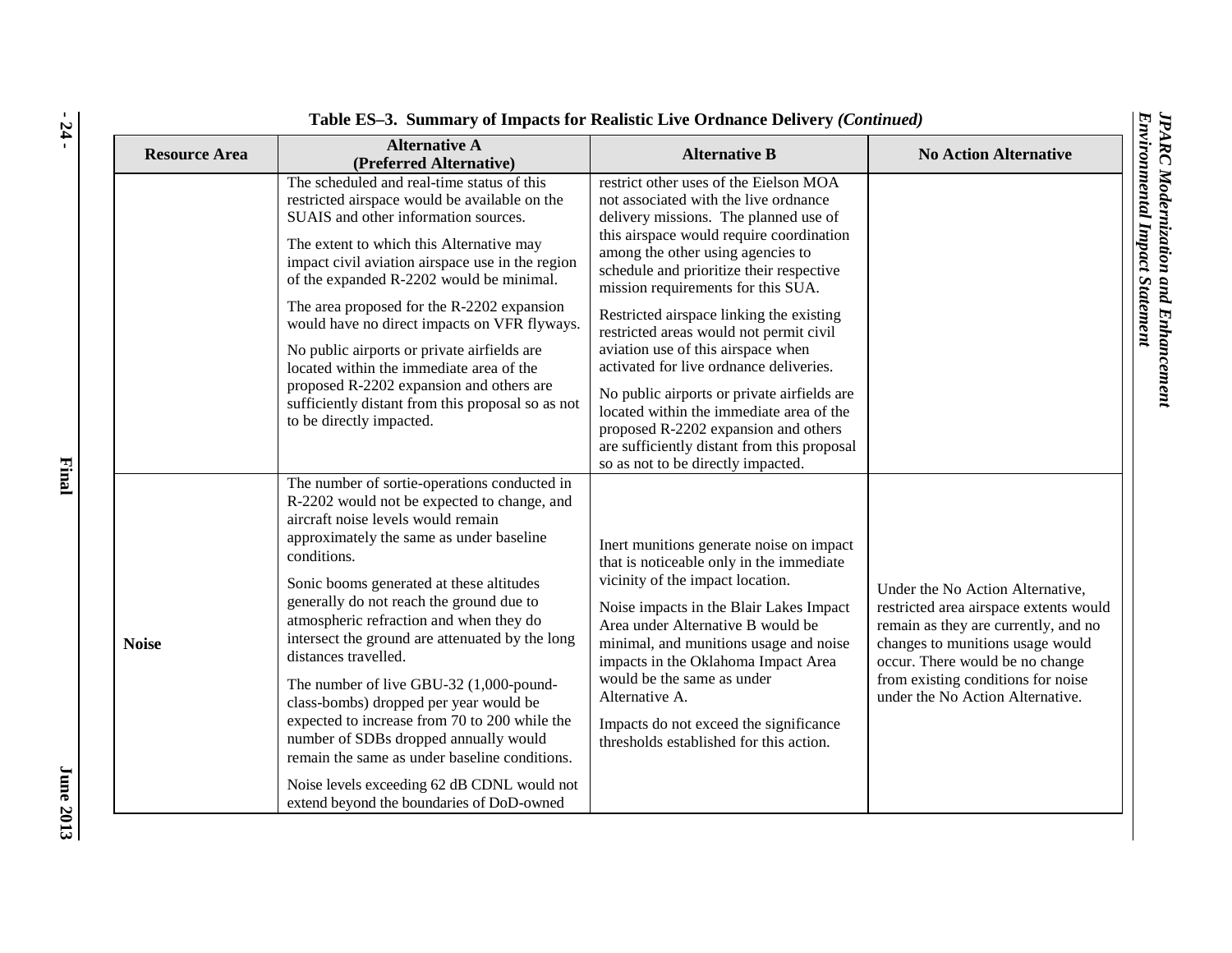**Table ES–3. Summary of Impacts for Realistic Live Ordnance Delivery *(Continued)***

| Resource Area | Alternative A (Preferred Alternative) | Alternative B | No Action Alternative |
|---|---|---|---|
| | The scheduled and real-time status of this restricted airspace would be available on the SUAIS and other information sources.<br><br>The extent to which this Alternative may impact civil aviation airspace use in the region of the expanded R-2202 would be minimal.<br><br>The area proposed for the R-2202 expansion would have no direct impacts on VFR flyways.<br><br>No public airports or private airfields are located within the immediate area of the proposed R-2202 expansion and others are sufficiently distant from this proposal as not to be directly impacted. | restrict other uses of the Eielson MOA not associated with the live ordnance delivery missions. The planned use of this airspace would require coordination among the other using agencies to schedule and prioritize their respective mission requirements for this SUA.<br><br>Restricted airspace linking the existing restricted areas would not permit civil aviation use of this airspace when activated for live ordnance deliveries.<br><br>No public airports or private airfields are located within the immediate area of the proposed R-2202 expansion and others are sufficiently distant from this proposal so as not to be directly impacted. | |
| **Noise** | The number of sortie-operations conducted in R-2202 would not be expected to change, and aircraft noise levels would remain approximately the same as under baseline conditions.<br><br>Sonic booms generated at these altitudes generally do not reach the ground due to atmospheric refraction and when they do intersect the ground are attenuated by the long distances travelled.<br><br>The number of live GBU-32 (1,000-pound-class-bombs) dropped per year would be expected to increase from 70 to 200 while the number of SDBs dropped annually would remain the same as under baseline conditions.<br><br>Noise levels exceeding 62 dB CDNL would not extend beyond the boundaries of DoD-owned | Inert munitions generate noise on impact that is noticeable only in the immediate vicinity of the impact location.<br><br>Noise impacts in the Blair Lakes Impact Area under Alternative B would be minimal, and munitions usage and noise impacts in the Oklahoma Impact Area would be the same as under Alternative A.<br><br>Impacts do not exceed the significance thresholds established for this action. | Under the No Action Alternative, restricted area airspace extents would remain as they are currently, and no changes to munitions usage would occur. There would be no change from existing conditions for noise under the No Action Alternative. |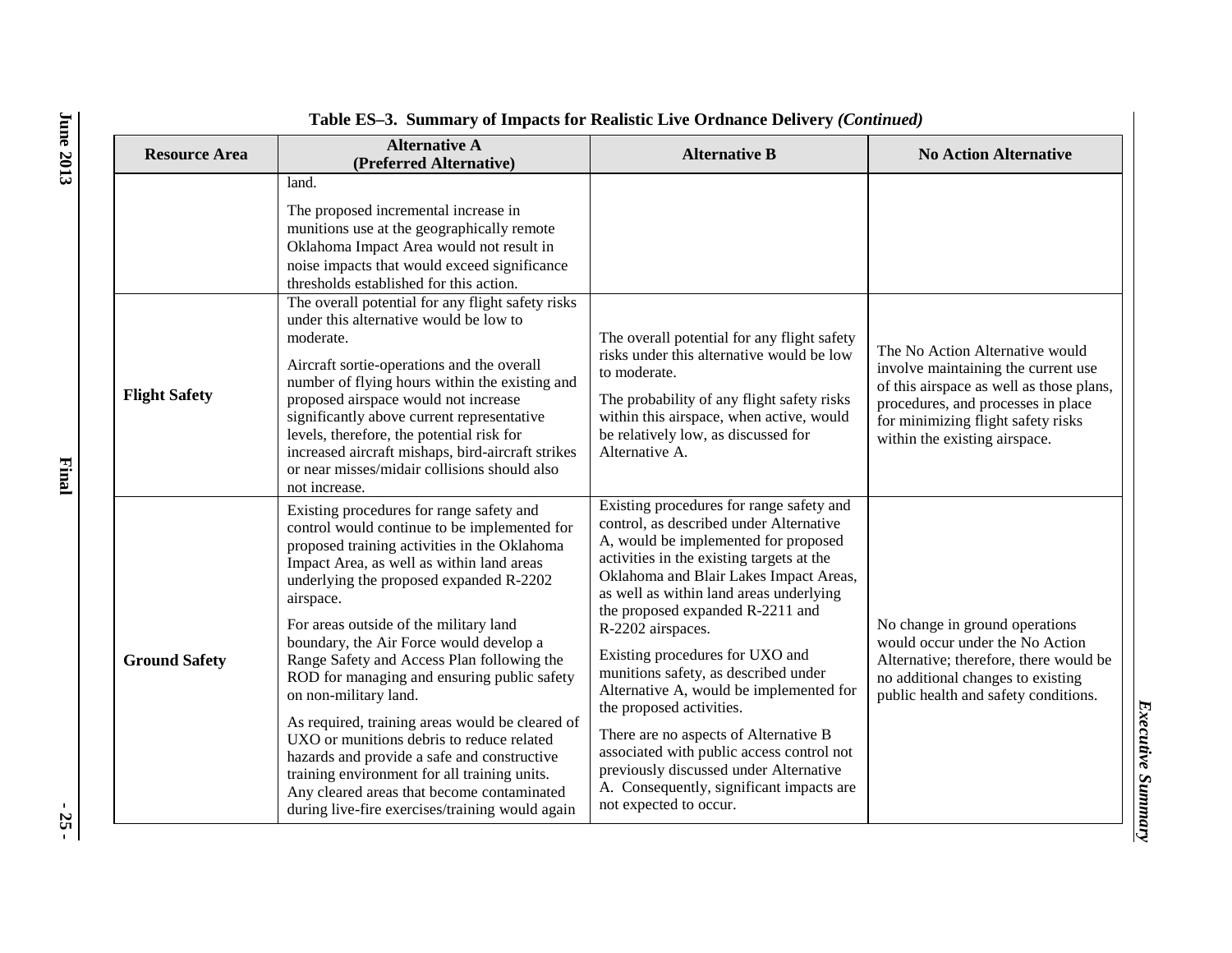**Table ES–3. Summary of Impacts for Realistic Live Ordnance Delivery *(Continued)***

| Resource Area | Alternative A (Preferred Alternative) | Alternative B | No Action Alternative |
|---|---|---|---|
| | land.<br><br>The proposed incremental increase in munitions use at the geographically remote Oklahoma Impact Area would not result in noise impacts that would exceed significance thresholds established for this action. | | |
| **Flight Safety** | The overall potential for any flight safety risks under this alternative would be low to moderate.<br><br>Aircraft sortie-operations and the overall number of flying hours within the existing and proposed airspace would not increase significantly above current representative levels, therefore, the potential risk for increased aircraft mishaps, bird-aircraft strikes or near misses/midair collisions should also not increase. | The overall potential for any flight safety risks under this alternative would be low to moderate.<br><br>The probability of any flight safety risks within this airspace, when active, would be relatively low, as discussed for Alternative A. | The No Action Alternative would involve maintaining the current use of this airspace as well as those plans, procedures, and processes in place for minimizing flight safety risks within the existing airspace. |
| **Ground Safety** | Existing procedures for range safety and control would continue to be implemented for proposed training activities in the Oklahoma Impact Area, as well as within land areas underlying the proposed expanded R-2202 airspace.<br><br>For areas outside of the military land boundary, the Air Force would develop a Range Safety and Access Plan following the ROD for managing and ensuring public safety on non-military land.<br><br>As required, training areas would be cleared of UXO or munitions debris to reduce related hazards and provide a safe and constructive training environment for all training units. Any cleared areas that become contaminated during live-fire exercises/training would again | Existing procedures for range safety and control, as described under Alternative A, would be implemented for proposed activities in the existing targets at the Oklahoma and Blair Lakes Impact Areas, as well as within land areas underlying the proposed expanded R-2211 and R-2202 airspaces.<br><br>Existing procedures for UXO and munitions safety, as described under Alternative A, would be implemented for the proposed activities.<br><br>There are no aspects of Alternative B associated with public access control not previously discussed under Alternative A. Consequently, significant impacts are not expected to occur. | No change in ground operations would occur under the No Action Alternative; therefore, there would be no additional changes to existing public health and safety conditions. |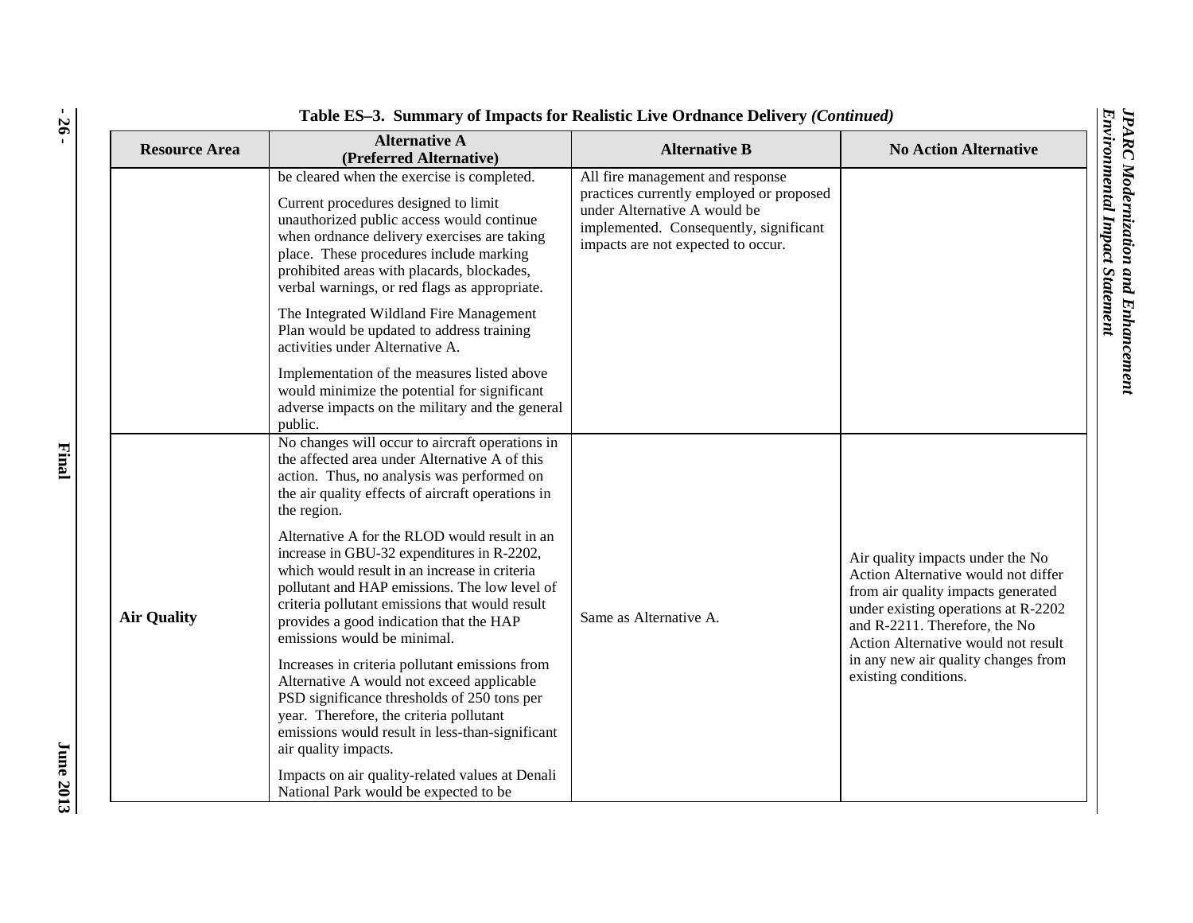**Table ES–3. Summary of Impacts for Realistic Live Ordnance Delivery *(Continued)***

| Resource Area | Alternative A (Preferred Alternative) | Alternative B | No Action Alternative |
|---|---|---|---|
| | be cleared when the exercise is completed.<br><br>Current procedures designed to limit unauthorized public access would continue when ordnance delivery exercises are taking place. These procedures include marking prohibited areas with placards, blockades, verbal warnings, or red flags as appropriate.<br><br>The Integrated Wildland Fire Management Plan would be updated to address training activities under Alternative A.<br><br>Implementation of the measures listed above would minimize the potential for significant adverse impacts on the military and the general public. | All fire management and response practices currently employed or proposed under Alternative A would be implemented. Consequently, significant impacts are not expected to occur. | |
| **Air Quality** | No changes will occur to aircraft operations in the affected area under Alternative A of this action. Thus, no analysis was performed on the air quality effects of aircraft operations in the region.<br><br>Alternative A for the RLOD would result in an increase in GBU-32 expenditures in R-2202, which would result in an increase in criteria pollutant and HAP emissions. The low level of criteria pollutant emissions that would result provides a good indication that the HAP emissions would be minimal.<br><br>Increases in criteria pollutant emissions from Alternative A would not exceed applicable PSD significance thresholds of 250 tons per year. Therefore, the criteria pollutant emissions would result in less-than-significant air quality impacts.<br><br>Impacts on air quality-related values at Denali National Park would be expected to be | Same as Alternative A. | Air quality impacts under the No Action Alternative would not differ from air quality impacts generated under existing operations at R-2202 and R-2211. Therefore, the No Action Alternative would not result in any new air quality changes from existing conditions. |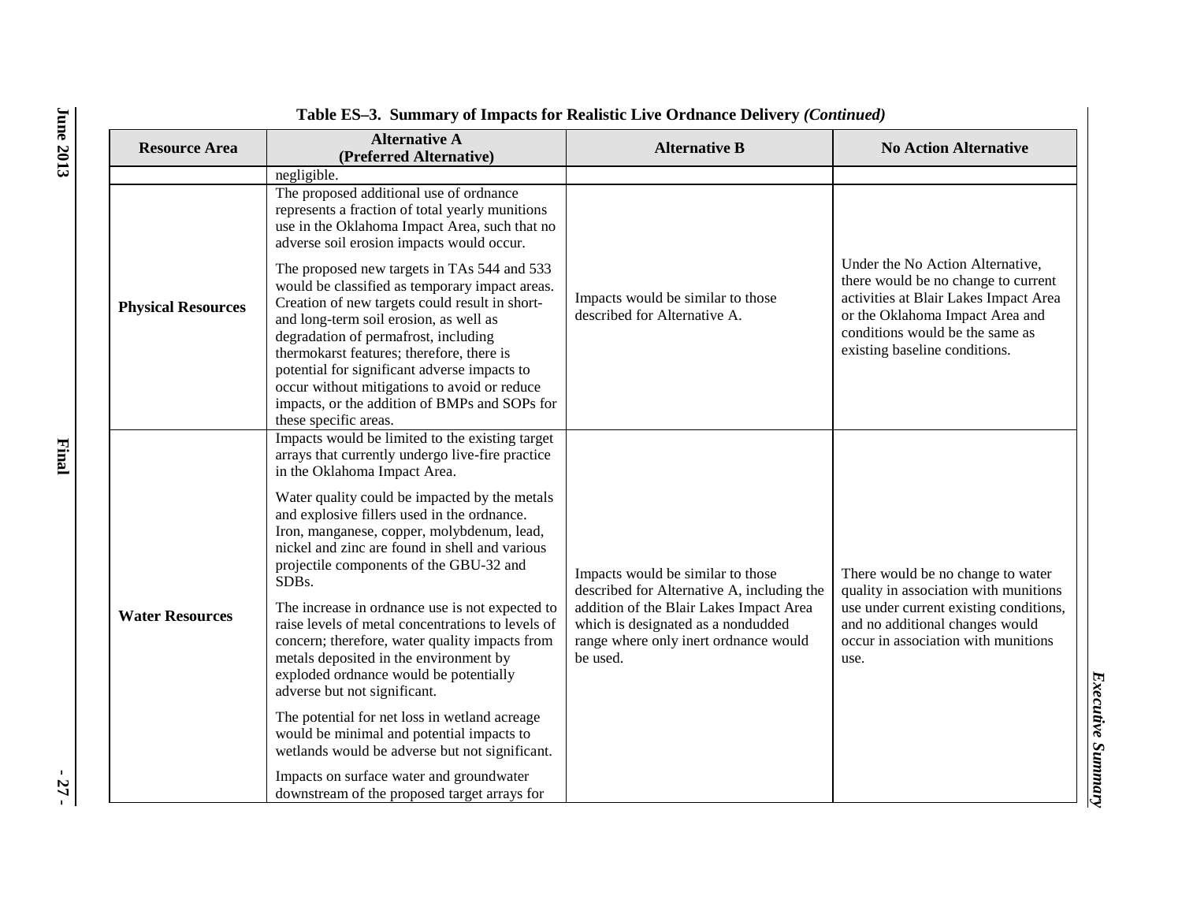**Table ES–3. Summary of Impacts for Realistic Live Ordnance Delivery *(Continued)***

| Resource Area | Alternative A (Preferred Alternative) | Alternative B | No Action Alternative |
|---|---|---|---|
| | negligible. | | |
| **Physical Resources** | The proposed additional use of ordnance represents a fraction of total yearly munitions use in the Oklahoma Impact Area, such that no adverse soil erosion impacts would occur.<br><br>The proposed new targets in TAs 544 and 533 would be classified as temporary impact areas. Creation of new targets could result in short- and long-term soil erosion, as well as degradation of permafrost, including thermokarst features; therefore, there is potential for significant adverse impacts to occur without mitigations to avoid or reduce impacts, or the addition of BMPs and SOPs for these specific areas. | Impacts would be similar to those described for Alternative A. | Under the No Action Alternative, there would be no change to current activities at Blair Lakes Impact Area or the Oklahoma Impact Area and conditions would be the same as existing baseline conditions. |
| **Water Resources** | Impacts would be limited to the existing target arrays that currently undergo live-fire practice in the Oklahoma Impact Area.<br><br>Water quality could be impacted by the metals and explosive fillers used in the ordnance. Iron, manganese, copper, molybdenum, lead, nickel and zinc are found in shell and various projectile components of the GBU-32 and SDBs.<br><br>The increase in ordnance use is not expected to raise levels of metal concentrations to levels of concern; therefore, water quality impacts from metals deposited in the environment by exploded ordnance would be potentially adverse but not significant.<br><br>The potential for net loss in wetland acreage would be minimal and potential impacts to wetlands would be adverse but not significant.<br><br>Impacts on surface water and groundwater downstream of the proposed target arrays for | Impacts would be similar to those described for Alternative A, including the addition of the Blair Lakes Impact Area which is designated as a nondudded range where only inert ordnance would be used. | There would be no change to water quality in association with munitions use under current existing conditions, and no additional changes would occur in association with munitions use. |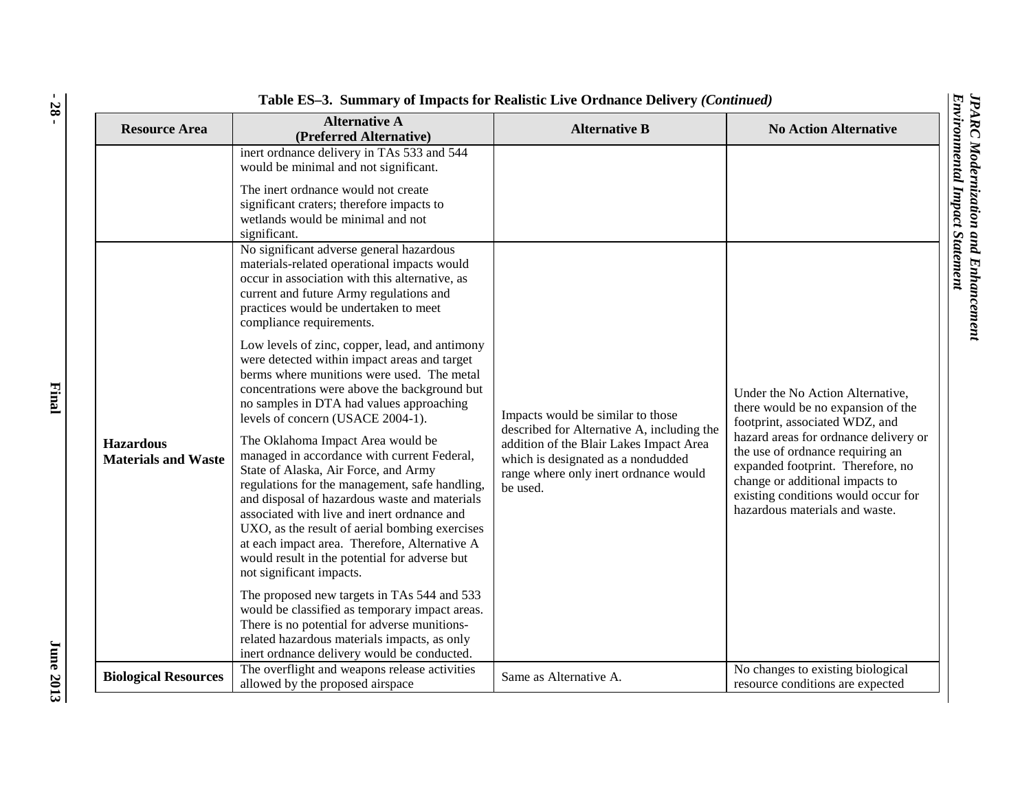**Table ES–3. Summary of Impacts for Realistic Live Ordnance Delivery *(Continued)***

| Resource Area | Alternative A (Preferred Alternative) | Alternative B | No Action Alternative |
|---|---|---|---|
| | inert ordnance delivery in TAs 533 and 544 would be minimal and not significant.<br><br>The inert ordnance would not create significant craters; therefore impacts to wetlands would be minimal and not significant. | | |
| **Hazardous Materials and Waste** | No significant adverse general hazardous materials-related operational impacts would occur in association with this alternative, as current and future Army regulations and practices would be undertaken to meet compliance requirements.<br><br>Low levels of zinc, copper, lead, and antimony were detected within impact areas and target berms where munitions were used. The metal concentrations were above the background but no samples in DTA had values approaching levels of concern (USACE 2004-1).<br><br>The Oklahoma Impact Area would be managed in accordance with current Federal, State of Alaska, Air Force, and Army regulations for the management, safe handling, and disposal of hazardous waste and materials associated with live and inert ordnance and UXO, as the result of aerial bombing exercises at each impact area. Therefore, Alternative A would result in the potential for adverse but not significant impacts.<br><br>The proposed new targets in TAs 544 and 533 would be classified as temporary impact areas. There is no potential for adverse munitions-related hazardous materials impacts, as only inert ordnance delivery would be conducted. | Impacts would be similar to those described for Alternative A, including the addition of the Blair Lakes Impact Area which is designated as a nondudded range where only inert ordnance would be used. | Under the No Action Alternative, there would be no expansion of the footprint, associated WDZ, and hazard areas for ordnance delivery or the use of ordnance requiring an expanded footprint. Therefore, no change or additional impacts to existing conditions would occur for hazardous materials and waste. |
| **Biological Resources** | The overflight and weapons release activities allowed by the proposed airspace | Same as Alternative A. | No changes to existing biological resource conditions are expected |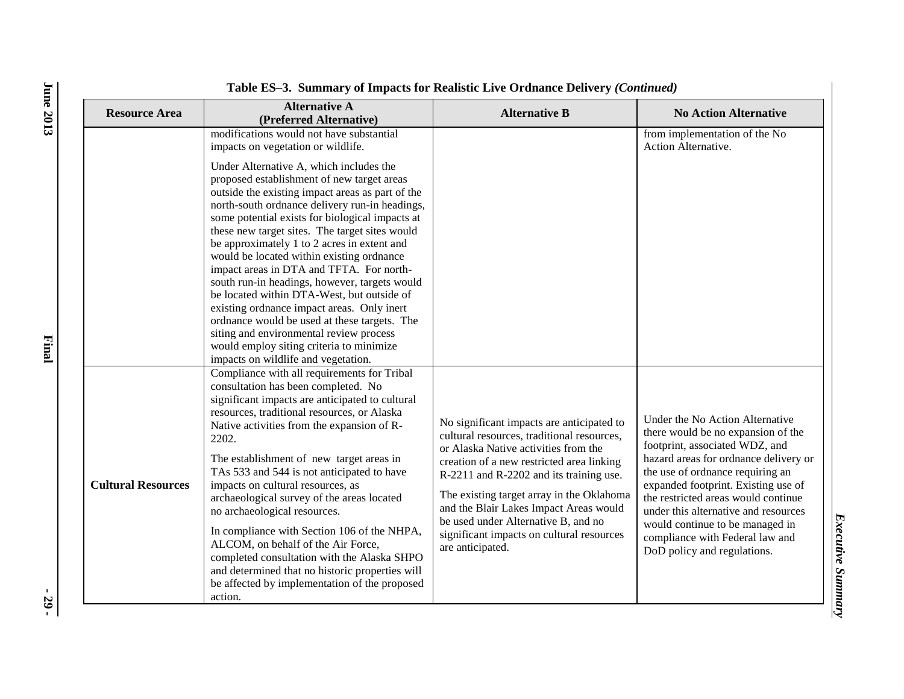**Table ES–3. Summary of Impacts for Realistic Live Ordnance Delivery *(Continued)***

| Resource Area | Alternative A (Preferred Alternative) | Alternative B | No Action Alternative |
|---|---|---|---|
| | modifications would not have substantial impacts on vegetation or wildlife.<br><br>Under Alternative A, which includes the proposed establishment of new target areas outside the existing impact areas as part of the north-south ordnance delivery run-in headings, some potential exists for biological impacts at these new target sites. The target sites would be approximately 1 to 2 acres in extent and would be located within existing ordnance impact areas in DTA and TFTA. For north-south run-in headings, however, targets would be located within DTA-West, but outside of existing ordnance impact areas. Only inert ordnance would be used at these targets. The siting and environmental review process would employ siting criteria to minimize impacts on wildlife and vegetation. | | from implementation of the No Action Alternative. |
| **Cultural Resources** | Compliance with all requirements for Tribal consultation has been completed. No significant impacts are anticipated to cultural resources, traditional resources, or Alaska Native activities from the expansion of R-2202.<br><br>The establishment of new target areas in TAs 533 and 544 is not anticipated to have impacts on cultural resources, as archaeological survey of the areas located no archaeological resources.<br><br>In compliance with Section 106 of the NHPA, ALCOM, on behalf of the Air Force, completed consultation with the Alaska SHPO and determined that no historic properties will be affected by implementation of the proposed action. | No significant impacts are anticipated to cultural resources, traditional resources, or Alaska Native activities from the creation of a new restricted area linking R-2211 and R-2202 and its training use.<br><br>The existing target array in the Oklahoma and the Blair Lakes Impact Areas would be used under Alternative B, and no significant impacts on cultural resources are anticipated. | Under the No Action Alternative there would be no expansion of the footprint, associated WDZ, and hazard areas for ordnance delivery or the use of ordnance requiring an expanded footprint. Existing use of the restricted areas would continue under this alternative and resources would continue to be managed in compliance with Federal law and DoD policy and regulations. |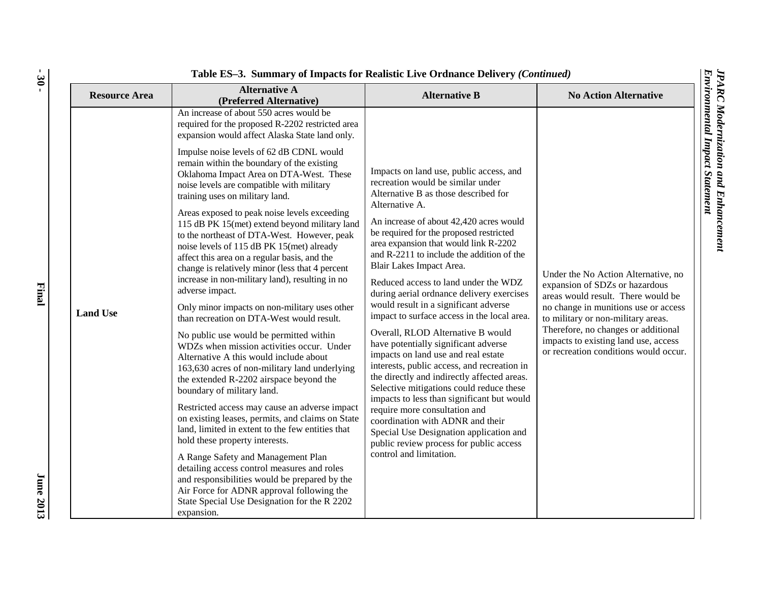**Table ES–3. Summary of Impacts for Realistic Live Ordnance Delivery *(Continued)***

| Resource Area | Alternative A (Preferred Alternative) | Alternative B | No Action Alternative |
|---|---|---|---|
| **Land Use** | An increase of about 550 acres would be required for the proposed R-2202 restricted area expansion would affect Alaska State land only.<br><br>Impulse noise levels of 62 dB CDNL would remain within the boundary of the existing Oklahoma Impact Area on DTA-West. These noise levels are compatible with military training uses on military land.<br><br>Areas exposed to peak noise levels exceeding 115 dB PK 15(met) extend beyond military land to the northeast of DTA-West. However, peak noise levels of 115 dB PK 15(met) already affect this area on a regular basis, and the change is relatively minor (less that 4 percent increase in non-military land), resulting in no adverse impact.<br><br>Only minor impacts on non-military uses other than recreation on DTA-West would result.<br><br>No public use would be permitted within WDZs when mission activities occur. Under Alternative A this would include about 163,630 acres of non-military land underlying the extended R-2202 airspace beyond the boundary of military land.<br><br>Restricted access may cause an adverse impact on existing leases, permits, and claims on State land, limited in extent to the few entities that hold these property interests.<br><br>A Range Safety and Management Plan detailing access control measures and roles and responsibilities would be prepared by the Air Force for ADNR approval following the State Special Use Designation for the R 2202 expansion. | Impacts on land use, public access, and recreation would be similar under Alternative B as those described for Alternative A.<br><br>An increase of about 42,420 acres would be required for the proposed restricted area expansion that would link R-2202 and R-2211 to include the addition of the Blair Lakes Impact Area.<br><br>Reduced access to land under the WDZ during aerial ordnance delivery exercises would result in a significant adverse impact to surface access in the local area.<br><br>Overall, RLOD Alternative B would have potentially significant adverse impacts on land use and real estate interests, public access, and recreation in the directly and indirectly affected areas. Selective mitigations could reduce these impacts to less than significant but would require more consultation and coordination with ADNR and their Special Use Designation application and public review process for public access control and limitation. | Under the No Action Alternative, no expansion of SDZs or hazardous areas would result. There would be no change in munitions use or access to military or non-military areas. Therefore, no changes or additional impacts to existing land use, access or recreation conditions would occur. |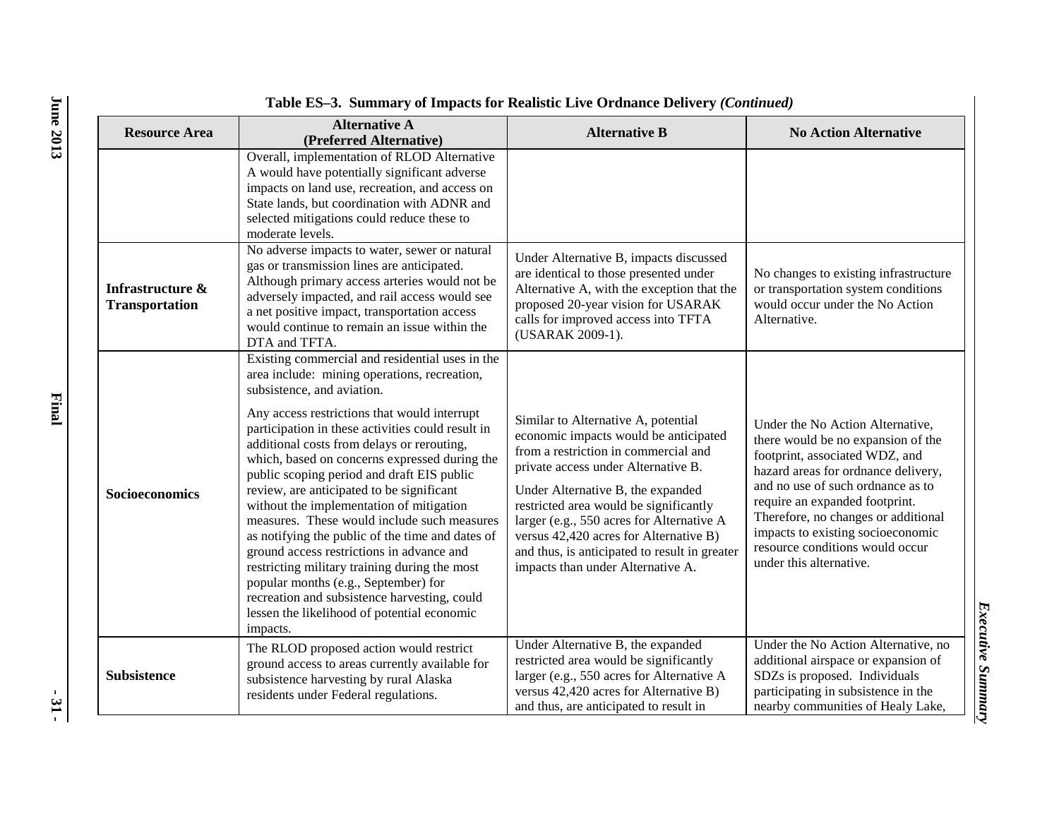**Table ES–3. Summary of Impacts for Realistic Live Ordnance Delivery *(Continued)***

| Resource Area | Alternative A (Preferred Alternative) | Alternative B | No Action Alternative |
|---|---|---|---|
| | Overall, implementation of RLOD Alternative A would have potentially significant adverse impacts on land use, recreation, and access on State lands, but coordination with ADNR and selected mitigations could reduce these to moderate levels. | | |
| **Infrastructure & Transportation** | No adverse impacts to water, sewer or natural gas or transmission lines are anticipated. Although primary access arteries would not be adversely impacted, and rail access would see a net positive impact, transportation access would continue to remain an issue within the DTA and TFTA. | Under Alternative B, impacts discussed are identical to those presented under Alternative A, with the exception that the proposed 20-year vision for USARAK calls for improved access into TFTA (USARAK 2009-1). | No changes to existing infrastructure or transportation system conditions would occur under the No Action Alternative. |
| **Socioeconomics** | Existing commercial and residential uses in the area include: mining operations, recreation, subsistence, and aviation.<br><br>Any access restrictions that would interrupt participation in these activities could result in additional costs from delays or rerouting, which, based on concerns expressed during the public scoping period and draft EIS public review, are anticipated to be significant without the implementation of mitigation measures. These would include such measures as notifying the public of the time and dates of ground access restrictions in advance and restricting military training during the most popular months (e.g., September) for recreation and subsistence harvesting, could lessen the likelihood of potential economic impacts. | Similar to Alternative A, potential economic impacts would be anticipated from a restriction in commercial and private access under Alternative B.<br><br>Under Alternative B, the expanded restricted area would be significantly larger (e.g., 550 acres for Alternative A versus 42,420 acres for Alternative B) and thus, is anticipated to result in greater impacts than under Alternative A. | Under the No Action Alternative, there would be no expansion of the footprint, associated WDZ, and hazard areas for ordnance delivery, and no use of such ordnance as to require an expanded footprint. Therefore, no changes or additional impacts to existing socioeconomic resource conditions would occur under this alternative. |
| **Subsistence** | The RLOD proposed action would restrict ground access to areas currently available for subsistence harvesting by rural Alaska residents under Federal regulations. | Under Alternative B, the expanded restricted area would be significantly larger (e.g., 550 acres for Alternative A versus 42,420 acres for Alternative B) and thus, are anticipated to result in | Under the No Action Alternative, no additional airspace or expansion of SDZs is proposed. Individuals participating in subsistence in the nearby communities of Healy Lake, |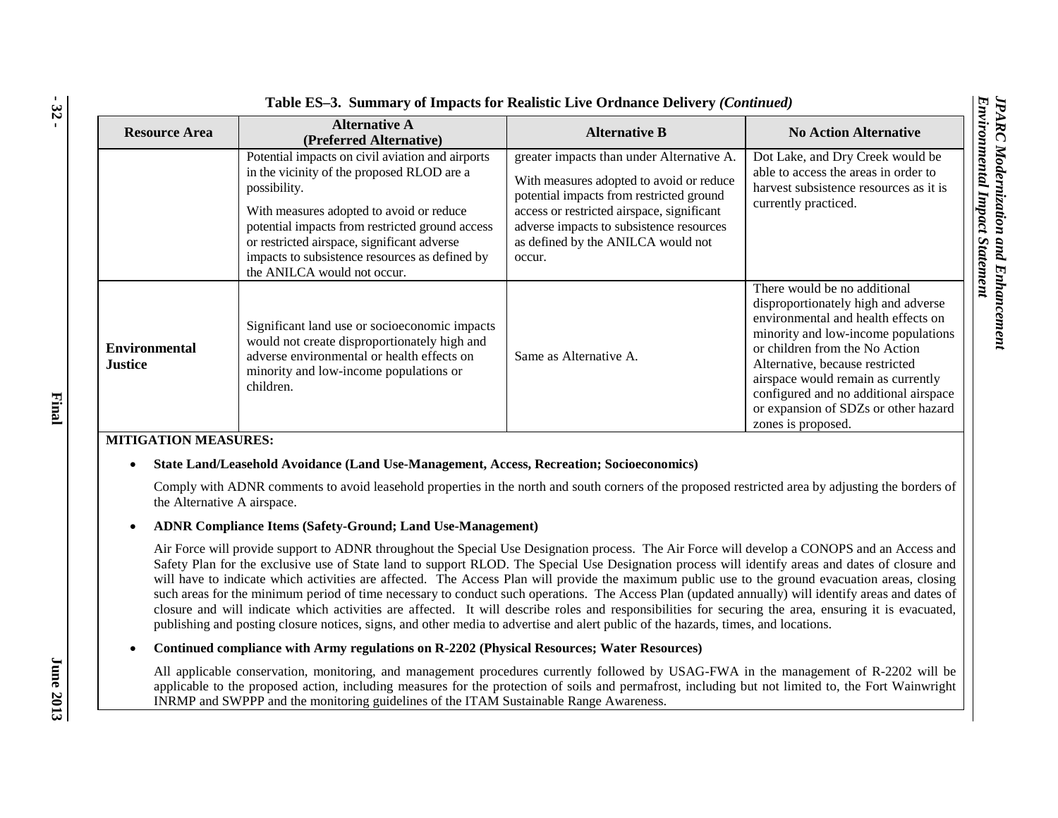**Table ES–3. Summary of Impacts for Realistic Live Ordnance Delivery *(Continued)***

| Resource Area | Alternative A (Preferred Alternative) | Alternative B | No Action Alternative |
|---|---|---|---|
| | Potential impacts on civil aviation and airports in the vicinity of the proposed RLOD are a possibility.<br><br>With measures adopted to avoid or reduce potential impacts from restricted ground access or restricted airspace, significant adverse impacts to subsistence resources as defined by the ANILCA would not occur. | greater impacts than under Alternative A.<br><br>With measures adopted to avoid or reduce potential impacts from restricted ground access or restricted airspace, significant adverse impacts to subsistence resources as defined by the ANILCA would not occur. | Dot Lake, and Dry Creek would be able to access the areas in order to harvest subsistence resources as it is currently practiced. |
| **Environmental Justice** | Significant land use or socioeconomic impacts would not create disproportionately high and adverse environmental or health effects on minority and low-income populations or children. | Same as Alternative A. | There would be no additional disproportionately high and adverse environmental and health effects on minority and low-income populations or children from the No Action Alternative, because restricted airspace would remain as currently configured and no additional airspace or expansion of SDZs or other hazard zones is proposed. |

**MITIGATION MEASURES:**

- **State Land/Leasehold Avoidance (Land Use-Management, Access, Recreation; Socioeconomics)**

  Comply with ADNR comments to avoid leasehold properties in the north and south corners of the proposed restricted area by adjusting the borders of the Alternative A airspace.

- **ADNR Compliance Items (Safety-Ground; Land Use-Management)**

  Air Force will provide support to ADNR throughout the Special Use Designation process. The Air Force will develop a CONOPS and an Access and Safety Plan for the exclusive use of State land to support RLOD. The Special Use Designation process will identify areas and dates of closure and will have to indicate which activities are affected. The Access Plan will provide the maximum public use to the ground evacuation areas, closing such areas for the minimum period of time necessary to conduct such operations. The Access Plan (updated annually) will identify areas and dates of closure and will indicate which activities are affected. It will describe roles and responsibilities for securing the area, ensuring it is evacuated, publishing and posting closure notices, signs, and other media to advertise and alert public of the hazards, times, and locations.

- **Continued compliance with Army regulations on R-2202 (Physical Resources; Water Resources)**

  All applicable conservation, monitoring, and management procedures currently followed by USAG-FWA in the management of R-2202 will be applicable to the proposed action, including measures for the protection of soils and permafrost, including but not limited to, the Fort Wainwright INRMP and SWPPP and the monitoring guidelines of the ITAM Sustainable Range Awareness.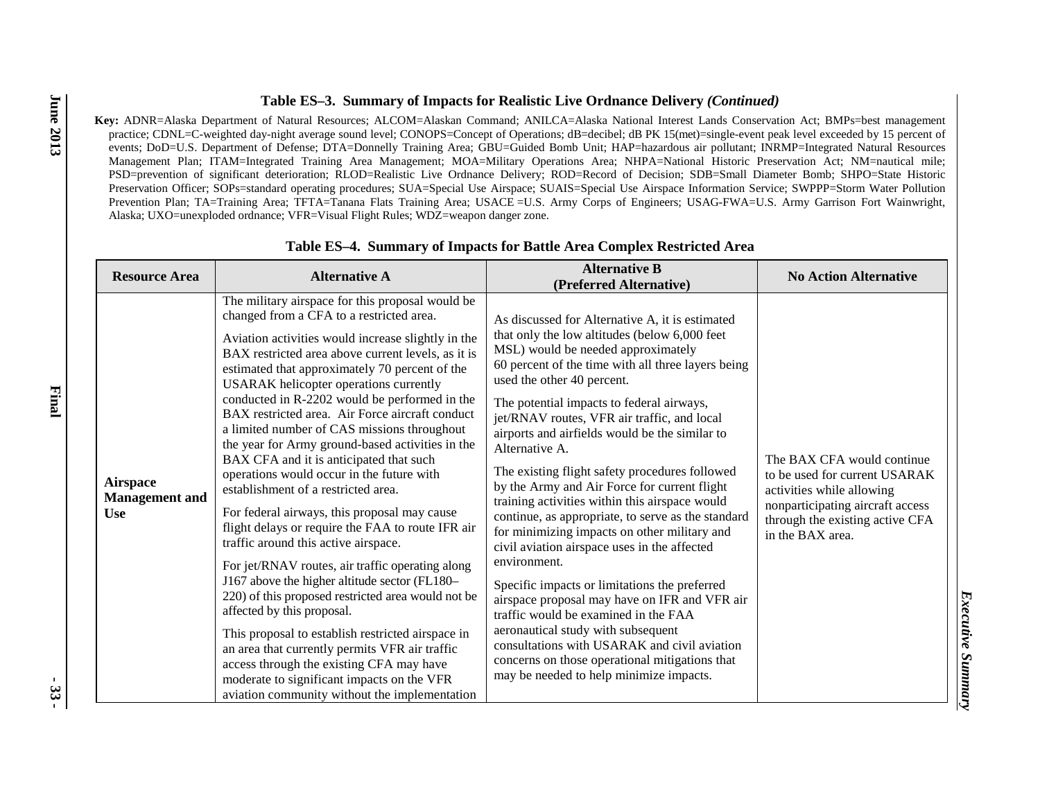**Table ES–3. Summary of Impacts for Realistic Live Ordnance Delivery *(Continued)***

**Key:** ADNR=Alaska Department of Natural Resources; ALCOM=Alaskan Command; ANILCA=Alaska National Interest Lands Conservation Act; BMPs=best management practice; CDNL=C-weighted day-night average sound level; CONOPS=Concept of Operations; dB=decibel; dB PK 15(met)=single-event peak level exceeded by 15 percent of events; DoD=U.S. Department of Defense; DTA=Donnelly Training Area; GBU=Guided Bomb Unit; HAP=hazardous air pollutant; INRMP=Integrated Natural Resources Management Plan; ITAM=Integrated Training Area Management; MOA=Military Operations Area; NHPA=National Historic Preservation Act; NM=nautical mile; PSD=prevention of significant deterioration; RLOD=Realistic Live Ordnance Delivery; ROD=Record of Decision; SDB=Small Diameter Bomb; SHPO=State Historic Preservation Officer; SOPs=standard operating procedures; SUA=Special Use Airspace; SUAIS=Special Use Airspace Information Service; SWPPP=Storm Water Pollution Prevention Plan; TA=Training Area; TFTA=Tanana Flats Training Area; USACE =U.S. Army Corps of Engineers; USAG-FWA=U.S. Army Garrison Fort Wainwright, Alaska; UXO=unexploded ordnance; VFR=Visual Flight Rules; WDZ=weapon danger zone.

**Table ES–4. Summary of Impacts for Battle Area Complex Restricted Area**

| Resource Area | Alternative A | Alternative B (Preferred Alternative) | No Action Alternative |
|---|---|---|---|
| **Airspace Management and Use** | The military airspace for this proposal would be changed from a CFA to a restricted area.<br><br>Aviation activities would increase slightly in the BAX restricted area above current levels, as it is estimated that approximately 70 percent of the USARAK helicopter operations currently conducted in R-2202 would be performed in the BAX restricted area. Air Force aircraft conduct a limited number of CAS missions throughout the year for Army ground-based activities in the BAX CFA and it is anticipated that such operations would occur in the future with establishment of a restricted area.<br><br>For federal airways, this proposal may cause flight delays or require the FAA to route IFR air traffic around this active airspace.<br><br>For jet/RNAV routes, air traffic operating along J167 above the higher altitude sector (FL180–220) of this proposed restricted area would not be affected by this proposal.<br><br>This proposal to establish restricted airspace in an area that currently permits VFR air traffic access through the existing CFA may have moderate to significant impacts on the VFR aviation community without the implementation | As discussed for Alternative A, it is estimated that only the low altitudes (below 6,000 feet MSL) would be needed approximately 60 percent of the time with all three layers being used the other 40 percent.<br><br>The potential impacts to federal airways, jet/RNAV routes, VFR air traffic, and local airports and airfields would be the similar to Alternative A.<br><br>The existing flight safety procedures followed by the Army and Air Force for current flight training activities within this airspace would continue, as appropriate, to serve as the standard for minimizing impacts on other military and civil aviation airspace uses in the affected environment.<br><br>Specific impacts or limitations the preferred airspace proposal may have on IFR and VFR air traffic would be examined in the FAA aeronautical study with subsequent consultations with USARAK and civil aviation concerns on those operational mitigations that may be needed to help minimize impacts. | The BAX CFA would continue to be used for current USARAK activities while allowing nonparticipating aircraft access through the existing active CFA in the BAX area. |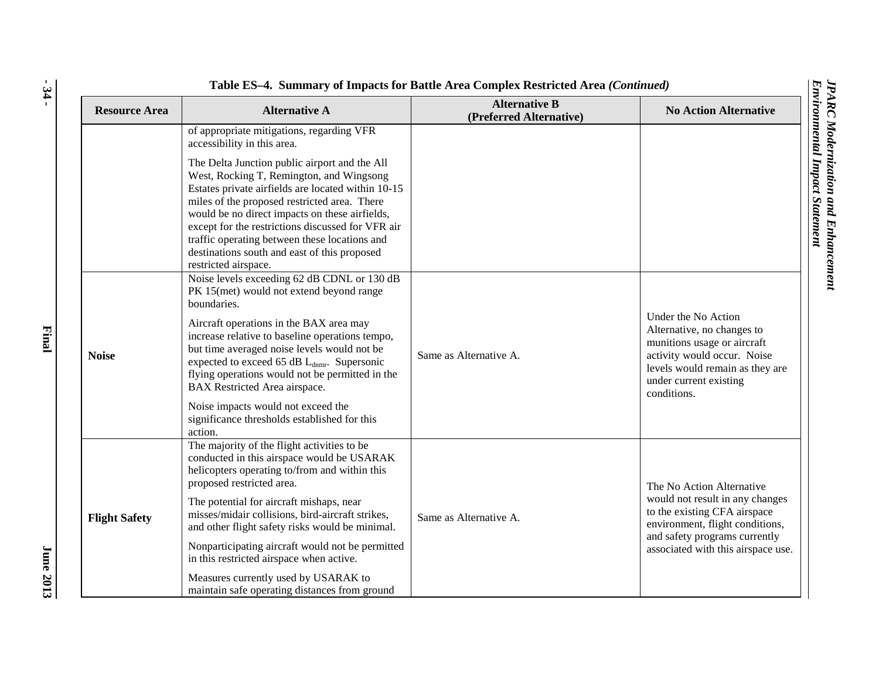**Table ES–4. Summary of Impacts for Battle Area Complex Restricted Area *(Continued)***

| Resource Area | Alternative A | Alternative B (Preferred Alternative) | No Action Alternative |
|---|---|---|---|
| | of appropriate mitigations, regarding VFR accessibility in this area.<br><br>The Delta Junction public airport and the All West, Rocking T, Remington, and Wingsong Estates private airfields are located within 10-15 miles of the proposed restricted area. There would be no direct impacts on these airfields, except for the restrictions discussed for VFR air traffic operating between these locations and destinations south and east of this proposed restricted airspace. | | |
| **Noise** | Noise levels exceeding 62 dB CDNL or 130 dB PK 15(met) would not extend beyond range boundaries.<br><br>Aircraft operations in the BAX area may increase relative to baseline operations tempo, but time averaged noise levels would not be expected to exceed 65 dB $L_{dnmr}$. Supersonic flying operations would not be permitted in the BAX Restricted Area airspace.<br><br>Noise impacts would not exceed the significance thresholds established for this action. | Same as Alternative A. | Under the No Action Alternative, no changes to munitions usage or aircraft activity would occur. Noise levels would remain as they are under current existing conditions. |
| **Flight Safety** | The majority of the flight activities to be conducted in this airspace would be USARAK helicopters operating to/from and within this proposed restricted area.<br><br>The potential for aircraft mishaps, near misses/midair collisions, bird-aircraft strikes, and other flight safety risks would be minimal.<br><br>Nonparticipating aircraft would not be permitted in this restricted airspace when active.<br><br>Measures currently used by USARAK to maintain safe operating distances from ground | Same as Alternative A. | The No Action Alternative would not result in any changes to the existing CFA airspace environment, flight conditions, and safety programs currently associated with this airspace use. |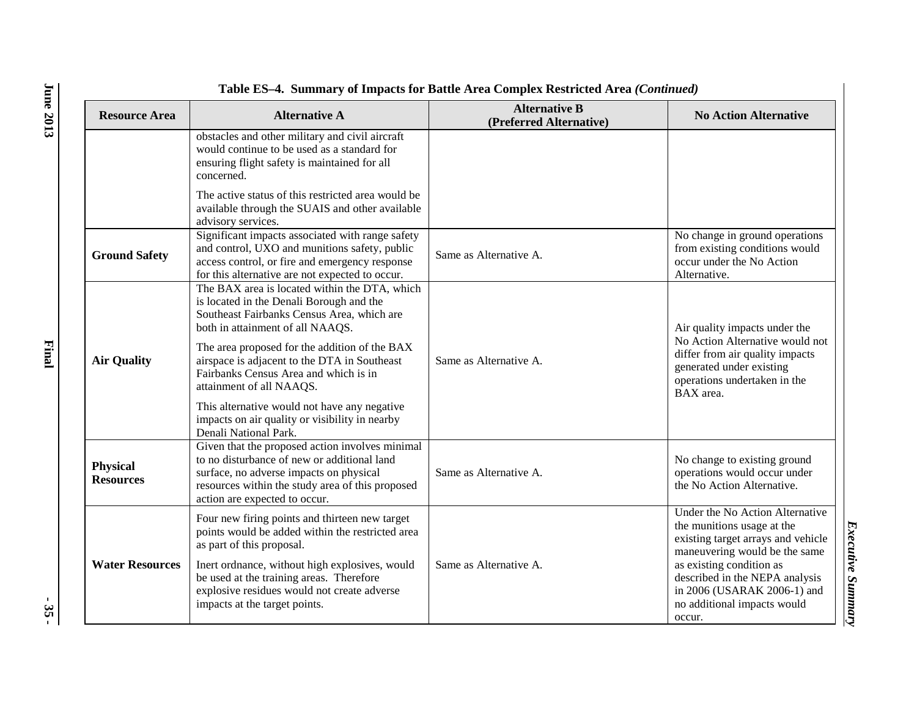**Table ES–4. Summary of Impacts for Battle Area Complex Restricted Area *(Continued)***

| Resource Area | Alternative A | Alternative B (Preferred Alternative) | No Action Alternative |
|---|---|---|---|
| | obstacles and other military and civil aircraft would continue to be used as a standard for ensuring flight safety is maintained for all concerned. The active status of this restricted area would be available through the SUAIS and other available advisory services. | | |
| **Ground Safety** | Significant impacts associated with range safety and control, UXO and munitions safety, public access control, or fire and emergency response for this alternative are not expected to occur. | Same as Alternative A. | No change in ground operations from existing conditions would occur under the No Action Alternative. |
| **Air Quality** | The BAX area is located within the DTA, which is located in the Denali Borough and the Southeast Fairbanks Census Area, which are both in attainment of all NAAQS. The area proposed for the addition of the BAX airspace is adjacent to the DTA in Southeast Fairbanks Census Area and which is in attainment of all NAAQS. This alternative would not have any negative impacts on air quality or visibility in nearby Denali National Park. | Same as Alternative A. | Air quality impacts under the No Action Alternative would not differ from air quality impacts generated under existing operations undertaken in the BAX area. |
| **Physical Resources** | Given that the proposed action involves minimal to no disturbance of new or additional land surface, no adverse impacts on physical resources within the study area of this proposed action are expected to occur. | Same as Alternative A. | No change to existing ground operations would occur under the No Action Alternative. |
| **Water Resources** | Four new firing points and thirteen new target points would be added within the restricted area as part of this proposal. Inert ordnance, without high explosives, would be used at the training areas. Therefore explosive residues would not create adverse impacts at the target points. | Same as Alternative A. | Under the No Action Alternative the munitions usage at the existing target arrays and vehicle maneuvering would be the same as existing condition as described in the NEPA analysis in 2006 (USARAK 2006-1) and no additional impacts would occur. |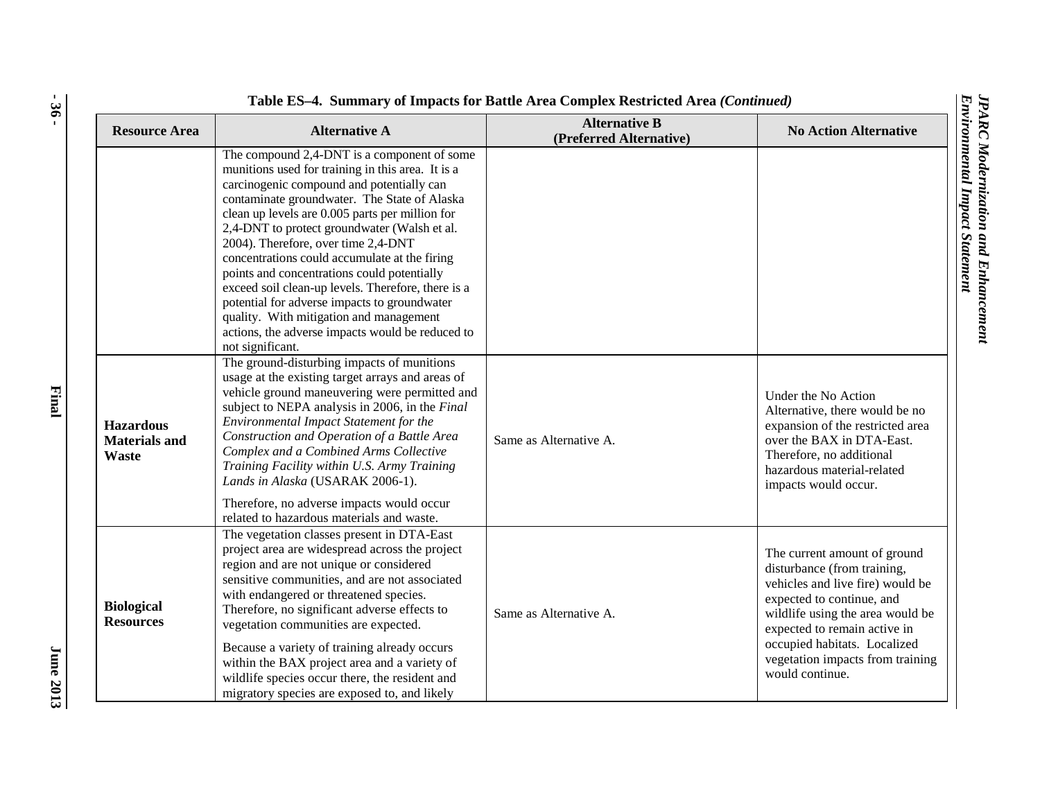**Table ES–4. Summary of Impacts for Battle Area Complex Restricted Area *(Continued)***

| Resource Area | Alternative A | Alternative B (Preferred Alternative) | No Action Alternative |
|---|---|---|---|
| | The compound 2,4-DNT is a component of some munitions used for training in this area. It is a carcinogenic compound and potentially can contaminate groundwater. The State of Alaska clean up levels are 0.005 parts per million for 2,4-DNT to protect groundwater (Walsh et al. 2004). Therefore, over time 2,4-DNT concentrations could accumulate at the firing points and concentrations could potentially exceed soil clean-up levels. Therefore, there is a potential for adverse impacts to groundwater quality. With mitigation and management actions, the adverse impacts would be reduced to not significant. | | |
| **Hazardous Materials and Waste** | The ground-disturbing impacts of munitions usage at the existing target arrays and areas of vehicle ground maneuvering were permitted and subject to NEPA analysis in 2006, in the *Final Environmental Impact Statement for the Construction and Operation of a Battle Area Complex and a Combined Arms Collective Training Facility within U.S. Army Training Lands in Alaska* (USARAK 2006-1).<br><br>Therefore, no adverse impacts would occur related to hazardous materials and waste. | Same as Alternative A. | Under the No Action Alternative, there would be no expansion of the restricted area over the BAX in DTA-East. Therefore, no additional hazardous material-related impacts would occur. |
| **Biological Resources** | The vegetation classes present in DTA-East project area are widespread across the project region and are not unique or considered sensitive communities, and are not associated with endangered or threatened species. Therefore, no significant adverse effects to vegetation communities are expected.<br><br>Because a variety of training already occurs within the BAX project area and a variety of wildlife species occur there, the resident and migratory species are exposed to, and likely | Same as Alternative A. | The current amount of ground disturbance (from training, vehicles and live fire) would be expected to continue, and wildlife using the area would be expected to remain active in occupied habitats. Localized vegetation impacts from training would continue. |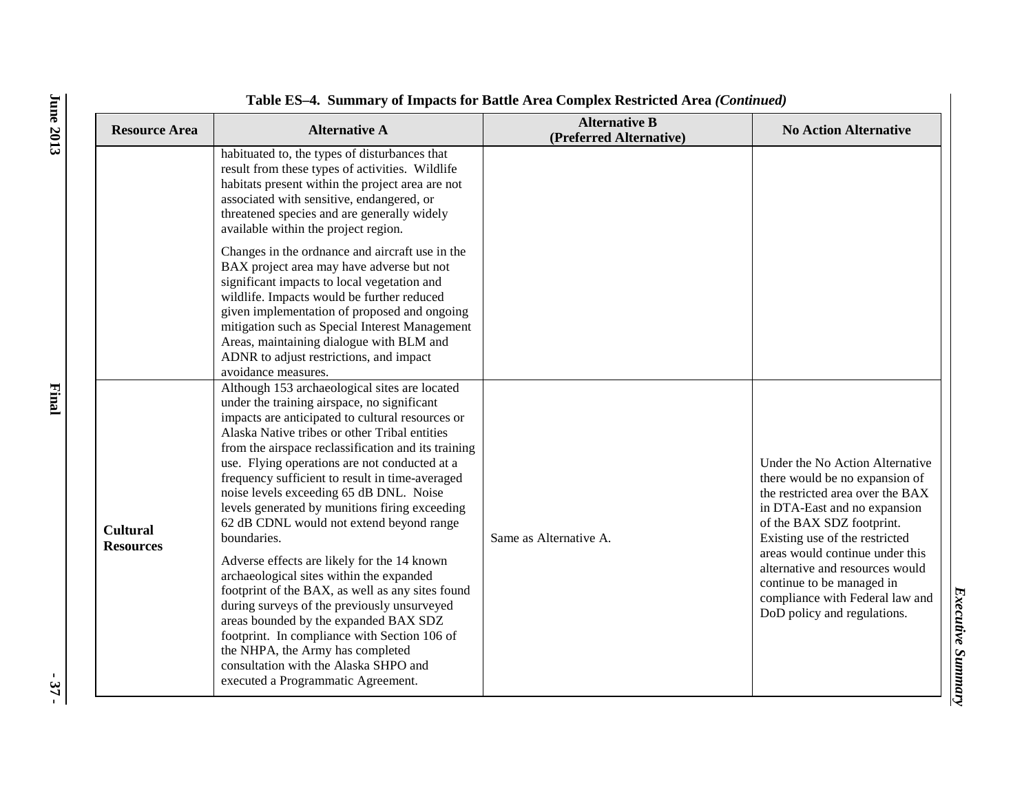**Table ES–4. Summary of Impacts for Battle Area Complex Restricted Area *(Continued)***

| Resource Area | Alternative A | Alternative B (Preferred Alternative) | No Action Alternative |
|---|---|---|---|
| | habituated to, the types of disturbances that result from these types of activities. Wildlife habitats present within the project area are not associated with sensitive, endangered, or threatened species and are generally widely available within the project region.<br><br>Changes in the ordnance and aircraft use in the BAX project area may have adverse but not significant impacts to local vegetation and wildlife. Impacts would be further reduced given implementation of proposed and ongoing mitigation such as Special Interest Management Areas, maintaining dialogue with BLM and ADNR to adjust restrictions, and impact avoidance measures. | | |
| **Cultural Resources** | Although 153 archaeological sites are located under the training airspace, no significant impacts are anticipated to cultural resources or Alaska Native tribes or other Tribal entities from the airspace reclassification and its training use. Flying operations are not conducted at a frequency sufficient to result in time-averaged noise levels exceeding 65 dB DNL. Noise levels generated by munitions firing exceeding 62 dB CDNL would not extend beyond range boundaries.<br><br>Adverse effects are likely for the 14 known archaeological sites within the expanded footprint of the BAX, as well as any sites found during surveys of the previously unsurveyed areas bounded by the expanded BAX SDZ footprint. In compliance with Section 106 of the NHPA, the Army has completed consultation with the Alaska SHPO and executed a Programmatic Agreement. | Same as Alternative A. | Under the No Action Alternative there would be no expansion of the restricted area over the BAX in DTA-East and no expansion of the BAX SDZ footprint. Existing use of the restricted areas would continue under this alternative and resources would continue to be managed in compliance with Federal law and DoD policy and regulations. |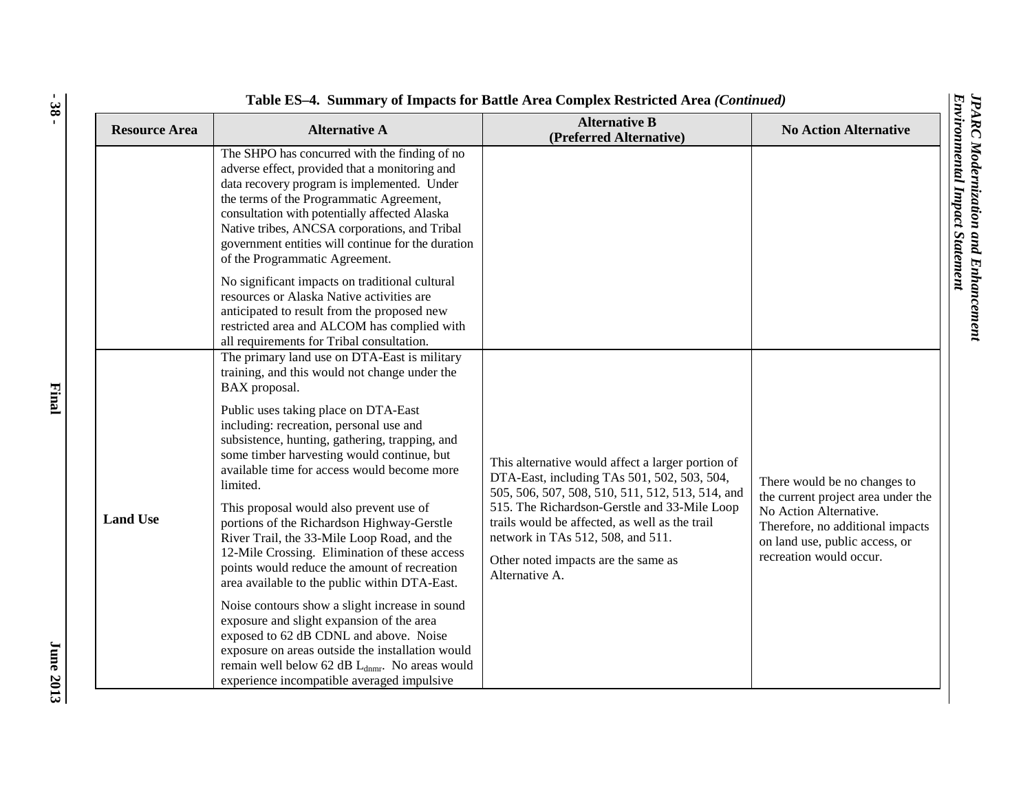**Table ES–4. Summary of Impacts for Battle Area Complex Restricted Area *(Continued)***

| Resource Area | Alternative A | Alternative B (Preferred Alternative) | No Action Alternative |
|---|---|---|---|
| | The SHPO has concurred with the finding of no adverse effect, provided that a monitoring and data recovery program is implemented. Under the terms of the Programmatic Agreement, consultation with potentially affected Alaska Native tribes, ANCSA corporations, and Tribal government entities will continue for the duration of the Programmatic Agreement.<br><br>No significant impacts on traditional cultural resources or Alaska Native activities are anticipated to result from the proposed new restricted area and ALCOM has complied with all requirements for Tribal consultation. | | |
| **Land Use** | The primary land use on DTA-East is military training, and this would not change under the BAX proposal.<br><br>Public uses taking place on DTA-East including: recreation, personal use and subsistence, hunting, gathering, trapping, and some timber harvesting would continue, but available time for access would become more limited.<br><br>This proposal would also prevent use of portions of the Richardson Highway-Gerstle River Trail, the 33-Mile Loop Road, and the 12-Mile Crossing. Elimination of these access points would reduce the amount of recreation area available to the public within DTA-East.<br><br>Noise contours show a slight increase in sound exposure and slight expansion of the area exposed to 62 dB CDNL and above. Noise exposure on areas outside the installation would remain well below 62 dB $L_{dnmr}$. No areas would experience incompatible averaged impulsive | This alternative would affect a larger portion of DTA-East, including TAs 501, 502, 503, 504, 505, 506, 507, 508, 510, 511, 512, 513, 514, and 515. The Richardson-Gerstle and 33-Mile Loop trails would be affected, as well as the trail network in TAs 512, 508, and 511.<br><br>Other noted impacts are the same as Alternative A. | There would be no changes to the current project area under the No Action Alternative. Therefore, no additional impacts on land use, public access, or recreation would occur. |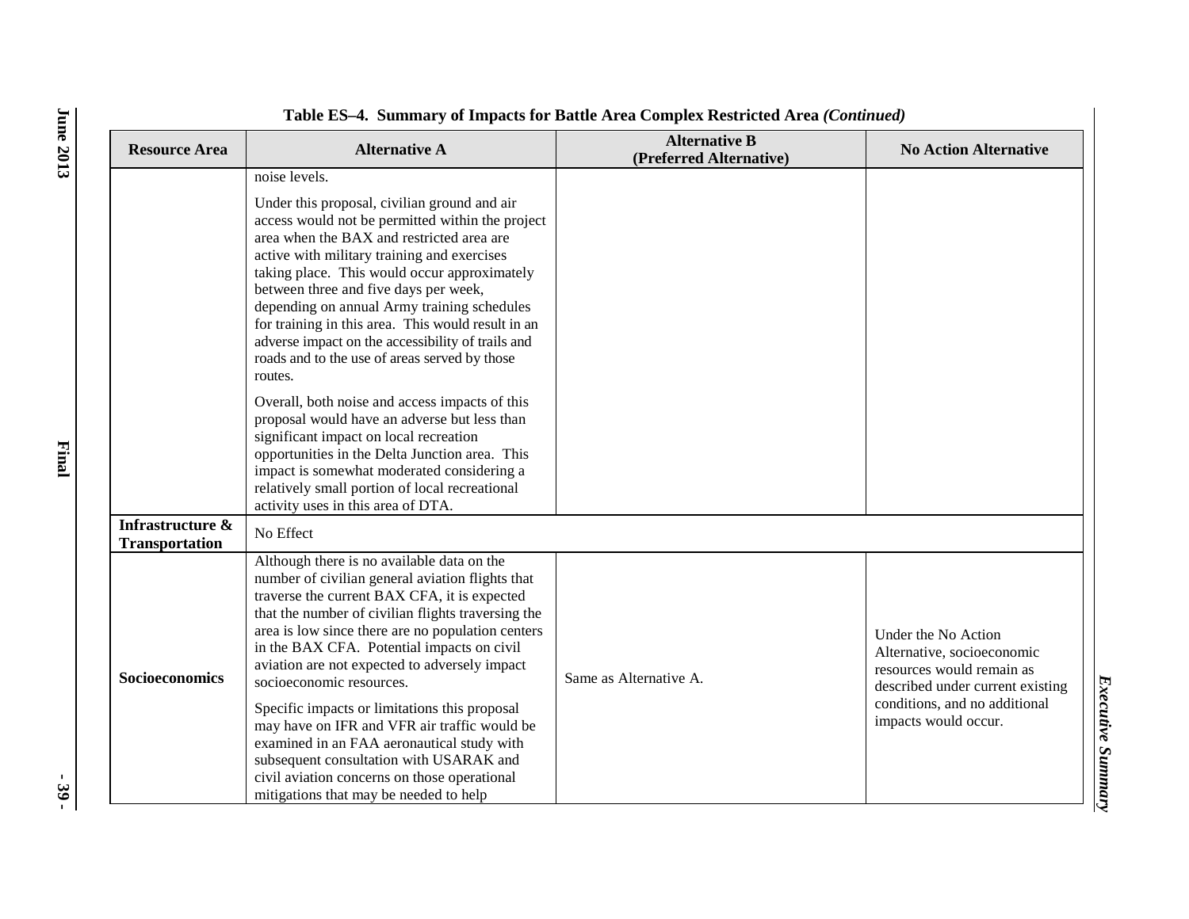**Table ES–4. Summary of Impacts for Battle Area Complex Restricted Area *(Continued)***

| Resource Area | Alternative A | Alternative B (Preferred Alternative) | No Action Alternative |
|---|---|---|---|
| | noise levels.<br><br>Under this proposal, civilian ground and air access would not be permitted within the project area when the BAX and restricted area are active with military training and exercises taking place. This would occur approximately between three and five days per week, depending on annual Army training schedules for training in this area. This would result in an adverse impact on the accessibility of trails and roads and to the use of areas served by those routes.<br><br>Overall, both noise and access impacts of this proposal would have an adverse but less than significant impact on local recreation opportunities in the Delta Junction area. This impact is somewhat moderated considering a relatively small portion of local recreational activity uses in this area of DTA. | | |
| **Infrastructure & Transportation** | No Effect | | |
| **Socioeconomics** | Although there is no available data on the number of civilian general aviation flights that traverse the current BAX CFA, it is expected that the number of civilian flights traversing the area is low since there are no population centers in the BAX CFA. Potential impacts on civil aviation are not expected to adversely impact socioeconomic resources.<br><br>Specific impacts or limitations this proposal may have on IFR and VFR air traffic would be examined in an FAA aeronautical study with subsequent consultation with USARAK and civil aviation concerns on those operational mitigations that may be needed to help | Same as Alternative A. | Under the No Action Alternative, socioeconomic resources would remain as described under current existing conditions, and no additional impacts would occur. |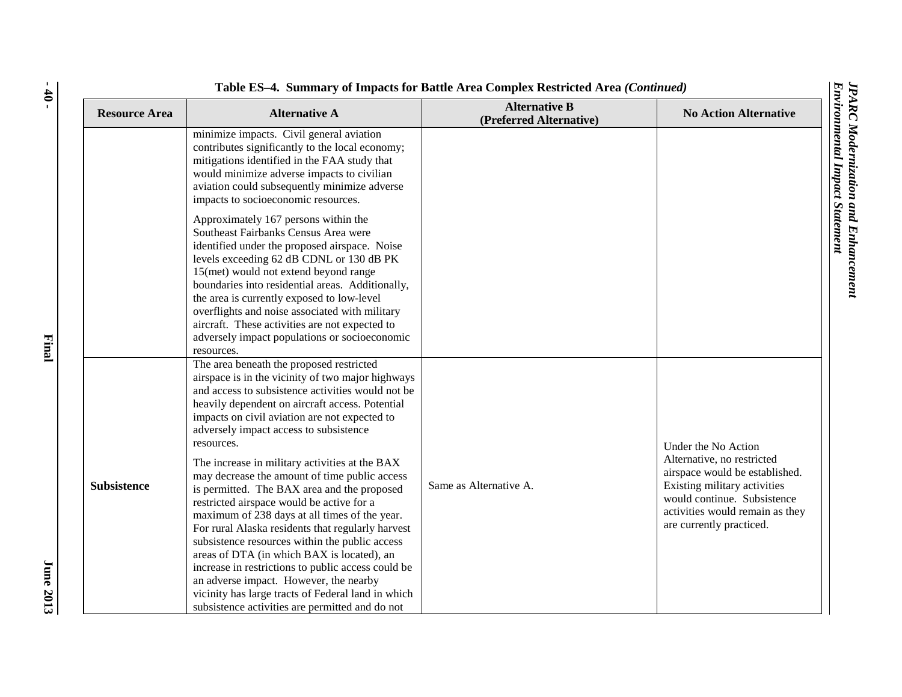**Table ES–4. Summary of Impacts for Battle Area Complex Restricted Area *(Continued)***

| Resource Area | Alternative A | Alternative B (Preferred Alternative) | No Action Alternative |
|---|---|---|---|
| | minimize impacts. Civil general aviation contributes significantly to the local economy; mitigations identified in the FAA study that would minimize adverse impacts to civilian aviation could subsequently minimize adverse impacts to socioeconomic resources.<br><br>Approximately 167 persons within the Southeast Fairbanks Census Area were identified under the proposed airspace. Noise levels exceeding 62 dB CDNL or 130 dB PK 15(met) would not extend beyond range boundaries into residential areas. Additionally, the area is currently exposed to low-level overflights and noise associated with military aircraft. These activities are not expected to adversely impact populations or socioeconomic resources. | | |
| **Subsistence** | The area beneath the proposed restricted airspace is in the vicinity of two major highways and access to subsistence activities would not be heavily dependent on aircraft access. Potential impacts on civil aviation are not expected to adversely impact access to subsistence resources.<br><br>The increase in military activities at the BAX may decrease the amount of time public access is permitted. The BAX area and the proposed restricted airspace would be active for a maximum of 238 days at all times of the year. For rural Alaska residents that regularly harvest subsistence resources within the public access areas of DTA (in which BAX is located), an increase in restrictions to public access could be an adverse impact. However, the nearby vicinity has large tracts of Federal land in which subsistence activities are permitted and do not | Same as Alternative A. | Under the No Action Alternative, no restricted airspace would be established. Existing military activities would continue. Subsistence activities would remain as they are currently practiced. |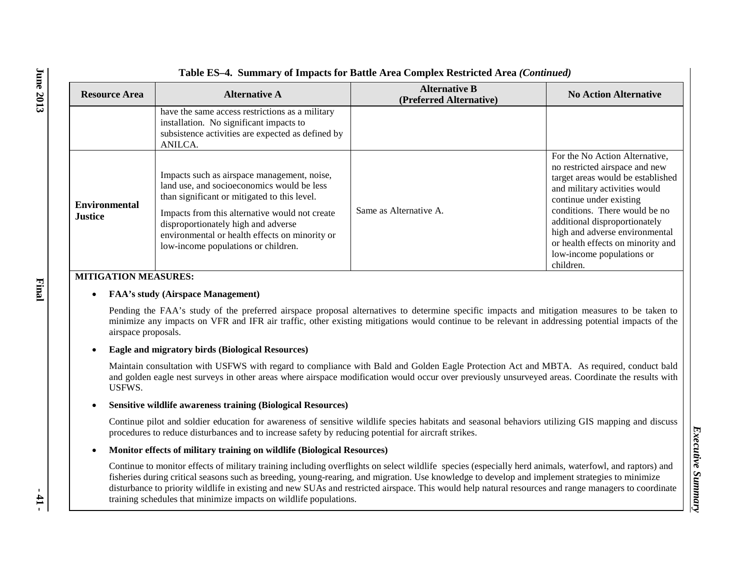**Table ES–4. Summary of Impacts for Battle Area Complex Restricted Area *(Continued)***

| Resource Area | Alternative A | Alternative B (Preferred Alternative) | No Action Alternative |
|---|---|---|---|
| | have the same access restrictions as a military installation. No significant impacts to subsistence activities are expected as defined by ANILCA. | | |
| **Environmental Justice** | Impacts such as airspace management, noise, land use, and socioeconomics would be less than significant or mitigated to this level.<br><br>Impacts from this alternative would not create disproportionately high and adverse environmental or health effects on minority or low-income populations or children. | Same as Alternative A. | For the No Action Alternative, no restricted airspace and new target areas would be established and military activities would continue under existing conditions. There would be no additional disproportionately high and adverse environmental or health effects on minority and low-income populations or children. |

**MITIGATION MEASURES:**

- **FAA's study (Airspace Management)**

  Pending the FAA's study of the preferred airspace proposal alternatives to determine specific impacts and mitigation measures to be taken to minimize any impacts on VFR and IFR air traffic, other existing mitigations would continue to be relevant in addressing potential impacts of the airspace proposals.

- **Eagle and migratory birds (Biological Resources)**

  Maintain consultation with USFWS with regard to compliance with Bald and Golden Eagle Protection Act and MBTA. As required, conduct bald and golden eagle nest surveys in other areas where airspace modification would occur over previously unsurveyed areas. Coordinate the results with USFWS.

- **Sensitive wildlife awareness training (Biological Resources)**

  Continue pilot and soldier education for awareness of sensitive wildlife species habitats and seasonal behaviors utilizing GIS mapping and discuss procedures to reduce disturbances and to increase safety by reducing potential for aircraft strikes.

- **Monitor effects of military training on wildlife (Biological Resources)**

  Continue to monitor effects of military training including overflights on select wildlife species (especially herd animals, waterfowl, and raptors) and fisheries during critical seasons such as breeding, young-rearing, and migration. Use knowledge to develop and implement strategies to minimize disturbance to priority wildlife in existing and new SUAs and restricted airspace. This would help natural resources and range managers to coordinate training schedules that minimize impacts on wildlife populations.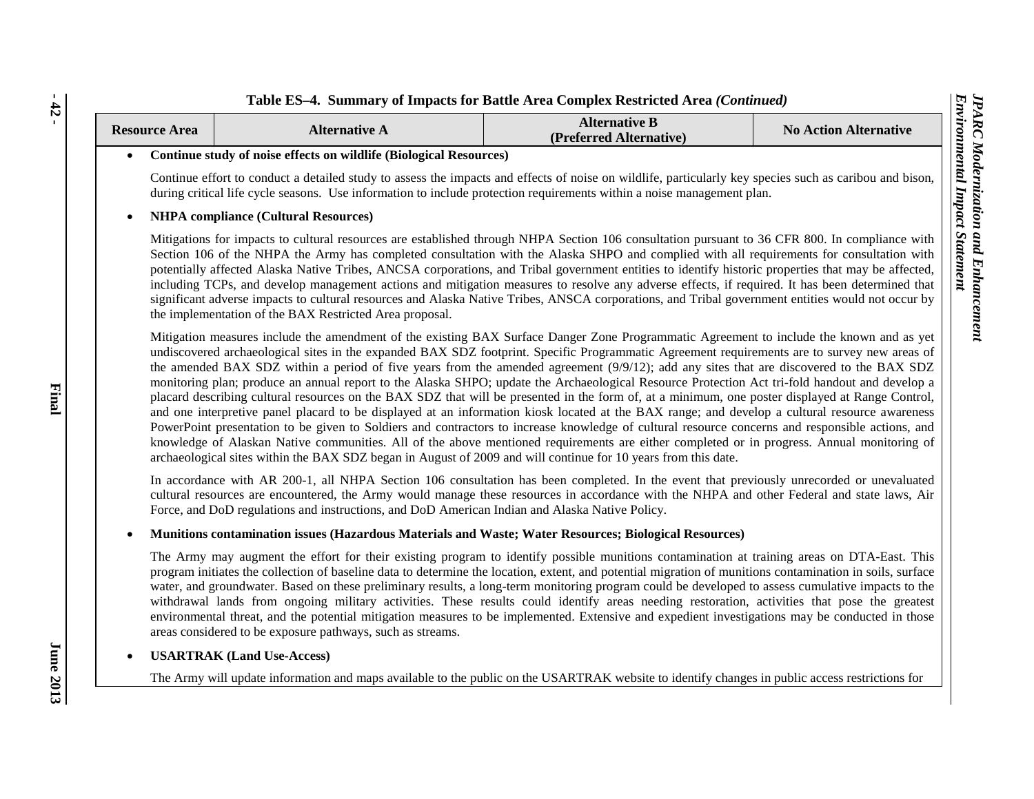**Table ES–4. Summary of Impacts for Battle Area Complex Restricted Area *(Continued)***

| Resource Area | Alternative A | Alternative B (Preferred Alternative) | No Action Alternative |
|---|---|---|---|

- **Continue study of noise effects on wildlife (Biological Resources)**

  Continue effort to conduct a detailed study to assess the impacts and effects of noise on wildlife, particularly key species such as caribou and bison, during critical life cycle seasons. Use information to include protection requirements within a noise management plan.

- **NHPA compliance (Cultural Resources)**

  Mitigations for impacts to cultural resources are established through NHPA Section 106 consultation pursuant to 36 CFR 800. In compliance with Section 106 of the NHPA the Army has completed consultation with the Alaska SHPO and complied with all requirements for consultation with potentially affected Alaska Native Tribes, ANCSA corporations, and Tribal government entities to identify historic properties that may be affected, including TCPs, and develop management actions and mitigation measures to resolve any adverse effects, if required. It has been determined that significant adverse impacts to cultural resources and Alaska Native Tribes, ANSCA corporations, and Tribal government entities would not occur by the implementation of the BAX Restricted Area proposal.

  Mitigation measures include the amendment of the existing BAX Surface Danger Zone Programmatic Agreement to include the known and as yet undiscovered archaeological sites in the expanded BAX SDZ footprint. Specific Programmatic Agreement requirements are to survey new areas of the amended BAX SDZ within a period of five years from the amended agreement (9/9/12); add any sites that are discovered to the BAX SDZ monitoring plan; produce an annual report to the Alaska SHPO; update the Archaeological Resource Protection Act tri-fold handout and develop a placard describing cultural resources on the BAX SDZ that will be presented in the form of, at a minimum, one poster displayed at Range Control, and one interpretive panel placard to be displayed at an information kiosk located at the BAX range; and develop a cultural resource awareness PowerPoint presentation to be given to Soldiers and contractors to increase knowledge of cultural resource concerns and responsible actions, and knowledge of Alaskan Native communities. All of the above mentioned requirements are either completed or in progress. Annual monitoring of archaeological sites within the BAX SDZ began in August of 2009 and will continue for 10 years from this date.

  In accordance with AR 200-1, all NHPA Section 106 consultation has been completed. In the event that previously unrecorded or unevaluated cultural resources are encountered, the Army would manage these resources in accordance with the NHPA and other Federal and state laws, Air Force, and DoD regulations and instructions, and DoD American Indian and Alaska Native Policy.

- **Munitions contamination issues (Hazardous Materials and Waste; Water Resources; Biological Resources)**

  The Army may augment the effort for their existing program to identify possible munitions contamination at training areas on DTA-East. This program initiates the collection of baseline data to determine the location, extent, and potential migration of munitions contamination in soils, surface water, and groundwater. Based on these preliminary results, a long-term monitoring program could be developed to assess cumulative impacts to the withdrawal lands from ongoing military activities. These results could identify areas needing restoration, activities that pose the greatest environmental threat, and the potential mitigation measures to be implemented. Extensive and expedient investigations may be conducted in those areas considered to be exposure pathways, such as streams.

- **USARTRAK (Land Use-Access)**

  The Army will update information and maps available to the public on the USARTRAK website to identify changes in public access restrictions for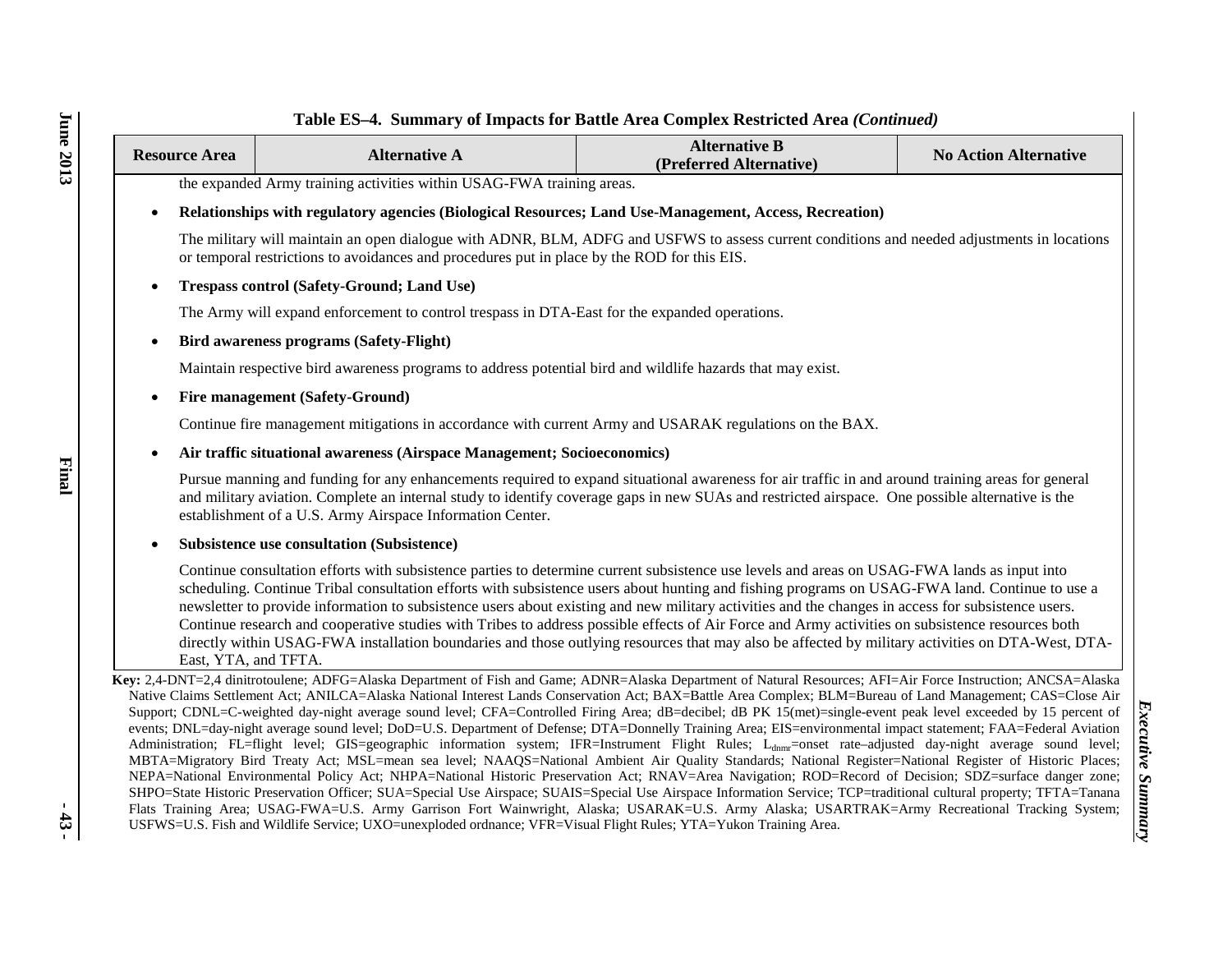**Table ES–4. Summary of Impacts for Battle Area Complex Restricted Area *(Continued)***

| Resource Area | Alternative A | Alternative B (Preferred Alternative) | No Action Alternative |
|---|---|---|---|

the expanded Army training activities within USAG-FWA training areas.

- **Relationships with regulatory agencies (Biological Resources; Land Use-Management, Access, Recreation)**

  The military will maintain an open dialogue with ADNR, BLM, ADFG and USFWS to assess current conditions and needed adjustments in locations or temporal restrictions to avoidances and procedures put in place by the ROD for this EIS.

- **Trespass control (Safety-Ground; Land Use)**

  The Army will expand enforcement to control trespass in DTA-East for the expanded operations.

- **Bird awareness programs (Safety-Flight)**

  Maintain respective bird awareness programs to address potential bird and wildlife hazards that may exist.

- **Fire management (Safety-Ground)**

  Continue fire management mitigations in accordance with current Army and USARAK regulations on the BAX.

- **Air traffic situational awareness (Airspace Management; Socioeconomics)**

  Pursue manning and funding for any enhancements required to expand situational awareness for air traffic in and around training areas for general and military aviation. Complete an internal study to identify coverage gaps in new SUAs and restricted airspace. One possible alternative is the establishment of a U.S. Army Airspace Information Center.

- **Subsistence use consultation (Subsistence)**

  Continue consultation efforts with subsistence parties to determine current subsistence use levels and areas on USAG-FWA lands as input into scheduling. Continue Tribal consultation efforts with subsistence users about hunting and fishing programs on USAG-FWA land. Continue to use a newsletter to provide information to subsistence users about existing and new military activities and the changes in access for subsistence users. Continue research and cooperative studies with Tribes to address possible effects of Air Force and Army activities on subsistence resources both directly within USAG-FWA installation boundaries and those outlying resources that may also be affected by military activities on DTA-West, DTA-East, YTA, and TFTA.

**Key:** 2,4-DNT=2,4 dinitrotoulene; ADFG=Alaska Department of Fish and Game; ADNR=Alaska Department of Natural Resources; AFI=Air Force Instruction; ANCSA=Alaska Native Claims Settlement Act; ANILCA=Alaska National Interest Lands Conservation Act; BAX=Battle Area Complex; BLM=Bureau of Land Management; CAS=Close Air Support; CDNL=C-weighted day-night average sound level; CFA=Controlled Firing Area; dB=decibel; dB PK 15(met)=single-event peak level exceeded by 15 percent of events; DNL=day-night average sound level; DoD=U.S. Department of Defense; DTA=Donnelly Training Area; EIS=environmental impact statement; FAA=Federal Aviation Administration; FL=flight level; GIS=geographic information system; IFR=Instrument Flight Rules; $L_{dnmr}$=onset rate–adjusted day-night average sound level; MBTA=Migratory Bird Treaty Act; MSL=mean sea level; NAAQS=National Ambient Air Quality Standards; National Register=National Register of Historic Places; NEPA=National Environmental Policy Act; NHPA=National Historic Preservation Act; RNAV=Area Navigation; ROD=Record of Decision; SDZ=surface danger zone; SHPO=State Historic Preservation Officer; SUA=Special Use Airspace; SUAIS=Special Use Airspace Information Service; TCP=traditional cultural property; TFTA=Tanana Flats Training Area; USAG-FWA=U.S. Army Garrison Fort Wainwright, Alaska; USARAK=U.S. Army Alaska; USARTRAK=Army Recreational Tracking System; USFWS=U.S. Fish and Wildlife Service; UXO=unexploded ordnance; VFR=Visual Flight Rules; YTA=Yukon Training Area.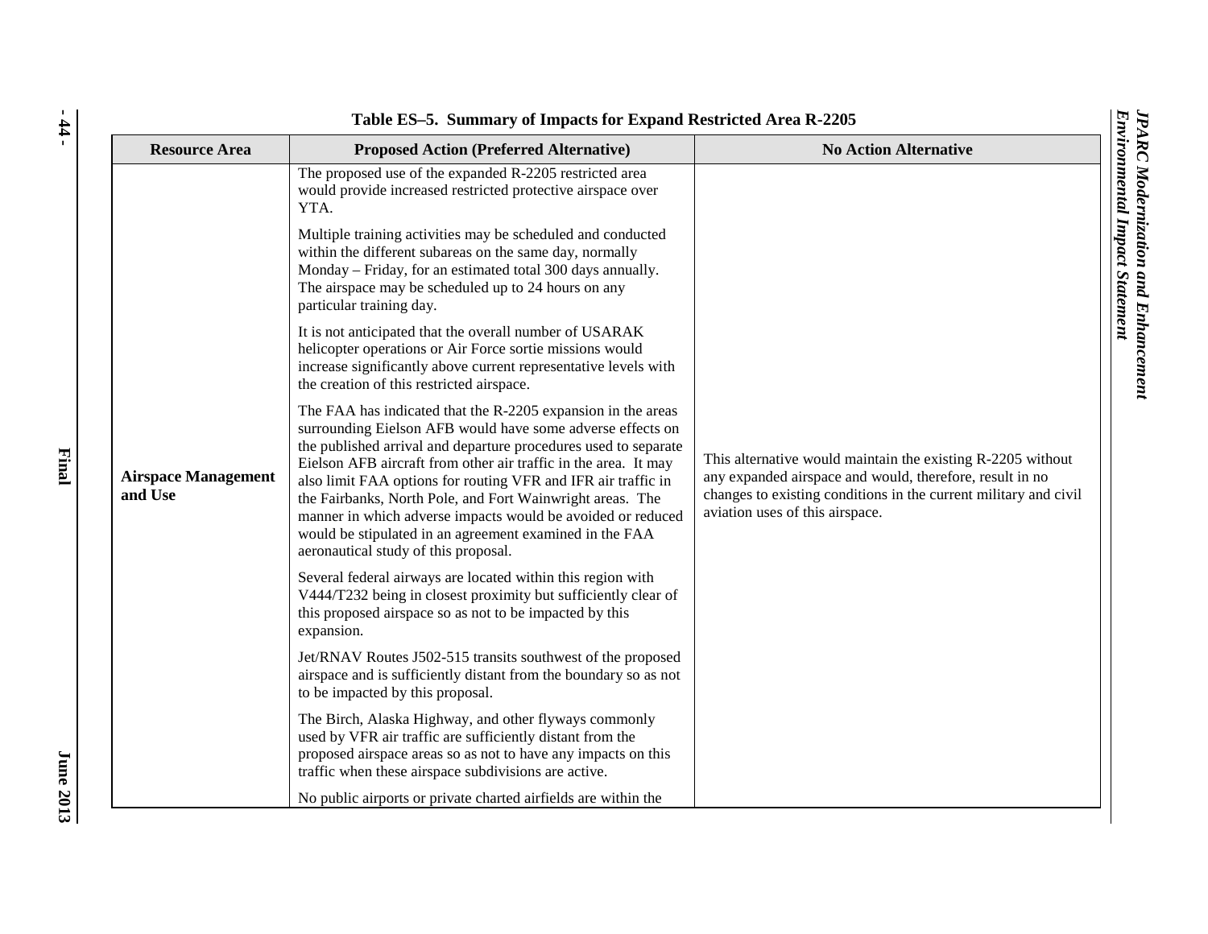Table ES–5. Summary of Impacts for Expand Restricted Area R-2205

| Resource Area | Proposed Action (Preferred Alternative) | No Action Alternative |
|---|---|---|
| **Airspace Management and Use** | The proposed use of the expanded R-2205 restricted area would provide increased restricted protective airspace over YTA.<br><br>Multiple training activities may be scheduled and conducted within the different subareas on the same day, normally Monday – Friday, for an estimated total 300 days annually. The airspace may be scheduled up to 24 hours on any particular training day.<br><br>It is not anticipated that the overall number of USARAK helicopter operations or Air Force sortie missions would increase significantly above current representative levels with the creation of this restricted airspace.<br><br>The FAA has indicated that the R-2205 expansion in the areas surrounding Eielson AFB would have some adverse effects on the published arrival and departure procedures used to separate Eielson AFB aircraft from other air traffic in the area. It may also limit FAA options for routing VFR and IFR air traffic in the Fairbanks, North Pole, and Fort Wainwright areas. The manner in which adverse impacts would be avoided or reduced would be stipulated in an agreement examined in the FAA aeronautical study of this proposal.<br><br>Several federal airways are located within this region with V444/T232 being in closest proximity but sufficiently clear of this proposed airspace so as not to be impacted by this expansion.<br><br>Jet/RNAV Routes J502-515 transits southwest of the proposed airspace and is sufficiently distant from the boundary so as not to be impacted by this proposal.<br><br>The Birch, Alaska Highway, and other flyways commonly used by VFR air traffic are sufficiently distant from the proposed airspace areas so as not to have any impacts on this traffic when these airspace subdivisions are active.<br><br>No public airports or private charted airfields are within the | This alternative would maintain the existing R-2205 without any expanded airspace and would, therefore, result in no changes to existing conditions in the current military and civil aviation uses of this airspace. |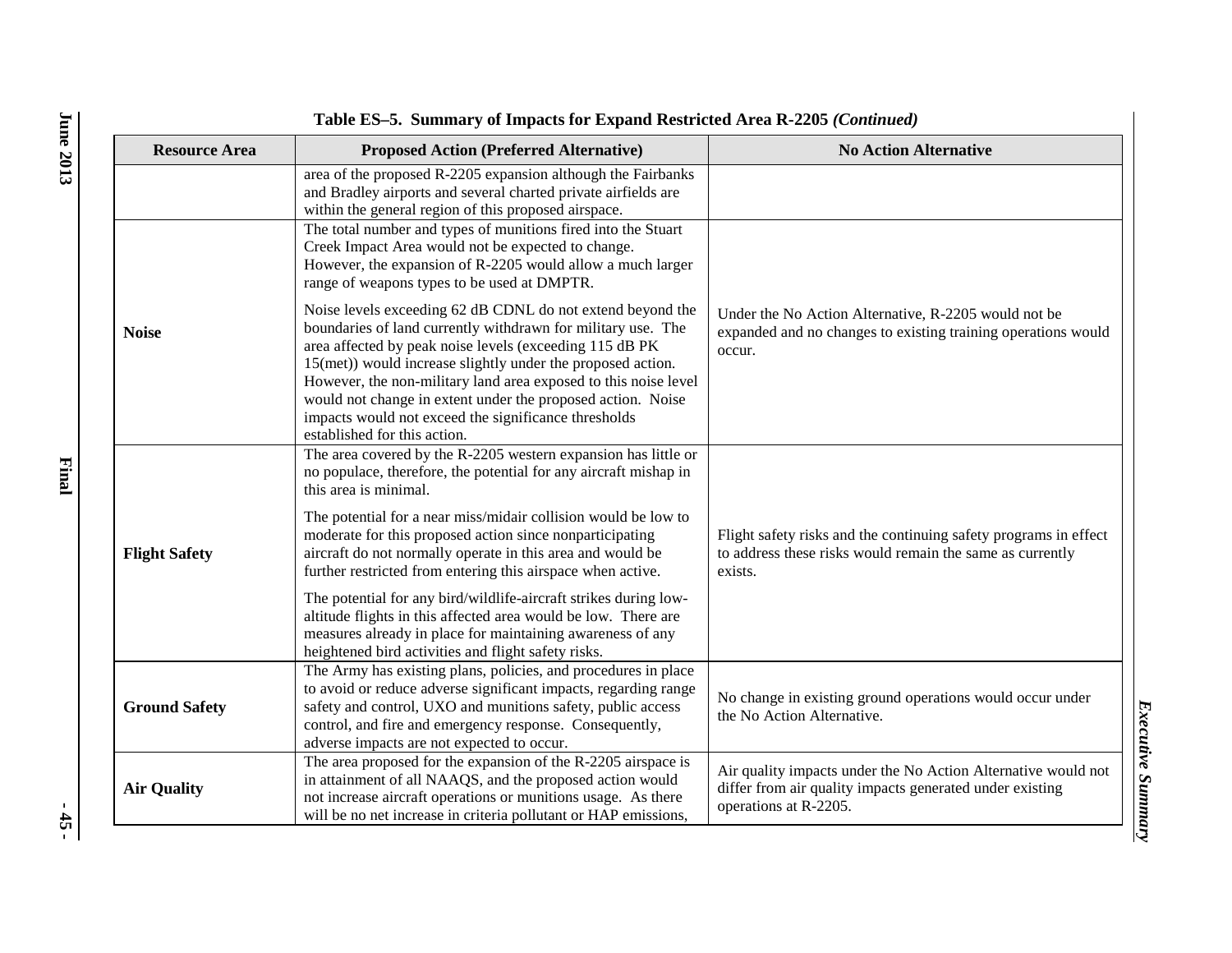**Table ES–5. Summary of Impacts for Expand Restricted Area R-2205 *(Continued)***

| Resource Area | Proposed Action (Preferred Alternative) | No Action Alternative |
|---|---|---|
| | area of the proposed R-2205 expansion although the Fairbanks and Bradley airports and several charted private airfields are within the general region of this proposed airspace. | |
| **Noise** | The total number and types of munitions fired into the Stuart Creek Impact Area would not be expected to change. However, the expansion of R-2205 would allow a much larger range of weapons types to be used at DMPTR.<br><br>Noise levels exceeding 62 dB CDNL do not extend beyond the boundaries of land currently withdrawn for military use. The area affected by peak noise levels (exceeding 115 dB PK 15(met)) would increase slightly under the proposed action. However, the non-military land area exposed to this noise level would not change in extent under the proposed action. Noise impacts would not exceed the significance thresholds established for this action. | Under the No Action Alternative, R-2205 would not be expanded and no changes to existing training operations would occur. |
| **Flight Safety** | The area covered by the R-2205 western expansion has little or no populace, therefore, the potential for any aircraft mishap in this area is minimal.<br><br>The potential for a near miss/midair collision would be low to moderate for this proposed action since nonparticipating aircraft do not normally operate in this area and would be further restricted from entering this airspace when active.<br><br>The potential for any bird/wildlife-aircraft strikes during low-altitude flights in this affected area would be low. There are measures already in place for maintaining awareness of any heightened bird activities and flight safety risks. | Flight safety risks and the continuing safety programs in effect to address these risks would remain the same as currently exists. |
| **Ground Safety** | The Army has existing plans, policies, and procedures in place to avoid or reduce adverse significant impacts, regarding range safety and control, UXO and munitions safety, public access control, and fire and emergency response. Consequently, adverse impacts are not expected to occur. | No change in existing ground operations would occur under the No Action Alternative. |
| **Air Quality** | The area proposed for the expansion of the R-2205 airspace is in attainment of all NAAQS, and the proposed action would not increase aircraft operations or munitions usage. As there will be no net increase in criteria pollutant or HAP emissions, | Air quality impacts under the No Action Alternative would not differ from air quality impacts generated under existing operations at R-2205. |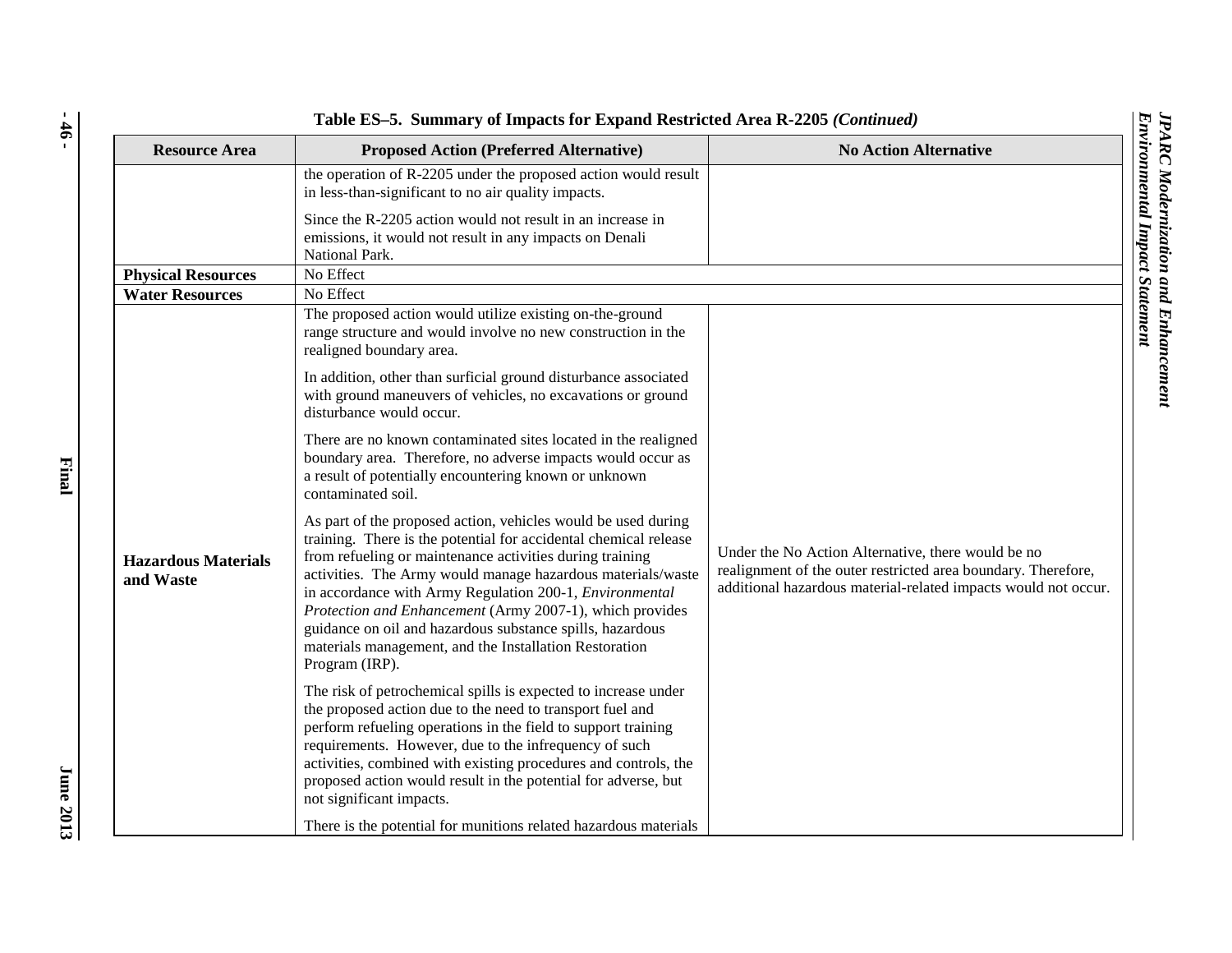**Table ES–5. Summary of Impacts for Expand Restricted Area R-2205 *(Continued)***

| Resource Area | Proposed Action (Preferred Alternative) | No Action Alternative |
|---|---|---|
| | the operation of R-2205 under the proposed action would result in less-than-significant to no air quality impacts.<br><br>Since the R-2205 action would not result in an increase in emissions, it would not result in any impacts on Denali National Park. | |
| **Physical Resources** | No Effect | |
| **Water Resources** | No Effect | |
| **Hazardous Materials and Waste** | The proposed action would utilize existing on-the-ground range structure and would involve no new construction in the realigned boundary area.<br><br>In addition, other than surficial ground disturbance associated with ground maneuvers of vehicles, no excavations or ground disturbance would occur.<br><br>There are no known contaminated sites located in the realigned boundary area. Therefore, no adverse impacts would occur as a result of potentially encountering known or unknown contaminated soil.<br><br>As part of the proposed action, vehicles would be used during training. There is the potential for accidental chemical release from refueling or maintenance activities during training activities. The Army would manage hazardous materials/waste in accordance with Army Regulation 200-1, *Environmental Protection and Enhancement* (Army 2007-1), which provides guidance on oil and hazardous substance spills, hazardous materials management, and the Installation Restoration Program (IRP).<br><br>The risk of petrochemical spills is expected to increase under the proposed action due to the need to transport fuel and perform refueling operations in the field to support training requirements. However, due to the infrequency of such activities, combined with existing procedures and controls, the proposed action would result in the potential for adverse, but not significant impacts.<br><br>There is the potential for munitions related hazardous materials | Under the No Action Alternative, there would be no realignment of the outer restricted area boundary. Therefore, additional hazardous material-related impacts would not occur. |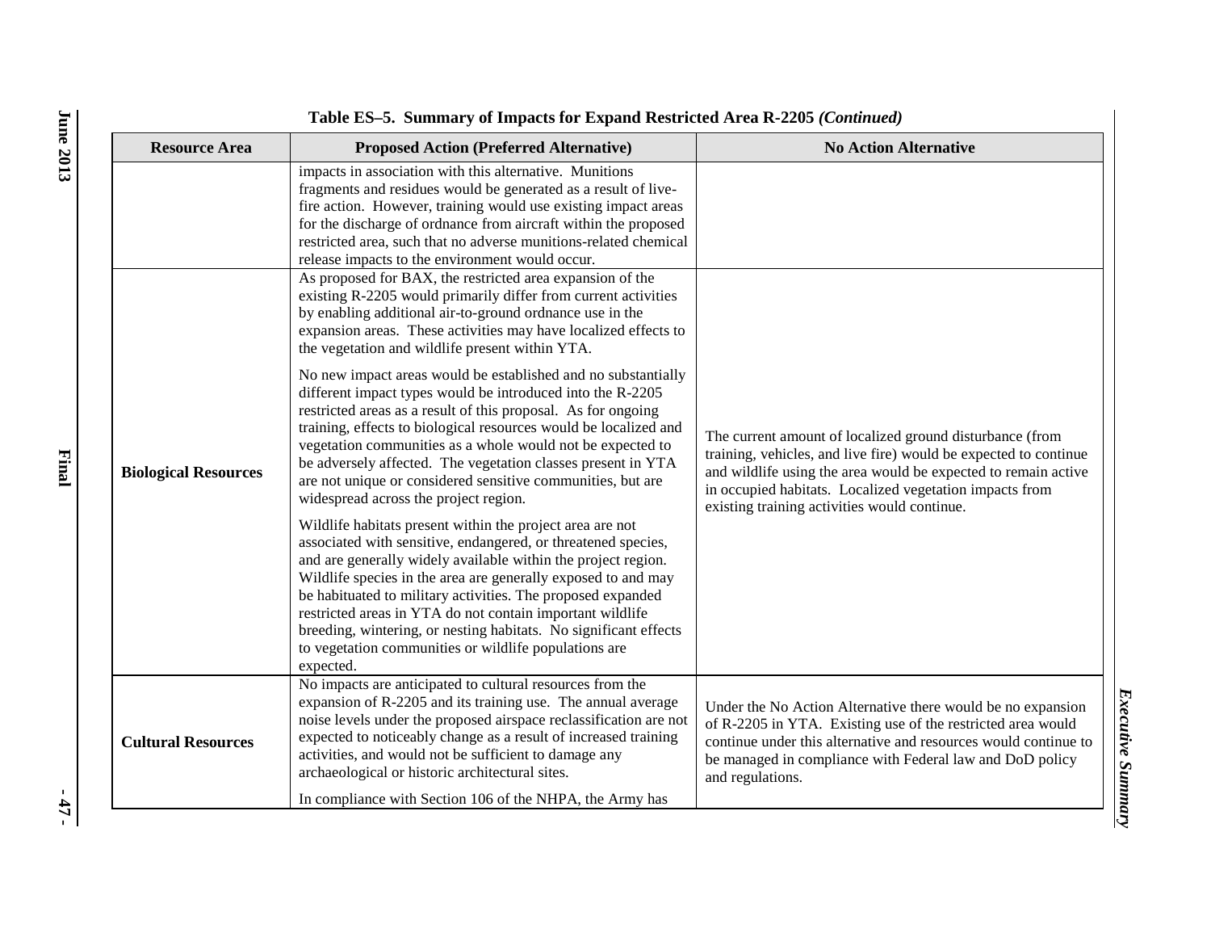**Table ES–5. Summary of Impacts for Expand Restricted Area R-2205 *(Continued)***

| Resource Area | Proposed Action (Preferred Alternative) | No Action Alternative |
|---|---|---|
| | impacts in association with this alternative. Munitions fragments and residues would be generated as a result of live-fire action. However, training would use existing impact areas for the discharge of ordnance from aircraft within the proposed restricted area, such that no adverse munitions-related chemical release impacts to the environment would occur. | |
| **Biological Resources** | As proposed for BAX, the restricted area expansion of the existing R-2205 would primarily differ from current activities by enabling additional air-to-ground ordnance use in the expansion areas. These activities may have localized effects to the vegetation and wildlife present within YTA.<br><br>No new impact areas would be established and no substantially different impact types would be introduced into the R-2205 restricted areas as a result of this proposal. As for ongoing training, effects to biological resources would be localized and vegetation communities as a whole would not be expected to be adversely affected. The vegetation classes present in YTA are not unique or considered sensitive communities, but are widespread across the project region.<br><br>Wildlife habitats present within the project area are not associated with sensitive, endangered, or threatened species, and are generally widely available within the project region. Wildlife species in the area are generally exposed to and may be habituated to military activities. The proposed expanded restricted areas in YTA do not contain important wildlife breeding, wintering, or nesting habitats. No significant effects to vegetation communities or wildlife populations are expected. | The current amount of localized ground disturbance (from training, vehicles, and live fire) would be expected to continue and wildlife using the area would be expected to remain active in occupied habitats. Localized vegetation impacts from existing training activities would continue. |
| **Cultural Resources** | No impacts are anticipated to cultural resources from the expansion of R-2205 and its training use. The annual average noise levels under the proposed airspace reclassification are not expected to noticeably change as a result of increased training activities, and would not be sufficient to damage any archaeological or historic architectural sites.<br><br>In compliance with Section 106 of the NHPA, the Army has | Under the No Action Alternative there would be no expansion of R-2205 in YTA. Existing use of the restricted area would continue under this alternative and resources would continue to be managed in compliance with Federal law and DoD policy and regulations. |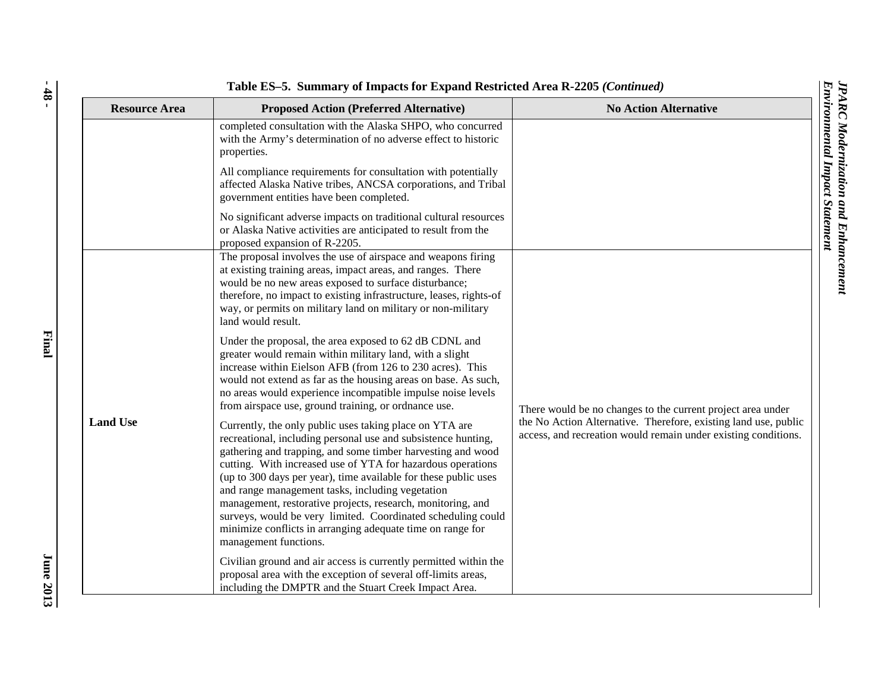**Table ES–5. Summary of Impacts for Expand Restricted Area R-2205 *(Continued)***

| Resource Area | Proposed Action (Preferred Alternative) | No Action Alternative |
|---|---|---|
| | completed consultation with the Alaska SHPO, who concurred with the Army's determination of no adverse effect to historic properties.<br><br>All compliance requirements for consultation with potentially affected Alaska Native tribes, ANCSA corporations, and Tribal government entities have been completed.<br><br>No significant adverse impacts on traditional cultural resources or Alaska Native activities are anticipated to result from the proposed expansion of R-2205. | |
| **Land Use** | The proposal involves the use of airspace and weapons firing at existing training areas, impact areas, and ranges. There would be no new areas exposed to surface disturbance; therefore, no impact to existing infrastructure, leases, rights-of way, or permits on military land on military or non-military land would result.<br><br>Under the proposal, the area exposed to 62 dB CDNL and greater would remain within military land, with a slight increase within Eielson AFB (from 126 to 230 acres). This would not extend as far as the housing areas on base. As such, no areas would experience incompatible impulse noise levels from airspace use, ground training, or ordnance use.<br><br>Currently, the only public uses taking place on YTA are recreational, including personal use and subsistence hunting, gathering and trapping, and some timber harvesting and wood cutting. With increased use of YTA for hazardous operations (up to 300 days per year), time available for these public uses and range management tasks, including vegetation management, restorative projects, research, monitoring, and surveys, would be very limited. Coordinated scheduling could minimize conflicts in arranging adequate time on range for management functions.<br><br>Civilian ground and air access is currently permitted within the proposal area with the exception of several off-limits areas, including the DMPTR and the Stuart Creek Impact Area. | There would be no changes to the current project area under the No Action Alternative. Therefore, existing land use, public access, and recreation would remain under existing conditions. |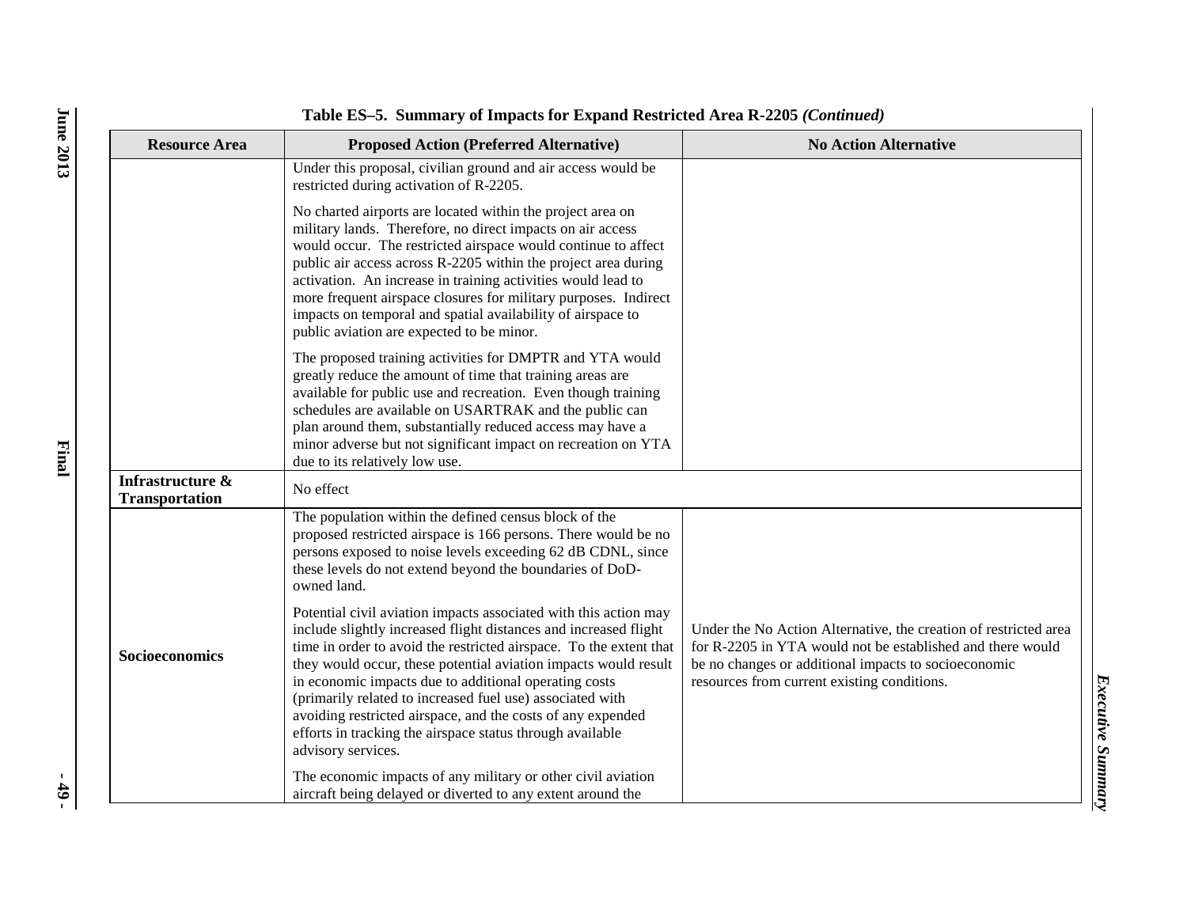**Table ES–5. Summary of Impacts for Expand Restricted Area R-2205 *(Continued)***

| Resource Area | Proposed Action (Preferred Alternative) | No Action Alternative |
|---|---|---|
| | Under this proposal, civilian ground and air access would be restricted during activation of R-2205.<br><br>No charted airports are located within the project area on military lands. Therefore, no direct impacts on air access would occur. The restricted airspace would continue to affect public air access across R-2205 within the project area during activation. An increase in training activities would lead to more frequent airspace closures for military purposes. Indirect impacts on temporal and spatial availability of airspace to public aviation are expected to be minor.<br><br>The proposed training activities for DMPTR and YTA would greatly reduce the amount of time that training areas are available for public use and recreation. Even though training schedules are available on USARTRAK and the public can plan around them, substantially reduced access may have a minor adverse but not significant impact on recreation on YTA due to its relatively low use. | |
| **Infrastructure & Transportation** | No effect | |
| **Socioeconomics** | The population within the defined census block of the proposed restricted airspace is 166 persons. There would be no persons exposed to noise levels exceeding 62 dB CDNL, since these levels do not extend beyond the boundaries of DoD-owned land.<br><br>Potential civil aviation impacts associated with this action may include slightly increased flight distances and increased flight time in order to avoid the restricted airspace. To the extent that they would occur, these potential aviation impacts would result in economic impacts due to additional operating costs (primarily related to increased fuel use) associated with avoiding restricted airspace, and the costs of any expended efforts in tracking the airspace status through available advisory services.<br><br>The economic impacts of any military or other civil aviation aircraft being delayed or diverted to any extent around the | Under the No Action Alternative, the creation of restricted area for R-2205 in YTA would not be established and there would be no changes or additional impacts to socioeconomic resources from current existing conditions. |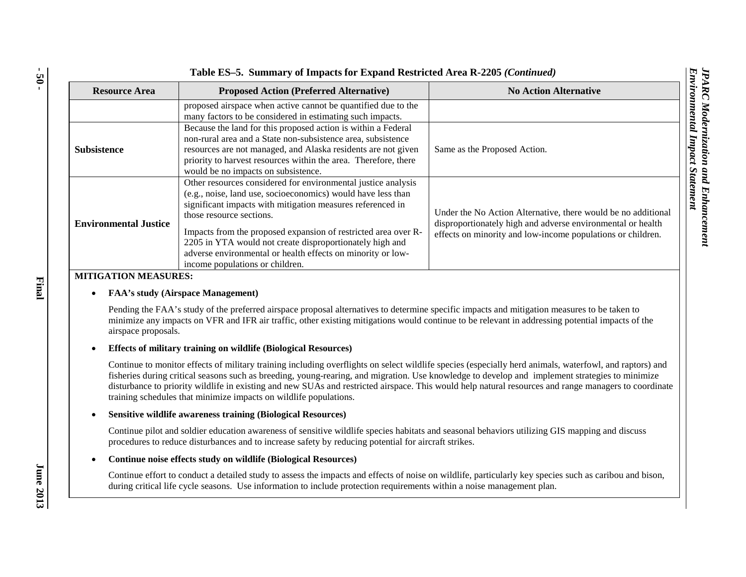**Table ES–5. Summary of Impacts for Expand Restricted Area R-2205 *(Continued)***

| Resource Area | Proposed Action (Preferred Alternative) | No Action Alternative |
|---|---|---|
| | proposed airspace when active cannot be quantified due to the many factors to be considered in estimating such impacts. | |
| **Subsistence** | Because the land for this proposed action is within a Federal non-rural area and a State non-subsistence area, subsistence resources are not managed, and Alaska residents are not given priority to harvest resources within the area. Therefore, there would be no impacts on subsistence. | Same as the Proposed Action. |
| **Environmental Justice** | Other resources considered for environmental justice analysis (e.g., noise, land use, socioeconomics) would have less than significant impacts with mitigation measures referenced in those resource sections.<br><br>Impacts from the proposed expansion of restricted area over R-2205 in YTA would not create disproportionately high and adverse environmental or health effects on minority or low-income populations or children. | Under the No Action Alternative, there would be no additional disproportionately high and adverse environmental or health effects on minority and low-income populations or children. |

**MITIGATION MEASURES:**

- **FAA's study (Airspace Management)**

  Pending the FAA's study of the preferred airspace proposal alternatives to determine specific impacts and mitigation measures to be taken to minimize any impacts on VFR and IFR air traffic, other existing mitigations would continue to be relevant in addressing potential impacts of the airspace proposals.

- **Effects of military training on wildlife (Biological Resources)**

  Continue to monitor effects of military training including overflights on select wildlife species (especially herd animals, waterfowl, and raptors) and fisheries during critical seasons such as breeding, young-rearing, and migration. Use knowledge to develop and implement strategies to minimize disturbance to priority wildlife in existing and new SUAs and restricted airspace. This would help natural resources and range managers to coordinate training schedules that minimize impacts on wildlife populations.

- **Sensitive wildlife awareness training (Biological Resources)**

  Continue pilot and soldier education awareness of sensitive wildlife species habitats and seasonal behaviors utilizing GIS mapping and discuss procedures to reduce disturbances and to increase safety by reducing potential for aircraft strikes.

- **Continue noise effects study on wildlife (Biological Resources)**

  Continue effort to conduct a detailed study to assess the impacts and effects of noise on wildlife, particularly key species such as caribou and bison, during critical life cycle seasons. Use information to include protection requirements within a noise management plan.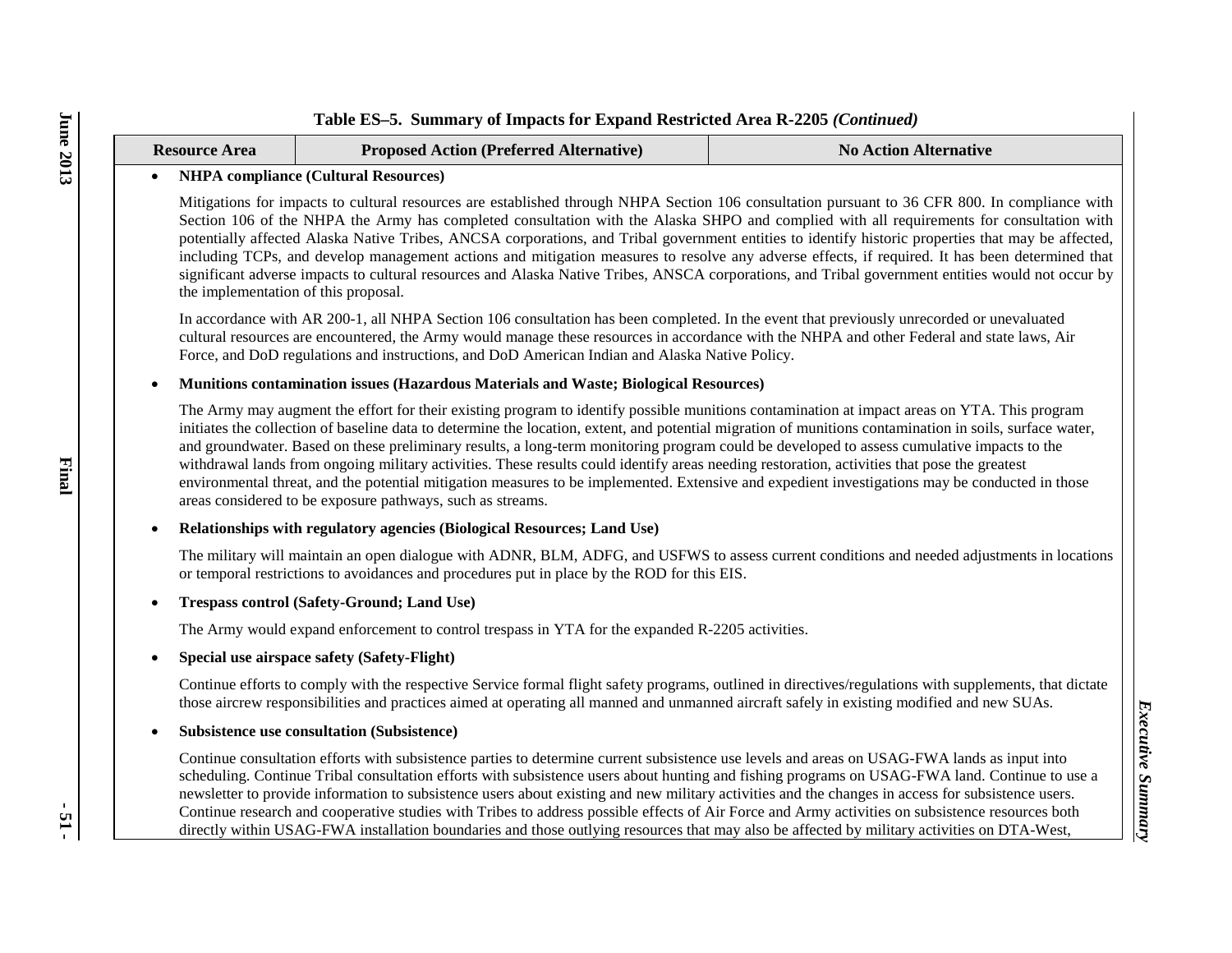**Table ES–5. Summary of Impacts for Expand Restricted Area R-2205** ***(Continued)***

| Resource Area | Proposed Action (Preferred Alternative) | No Action Alternative |
|---|---|---|

- **NHPA compliance (Cultural Resources)**

  Mitigations for impacts to cultural resources are established through NHPA Section 106 consultation pursuant to 36 CFR 800. In compliance with Section 106 of the NHPA the Army has completed consultation with the Alaska SHPO and complied with all requirements for consultation with potentially affected Alaska Native Tribes, ANCSA corporations, and Tribal government entities to identify historic properties that may be affected, including TCPs, and develop management actions and mitigation measures to resolve any adverse effects, if required. It has been determined that significant adverse impacts to cultural resources and Alaska Native Tribes, ANSCA corporations, and Tribal government entities would not occur by the implementation of this proposal.

  In accordance with AR 200-1, all NHPA Section 106 consultation has been completed. In the event that previously unrecorded or unevaluated cultural resources are encountered, the Army would manage these resources in accordance with the NHPA and other Federal and state laws, Air Force, and DoD regulations and instructions, and DoD American Indian and Alaska Native Policy.

- **Munitions contamination issues (Hazardous Materials and Waste; Biological Resources)**

  The Army may augment the effort for their existing program to identify possible munitions contamination at impact areas on YTA. This program initiates the collection of baseline data to determine the location, extent, and potential migration of munitions contamination in soils, surface water, and groundwater. Based on these preliminary results, a long-term monitoring program could be developed to assess cumulative impacts to the withdrawal lands from ongoing military activities. These results could identify areas needing restoration, activities that pose the greatest environmental threat, and the potential mitigation measures to be implemented. Extensive and expedient investigations may be conducted in those areas considered to be exposure pathways, such as streams.

- **Relationships with regulatory agencies (Biological Resources; Land Use)**

  The military will maintain an open dialogue with ADNR, BLM, ADFG, and USFWS to assess current conditions and needed adjustments in locations or temporal restrictions to avoidances and procedures put in place by the ROD for this EIS.

- **Trespass control (Safety-Ground; Land Use)**

  The Army would expand enforcement to control trespass in YTA for the expanded R-2205 activities.

- **Special use airspace safety (Safety-Flight)**

  Continue efforts to comply with the respective Service formal flight safety programs, outlined in directives/regulations with supplements, that dictate those aircrew responsibilities and practices aimed at operating all manned and unmanned aircraft safely in existing modified and new SUAs.

- **Subsistence use consultation (Subsistence)**

  Continue consultation efforts with subsistence parties to determine current subsistence use levels and areas on USAG-FWA lands as input into scheduling. Continue Tribal consultation efforts with subsistence users about hunting and fishing programs on USAG-FWA land. Continue to use a newsletter to provide information to subsistence users about existing and new military activities and the changes in access for subsistence users. Continue research and cooperative studies with Tribes to address possible effects of Air Force and Army activities on subsistence resources both directly within USAG-FWA installation boundaries and those outlying resources that may also be affected by military activities on DTA-West,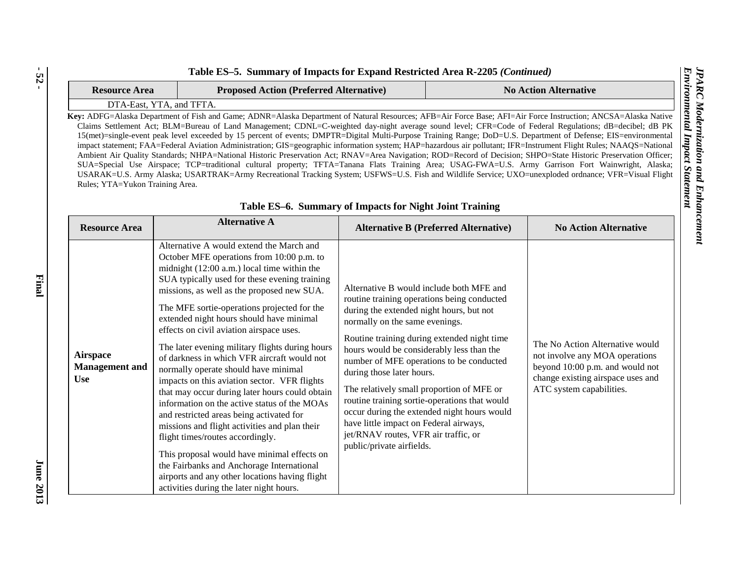**Table ES–5. Summary of Impacts for Expand Restricted Area R-2205 *(Continued)***

| Resource Area | Proposed Action (Preferred Alternative) | No Action Alternative |
|---|---|---|
| DTA-East, YTA, and TFTA. | | |

**Key:** ADFG=Alaska Department of Fish and Game; ADNR=Alaska Department of Natural Resources; AFB=Air Force Base; AFI=Air Force Instruction; ANCSA=Alaska Native Claims Settlement Act; BLM=Bureau of Land Management; CDNL=C-weighted day-night average sound level; CFR=Code of Federal Regulations; dB=decibel; dB PK 15(met)=single-event peak level exceeded by 15 percent of events; DMPTR=Digital Multi-Purpose Training Range; DoD=U.S. Department of Defense; EIS=environmental impact statement; FAA=Federal Aviation Administration; GIS=geographic information system; HAP=hazardous air pollutant; IFR=Instrument Flight Rules; NAAQS=National Ambient Air Quality Standards; NHPA=National Historic Preservation Act; RNAV=Area Navigation; ROD=Record of Decision; SHPO=State Historic Preservation Officer; SUA=Special Use Airspace; TCP=traditional cultural property; TFTA=Tanana Flats Training Area; USAG-FWA=U.S. Army Garrison Fort Wainwright, Alaska; USARAK=U.S. Army Alaska; USARTRAK=Army Recreational Tracking System; USFWS=U.S. Fish and Wildlife Service; UXO=unexploded ordnance; VFR=Visual Flight Rules; YTA=Yukon Training Area.

**Table ES–6. Summary of Impacts for Night Joint Training**

| Resource Area | Alternative A | Alternative B (Preferred Alternative) | No Action Alternative |
|---|---|---|---|
| **Airspace Management and Use** | Alternative A would extend the March and October MFE operations from 10:00 p.m. to midnight (12:00 a.m.) local time within the SUA typically used for these evening training missions, as well as the proposed new SUA.<br><br>The MFE sortie-operations projected for the extended night hours should have minimal effects on civil aviation airspace uses.<br><br>The later evening military flights during hours of darkness in which VFR aircraft would not normally operate should have minimal impacts on this aviation sector. VFR flights that may occur during later hours could obtain information on the active status of the MOAs and restricted areas being activated for missions and flight activities and plan their flight times/routes accordingly.<br><br>This proposal would have minimal effects on the Fairbanks and Anchorage International airports and any other locations having flight activities during the later night hours. | Alternative B would include both MFE and routine training operations being conducted during the extended night hours, but not normally on the same evenings.<br><br>Routine training during extended night time hours would be considerably less than the number of MFE operations to be conducted during those later hours.<br><br>The relatively small proportion of MFE or routine training sortie-operations that would occur during the extended night hours would have little impact on Federal airways, jet/RNAV routes, VFR air traffic, or public/private airfields. | The No Action Alternative would not involve any MOA operations beyond 10:00 p.m. and would not change existing airspace uses and ATC system capabilities. |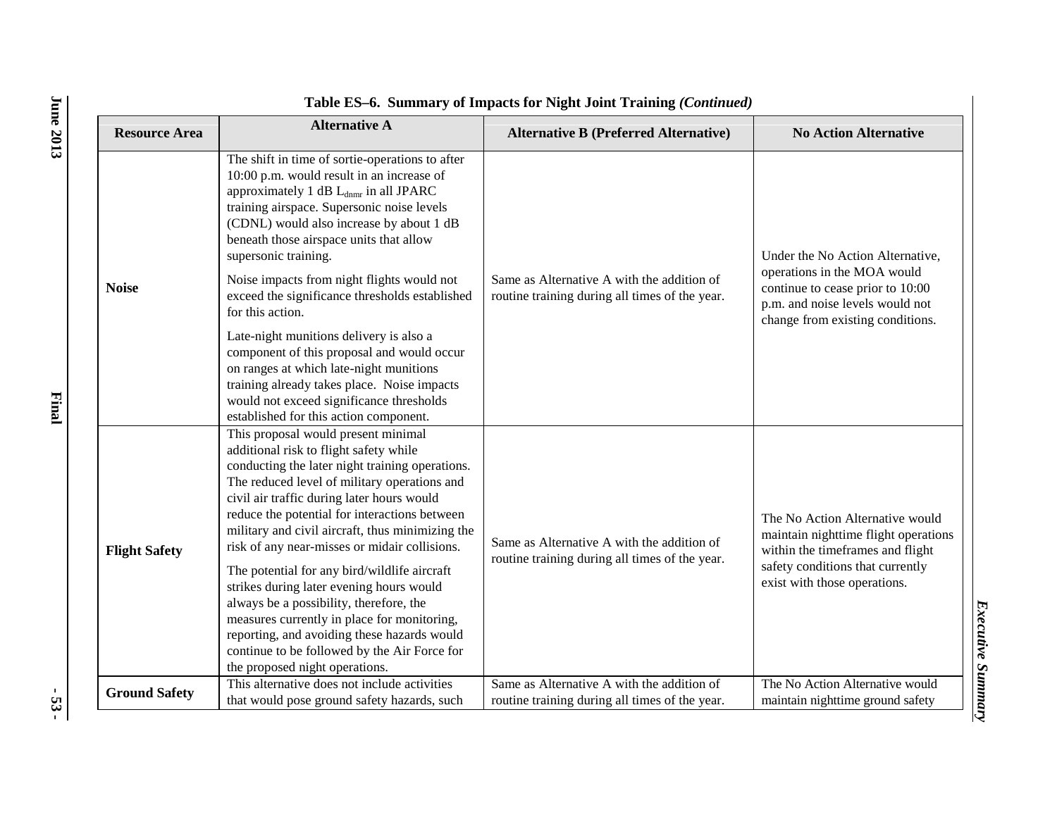**Table ES–6. Summary of Impacts for Night Joint Training *(Continued)***

| Resource Area | Alternative A | Alternative B (Preferred Alternative) | No Action Alternative |
|---|---|---|---|
| **Noise** | The shift in time of sortie-operations to after 10:00 p.m. would result in an increase of approximately 1 dB $L_{dnmr}$ in all JPARC training airspace. Supersonic noise levels (CDNL) would also increase by about 1 dB beneath those airspace units that allow supersonic training.<br><br>Noise impacts from night flights would not exceed the significance thresholds established for this action.<br><br>Late-night munitions delivery is also a component of this proposal and would occur on ranges at which late-night munitions training already takes place. Noise impacts would not exceed significance thresholds established for this action component. | Same as Alternative A with the addition of routine training during all times of the year. | Under the No Action Alternative, operations in the MOA would continue to cease prior to 10:00 p.m. and noise levels would not change from existing conditions. |
| **Flight Safety** | This proposal would present minimal additional risk to flight safety while conducting the later night training operations. The reduced level of military operations and civil air traffic during later hours would reduce the potential for interactions between military and civil aircraft, thus minimizing the risk of any near-misses or midair collisions.<br><br>The potential for any bird/wildlife aircraft strikes during later evening hours would always be a possibility, therefore, the measures currently in place for monitoring, reporting, and avoiding these hazards would continue to be followed by the Air Force for the proposed night operations. | Same as Alternative A with the addition of routine training during all times of the year. | The No Action Alternative would maintain nighttime flight operations within the timeframes and flight safety conditions that currently exist with those operations. |
| **Ground Safety** | This alternative does not include activities that would pose ground safety hazards, such | Same as Alternative A with the addition of routine training during all times of the year. | The No Action Alternative would maintain nighttime ground safety |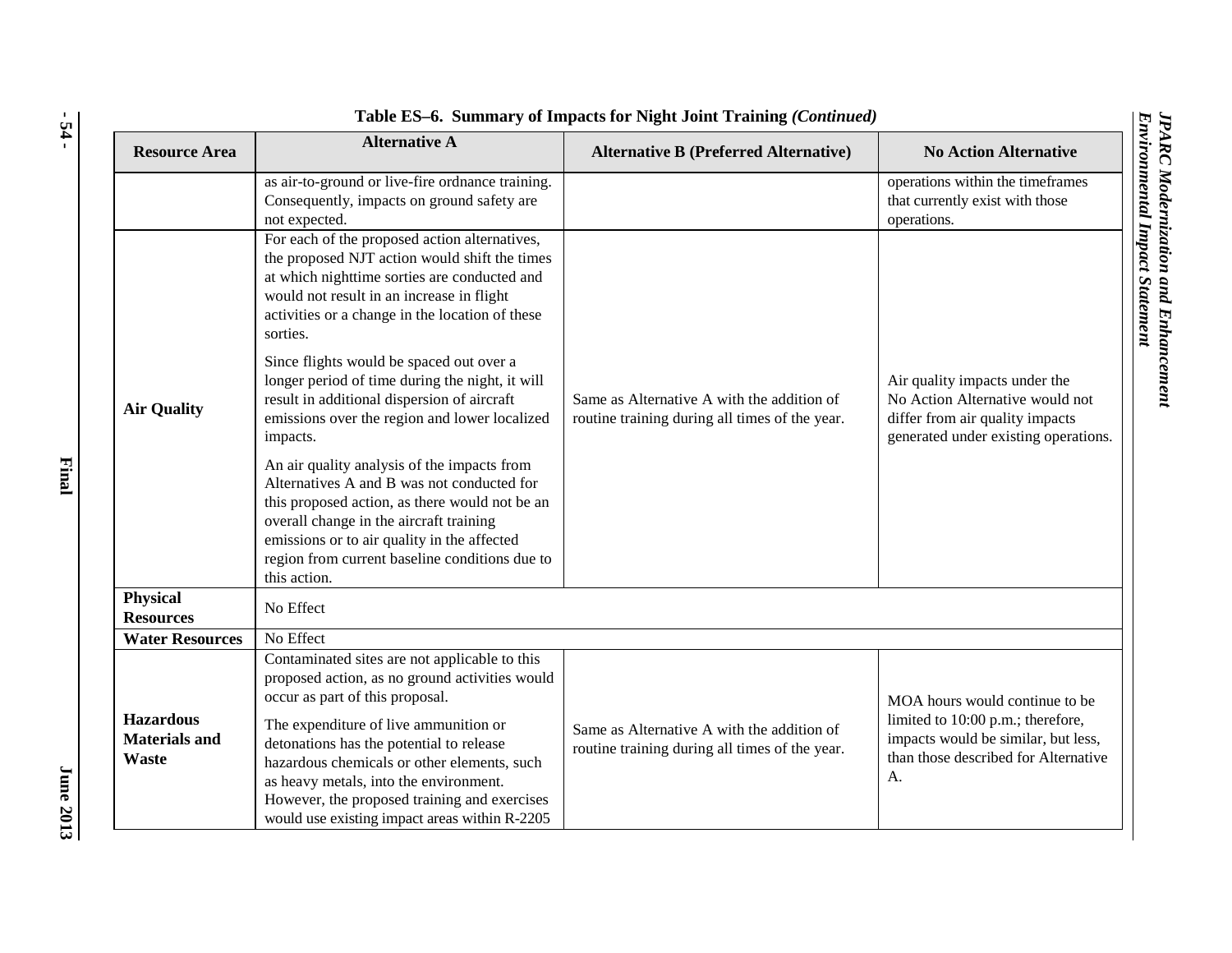**Table ES–6. Summary of Impacts for Night Joint Training *(Continued)***

| Resource Area | Alternative A | Alternative B (Preferred Alternative) | No Action Alternative |
|---|---|---|---|
| | as air-to-ground or live-fire ordnance training. Consequently, impacts on ground safety are not expected. | | operations within the timeframes that currently exist with those operations. |
| **Air Quality** | For each of the proposed action alternatives, the proposed NJT action would shift the times at which nighttime sorties are conducted and would not result in an increase in flight activities or a change in the location of these sorties. <br><br> Since flights would be spaced out over a longer period of time during the night, it will result in additional dispersion of aircraft emissions over the region and lower localized impacts. <br><br> An air quality analysis of the impacts from Alternatives A and B was not conducted for this proposed action, as there would not be an overall change in the aircraft training emissions or to air quality in the affected region from current baseline conditions due to this action. | Same as Alternative A with the addition of routine training during all times of the year. | Air quality impacts under the No Action Alternative would not differ from air quality impacts generated under existing operations. |
| **Physical Resources** | No Effect | | |
| **Water Resources** | No Effect | | |
| **Hazardous Materials and Waste** | Contaminated sites are not applicable to this proposed action, as no ground activities would occur as part of this proposal. <br><br> The expenditure of live ammunition or detonations has the potential to release hazardous chemicals or other elements, such as heavy metals, into the environment. However, the proposed training and exercises would use existing impact areas within R-2205 | Same as Alternative A with the addition of routine training during all times of the year. | MOA hours would continue to be limited to 10:00 p.m.; therefore, impacts would be similar, but less, than those described for Alternative A. |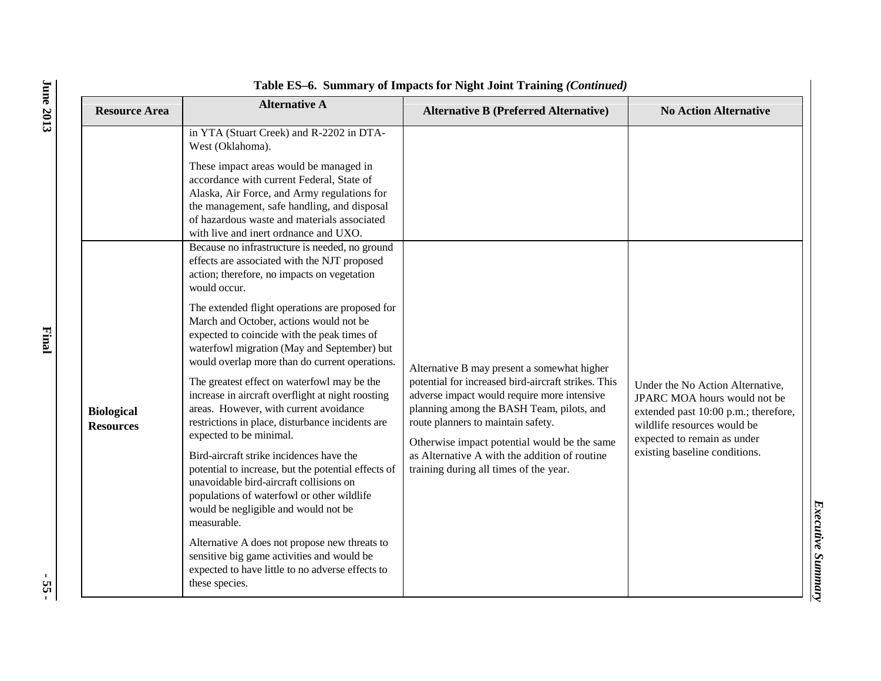**Table ES–6. Summary of Impacts for Night Joint Training *(Continued)***

| Resource Area | Alternative A | Alternative B (Preferred Alternative) | No Action Alternative |
|---|---|---|---|
| | in YTA (Stuart Creek) and R-2202 in DTA-West (Oklahoma).<br><br>These impact areas would be managed in accordance with current Federal, State of Alaska, Air Force, and Army regulations for the management, safe handling, and disposal of hazardous waste and materials associated with live and inert ordnance and UXO. | | |
| **Biological Resources** | Because no infrastructure is needed, no ground effects are associated with the NJT proposed action; therefore, no impacts on vegetation would occur.<br><br>The extended flight operations are proposed for March and October, actions would not be expected to coincide with the peak times of waterfowl migration (May and September) but would overlap more than do current operations.<br><br>The greatest effect on waterfowl may be the increase in aircraft overflight at night roosting areas. However, with current avoidance restrictions in place, disturbance incidents are expected to be minimal.<br><br>Bird-aircraft strike incidences have the potential to increase, but the potential effects of unavoidable bird-aircraft collisions on populations of waterfowl or other wildlife would be negligible and would not be measurable.<br><br>Alternative A does not propose new threats to sensitive big game activities and would be expected to have little to no adverse effects to these species. | Alternative B may present a somewhat higher potential for increased bird-aircraft strikes. This adverse impact would require more intensive planning among the BASH Team, pilots, and route planners to maintain safety.<br><br>Otherwise impact potential would be the same as Alternative A with the addition of routine training during all times of the year. | Under the No Action Alternative, JPARC MOA hours would not be extended past 10:00 p.m.; therefore, wildlife resources would be expected to remain as under existing baseline conditions. |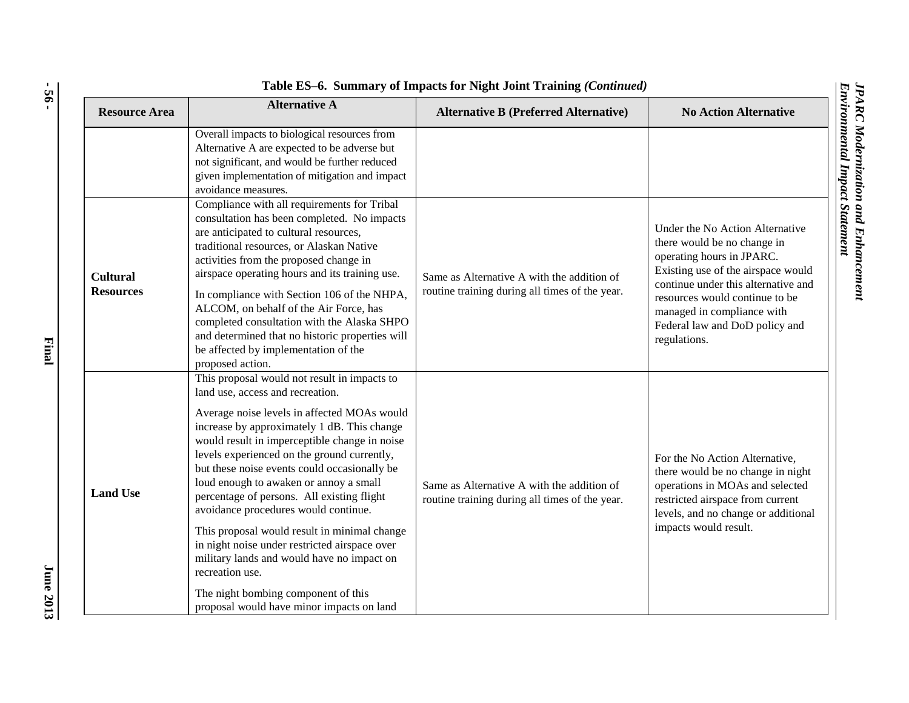**Table ES–6. Summary of Impacts for Night Joint Training *(Continued)***

| Resource Area | Alternative A | Alternative B (Preferred Alternative) | No Action Alternative |
|---|---|---|---|
| | Overall impacts to biological resources from Alternative A are expected to be adverse but not significant, and would be further reduced given implementation of mitigation and impact avoidance measures. | | |
| **Cultural Resources** | Compliance with all requirements for Tribal consultation has been completed. No impacts are anticipated to cultural resources, traditional resources, or Alaskan Native activities from the proposed change in airspace operating hours and its training use.<br><br>In compliance with Section 106 of the NHPA, ALCOM, on behalf of the Air Force, has completed consultation with the Alaska SHPO and determined that no historic properties will be affected by implementation of the proposed action. | Same as Alternative A with the addition of routine training during all times of the year. | Under the No Action Alternative there would be no change in operating hours in JPARC. Existing use of the airspace would continue under this alternative and resources would continue to be managed in compliance with Federal law and DoD policy and regulations. |
| **Land Use** | This proposal would not result in impacts to land use, access and recreation.<br><br>Average noise levels in affected MOAs would increase by approximately 1 dB. This change would result in imperceptible change in noise levels experienced on the ground currently, but these noise events could occasionally be loud enough to awaken or annoy a small percentage of persons. All existing flight avoidance procedures would continue.<br><br>This proposal would result in minimal change in night noise under restricted airspace over military lands and would have no impact on recreation use.<br><br>The night bombing component of this proposal would have minor impacts on land | Same as Alternative A with the addition of routine training during all times of the year. | For the No Action Alternative, there would be no change in night operations in MOAs and selected restricted airspace from current levels, and no change or additional impacts would result. |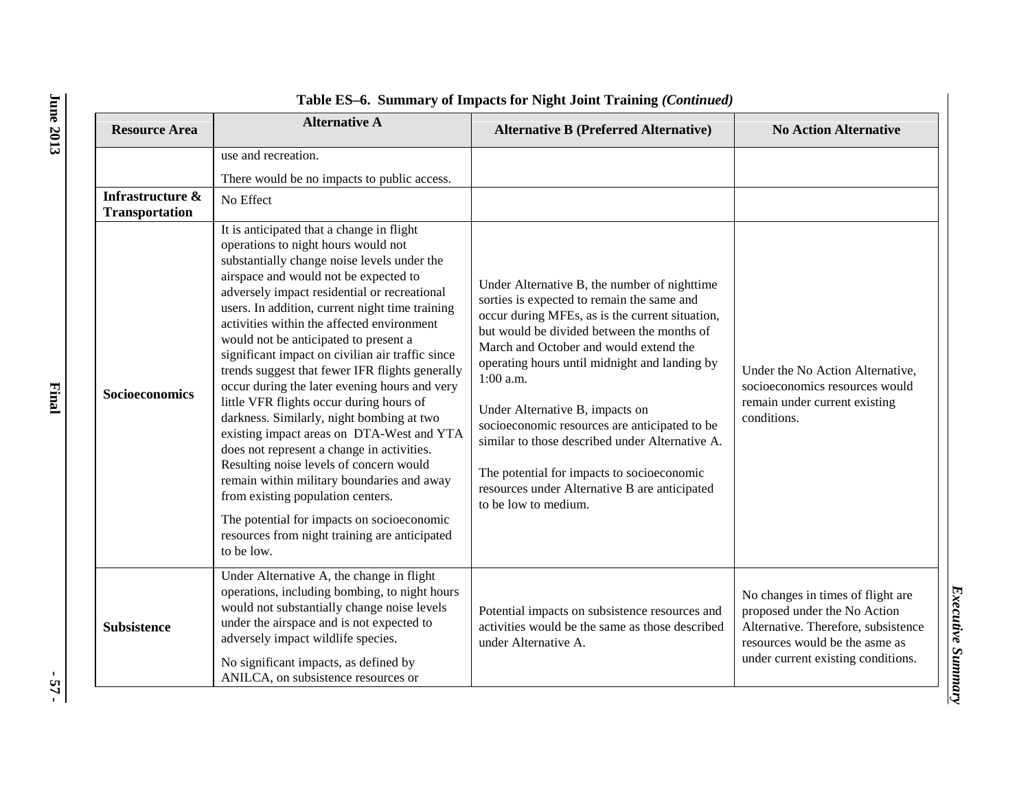**Table ES–6. Summary of Impacts for Night Joint Training *(Continued)***

| Resource Area | Alternative A | Alternative B (Preferred Alternative) | No Action Alternative |
|---|---|---|---|
| | use and recreation.<br><br>There would be no impacts to public access. | | |
| **Infrastructure & Transportation** | No Effect | | |
| **Socioeconomics** | It is anticipated that a change in flight operations to night hours would not substantially change noise levels under the airspace and would not be expected to adversely impact residential or recreational users. In addition, current night time training activities within the affected environment would not be anticipated to present a significant impact on civilian air traffic since trends suggest that fewer IFR flights generally occur during the later evening hours and very little VFR flights occur during hours of darkness. Similarly, night bombing at two existing impact areas on DTA-West and YTA does not represent a change in activities. Resulting noise levels of concern would remain within military boundaries and away from existing population centers.<br><br>The potential for impacts on socioeconomic resources from night training are anticipated to be low. | Under Alternative B, the number of nighttime sorties is expected to remain the same and occur during MFEs, as is the current situation, but would be divided between the months of March and October and would extend the operating hours until midnight and landing by 1:00 a.m.<br><br>Under Alternative B, impacts on socioeconomic resources are anticipated to be similar to those described under Alternative A.<br><br>The potential for impacts to socioeconomic resources under Alternative B are anticipated to be low to medium. | Under the No Action Alternative, socioeconomics resources would remain under current existing conditions. |
| **Subsistence** | Under Alternative A, the change in flight operations, including bombing, to night hours would not substantially change noise levels under the airspace and is not expected to adversely impact wildlife species.<br><br>No significant impacts, as defined by ANILCA, on subsistence resources or | Potential impacts on subsistence resources and activities would be the same as those described under Alternative A. | No changes in times of flight are proposed under the No Action Alternative. Therefore, subsistence resources would be the asme as under current existing conditions. |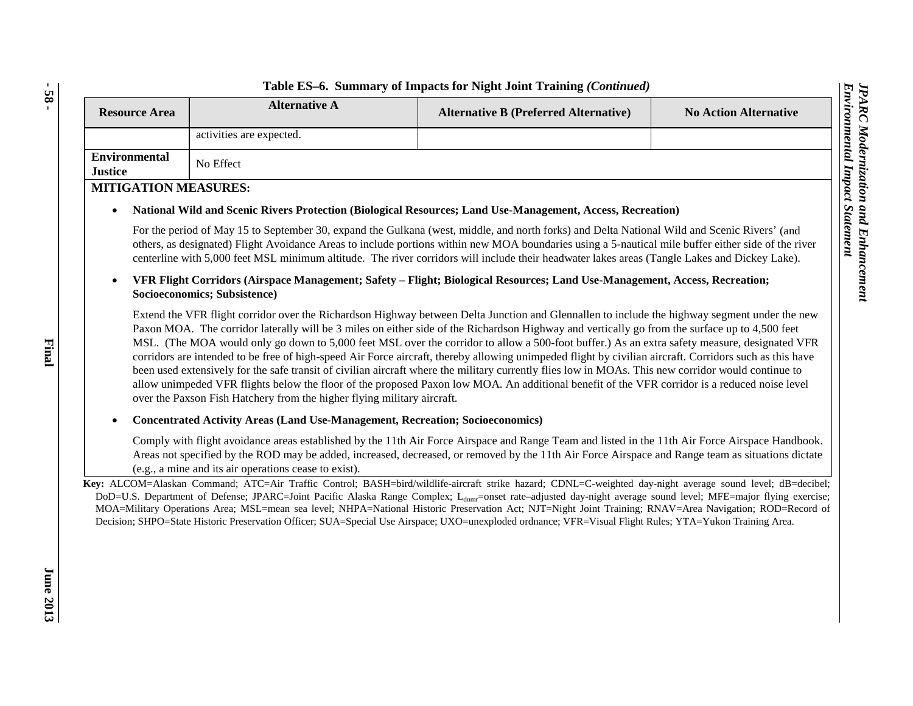**Table ES–6. Summary of Impacts for Night Joint Training *(Continued)***

| Resource Area | Alternative A | Alternative B (Preferred Alternative) | No Action Alternative |
|---|---|---|---|
| | activities are expected. | | |
| **Environmental Justice** | No Effect | | |

**MITIGATION MEASURES:**

- **National Wild and Scenic Rivers Protection (Biological Resources; Land Use-Management, Access, Recreation)**

  For the period of May 15 to September 30, expand the Gulkana (west, middle, and north forks) and Delta National Wild and Scenic Rivers' (and others, as designated) Flight Avoidance Areas to include portions within new MOA boundaries using a 5-nautical mile buffer either side of the river centerline with 5,000 feet MSL minimum altitude. The river corridors will include their headwater lakes areas (Tangle Lakes and Dickey Lake).

- **VFR Flight Corridors (Airspace Management; Safety – Flight; Biological Resources; Land Use-Management, Access, Recreation; Socioeconomics; Subsistence)**

  Extend the VFR flight corridor over the Richardson Highway between Delta Junction and Glennallen to include the highway segment under the new Paxon MOA. The corridor laterally will be 3 miles on either side of the Richardson Highway and vertically go from the surface up to 4,500 feet MSL. (The MOA would only go down to 5,000 feet MSL over the corridor to allow a 500-foot buffer.) As an extra safety measure, designated VFR corridors are intended to be free of high-speed Air Force aircraft, thereby allowing unimpeded flight by civilian aircraft. Corridors such as this have been used extensively for the safe transit of civilian aircraft where the military currently flies low in MOAs. This new corridor would continue to allow unimpeded VFR flights below the floor of the proposed Paxon low MOA. An additional benefit of the VFR corridor is a reduced noise level over the Paxson Fish Hatchery from the higher flying military aircraft.

- **Concentrated Activity Areas (Land Use-Management, Recreation; Socioeconomics)**

  Comply with flight avoidance areas established by the 11th Air Force Airspace and Range Team and listed in the 11th Air Force Airspace Handbook. Areas not specified by the ROD may be added, increased, decreased, or removed by the 11th Air Force Airspace and Range team as situations dictate (e.g., a mine and its air operations cease to exist).

**Key:** ALCOM=Alaskan Command; ATC=Air Traffic Control; BASH=bird/wildlife-aircraft strike hazard; CDNL=C-weighted day-night average sound level; dB=decibel; DoD=U.S. Department of Defense; JPARC=Joint Pacific Alaska Range Complex; $L_{dnmr}$=onset rate–adjusted day-night average sound level; MFE=major flying exercise; MOA=Military Operations Area; MSL=mean sea level; NHPA=National Historic Preservation Act; NJT=Night Joint Training; RNAV=Area Navigation; ROD=Record of Decision; SHPO=State Historic Preservation Officer; SUA=Special Use Airspace; UXO=unexploded ordnance; VFR=Visual Flight Rules; YTA=Yukon Training Area.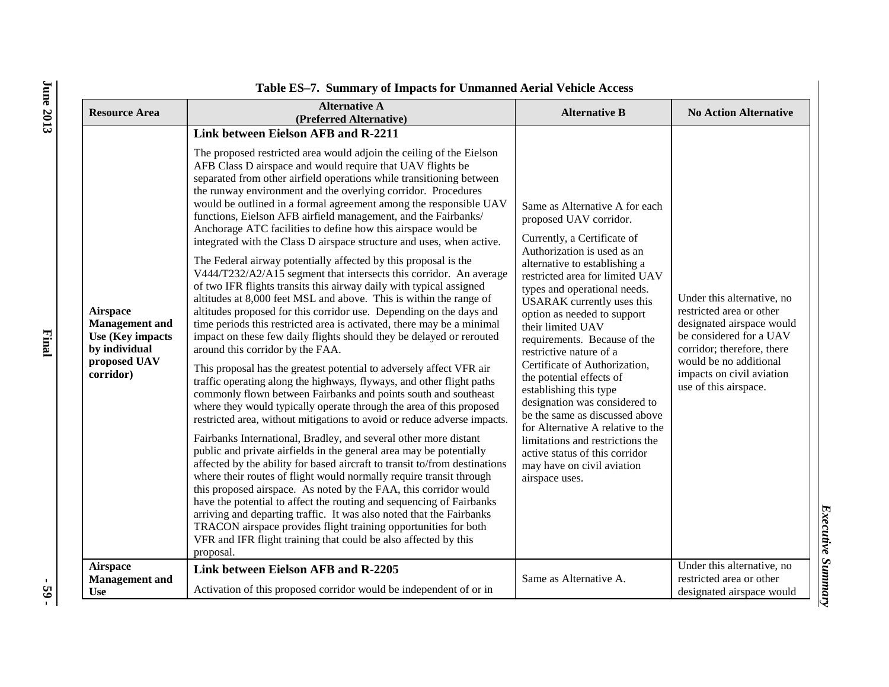**Table ES–7. Summary of Impacts for Unmanned Aerial Vehicle Access**

| Resource Area | Alternative A (Preferred Alternative) | Alternative B | No Action Alternative |
|---|---|---|---|
| **Airspace Management and Use (Key impacts by individual proposed UAV corridor)** | **Link between Eielson AFB and R-2211**<br><br>The proposed restricted area would adjoin the ceiling of the Eielson AFB Class D airspace and would require that UAV flights be separated from other airfield operations while transitioning between the runway environment and the overlying corridor. Procedures would be outlined in a formal agreement among the responsible UAV functions, Eielson AFB airfield management, and the Fairbanks/ Anchorage ATC facilities to define how this airspace would be integrated with the Class D airspace structure and uses, when active.<br><br>The Federal airway potentially affected by this proposal is the V444/T232/A2/A15 segment that intersects this corridor. An average of two IFR flights transits this airway daily with typical assigned altitudes at 8,000 feet MSL and above. This is within the range of altitudes proposed for this corridor use. Depending on the days and time periods this restricted area is activated, there may be a minimal impact on these few daily flights should they be delayed or rerouted around this corridor by the FAA.<br><br>This proposal has the greatest potential to adversely affect VFR air traffic operating along the highways, flyways, and other flight paths commonly flown between Fairbanks and points south and southeast where they would typically operate through the area of this proposed restricted area, without mitigations to avoid or reduce adverse impacts.<br><br>Fairbanks International, Bradley, and several other more distant public and private airfields in the general area may be potentially affected by the ability for based aircraft to transit to/from destinations where their routes of flight would normally require transit through this proposed airspace. As noted by the FAA, this corridor would have the potential to affect the routing and sequencing of Fairbanks arriving and departing traffic. It was also noted that the Fairbanks TRACON airspace provides flight training opportunities for both VFR and IFR flight training that could be also affected by this proposal. | Same as Alternative A for each proposed UAV corridor.<br><br>Currently, a Certificate of Authorization is used as an alternative to establishing a restricted area for limited UAV types and operational needs. USARAK currently uses this option as needed to support their limited UAV requirements. Because of the restrictive nature of a Certificate of Authorization, the potential effects of establishing this type designation was considered to be the same as discussed above for Alternative A relative to the limitations and restrictions the active status of this corridor may have on civil aviation airspace uses. | Under this alternative, no restricted area or other designated airspace would be considered for a UAV corridor; therefore, there would be no additional impacts on civil aviation use of this airspace. |
| **Airspace Management and Use** | **Link between Eielson AFB and R-2205**<br><br>Activation of this proposed corridor would be independent of or in | Same as Alternative A. | Under this alternative, no restricted area or other designated airspace would |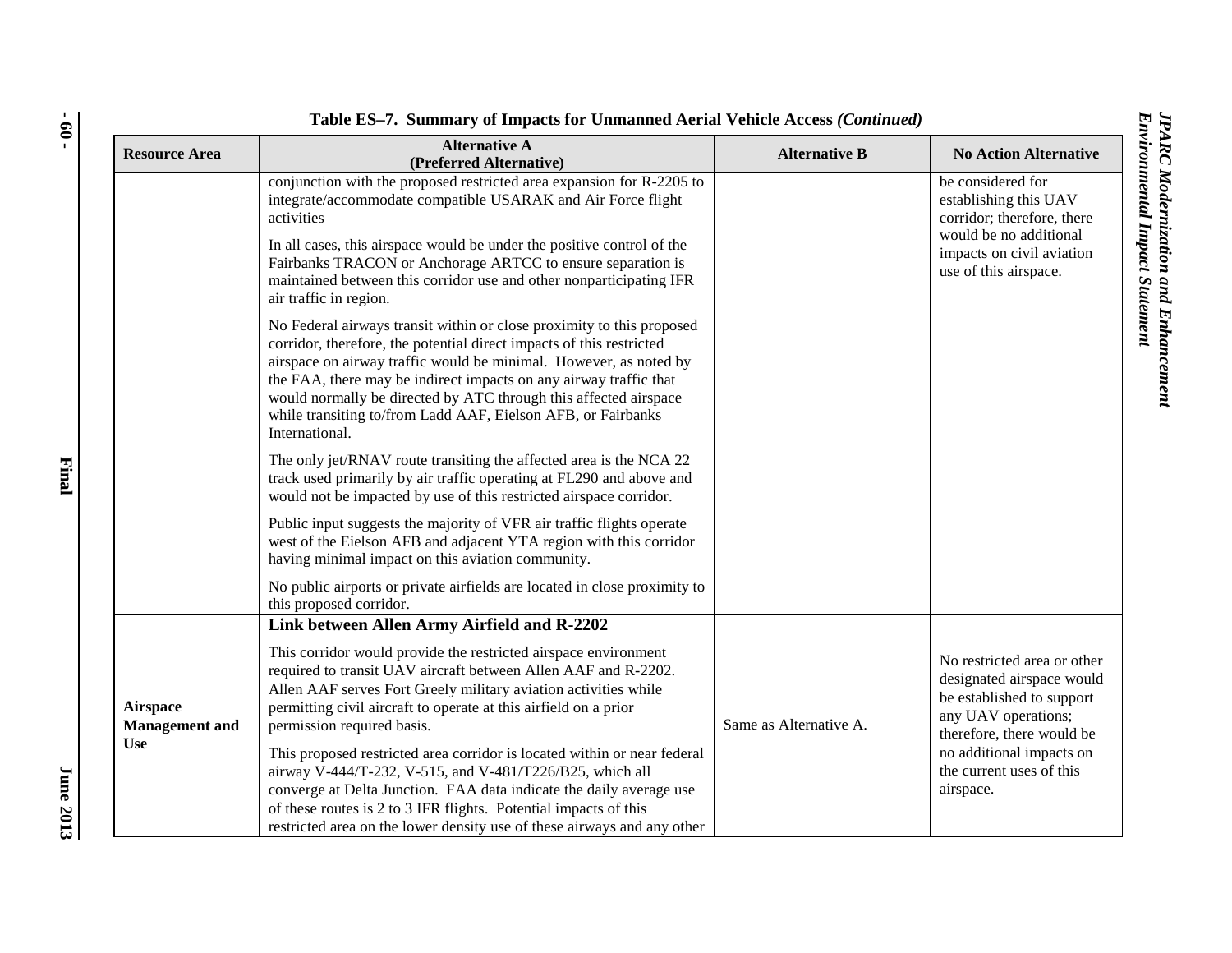**Table ES–7. Summary of Impacts for Unmanned Aerial Vehicle Access *(Continued)***

| Resource Area | Alternative A (Preferred Alternative) | Alternative B | No Action Alternative |
|---|---|---|---|
| | conjunction with the proposed restricted area expansion for R-2205 to integrate/accommodate compatible USARAK and Air Force flight activities<br><br>In all cases, this airspace would be under the positive control of the Fairbanks TRACON or Anchorage ARTCC to ensure separation is maintained between this corridor use and other nonparticipating IFR air traffic in region.<br><br>No Federal airways transit within or close proximity to this proposed corridor, therefore, the potential direct impacts of this restricted airspace on airway traffic would be minimal. However, as noted by the FAA, there may be indirect impacts on any airway traffic that would normally be directed by ATC through this affected airspace while transiting to/from Ladd AAF, Eielson AFB, or Fairbanks International.<br><br>The only jet/RNAV route transiting the affected area is the NCA 22 track used primarily by air traffic operating at FL290 and above and would not be impacted by use of this restricted airspace corridor.<br><br>Public input suggests the majority of VFR air traffic flights operate west of the Eielson AFB and adjacent YTA region with this corridor having minimal impact on this aviation community.<br><br>No public airports or private airfields are located in close proximity to this proposed corridor. | | be considered for establishing this UAV corridor; therefore, there would be no additional impacts on civil aviation use of this airspace. |
| **Airspace Management and Use** | **Link between Allen Army Airfield and R-2202**<br><br>This corridor would provide the restricted airspace environment required to transit UAV aircraft between Allen AAF and R-2202. Allen AAF serves Fort Greely military aviation activities while permitting civil aircraft to operate at this airfield on a prior permission required basis.<br><br>This proposed restricted area corridor is located within or near federal airway V-444/T-232, V-515, and V-481/T226/B25, which all converge at Delta Junction. FAA data indicate the daily average use of these routes is 2 to 3 IFR flights. Potential impacts of this restricted area on the lower density use of these airways and any other | Same as Alternative A. | No restricted area or other designated airspace would be established to support any UAV operations; therefore, there would be no additional impacts on the current uses of this airspace. |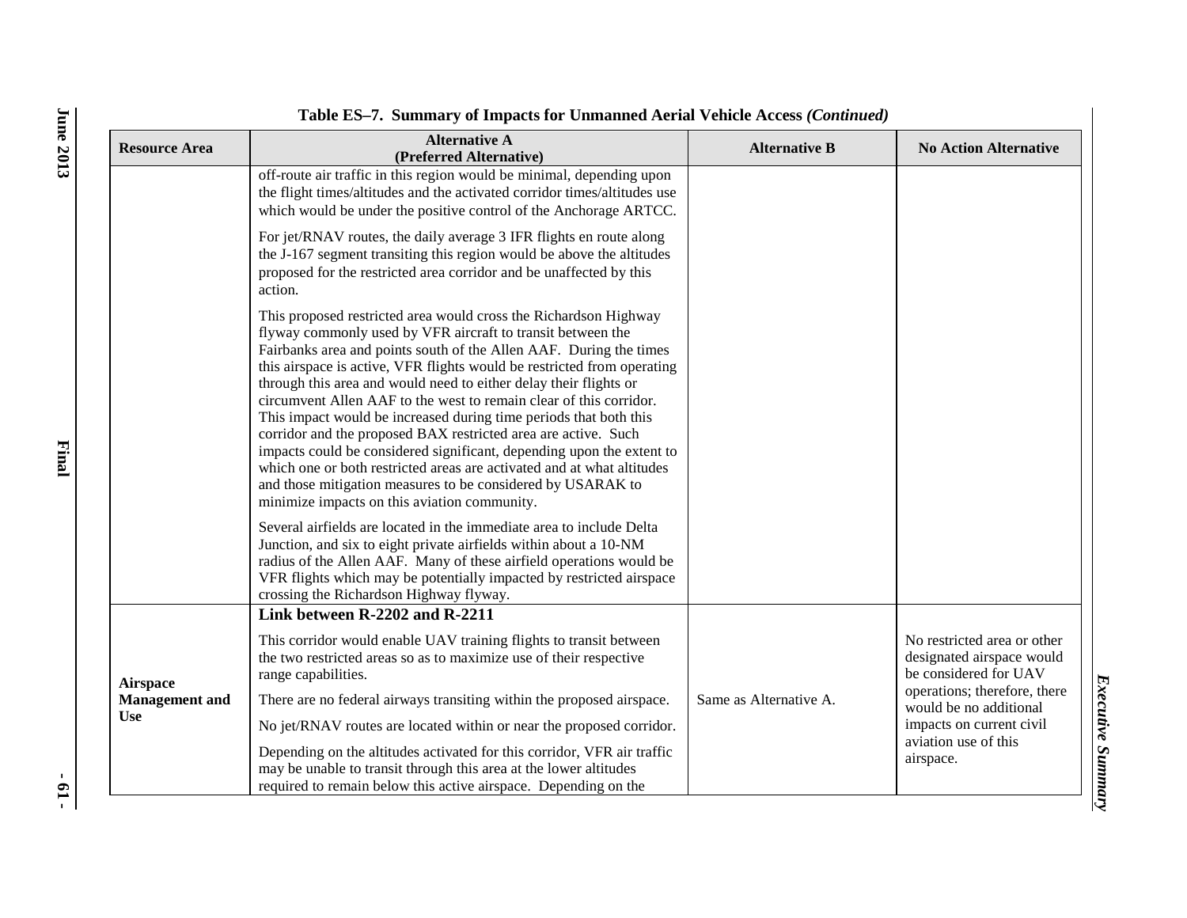**Table ES–7. Summary of Impacts for Unmanned Aerial Vehicle Access *(Continued)***

| Resource Area | Alternative A (Preferred Alternative) | Alternative B | No Action Alternative |
|---|---|---|---|
| | off-route air traffic in this region would be minimal, depending upon the flight times/altitudes and the activated corridor times/altitudes use which would be under the positive control of the Anchorage ARTCC.<br><br>For jet/RNAV routes, the daily average 3 IFR flights en route along the J-167 segment transiting this region would be above the altitudes proposed for the restricted area corridor and be unaffected by this action.<br><br>This proposed restricted area would cross the Richardson Highway flyway commonly used by VFR aircraft to transit between the Fairbanks area and points south of the Allen AAF. During the times this airspace is active, VFR flights would be restricted from operating through this area and would need to either delay their flights or circumvent Allen AAF to the west to remain clear of this corridor. This impact would be increased during time periods that both this corridor and the proposed BAX restricted area are active. Such impacts could be considered significant, depending upon the extent to which one or both restricted areas are activated and at what altitudes and those mitigation measures to be considered by USARAK to minimize impacts on this aviation community.<br><br>Several airfields are located in the immediate area to include Delta Junction, and six to eight private airfields within about a 10-NM radius of the Allen AAF. Many of these airfield operations would be VFR flights which may be potentially impacted by restricted airspace crossing the Richardson Highway flyway. | | |
| **Airspace Management and Use** | **Link between R-2202 and R-2211**<br><br>This corridor would enable UAV training flights to transit between the two restricted areas so as to maximize use of their respective range capabilities.<br><br>There are no federal airways transiting within the proposed airspace.<br><br>No jet/RNAV routes are located within or near the proposed corridor.<br><br>Depending on the altitudes activated for this corridor, VFR air traffic may be unable to transit through this area at the lower altitudes required to remain below this active airspace. Depending on the | Same as Alternative A. | No restricted area or other designated airspace would be considered for UAV operations; therefore, there would be no additional impacts on current civil aviation use of this airspace. |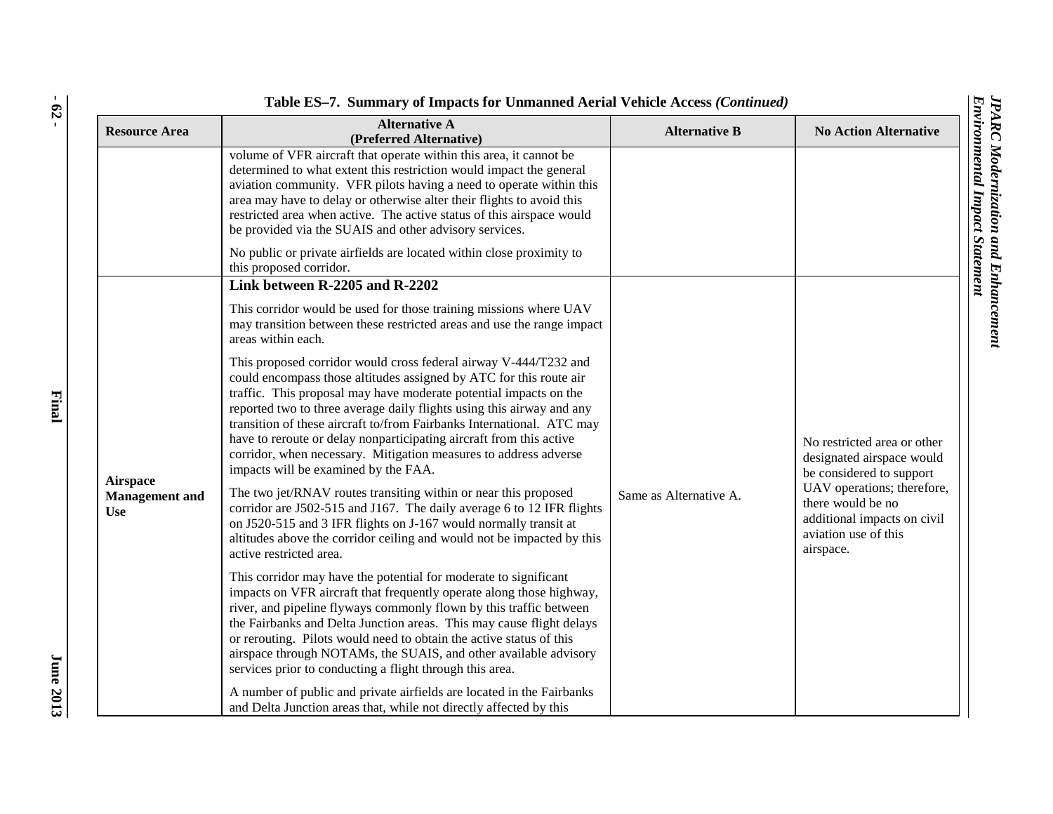**Table ES–7. Summary of Impacts for Unmanned Aerial Vehicle Access *(Continued)***

| Resource Area | Alternative A (Preferred Alternative) | Alternative B | No Action Alternative |
|---|---|---|---|
| | volume of VFR aircraft that operate within this area, it cannot be determined to what extent this restriction would impact the general aviation community. VFR pilots having a need to operate within this area may have to delay or otherwise alter their flights to avoid this restricted area when active. The active status of this airspace would be provided via the SUAIS and other advisory services.<br><br>No public or private airfields are located within close proximity to this proposed corridor. | | |
| **Airspace Management and Use** | **Link between R-2205 and R-2202**<br><br>This corridor would be used for those training missions where UAV may transition between these restricted areas and use the range impact areas within each.<br><br>This proposed corridor would cross federal airway V-444/T232 and could encompass those altitudes assigned by ATC for this route air traffic. This proposal may have moderate potential impacts on the reported two to three average daily flights using this airway and any transition of these aircraft to/from Fairbanks International. ATC may have to reroute or delay nonparticipating aircraft from this active corridor, when necessary. Mitigation measures to address adverse impacts will be examined by the FAA.<br><br>The two jet/RNAV routes transiting within or near this proposed corridor are J502-515 and J167. The daily average 6 to 12 IFR flights on J520-515 and 3 IFR flights on J-167 would normally transit at altitudes above the corridor ceiling and would not be impacted by this active restricted area.<br><br>This corridor may have the potential for moderate to significant impacts on VFR aircraft that frequently operate along those highway, river, and pipeline flyways commonly flown by this traffic between the Fairbanks and Delta Junction areas. This may cause flight delays or rerouting. Pilots would need to obtain the active status of this airspace through NOTAMs, the SUAIS, and other available advisory services prior to conducting a flight through this area.<br><br>A number of public and private airfields are located in the Fairbanks and Delta Junction areas that, while not directly affected by this | Same as Alternative A. | No restricted area or other designated airspace would be considered to support UAV operations; therefore, there would be no additional impacts on civil aviation use of this airspace. |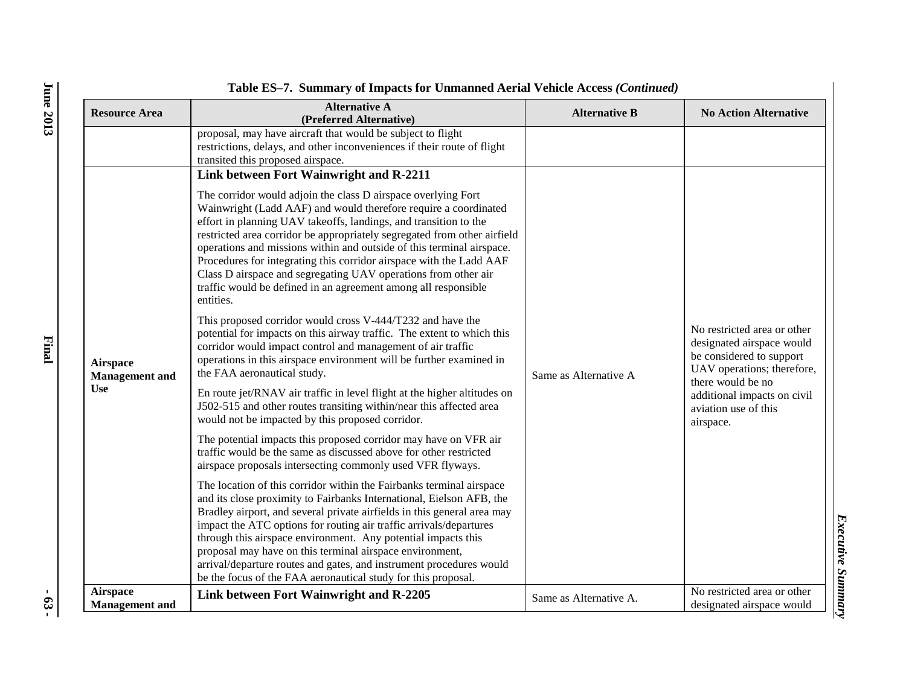**Table ES–7. Summary of Impacts for Unmanned Aerial Vehicle Access *(Continued)***

| Resource Area | Alternative A (Preferred Alternative) | Alternative B | No Action Alternative |
|---|---|---|---|
| | proposal, may have aircraft that would be subject to flight restrictions, delays, and other inconveniences if their route of flight transited this proposed airspace. | | |
| **Airspace Management and Use** | **Link between Fort Wainwright and R-2211**<br><br>The corridor would adjoin the class D airspace overlying Fort Wainwright (Ladd AAF) and would therefore require a coordinated effort in planning UAV takeoffs, landings, and transition to the restricted area corridor be appropriately segregated from other airfield operations and missions within and outside of this terminal airspace. Procedures for integrating this corridor airspace with the Ladd AAF Class D airspace and segregating UAV operations from other air traffic would be defined in an agreement among all responsible entities.<br><br>This proposed corridor would cross V-444/T232 and have the potential for impacts on this airway traffic. The extent to which this corridor would impact control and management of air traffic operations in this airspace environment will be further examined in the FAA aeronautical study.<br><br>En route jet/RNAV air traffic in level flight at the higher altitudes on J502-515 and other routes transiting within/near this affected area would not be impacted by this proposed corridor.<br><br>The potential impacts this proposed corridor may have on VFR air traffic would be the same as discussed above for other restricted airspace proposals intersecting commonly used VFR flyways.<br><br>The location of this corridor within the Fairbanks terminal airspace and its close proximity to Fairbanks International, Eielson AFB, the Bradley airport, and several private airfields in this general area may impact the ATC options for routing air traffic arrivals/departures through this airspace environment. Any potential impacts this proposal may have on this terminal airspace environment, arrival/departure routes and gates, and instrument procedures would be the focus of the FAA aeronautical study for this proposal. | Same as Alternative A | No restricted area or other designated airspace would be considered to support UAV operations; therefore, there would be no additional impacts on civil aviation use of this airspace. |
| **Airspace Management and** | **Link between Fort Wainwright and R-2205** | Same as Alternative A. | No restricted area or other designated airspace would |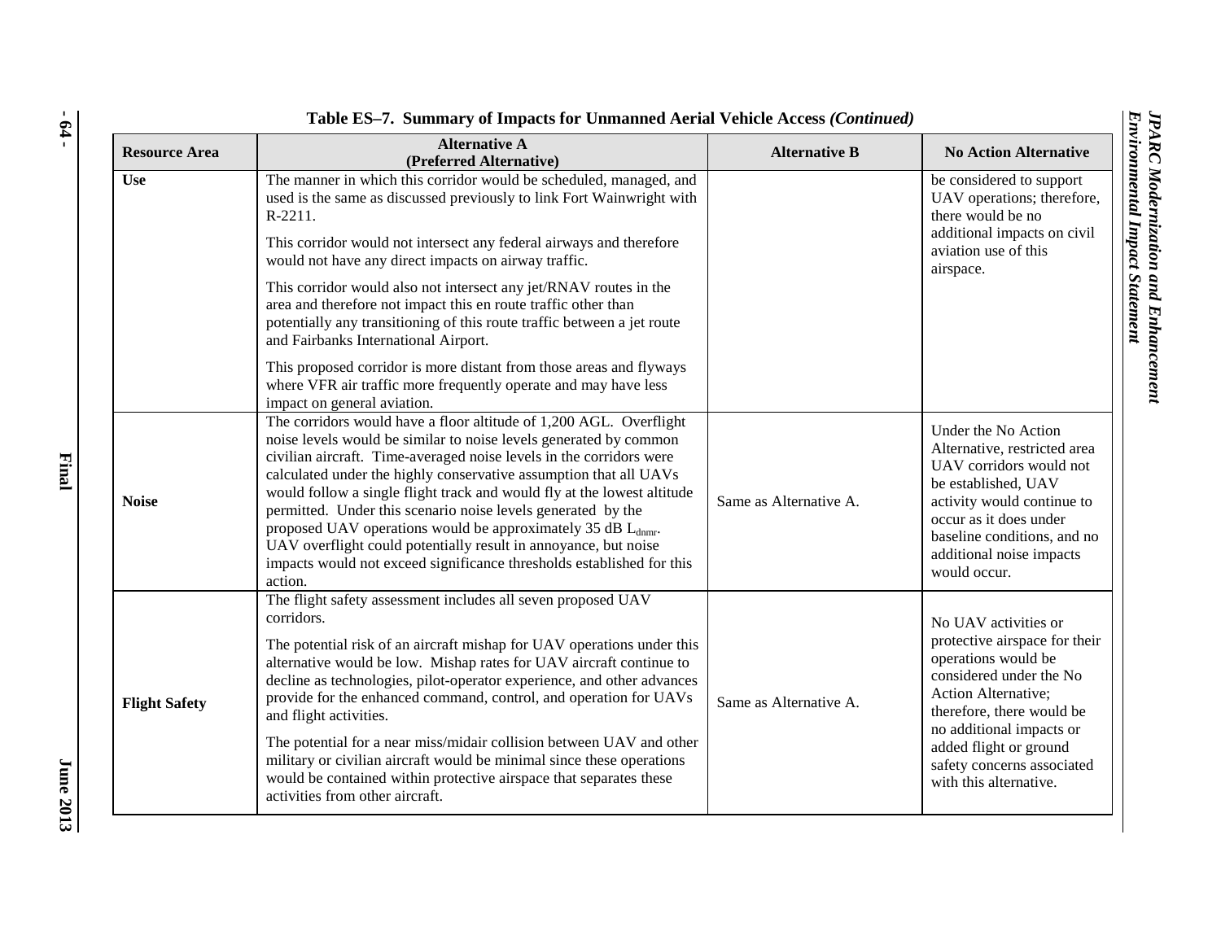**Table ES–7. Summary of Impacts for Unmanned Aerial Vehicle Access *(Continued)***

| Resource Area | Alternative A (Preferred Alternative) | Alternative B | No Action Alternative |
|---|---|---|---|
| **Use** | The manner in which this corridor would be scheduled, managed, and used is the same as discussed previously to link Fort Wainwright with R-2211. This corridor would not intersect any federal airways and therefore would not have any direct impacts on airway traffic. This corridor would also not intersect any jet/RNAV routes in the area and therefore not impact this en route traffic other than potentially any transitioning of this route traffic between a jet route and Fairbanks International Airport. This proposed corridor is more distant from those areas and flyways where VFR air traffic more frequently operate and may have less impact on general aviation. | | be considered to support UAV operations; therefore, there would be no additional impacts on civil aviation use of this airspace. |
| **Noise** | The corridors would have a floor altitude of 1,200 AGL. Overflight noise levels would be similar to noise levels generated by common civilian aircraft. Time-averaged noise levels in the corridors were calculated under the highly conservative assumption that all UAVs would follow a single flight track and would fly at the lowest altitude permitted. Under this scenario noise levels generated by the proposed UAV operations would be approximately 35 dB $L_{dnmr}$. UAV overflight could potentially result in annoyance, but noise impacts would not exceed significance thresholds established for this action. | Same as Alternative A. | Under the No Action Alternative, restricted area UAV corridors would not be established, UAV activity would continue to occur as it does under baseline conditions, and no additional noise impacts would occur. |
| **Flight Safety** | The flight safety assessment includes all seven proposed UAV corridors. The potential risk of an aircraft mishap for UAV operations under this alternative would be low. Mishap rates for UAV aircraft continue to decline as technologies, pilot-operator experience, and other advances provide for the enhanced command, control, and operation for UAVs and flight activities. The potential for a near miss/midair collision between UAV and other military or civilian aircraft would be minimal since these operations would be contained within protective airspace that separates these activities from other aircraft. | Same as Alternative A. | No UAV activities or protective airspace for their operations would be considered under the No Action Alternative; therefore, there would be no additional impacts or added flight or ground safety concerns associated with this alternative. |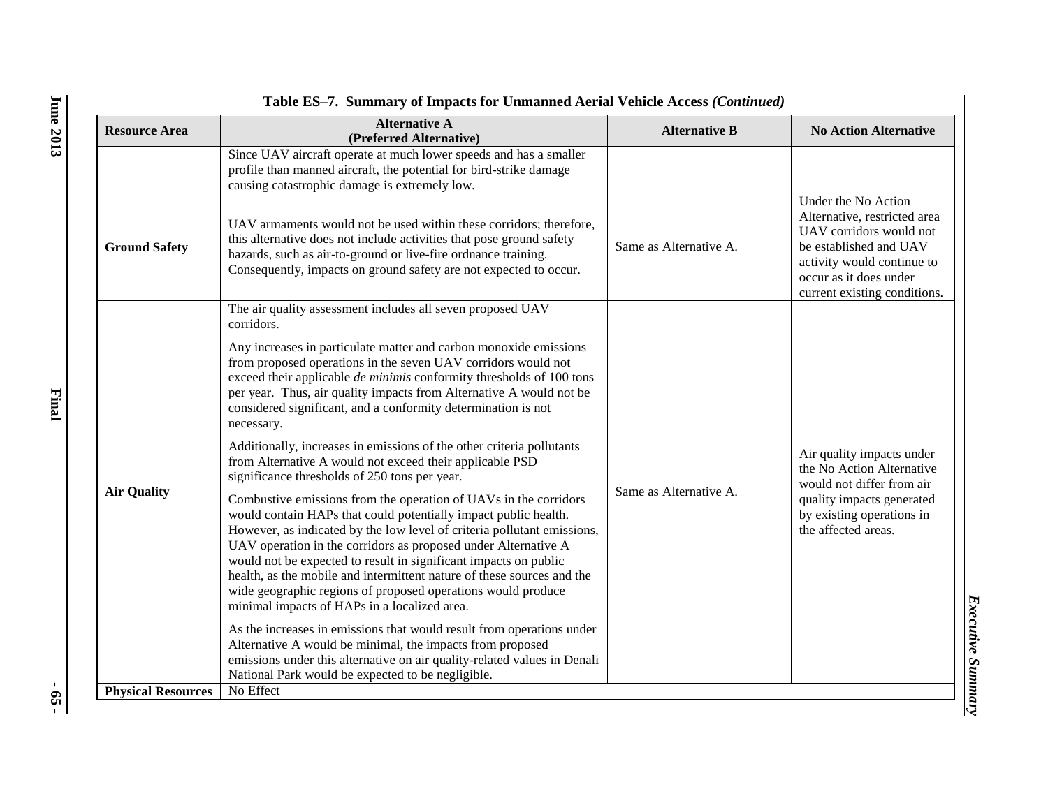**Table ES–7. Summary of Impacts for Unmanned Aerial Vehicle Access *(Continued)***

| Resource Area | Alternative A (Preferred Alternative) | Alternative B | No Action Alternative |
|---|---|---|---|
| | Since UAV aircraft operate at much lower speeds and has a smaller profile than manned aircraft, the potential for bird-strike damage causing catastrophic damage is extremely low. | | |
| **Ground Safety** | UAV armaments would not be used within these corridors; therefore, this alternative does not include activities that pose ground safety hazards, such as air-to-ground or live-fire ordnance training. Consequently, impacts on ground safety are not expected to occur. | Same as Alternative A. | Under the No Action Alternative, restricted area UAV corridors would not be established and UAV activity would continue to occur as it does under current existing conditions. |
| **Air Quality** | The air quality assessment includes all seven proposed UAV corridors.<br><br>Any increases in particulate matter and carbon monoxide emissions from proposed operations in the seven UAV corridors would not exceed their applicable *de minimis* conformity thresholds of 100 tons per year. Thus, air quality impacts from Alternative A would not be considered significant, and a conformity determination is not necessary.<br><br>Additionally, increases in emissions of the other criteria pollutants from Alternative A would not exceed their applicable PSD significance thresholds of 250 tons per year.<br><br>Combustive emissions from the operation of UAVs in the corridors would contain HAPs that could potentially impact public health. However, as indicated by the low level of criteria pollutant emissions, UAV operation in the corridors as proposed under Alternative A would not be expected to result in significant impacts on public health, as the mobile and intermittent nature of these sources and the wide geographic regions of proposed operations would produce minimal impacts of HAPs in a localized area.<br><br>As the increases in emissions that would result from operations under Alternative A would be minimal, the impacts from proposed emissions under this alternative on air quality-related values in Denali National Park would be expected to be negligible. | Same as Alternative A. | Air quality impacts under the No Action Alternative would not differ from air quality impacts generated by existing operations in the affected areas. |
| **Physical Resources** | No Effect | | |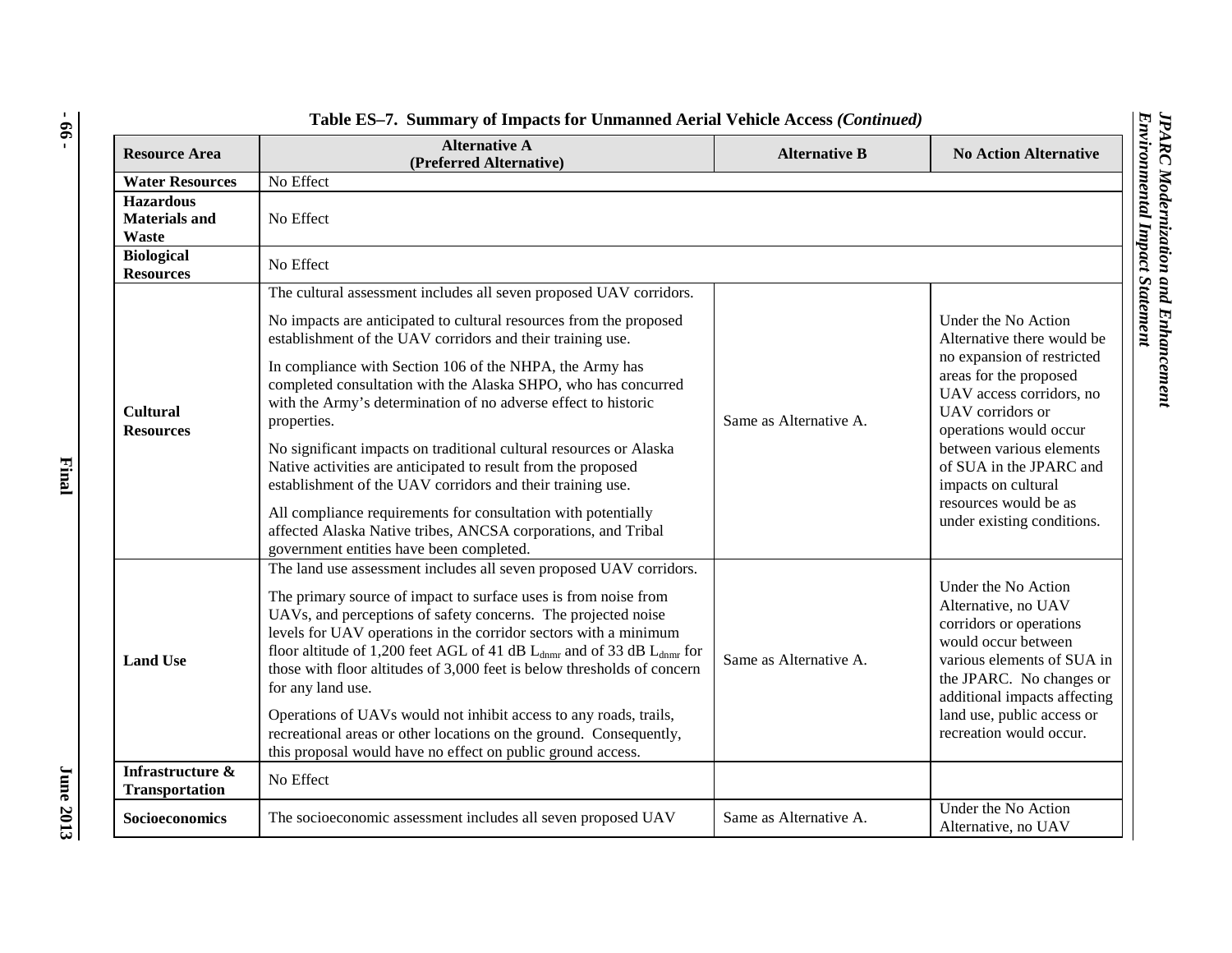**Table ES–7. Summary of Impacts for Unmanned Aerial Vehicle Access *(Continued)***

| Resource Area | Alternative A (Preferred Alternative) | Alternative B | No Action Alternative |
|---|---|---|---|
| **Water Resources** | No Effect | | |
| **Hazardous Materials and Waste** | No Effect | | |
| **Biological Resources** | No Effect | | |
| **Cultural Resources** | The cultural assessment includes all seven proposed UAV corridors.<br><br>No impacts are anticipated to cultural resources from the proposed establishment of the UAV corridors and their training use.<br><br>In compliance with Section 106 of the NHPA, the Army has completed consultation with the Alaska SHPO, who has concurred with the Army's determination of no adverse effect to historic properties.<br><br>No significant impacts on traditional cultural resources or Alaska Native activities are anticipated to result from the proposed establishment of the UAV corridors and their training use.<br><br>All compliance requirements for consultation with potentially affected Alaska Native tribes, ANCSA corporations, and Tribal government entities have been completed. | Same as Alternative A. | Under the No Action Alternative there would be no expansion of restricted areas for the proposed UAV access corridors, no UAV corridors or operations would occur between various elements of SUA in the JPARC and impacts on cultural resources would be as under existing conditions. |
| **Land Use** | The land use assessment includes all seven proposed UAV corridors.<br><br>The primary source of impact to surface uses is from noise from UAVs, and perceptions of safety concerns. The projected noise levels for UAV operations in the corridor sectors with a minimum floor altitude of 1,200 feet AGL of 41 dB $L_{dnmr}$ and of 33 dB $L_{dnmr}$ for those with floor altitudes of 3,000 feet is below thresholds of concern for any land use.<br><br>Operations of UAVs would not inhibit access to any roads, trails, recreational areas or other locations on the ground. Consequently, this proposal would have no effect on public ground access. | Same as Alternative A. | Under the No Action Alternative, no UAV corridors or operations would occur between various elements of SUA in the JPARC. No changes or additional impacts affecting land use, public access or recreation would occur. |
| **Infrastructure & Transportation** | No Effect | | |
| **Socioeconomics** | The socioeconomic assessment includes all seven proposed UAV | Same as Alternative A. | Under the No Action Alternative, no UAV |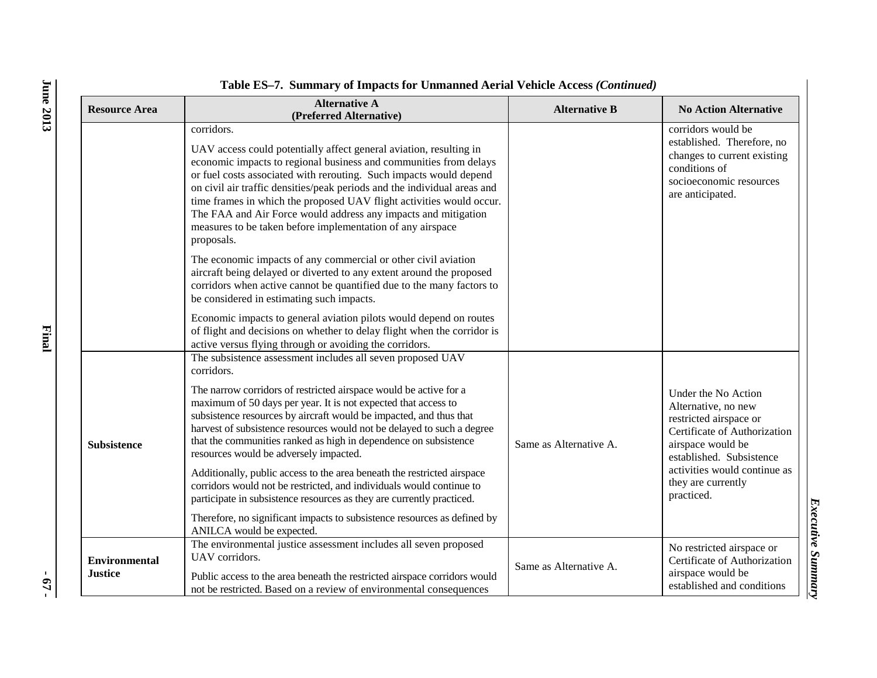**Table ES–7. Summary of Impacts for Unmanned Aerial Vehicle Access *(Continued)***

| Resource Area | Alternative A (Preferred Alternative) | Alternative B | No Action Alternative |
|---|---|---|---|
| | corridors.<br><br>UAV access could potentially affect general aviation, resulting in economic impacts to regional business and communities from delays or fuel costs associated with rerouting. Such impacts would depend on civil air traffic densities/peak periods and the individual areas and time frames in which the proposed UAV flight activities would occur. The FAA and Air Force would address any impacts and mitigation measures to be taken before implementation of any airspace proposals.<br><br>The economic impacts of any commercial or other civil aviation aircraft being delayed or diverted to any extent around the proposed corridors when active cannot be quantified due to the many factors to be considered in estimating such impacts.<br><br>Economic impacts to general aviation pilots would depend on routes of flight and decisions on whether to delay flight when the corridor is active versus flying through or avoiding the corridors. | | corridors would be established. Therefore, no changes to current existing conditions of socioeconomic resources are anticipated. |
| **Subsistence** | The subsistence assessment includes all seven proposed UAV corridors.<br><br>The narrow corridors of restricted airspace would be active for a maximum of 50 days per year. It is not expected that access to subsistence resources by aircraft would be impacted, and thus that harvest of subsistence resources would not be delayed to such a degree that the communities ranked as high in dependence on subsistence resources would be adversely impacted.<br><br>Additionally, public access to the area beneath the restricted airspace corridors would not be restricted, and individuals would continue to participate in subsistence resources as they are currently practiced.<br><br>Therefore, no significant impacts to subsistence resources as defined by ANILCA would be expected. | Same as Alternative A. | Under the No Action Alternative, no new restricted airspace or Certificate of Authorization airspace would be established. Subsistence activities would continue as they are currently practiced. |
| **Environmental Justice** | The environmental justice assessment includes all seven proposed UAV corridors.<br><br>Public access to the area beneath the restricted airspace corridors would not be restricted. Based on a review of environmental consequences | Same as Alternative A. | No restricted airspace or Certificate of Authorization airspace would be established and conditions |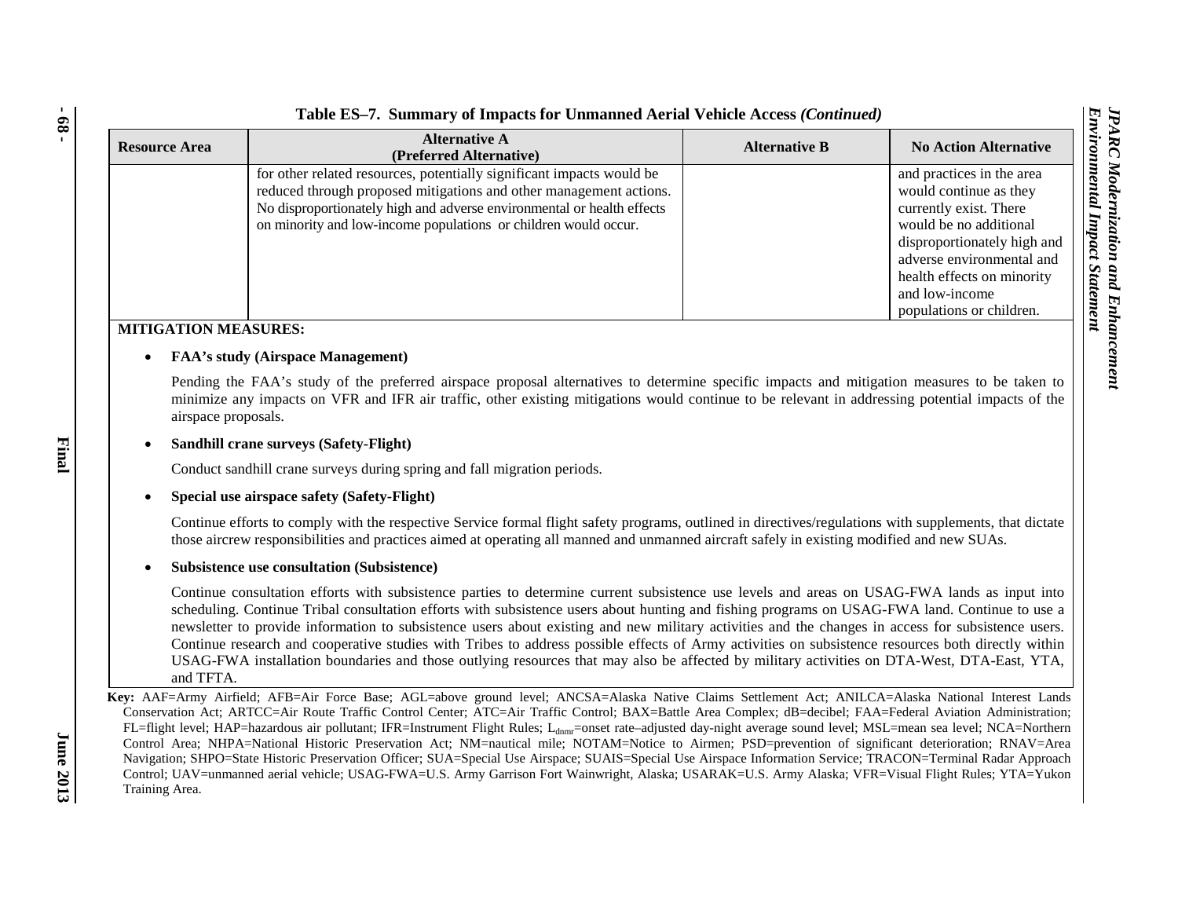**Table ES–7. Summary of Impacts for Unmanned Aerial Vehicle Access *(Continued)***

| Resource Area | Alternative A (Preferred Alternative) | Alternative B | No Action Alternative |
|---|---|---|---|
| | for other related resources, potentially significant impacts would be reduced through proposed mitigations and other management actions. No disproportionately high and adverse environmental or health effects on minority and low-income populations or children would occur. | | and practices in the area would continue as they currently exist. There would be no additional disproportionately high and adverse environmental and health effects on minority and low-income populations or children. |

**MITIGATION MEASURES:**

- **FAA's study (Airspace Management)**

  Pending the FAA's study of the preferred airspace proposal alternatives to determine specific impacts and mitigation measures to be taken to minimize any impacts on VFR and IFR air traffic, other existing mitigations would continue to be relevant in addressing potential impacts of the airspace proposals.

- **Sandhill crane surveys (Safety-Flight)**

  Conduct sandhill crane surveys during spring and fall migration periods.

- **Special use airspace safety (Safety-Flight)**

  Continue efforts to comply with the respective Service formal flight safety programs, outlined in directives/regulations with supplements, that dictate those aircrew responsibilities and practices aimed at operating all manned and unmanned aircraft safely in existing modified and new SUAs.

- **Subsistence use consultation (Subsistence)**

  Continue consultation efforts with subsistence parties to determine current subsistence use levels and areas on USAG-FWA lands as input into scheduling. Continue Tribal consultation efforts with subsistence users about hunting and fishing programs on USAG-FWA land. Continue to use a newsletter to provide information to subsistence users about existing and new military activities and the changes in access for subsistence users. Continue research and cooperative studies with Tribes to address possible effects of Army activities on subsistence resources both directly within USAG-FWA installation boundaries and those outlying resources that may also be affected by military activities on DTA-West, DTA-East, YTA, and TFTA.

**Key:** AAF=Army Airfield; AFB=Air Force Base; AGL=above ground level; ANCSA=Alaska Native Claims Settlement Act; ANILCA=Alaska National Interest Lands Conservation Act; ARTCC=Air Route Traffic Control Center; ATC=Air Traffic Control; BAX=Battle Area Complex; dB=decibel; FAA=Federal Aviation Administration; FL=flight level; HAP=hazardous air pollutant; IFR=Instrument Flight Rules; $L_{dnmr}$=onset rate–adjusted day-night average sound level; MSL=mean sea level; NCA=Northern Control Area; NHPA=National Historic Preservation Act; NM=nautical mile; NOTAM=Notice to Airmen; PSD=prevention of significant deterioration; RNAV=Area Navigation; SHPO=State Historic Preservation Officer; SUA=Special Use Airspace; SUAIS=Special Use Airspace Information Service; TRACON=Terminal Radar Approach Control; UAV=unmanned aerial vehicle; USAG-FWA=U.S. Army Garrison Fort Wainwright, Alaska; USARAK=U.S. Army Alaska; VFR=Visual Flight Rules; YTA=Yukon Training Area.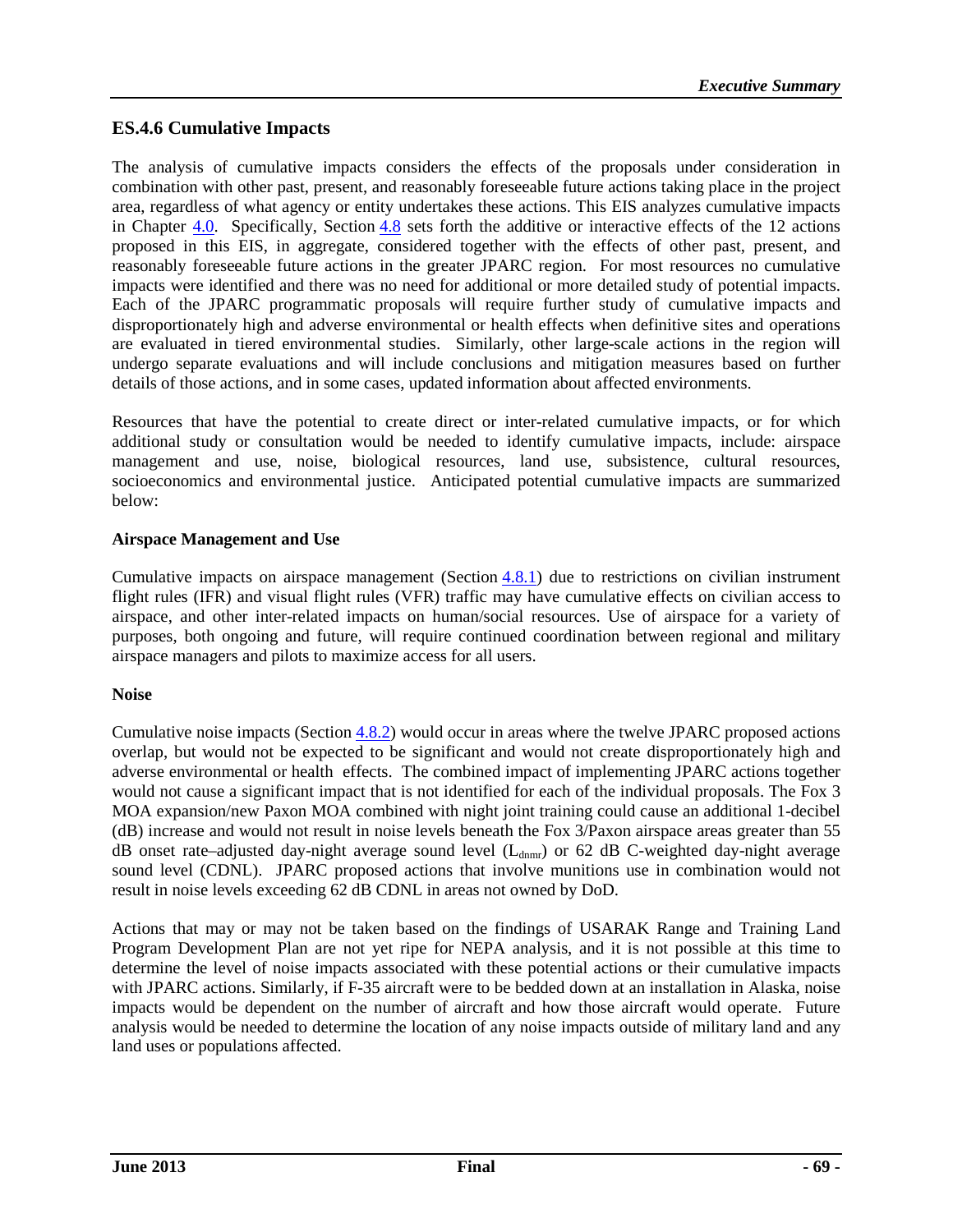## ES.4.6 Cumulative Impacts

The analysis of cumulative impacts considers the effects of the proposals under consideration in combination with other past, present, and reasonably foreseeable future actions taking place in the project area, regardless of what agency or entity undertakes these actions. This EIS analyzes cumulative impacts in Chapter 4.0. Specifically, Section 4.8 sets forth the additive or interactive effects of the 12 actions proposed in this EIS, in aggregate, considered together with the effects of other past, present, and reasonably foreseeable future actions in the greater JPARC region. For most resources no cumulative impacts were identified and there was no need for additional or more detailed study of potential impacts. Each of the JPARC programmatic proposals will require further study of cumulative impacts and disproportionately high and adverse environmental or health effects when definitive sites and operations are evaluated in tiered environmental studies. Similarly, other large-scale actions in the region will undergo separate evaluations and will include conclusions and mitigation measures based on further details of those actions, and in some cases, updated information about affected environments.

Resources that have the potential to create direct or inter-related cumulative impacts, or for which additional study or consultation would be needed to identify cumulative impacts, include: airspace management and use, noise, biological resources, land use, subsistence, cultural resources, socioeconomics and environmental justice. Anticipated potential cumulative impacts are summarized below:

**Airspace Management and Use**

Cumulative impacts on airspace management (Section 4.8.1) due to restrictions on civilian instrument flight rules (IFR) and visual flight rules (VFR) traffic may have cumulative effects on civilian access to airspace, and other inter-related impacts on human/social resources. Use of airspace for a variety of purposes, both ongoing and future, will require continued coordination between regional and military airspace managers and pilots to maximize access for all users.

**Noise**

Cumulative noise impacts (Section 4.8.2) would occur in areas where the twelve JPARC proposed actions overlap, but would not be expected to be significant and would not create disproportionately high and adverse environmental or health effects. The combined impact of implementing JPARC actions together would not cause a significant impact that is not identified for each of the individual proposals. The Fox 3 MOA expansion/new Paxon MOA combined with night joint training could cause an additional 1-decibel (dB) increase and would not result in noise levels beneath the Fox 3/Paxon airspace areas greater than 55 dB onset rate–adjusted day-night average sound level ($L_{dnmr}$) or 62 dB C-weighted day-night average sound level (CDNL). JPARC proposed actions that involve munitions use in combination would not result in noise levels exceeding 62 dB CDNL in areas not owned by DoD.

Actions that may or may not be taken based on the findings of USARAK Range and Training Land Program Development Plan are not yet ripe for NEPA analysis, and it is not possible at this time to determine the level of noise impacts associated with these potential actions or their cumulative impacts with JPARC actions. Similarly, if F-35 aircraft were to be bedded down at an installation in Alaska, noise impacts would be dependent on the number of aircraft and how those aircraft would operate. Future analysis would be needed to determine the location of any noise impacts outside of military land and any land uses or populations affected.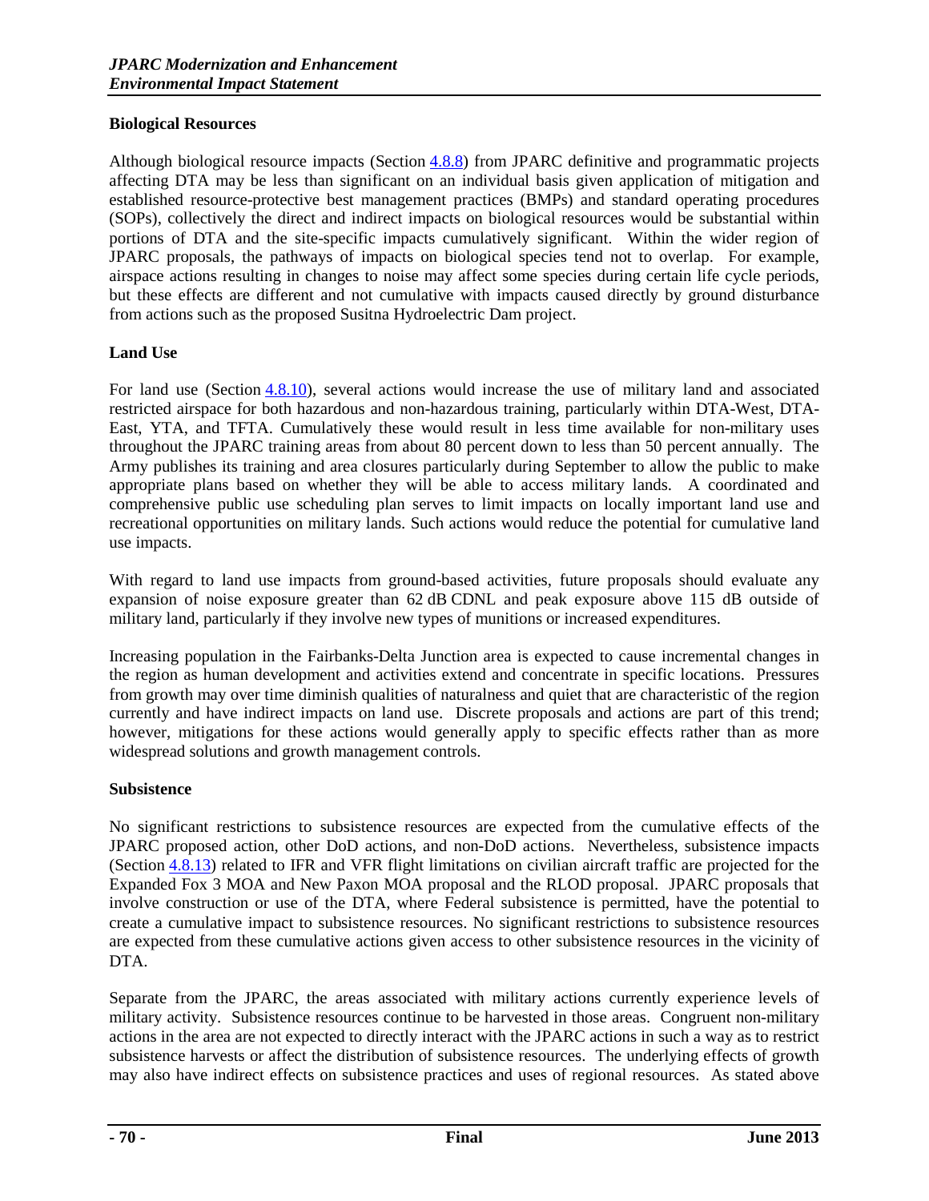**Biological Resources**

Although biological resource impacts (Section 4.8.8) from JPARC definitive and programmatic projects affecting DTA may be less than significant on an individual basis given application of mitigation and established resource-protective best management practices (BMPs) and standard operating procedures (SOPs), collectively the direct and indirect impacts on biological resources would be substantial within portions of DTA and the site-specific impacts cumulatively significant. Within the wider region of JPARC proposals, the pathways of impacts on biological species tend not to overlap. For example, airspace actions resulting in changes to noise may affect some species during certain life cycle periods, but these effects are different and not cumulative with impacts caused directly by ground disturbance from actions such as the proposed Susitna Hydroelectric Dam project.

**Land Use**

For land use (Section 4.8.10), several actions would increase the use of military land and associated restricted airspace for both hazardous and non-hazardous training, particularly within DTA-West, DTA-East, YTA, and TFTA. Cumulatively these would result in less time available for non-military uses throughout the JPARC training areas from about 80 percent down to less than 50 percent annually. The Army publishes its training and area closures particularly during September to allow the public to make appropriate plans based on whether they will be able to access military lands. A coordinated and comprehensive public use scheduling plan serves to limit impacts on locally important land use and recreational opportunities on military lands. Such actions would reduce the potential for cumulative land use impacts.

With regard to land use impacts from ground-based activities, future proposals should evaluate any expansion of noise exposure greater than 62 dB CDNL and peak exposure above 115 dB outside of military land, particularly if they involve new types of munitions or increased expenditures.

Increasing population in the Fairbanks-Delta Junction area is expected to cause incremental changes in the region as human development and activities extend and concentrate in specific locations. Pressures from growth may over time diminish qualities of naturalness and quiet that are characteristic of the region currently and have indirect impacts on land use. Discrete proposals and actions are part of this trend; however, mitigations for these actions would generally apply to specific effects rather than as more widespread solutions and growth management controls.

**Subsistence**

No significant restrictions to subsistence resources are expected from the cumulative effects of the JPARC proposed action, other DoD actions, and non-DoD actions. Nevertheless, subsistence impacts (Section 4.8.13) related to IFR and VFR flight limitations on civilian aircraft traffic are projected for the Expanded Fox 3 MOA and New Paxon MOA proposal and the RLOD proposal. JPARC proposals that involve construction or use of the DTA, where Federal subsistence is permitted, have the potential to create a cumulative impact to subsistence resources. No significant restrictions to subsistence resources are expected from these cumulative actions given access to other subsistence resources in the vicinity of DTA.

Separate from the JPARC, the areas associated with military actions currently experience levels of military activity. Subsistence resources continue to be harvested in those areas. Congruent non-military actions in the area are not expected to directly interact with the JPARC actions in such a way as to restrict subsistence harvests or affect the distribution of subsistence resources. The underlying effects of growth may also have indirect effects on subsistence practices and uses of regional resources. As stated above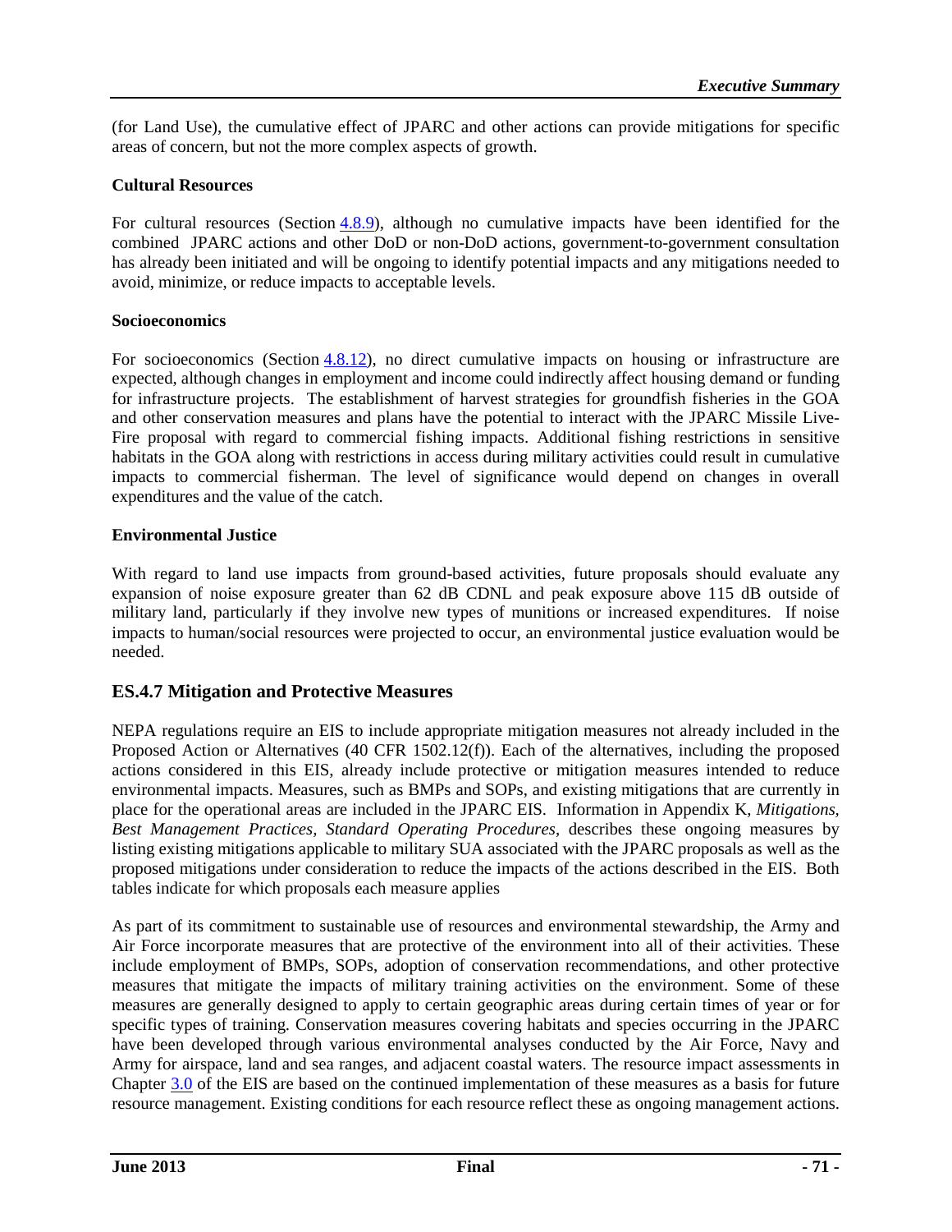(for Land Use), the cumulative effect of JPARC and other actions can provide mitigations for specific areas of concern, but not the more complex aspects of growth.

**Cultural Resources**

For cultural resources (Section 4.8.9), although no cumulative impacts have been identified for the combined JPARC actions and other DoD or non-DoD actions, government-to-government consultation has already been initiated and will be ongoing to identify potential impacts and any mitigations needed to avoid, minimize, or reduce impacts to acceptable levels.

**Socioeconomics**

For socioeconomics (Section 4.8.12), no direct cumulative impacts on housing or infrastructure are expected, although changes in employment and income could indirectly affect housing demand or funding for infrastructure projects. The establishment of harvest strategies for groundfish fisheries in the GOA and other conservation measures and plans have the potential to interact with the JPARC Missile Live-Fire proposal with regard to commercial fishing impacts. Additional fishing restrictions in sensitive habitats in the GOA along with restrictions in access during military activities could result in cumulative impacts to commercial fisherman. The level of significance would depend on changes in overall expenditures and the value of the catch.

**Environmental Justice**

With regard to land use impacts from ground-based activities, future proposals should evaluate any expansion of noise exposure greater than 62 dB CDNL and peak exposure above 115 dB outside of military land, particularly if they involve new types of munitions or increased expenditures. If noise impacts to human/social resources were projected to occur, an environmental justice evaluation would be needed.

## ES.4.7 Mitigation and Protective Measures

NEPA regulations require an EIS to include appropriate mitigation measures not already included in the Proposed Action or Alternatives (40 CFR 1502.12(f)). Each of the alternatives, including the proposed actions considered in this EIS, already include protective or mitigation measures intended to reduce environmental impacts. Measures, such as BMPs and SOPs, and existing mitigations that are currently in place for the operational areas are included in the JPARC EIS. Information in Appendix K, *Mitigations, Best Management Practices, Standard Operating Procedures*, describes these ongoing measures by listing existing mitigations applicable to military SUA associated with the JPARC proposals as well as the proposed mitigations under consideration to reduce the impacts of the actions described in the EIS. Both tables indicate for which proposals each measure applies

As part of its commitment to sustainable use of resources and environmental stewardship, the Army and Air Force incorporate measures that are protective of the environment into all of their activities. These include employment of BMPs, SOPs, adoption of conservation recommendations, and other protective measures that mitigate the impacts of military training activities on the environment. Some of these measures are generally designed to apply to certain geographic areas during certain times of year or for specific types of training. Conservation measures covering habitats and species occurring in the JPARC have been developed through various environmental analyses conducted by the Air Force, Navy and Army for airspace, land and sea ranges, and adjacent coastal waters. The resource impact assessments in Chapter 3.0 of the EIS are based on the continued implementation of these measures as a basis for future resource management. Existing conditions for each resource reflect these as ongoing management actions.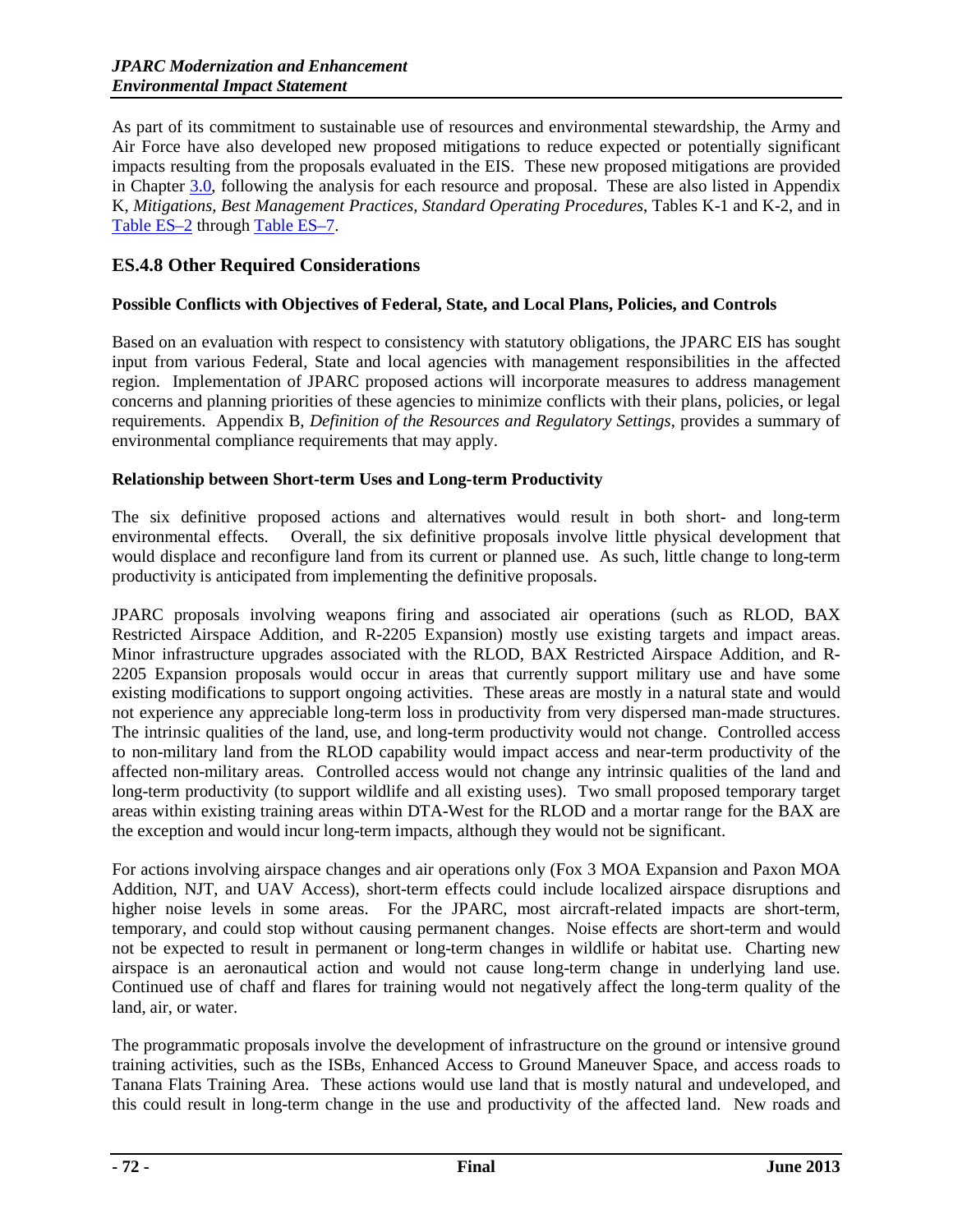As part of its commitment to sustainable use of resources and environmental stewardship, the Army and Air Force have also developed new proposed mitigations to reduce expected or potentially significant impacts resulting from the proposals evaluated in the EIS. These new proposed mitigations are provided in Chapter 3.0, following the analysis for each resource and proposal. These are also listed in Appendix K, *Mitigations, Best Management Practices, Standard Operating Procedures*, Tables K-1 and K-2, and in Table ES–2 through Table ES–7.

## ES.4.8 Other Required Considerations

**Possible Conflicts with Objectives of Federal, State, and Local Plans, Policies, and Controls**

Based on an evaluation with respect to consistency with statutory obligations, the JPARC EIS has sought input from various Federal, State and local agencies with management responsibilities in the affected region. Implementation of JPARC proposed actions will incorporate measures to address management concerns and planning priorities of these agencies to minimize conflicts with their plans, policies, or legal requirements. Appendix B, *Definition of the Resources and Regulatory Settings*, provides a summary of environmental compliance requirements that may apply.

**Relationship between Short-term Uses and Long-term Productivity**

The six definitive proposed actions and alternatives would result in both short- and long-term environmental effects. Overall, the six definitive proposals involve little physical development that would displace and reconfigure land from its current or planned use. As such, little change to long-term productivity is anticipated from implementing the definitive proposals.

JPARC proposals involving weapons firing and associated air operations (such as RLOD, BAX Restricted Airspace Addition, and R-2205 Expansion) mostly use existing targets and impact areas. Minor infrastructure upgrades associated with the RLOD, BAX Restricted Airspace Addition, and R-2205 Expansion proposals would occur in areas that currently support military use and have some existing modifications to support ongoing activities. These areas are mostly in a natural state and would not experience any appreciable long-term loss in productivity from very dispersed man-made structures. The intrinsic qualities of the land, use, and long-term productivity would not change. Controlled access to non-military land from the RLOD capability would impact access and near-term productivity of the affected non-military areas. Controlled access would not change any intrinsic qualities of the land and long-term productivity (to support wildlife and all existing uses). Two small proposed temporary target areas within existing training areas within DTA-West for the RLOD and a mortar range for the BAX are the exception and would incur long-term impacts, although they would not be significant.

For actions involving airspace changes and air operations only (Fox 3 MOA Expansion and Paxon MOA Addition, NJT, and UAV Access), short-term effects could include localized airspace disruptions and higher noise levels in some areas. For the JPARC, most aircraft-related impacts are short-term, temporary, and could stop without causing permanent changes. Noise effects are short-term and would not be expected to result in permanent or long-term changes in wildlife or habitat use. Charting new airspace is an aeronautical action and would not cause long-term change in underlying land use. Continued use of chaff and flares for training would not negatively affect the long-term quality of the land, air, or water.

The programmatic proposals involve the development of infrastructure on the ground or intensive ground training activities, such as the ISBs, Enhanced Access to Ground Maneuver Space, and access roads to Tanana Flats Training Area. These actions would use land that is mostly natural and undeveloped, and this could result in long-term change in the use and productivity of the affected land. New roads and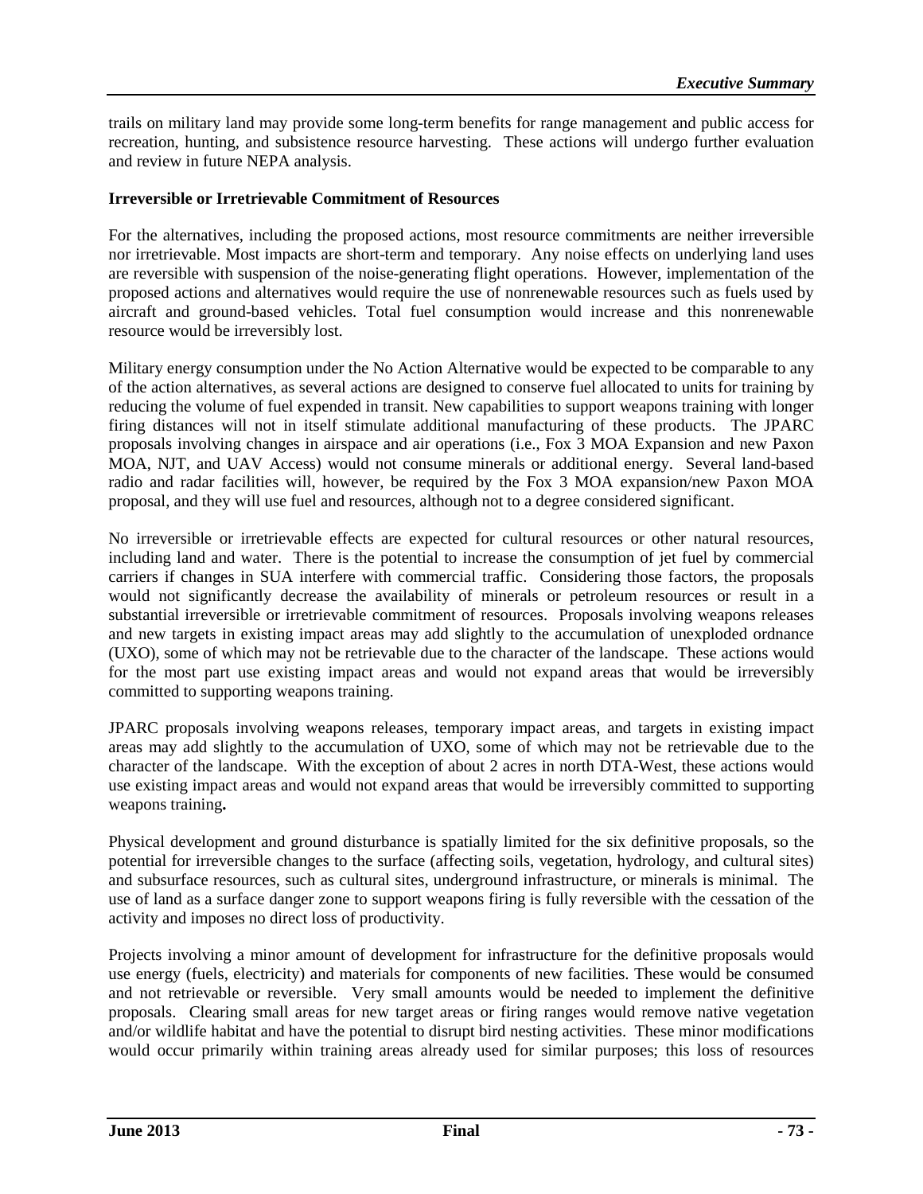trails on military land may provide some long-term benefits for range management and public access for recreation, hunting, and subsistence resource harvesting. These actions will undergo further evaluation and review in future NEPA analysis.

**Irreversible or Irretrievable Commitment of Resources**

For the alternatives, including the proposed actions, most resource commitments are neither irreversible nor irretrievable. Most impacts are short-term and temporary. Any noise effects on underlying land uses are reversible with suspension of the noise-generating flight operations. However, implementation of the proposed actions and alternatives would require the use of nonrenewable resources such as fuels used by aircraft and ground-based vehicles. Total fuel consumption would increase and this nonrenewable resource would be irreversibly lost.

Military energy consumption under the No Action Alternative would be expected to be comparable to any of the action alternatives, as several actions are designed to conserve fuel allocated to units for training by reducing the volume of fuel expended in transit. New capabilities to support weapons training with longer firing distances will not in itself stimulate additional manufacturing of these products. The JPARC proposals involving changes in airspace and air operations (i.e., Fox 3 MOA Expansion and new Paxon MOA, NJT, and UAV Access) would not consume minerals or additional energy. Several land-based radio and radar facilities will, however, be required by the Fox 3 MOA expansion/new Paxon MOA proposal, and they will use fuel and resources, although not to a degree considered significant.

No irreversible or irretrievable effects are expected for cultural resources or other natural resources, including land and water. There is the potential to increase the consumption of jet fuel by commercial carriers if changes in SUA interfere with commercial traffic. Considering those factors, the proposals would not significantly decrease the availability of minerals or petroleum resources or result in a substantial irreversible or irretrievable commitment of resources. Proposals involving weapons releases and new targets in existing impact areas may add slightly to the accumulation of unexploded ordnance (UXO), some of which may not be retrievable due to the character of the landscape. These actions would for the most part use existing impact areas and would not expand areas that would be irreversibly committed to supporting weapons training.

JPARC proposals involving weapons releases, temporary impact areas, and targets in existing impact areas may add slightly to the accumulation of UXO, some of which may not be retrievable due to the character of the landscape. With the exception of about 2 acres in north DTA-West, these actions would use existing impact areas and would not expand areas that would be irreversibly committed to supporting weapons training.

Physical development and ground disturbance is spatially limited for the six definitive proposals, so the potential for irreversible changes to the surface (affecting soils, vegetation, hydrology, and cultural sites) and subsurface resources, such as cultural sites, underground infrastructure, or minerals is minimal. The use of land as a surface danger zone to support weapons firing is fully reversible with the cessation of the activity and imposes no direct loss of productivity.

Projects involving a minor amount of development for infrastructure for the definitive proposals would use energy (fuels, electricity) and materials for components of new facilities. These would be consumed and not retrievable or reversible. Very small amounts would be needed to implement the definitive proposals. Clearing small areas for new target areas or firing ranges would remove native vegetation and/or wildlife habitat and have the potential to disrupt bird nesting activities. These minor modifications would occur primarily within training areas already used for similar purposes; this loss of resources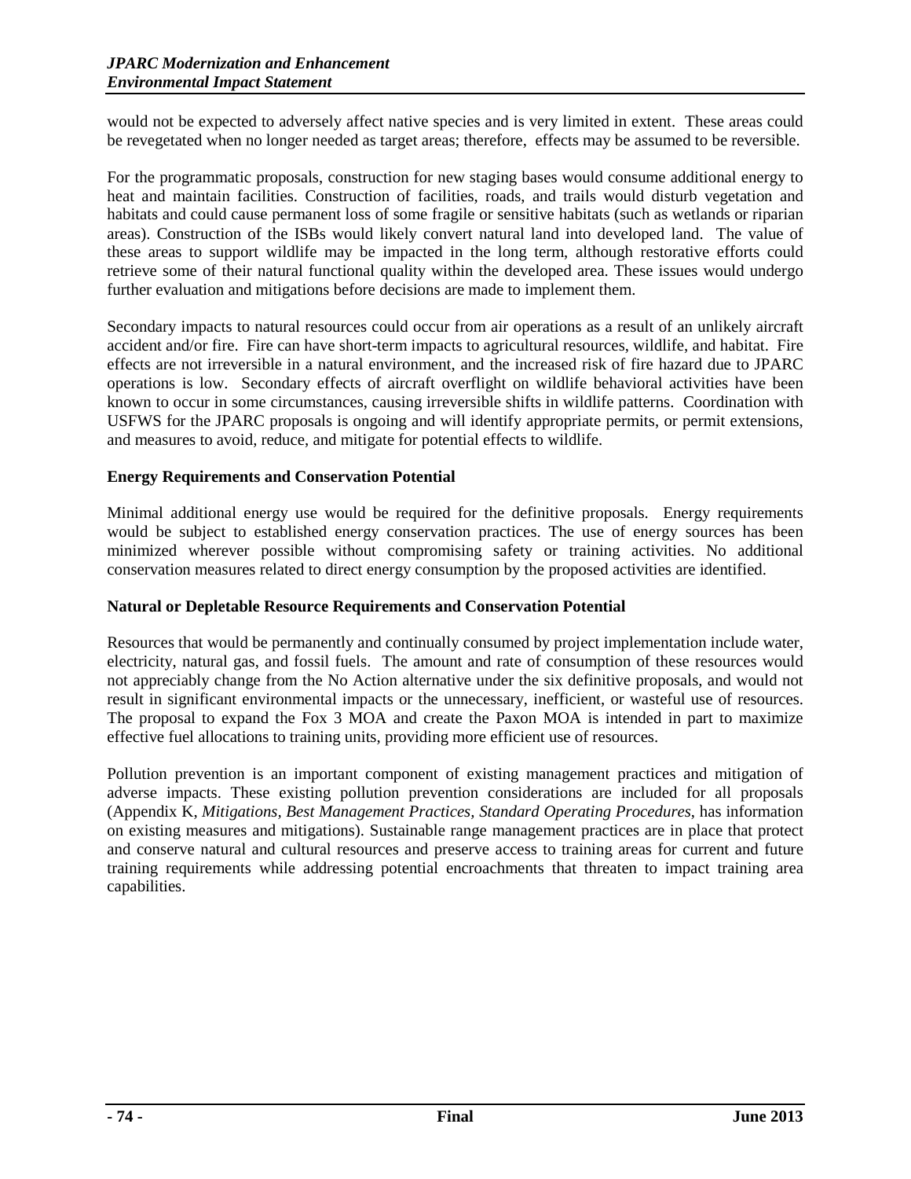would not be expected to adversely affect native species and is very limited in extent. These areas could be revegetated when no longer needed as target areas; therefore, effects may be assumed to be reversible.

For the programmatic proposals, construction for new staging bases would consume additional energy to heat and maintain facilities. Construction of facilities, roads, and trails would disturb vegetation and habitats and could cause permanent loss of some fragile or sensitive habitats (such as wetlands or riparian areas). Construction of the ISBs would likely convert natural land into developed land. The value of these areas to support wildlife may be impacted in the long term, although restorative efforts could retrieve some of their natural functional quality within the developed area. These issues would undergo further evaluation and mitigations before decisions are made to implement them.

Secondary impacts to natural resources could occur from air operations as a result of an unlikely aircraft accident and/or fire. Fire can have short-term impacts to agricultural resources, wildlife, and habitat. Fire effects are not irreversible in a natural environment, and the increased risk of fire hazard due to JPARC operations is low. Secondary effects of aircraft overflight on wildlife behavioral activities have been known to occur in some circumstances, causing irreversible shifts in wildlife patterns. Coordination with USFWS for the JPARC proposals is ongoing and will identify appropriate permits, or permit extensions, and measures to avoid, reduce, and mitigate for potential effects to wildlife.

**Energy Requirements and Conservation Potential**

Minimal additional energy use would be required for the definitive proposals. Energy requirements would be subject to established energy conservation practices. The use of energy sources has been minimized wherever possible without compromising safety or training activities. No additional conservation measures related to direct energy consumption by the proposed activities are identified.

**Natural or Depletable Resource Requirements and Conservation Potential**

Resources that would be permanently and continually consumed by project implementation include water, electricity, natural gas, and fossil fuels. The amount and rate of consumption of these resources would not appreciably change from the No Action alternative under the six definitive proposals, and would not result in significant environmental impacts or the unnecessary, inefficient, or wasteful use of resources. The proposal to expand the Fox 3 MOA and create the Paxon MOA is intended in part to maximize effective fuel allocations to training units, providing more efficient use of resources.

Pollution prevention is an important component of existing management practices and mitigation of adverse impacts. These existing pollution prevention considerations are included for all proposals (Appendix K, *Mitigations, Best Management Practices, Standard Operating Procedures*, has information on existing measures and mitigations). Sustainable range management practices are in place that protect and conserve natural and cultural resources and preserve access to training areas for current and future training requirements while addressing potential encroachments that threaten to impact training area capabilities.